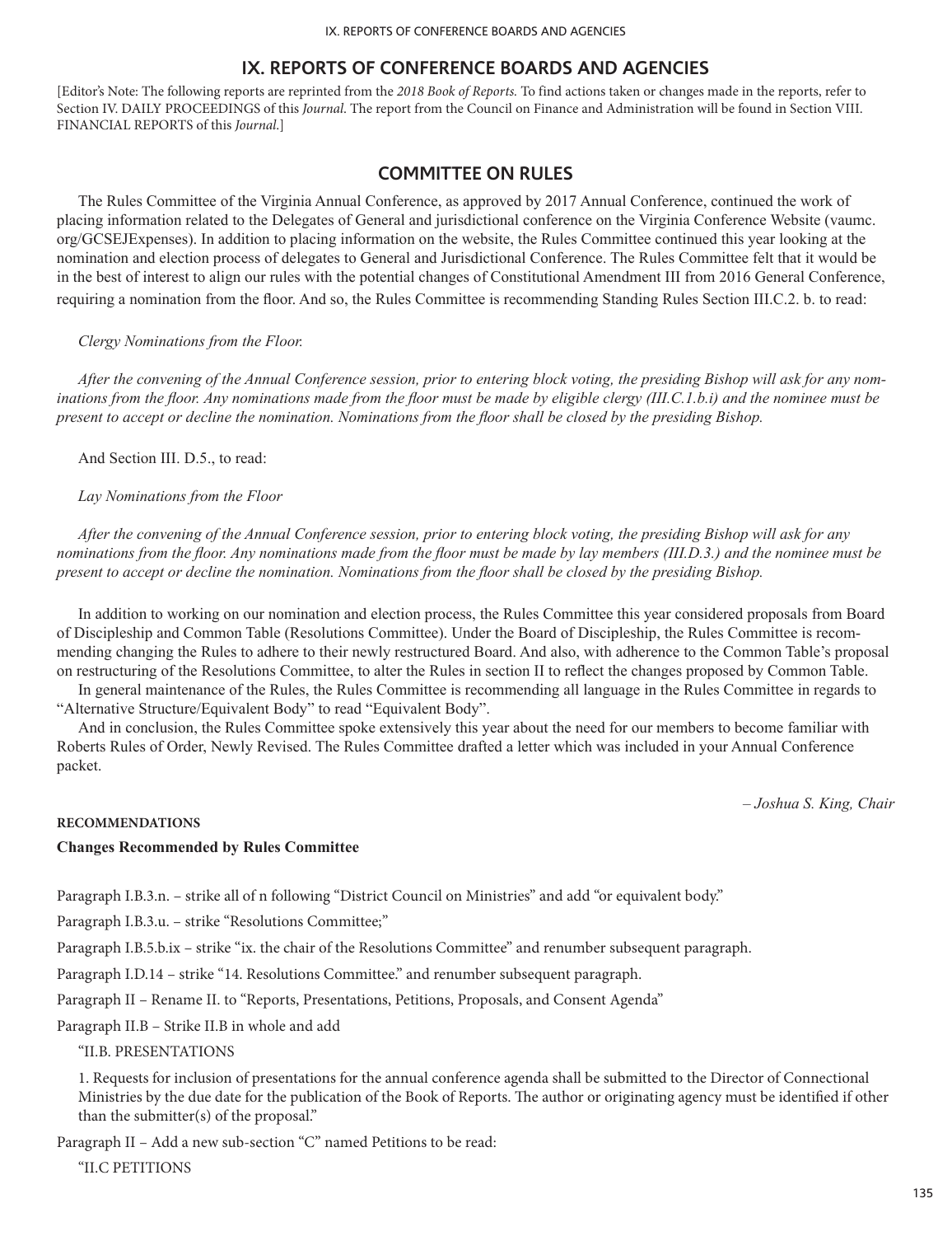# IX. REPORTS OF CONFERENCE BOARDS AND AGENCIES

[Editor's Note: The following reports are reprinted from the *2018 Book of Reports.* To find actions taken or changes made in the reports, refer to Section IV. DAILY PROCEEDINGS of this *Journal.* The report from the Council on Finance and Administration will be found in Section VIII. FINANCIAL REPORTS of this *Journal.*]

## COMMITTEE ON RULES

The Rules Committee of the Virginia Annual Conference, as approved by 2017 Annual Conference, continued the work of placing information related to the Delegates of General and jurisdictional conference on the Virginia Conference Website (vaumc.org/GCSEJExpenses). In addition to placing information on the website, the Rules Committee continued this year looking at the nomination and election process of delegates to General and Jurisdictional Conference. The Rules Committee felt that it would be in the best of interest to align our rules with the potential changes of Constitutional Amendment III from 2016 General Conference, requiring a nomination from the floor. And so, the Rules Committee is recommending Standing Rules Section III.C.2. b. to read:

*Clergy Nominations from the Floor.*

*After the convening of the Annual Conference session, prior to entering block voting, the presiding Bishop will ask for any nominations from the floor. Any nominations made from the floor must be made by eligible clergy (III.C.1.b.i) and the nominee must be present to accept or decline the nomination. Nominations from the floor shall be closed by the presiding Bishop.*

And Section III. D.5., to read:

*Lay Nominations from the Floor*

*After the convening of the Annual Conference session, prior to entering block voting, the presiding Bishop will ask for any nominations from the floor. Any nominations made from the floor must be made by lay members (III.D.3.) and the nominee must be present to accept or decline the nomination. Nominations from the floor shall be closed by the presiding Bishop.*

In addition to working on our nomination and election process, the Rules Committee this year considered proposals from Board of Discipleship and Common Table (Resolutions Committee). Under the Board of Discipleship, the Rules Committee is recommending changing the Rules to adhere to their newly restructured Board. And also, with adherence to the Common Table's proposal on restructuring of the Resolutions Committee, to alter the Rules in section II to reflect the changes proposed by Common Table.

In general maintenance of the Rules, the Rules Committee is recommending all language in the Rules Committee in regards to "Alternative Structure/Equivalent Body" to read "Equivalent Body".

And in conclusion, the Rules Committee spoke extensively this year about the need for our members to become familiar with Roberts Rules of Order, Newly Revised. The Rules Committee drafted a letter which was included in your Annual Conference packet.

*– Joshua S. King, Chair*

**RECOMMENDATIONS**

**Changes Recommended by Rules Committee**

Paragraph I.B.3.n. – strike all of n following "District Council on Ministries" and add "or equivalent body."

Paragraph I.B.3.u. – strike "Resolutions Committee;"

Paragraph I.B.5.b.ix – strike "ix. the chair of the Resolutions Committee" and renumber subsequent paragraph.

Paragraph I.D.14 – strike "14. Resolutions Committee." and renumber subsequent paragraph.

Paragraph II – Rename II. to "Reports, Presentations, Petitions, Proposals, and Consent Agenda"

Paragraph II.B – Strike II.B in whole and add

"II.B. PRESENTATIONS

1. Requests for inclusion of presentations for the annual conference agenda shall be submitted to the Director of Connectional Ministries by the due date for the publication of the Book of Reports. The author or originating agency must be identified if other than the submitter(s) of the proposal."

Paragraph II – Add a new sub-section "C" named Petitions to be read:

"II.C PETITIONS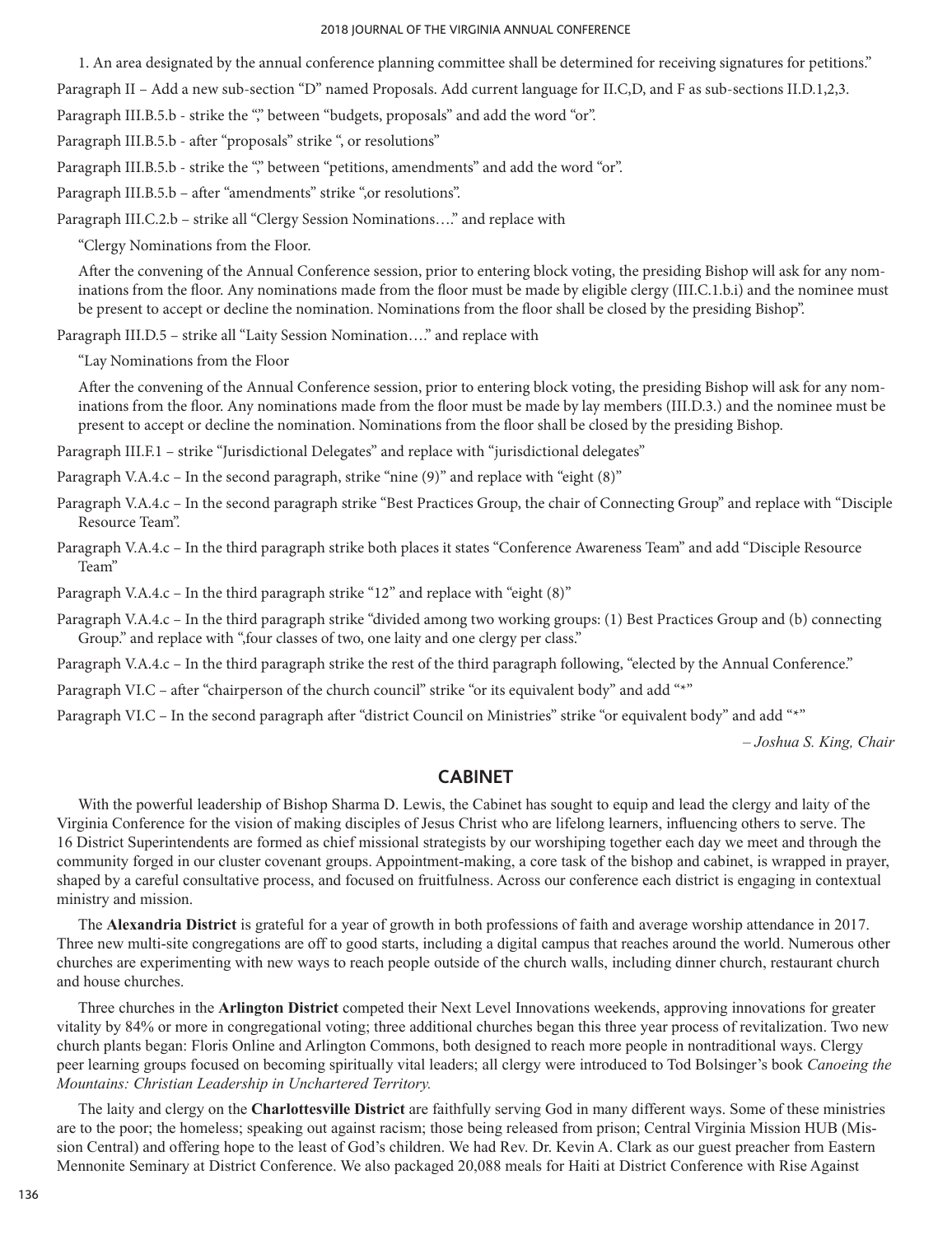1. An area designated by the annual conference planning committee shall be determined for receiving signatures for petitions."

Paragraph II – Add a new sub-section "D" named Proposals. Add current language for II.C,D, and F as sub-sections II.D.1,2,3.

Paragraph III.B.5.b - strike the "," between "budgets, proposals" and add the word "or".

Paragraph III.B.5.b - after "proposals" strike ", or resolutions"

Paragraph III.B.5.b - strike the "," between "petitions, amendments" and add the word "or".

Paragraph III.B.5.b – after "amendments" strike ",or resolutions".

Paragraph III.C.2.b – strike all "Clergy Session Nominations…." and replace with

"Clergy Nominations from the Floor.

After the convening of the Annual Conference session, prior to entering block voting, the presiding Bishop will ask for any nominations from the floor. Any nominations made from the floor must be made by eligible clergy (III.C.1.b.i) and the nominee must be present to accept or decline the nomination. Nominations from the floor shall be closed by the presiding Bishop".

Paragraph III.D.5 – strike all "Laity Session Nomination…." and replace with

"Lay Nominations from the Floor

After the convening of the Annual Conference session, prior to entering block voting, the presiding Bishop will ask for any nominations from the floor. Any nominations made from the floor must be made by lay members (III.D.3.) and the nominee must be present to accept or decline the nomination. Nominations from the floor shall be closed by the presiding Bishop.

Paragraph III.F.1 – strike "Jurisdictional Delegates" and replace with "jurisdictional delegates"

Paragraph V.A.4.c – In the second paragraph, strike "nine (9)" and replace with "eight (8)"

Paragraph V.A.4.c – In the second paragraph strike "Best Practices Group, the chair of Connecting Group" and replace with "Disciple Resource Team".

Paragraph V.A.4.c – In the third paragraph strike both places it states "Conference Awareness Team" and add "Disciple Resource Team"

Paragraph V.A.4.c – In the third paragraph strike "12" and replace with "eight (8)"

Paragraph V.A.4.c – In the third paragraph strike "divided among two working groups: (1) Best Practices Group and (b) connecting Group." and replace with ",four classes of two, one laity and one clergy per class."

Paragraph V.A.4.c – In the third paragraph strike the rest of the third paragraph following, "elected by the Annual Conference."

Paragraph VI.C – after "chairperson of the church council" strike "or its equivalent body" and add "*"

Paragraph VI.C – In the second paragraph after "district Council on Ministries" strike "or equivalent body" and add "*"

*– Joshua S. King, Chair*

## CABINET

With the powerful leadership of Bishop Sharma D. Lewis, the Cabinet has sought to equip and lead the clergy and laity of the Virginia Conference for the vision of making disciples of Jesus Christ who are lifelong learners, influencing others to serve. The 16 District Superintendents are formed as chief missional strategists by our worshiping together each day we meet and through the community forged in our cluster covenant groups. Appointment-making, a core task of the bishop and cabinet, is wrapped in prayer, shaped by a careful consultative process, and focused on fruitfulness. Across our conference each district is engaging in contextual ministry and mission.

The **Alexandria District** is grateful for a year of growth in both professions of faith and average worship attendance in 2017. Three new multi-site congregations are off to good starts, including a digital campus that reaches around the world. Numerous other churches are experimenting with new ways to reach people outside of the church walls, including dinner church, restaurant church and house churches.

Three churches in the **Arlington District** competed their Next Level Innovations weekends, approving innovations for greater vitality by 84% or more in congregational voting; three additional churches began this three year process of revitalization. Two new church plants began: Floris Online and Arlington Commons, both designed to reach more people in nontraditional ways. Clergy peer learning groups focused on becoming spiritually vital leaders; all clergy were introduced to Tod Bolsinger's book *Canoeing the Mountains: Christian Leadership in Unchartered Territory.*

The laity and clergy on the **Charlottesville District** are faithfully serving God in many different ways. Some of these ministries are to the poor; the homeless; speaking out against racism; those being released from prison; Central Virginia Mission HUB (Mission Central) and offering hope to the least of God's children. We had Rev. Dr. Kevin A. Clark as our guest preacher from Eastern Mennonite Seminary at District Conference. We also packaged 20,088 meals for Haiti at District Conference with Rise Against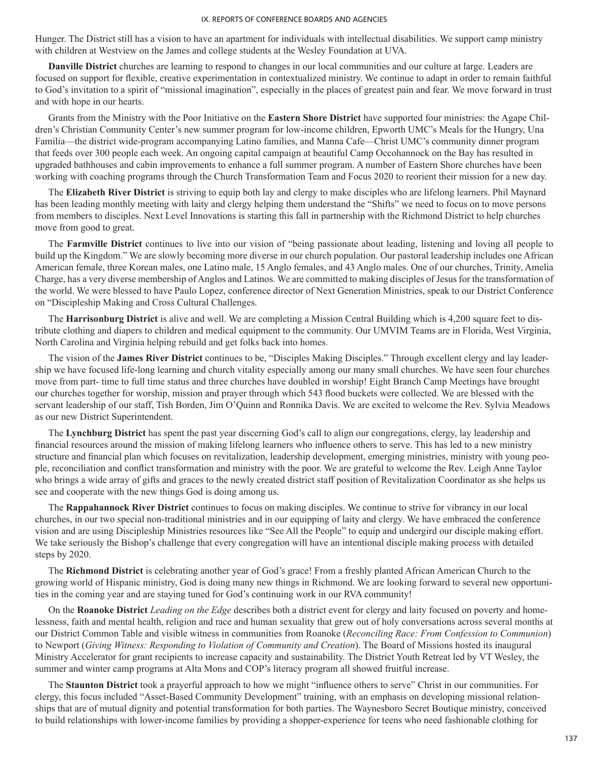Hunger. The District still has a vision to have an apartment for individuals with intellectual disabilities. We support camp ministry with children at Westview on the James and college students at the Wesley Foundation at UVA.

**Danville District** churches are learning to respond to changes in our local communities and our culture at large. Leaders are focused on support for flexible, creative experimentation in contextualized ministry. We continue to adapt in order to remain faithful to God's invitation to a spirit of "missional imagination", especially in the places of greatest pain and fear. We move forward in trust and with hope in our hearts.

Grants from the Ministry with the Poor Initiative on the **Eastern Shore District** have supported four ministries: the Agape Children's Christian Community Center's new summer program for low-income children, Epworth UMC's Meals for the Hungry, Una Familia—the district wide-program accompanying Latino families, and Manna Cafe—Christ UMC's community dinner program that feeds over 300 people each week. An ongoing capital campaign at beautiful Camp Occohannock on the Bay has resulted in upgraded bathhouses and cabin improvements to enhance a full summer program. A number of Eastern Shore churches have been working with coaching programs through the Church Transformation Team and Focus 2020 to reorient their mission for a new day.

The **Elizabeth River District** is striving to equip both lay and clergy to make disciples who are lifelong learners. Phil Maynard has been leading monthly meeting with laity and clergy helping them understand the "Shifts" we need to focus on to move persons from members to disciples. Next Level Innovations is starting this fall in partnership with the Richmond District to help churches move from good to great.

The **Farmville District** continues to live into our vision of "being passionate about leading, listening and loving all people to build up the Kingdom." We are slowly becoming more diverse in our church population. Our pastoral leadership includes one African American female, three Korean males, one Latino male, 15 Anglo females, and 43 Anglo males. One of our churches, Trinity, Amelia Charge, has a very diverse membership of Anglos and Latinos. We are committed to making disciples of Jesus for the transformation of the world. We were blessed to have Paulo Lopez, conference director of Next Generation Ministries, speak to our District Conference on "Discipleship Making and Cross Cultural Challenges.

The **Harrisonburg District** is alive and well. We are completing a Mission Central Building which is 4,200 square feet to distribute clothing and diapers to children and medical equipment to the community. Our UMVIM Teams are in Florida, West Virginia, North Carolina and Virginia helping rebuild and get folks back into homes.

The vision of the **James River District** continues to be, "Disciples Making Disciples." Through excellent clergy and lay leadership we have focused life-long learning and church vitality especially among our many small churches. We have seen four churches move from part- time to full time status and three churches have doubled in worship! Eight Branch Camp Meetings have brought our churches together for worship, mission and prayer through which 543 flood buckets were collected. We are blessed with the servant leadership of our staff, Tish Borden, Jim O'Quinn and Ronnika Davis. We are excited to welcome the Rev. Sylvia Meadows as our new District Superintendent.

The **Lynchburg District** has spent the past year discerning God's call to align our congregations, clergy, lay leadership and financial resources around the mission of making lifelong learners who influence others to serve. This has led to a new ministry structure and financial plan which focuses on revitalization, leadership development, emerging ministries, ministry with young people, reconciliation and conflict transformation and ministry with the poor. We are grateful to welcome the Rev. Leigh Anne Taylor who brings a wide array of gifts and graces to the newly created district staff position of Revitalization Coordinator as she helps us see and cooperate with the new things God is doing among us.

The **Rappahannock River District** continues to focus on making disciples. We continue to strive for vibrancy in our local churches, in our two special non-traditional ministries and in our equipping of laity and clergy. We have embraced the conference vision and are using Discipleship Ministries resources like "See All the People" to equip and undergird our disciple making effort. We take seriously the Bishop's challenge that every congregation will have an intentional disciple making process with detailed steps by 2020.

The **Richmond District** is celebrating another year of God's grace! From a freshly planted African American Church to the growing world of Hispanic ministry, God is doing many new things in Richmond. We are looking forward to several new opportunities in the coming year and are staying tuned for God's continuing work in our RVA community!

On the **Roanoke District** *Leading on the Edge* describes both a district event for clergy and laity focused on poverty and homelessness, faith and mental health, religion and race and human sexuality that grew out of holy conversations across several months at our District Common Table and visible witness in communities from Roanoke (*Reconciling Race: From Confession to Communion*) to Newport (*Giving Witness: Responding to Violation of Community and Creation*). The Board of Missions hosted its inaugural Ministry Accelerator for grant recipients to increase capacity and sustainability. The District Youth Retreat led by VT Wesley, the summer and winter camp programs at Alta Mons and COP's literacy program all showed fruitful increase.

The **Staunton District** took a prayerful approach to how we might "influence others to serve" Christ in our communities. For clergy, this focus included "Asset-Based Community Development" training, with an emphasis on developing missional relationships that are of mutual dignity and potential transformation for both parties. The Waynesboro Secret Boutique ministry, conceived to build relationships with lower-income families by providing a shopper-experience for teens who need fashionable clothing for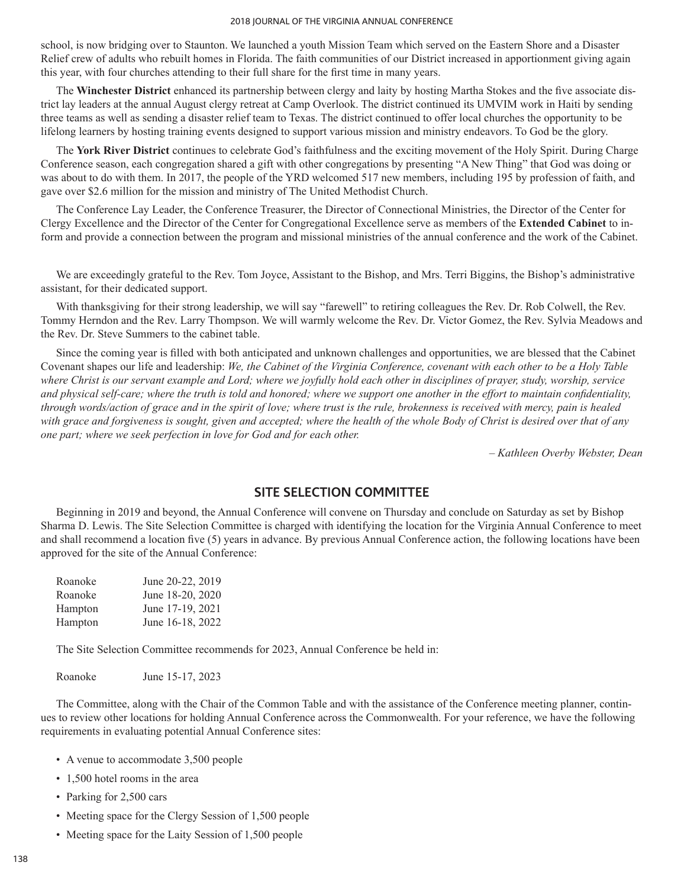school, is now bridging over to Staunton. We launched a youth Mission Team which served on the Eastern Shore and a Disaster Relief crew of adults who rebuilt homes in Florida. The faith communities of our District increased in apportionment giving again this year, with four churches attending to their full share for the first time in many years.

The **Winchester District** enhanced its partnership between clergy and laity by hosting Martha Stokes and the five associate district lay leaders at the annual August clergy retreat at Camp Overlook. The district continued its UMVIM work in Haiti by sending three teams as well as sending a disaster relief team to Texas. The district continued to offer local churches the opportunity to be lifelong learners by hosting training events designed to support various mission and ministry endeavors. To God be the glory.

The **York River District** continues to celebrate God's faithfulness and the exciting movement of the Holy Spirit. During Charge Conference season, each congregation shared a gift with other congregations by presenting "A New Thing" that God was doing or was about to do with them. In 2017, the people of the YRD welcomed 517 new members, including 195 by profession of faith, and gave over $2.6 million for the mission and ministry of The United Methodist Church.

The Conference Lay Leader, the Conference Treasurer, the Director of Connectional Ministries, the Director of the Center for Clergy Excellence and the Director of the Center for Congregational Excellence serve as members of the **Extended Cabinet** to inform and provide a connection between the program and missional ministries of the annual conference and the work of the Cabinet.

We are exceedingly grateful to the Rev. Tom Joyce, Assistant to the Bishop, and Mrs. Terri Biggins, the Bishop's administrative assistant, for their dedicated support.

With thanksgiving for their strong leadership, we will say "farewell" to retiring colleagues the Rev. Dr. Rob Colwell, the Rev. Tommy Herndon and the Rev. Larry Thompson. We will warmly welcome the Rev. Dr. Victor Gomez, the Rev. Sylvia Meadows and the Rev. Dr. Steve Summers to the cabinet table.

Since the coming year is filled with both anticipated and unknown challenges and opportunities, we are blessed that the Cabinet Covenant shapes our life and leadership: *We, the Cabinet of the Virginia Conference, covenant with each other to be a Holy Table where Christ is our servant example and Lord; where we joyfully hold each other in disciplines of prayer, study, worship, service and physical self-care; where the truth is told and honored; where we support one another in the effort to maintain confidentiality, through words/action of grace and in the spirit of love; where trust is the rule, brokenness is received with mercy, pain is healed with grace and forgiveness is sought, given and accepted; where the health of the whole Body of Christ is desired over that of any one part; where we seek perfection in love for God and for each other.*

*– Kathleen Overby Webster, Dean*

## SITE SELECTION COMMITTEE

Beginning in 2019 and beyond, the Annual Conference will convene on Thursday and conclude on Saturday as set by Bishop Sharma D. Lewis. The Site Selection Committee is charged with identifying the location for the Virginia Annual Conference to meet and shall recommend a location five (5) years in advance. By previous Annual Conference action, the following locations have been approved for the site of the Annual Conference:

| | |
|---|---|
| Roanoke | June 20-22, 2019 |
| Roanoke | June 18-20, 2020 |
| Hampton | June 17-19, 2021 |
| Hampton | June 16-18, 2022 |

The Site Selection Committee recommends for 2023, Annual Conference be held in:

Roanoke June 15-17, 2023

The Committee, along with the Chair of the Common Table and with the assistance of the Conference meeting planner, continues to review other locations for holding Annual Conference across the Commonwealth. For your reference, we have the following requirements in evaluating potential Annual Conference sites:

- A venue to accommodate 3,500 people
- 1,500 hotel rooms in the area
- Parking for 2,500 cars
- Meeting space for the Clergy Session of 1,500 people
- Meeting space for the Laity Session of 1,500 people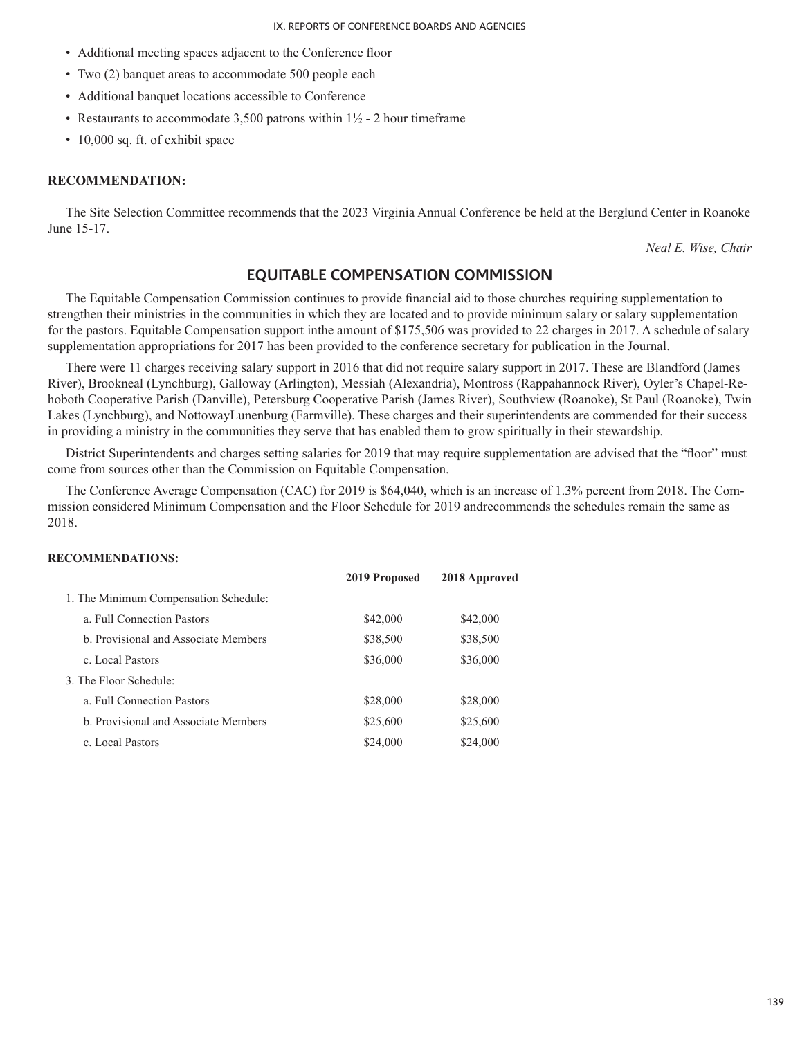- Additional meeting spaces adjacent to the Conference floor
- Two (2) banquet areas to accommodate 500 people each
- Additional banquet locations accessible to Conference
- Restaurants to accommodate 3,500 patrons within 1½ - 2 hour timeframe
- 10,000 sq. ft. of exhibit space

**RECOMMENDATION:**

The Site Selection Committee recommends that the 2023 Virginia Annual Conference be held at the Berglund Center in Roanoke June 15-17.

*– Neal E. Wise, Chair*

## EQUITABLE COMPENSATION COMMISSION

The Equitable Compensation Commission continues to provide financial aid to those churches requiring supplementation to strengthen their ministries in the communities in which they are located and to provide minimum salary or salary supplementation for the pastors. Equitable Compensation support inthe amount of $175,506 was provided to 22 charges in 2017. A schedule of salary supplementation appropriations for 2017 has been provided to the conference secretary for publication in the Journal.

There were 11 charges receiving salary support in 2016 that did not require salary support in 2017. These are Blandford (James River), Brookneal (Lynchburg), Galloway (Arlington), Messiah (Alexandria), Montross (Rappahannock River), Oyler's Chapel-Rehoboth Cooperative Parish (Danville), Petersburg Cooperative Parish (James River), Southview (Roanoke), St Paul (Roanoke), Twin Lakes (Lynchburg), and NottowayLunenburg (Farmville). These charges and their superintendents are commended for their success in providing a ministry in the communities they serve that has enabled them to grow spiritually in their stewardship.

District Superintendents and charges setting salaries for 2019 that may require supplementation are advised that the "floor" must come from sources other than the Commission on Equitable Compensation.

The Conference Average Compensation (CAC) for 2019 is $64,040, which is an increase of 1.3% percent from 2018. The Commission considered Minimum Compensation and the Floor Schedule for 2019 andrecommends the schedules remain the same as 2018.

**RECOMMENDATIONS:**

| | **2019 Proposed** | **2018 Approved** |
|---|---|---|
| 1. The Minimum Compensation Schedule: | | |
| a. Full Connection Pastors | $42,000 | $42,000 |
| b. Provisional and Associate Members | $38,500 | $38,500 |
| c. Local Pastors | $36,000 | $36,000 |
| 3. The Floor Schedule: | | |
| a. Full Connection Pastors | $28,000 | $28,000 |
| b. Provisional and Associate Members | $25,600 | $25,600 |
| c. Local Pastors | $24,000 | $24,000 |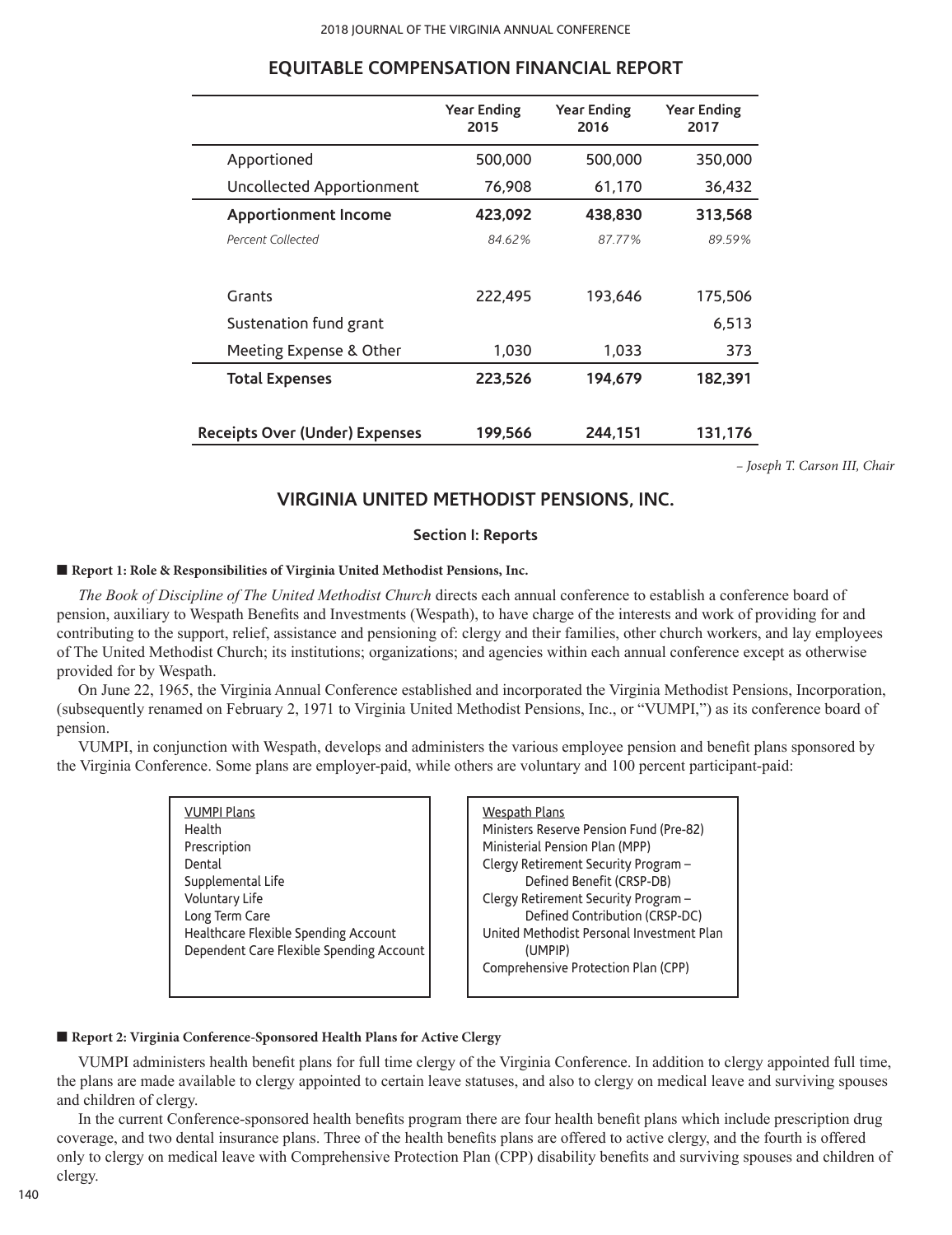## EQUITABLE COMPENSATION FINANCIAL REPORT

| | Year Ending 2015 | Year Ending 2016 | Year Ending 2017 |
|---|---|---|---|
| Apportioned | 500,000 | 500,000 | 350,000 |
| Uncollected Apportionment | 76,908 | 61,170 | 36,432 |
| **Apportionment Income** | **423,092** | **438,830** | **313,568** |
| *Percent Collected* | *84.62%* | *87.77%* | *89.59%* |
| | | | |
| Grants | 222,495 | 193,646 | 175,506 |
| Sustenation fund grant | | | 6,513 |
| Meeting Expense & Other | 1,030 | 1,033 | 373 |
| **Total Expenses** | **223,526** | **194,679** | **182,391** |
| | | | |
| **Receipts Over (Under) Expenses** | **199,566** | **244,151** | **131,176** |

*– Joseph T. Carson III, Chair*

## VIRGINIA UNITED METHODIST PENSIONS, INC.

### Section I: Reports

**■ Report 1: Role & Responsibilities of Virginia United Methodist Pensions, Inc.**

*The Book of Discipline of The United Methodist Church* directs each annual conference to establish a conference board of pension, auxiliary to Wespath Benefits and Investments (Wespath), to have charge of the interests and work of providing for and contributing to the support, relief, assistance and pensioning of: clergy and their families, other church workers, and lay employees of The United Methodist Church; its institutions; organizations; and agencies within each annual conference except as otherwise provided for by Wespath.

On June 22, 1965, the Virginia Annual Conference established and incorporated the Virginia Methodist Pensions, Incorporation, (subsequently renamed on February 2, 1971 to Virginia United Methodist Pensions, Inc., or "VUMPI,") as its conference board of pension.

VUMPI, in conjunction with Wespath, develops and administers the various employee pension and benefit plans sponsored by the Virginia Conference. Some plans are employer-paid, while others are voluntary and 100 percent participant-paid:

VUMPI Plans
- Health
- Prescription
- Dental
- Supplemental Life
- Voluntary Life
- Long Term Care
- Healthcare Flexible Spending Account
- Dependent Care Flexible Spending Account

Wespath Plans
- Ministers Reserve Pension Fund (Pre-82)
- Ministerial Pension Plan (MPP)
- Clergy Retirement Security Program – Defined Benefit (CRSP-DB)
- Clergy Retirement Security Program – Defined Contribution (CRSP-DC)
- United Methodist Personal Investment Plan (UMPIP)
- Comprehensive Protection Plan (CPP)

**■ Report 2: Virginia Conference-Sponsored Health Plans for Active Clergy**

VUMPI administers health benefit plans for full time clergy of the Virginia Conference. In addition to clergy appointed full time, the plans are made available to clergy appointed to certain leave statuses, and also to clergy on medical leave and surviving spouses and children of clergy.

In the current Conference-sponsored health benefits program there are four health benefit plans which include prescription drug coverage, and two dental insurance plans. Three of the health benefits plans are offered to active clergy, and the fourth is offered only to clergy on medical leave with Comprehensive Protection Plan (CPP) disability benefits and surviving spouses and children of clergy.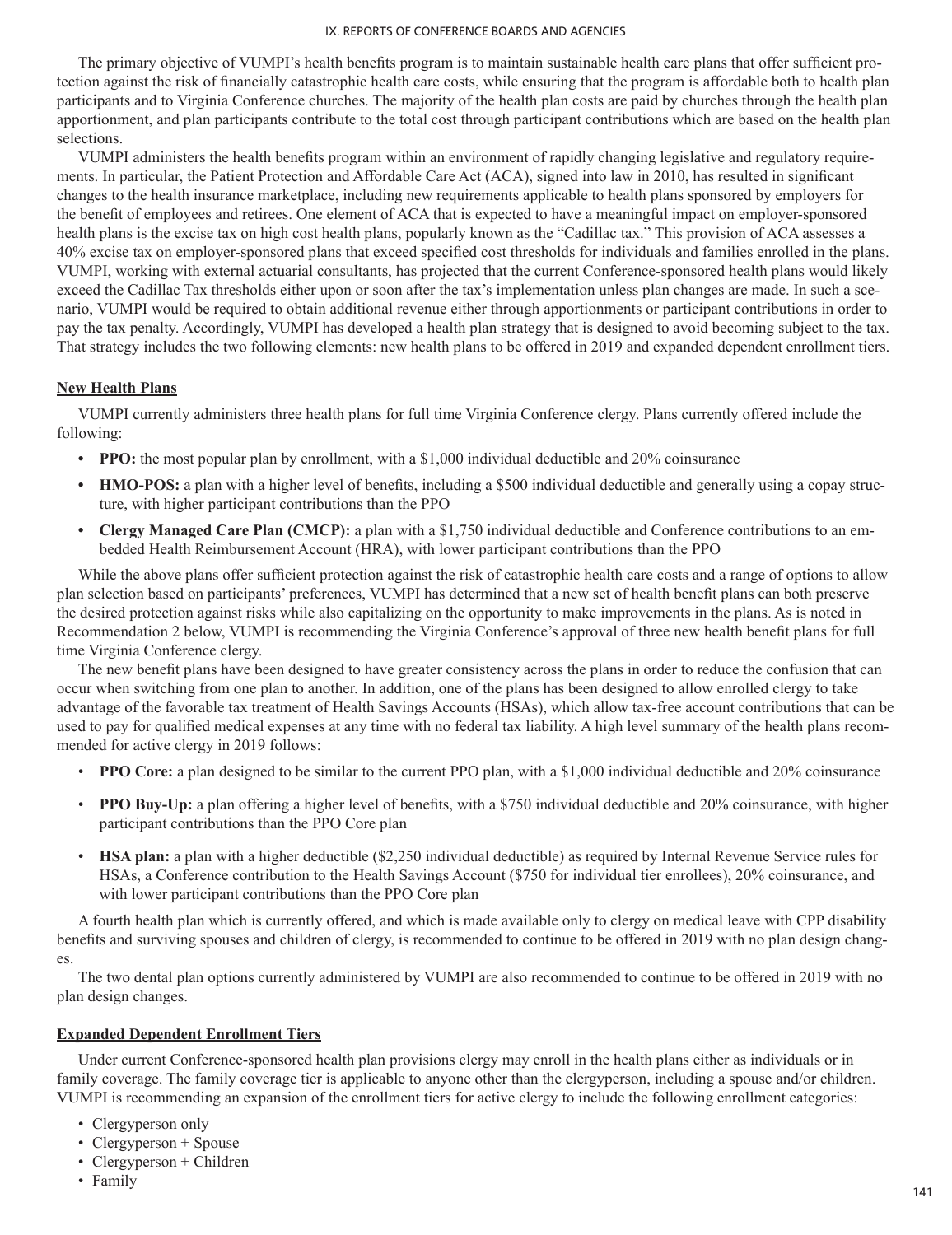The primary objective of VUMPI's health benefits program is to maintain sustainable health care plans that offer sufficient protection against the risk of financially catastrophic health care costs, while ensuring that the program is affordable both to health plan participants and to Virginia Conference churches. The majority of the health plan costs are paid by churches through the health plan apportionment, and plan participants contribute to the total cost through participant contributions which are based on the health plan selections.

VUMPI administers the health benefits program within an environment of rapidly changing legislative and regulatory requirements. In particular, the Patient Protection and Affordable Care Act (ACA), signed into law in 2010, has resulted in significant changes to the health insurance marketplace, including new requirements applicable to health plans sponsored by employers for the benefit of employees and retirees. One element of ACA that is expected to have a meaningful impact on employer-sponsored health plans is the excise tax on high cost health plans, popularly known as the "Cadillac tax." This provision of ACA assesses a 40% excise tax on employer-sponsored plans that exceed specified cost thresholds for individuals and families enrolled in the plans. VUMPI, working with external actuarial consultants, has projected that the current Conference-sponsored health plans would likely exceed the Cadillac Tax thresholds either upon or soon after the tax's implementation unless plan changes are made. In such a scenario, VUMPI would be required to obtain additional revenue either through apportionments or participant contributions in order to pay the tax penalty. Accordingly, VUMPI has developed a health plan strategy that is designed to avoid becoming subject to the tax. That strategy includes the two following elements: new health plans to be offered in 2019 and expanded dependent enrollment tiers.

## New Health Plans

VUMPI currently administers three health plans for full time Virginia Conference clergy. Plans currently offered include the following:

- **PPO:** the most popular plan by enrollment, with a $1,000 individual deductible and 20% coinsurance
- **HMO-POS:** a plan with a higher level of benefits, including a $500 individual deductible and generally using a copay structure, with higher participant contributions than the PPO
- **Clergy Managed Care Plan (CMCP):** a plan with a $1,750 individual deductible and Conference contributions to an embedded Health Reimbursement Account (HRA), with lower participant contributions than the PPO

While the above plans offer sufficient protection against the risk of catastrophic health care costs and a range of options to allow plan selection based on participants' preferences, VUMPI has determined that a new set of health benefit plans can both preserve the desired protection against risks while also capitalizing on the opportunity to make improvements in the plans. As is noted in Recommendation 2 below, VUMPI is recommending the Virginia Conference's approval of three new health benefit plans for full time Virginia Conference clergy.

The new benefit plans have been designed to have greater consistency across the plans in order to reduce the confusion that can occur when switching from one plan to another. In addition, one of the plans has been designed to allow enrolled clergy to take advantage of the favorable tax treatment of Health Savings Accounts (HSAs), which allow tax-free account contributions that can be used to pay for qualified medical expenses at any time with no federal tax liability. A high level summary of the health plans recommended for active clergy in 2019 follows:

- **PPO Core:** a plan designed to be similar to the current PPO plan, with a $1,000 individual deductible and 20% coinsurance
- **PPO Buy-Up:** a plan offering a higher level of benefits, with a $750 individual deductible and 20% coinsurance, with higher participant contributions than the PPO Core plan
- **HSA plan:** a plan with a higher deductible ($2,250 individual deductible) as required by Internal Revenue Service rules for HSAs, a Conference contribution to the Health Savings Account ($750 for individual tier enrollees), 20% coinsurance, and with lower participant contributions than the PPO Core plan

A fourth health plan which is currently offered, and which is made available only to clergy on medical leave with CPP disability benefits and surviving spouses and children of clergy, is recommended to continue to be offered in 2019 with no plan design changes.

The two dental plan options currently administered by VUMPI are also recommended to continue to be offered in 2019 with no plan design changes.

## Expanded Dependent Enrollment Tiers

Under current Conference-sponsored health plan provisions clergy may enroll in the health plans either as individuals or in family coverage. The family coverage tier is applicable to anyone other than the clergyperson, including a spouse and/or children. VUMPI is recommending an expansion of the enrollment tiers for active clergy to include the following enrollment categories:

- Clergyperson only
- Clergyperson + Spouse
- Clergyperson + Children
- Family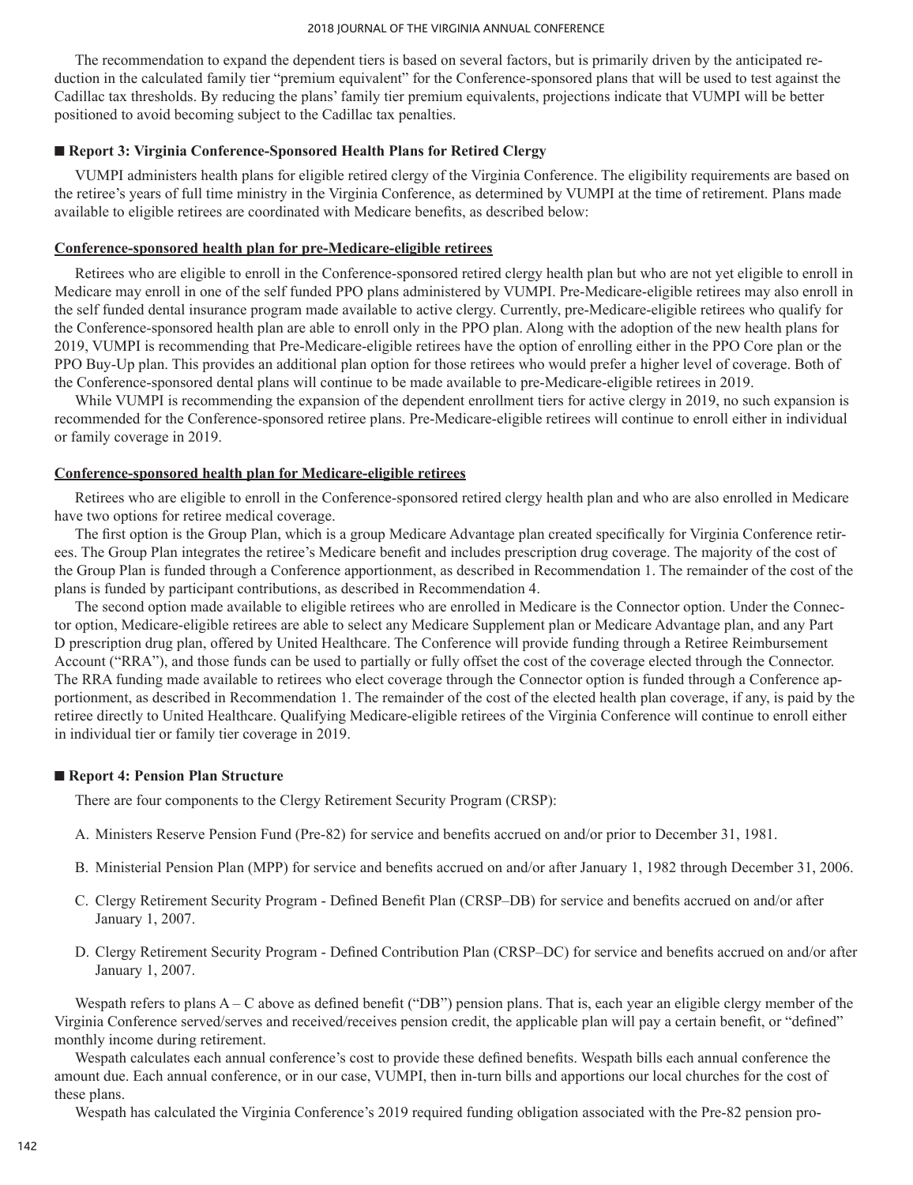The recommendation to expand the dependent tiers is based on several factors, but is primarily driven by the anticipated reduction in the calculated family tier "premium equivalent" for the Conference-sponsored plans that will be used to test against the Cadillac tax thresholds. By reducing the plans' family tier premium equivalents, projections indicate that VUMPI will be better positioned to avoid becoming subject to the Cadillac tax penalties.

### ■ Report 3: Virginia Conference-Sponsored Health Plans for Retired Clergy

VUMPI administers health plans for eligible retired clergy of the Virginia Conference. The eligibility requirements are based on the retiree's years of full time ministry in the Virginia Conference, as determined by VUMPI at the time of retirement. Plans made available to eligible retirees are coordinated with Medicare benefits, as described below:

#### Conference-sponsored health plan for pre-Medicare-eligible retirees

Retirees who are eligible to enroll in the Conference-sponsored retired clergy health plan but who are not yet eligible to enroll in Medicare may enroll in one of the self funded PPO plans administered by VUMPI. Pre-Medicare-eligible retirees may also enroll in the self funded dental insurance program made available to active clergy. Currently, pre-Medicare-eligible retirees who qualify for the Conference-sponsored health plan are able to enroll only in the PPO plan. Along with the adoption of the new health plans for 2019, VUMPI is recommending that Pre-Medicare-eligible retirees have the option of enrolling either in the PPO Core plan or the PPO Buy-Up plan. This provides an additional plan option for those retirees who would prefer a higher level of coverage. Both of the Conference-sponsored dental plans will continue to be made available to pre-Medicare-eligible retirees in 2019.

While VUMPI is recommending the expansion of the dependent enrollment tiers for active clergy in 2019, no such expansion is recommended for the Conference-sponsored retiree plans. Pre-Medicare-eligible retirees will continue to enroll either in individual or family coverage in 2019.

#### Conference-sponsored health plan for Medicare-eligible retirees

Retirees who are eligible to enroll in the Conference-sponsored retired clergy health plan and who are also enrolled in Medicare have two options for retiree medical coverage.

The first option is the Group Plan, which is a group Medicare Advantage plan created specifically for Virginia Conference retirees. The Group Plan integrates the retiree's Medicare benefit and includes prescription drug coverage. The majority of the cost of the Group Plan is funded through a Conference apportionment, as described in Recommendation 1. The remainder of the cost of the plans is funded by participant contributions, as described in Recommendation 4.

The second option made available to eligible retirees who are enrolled in Medicare is the Connector option. Under the Connector option, Medicare-eligible retirees are able to select any Medicare Supplement plan or Medicare Advantage plan, and any Part D prescription drug plan, offered by United Healthcare. The Conference will provide funding through a Retiree Reimbursement Account ("RRA"), and those funds can be used to partially or fully offset the cost of the coverage elected through the Connector. The RRA funding made available to retirees who elect coverage through the Connector option is funded through a Conference apportionment, as described in Recommendation 1. The remainder of the cost of the elected health plan coverage, if any, is paid by the retiree directly to United Healthcare. Qualifying Medicare-eligible retirees of the Virginia Conference will continue to enroll either in individual tier or family tier coverage in 2019.

### ■ Report 4: Pension Plan Structure

There are four components to the Clergy Retirement Security Program (CRSP):

A. Ministers Reserve Pension Fund (Pre-82) for service and benefits accrued on and/or prior to December 31, 1981.

B. Ministerial Pension Plan (MPP) for service and benefits accrued on and/or after January 1, 1982 through December 31, 2006.

C. Clergy Retirement Security Program - Defined Benefit Plan (CRSP–DB) for service and benefits accrued on and/or after January 1, 2007.

D. Clergy Retirement Security Program - Defined Contribution Plan (CRSP–DC) for service and benefits accrued on and/or after January 1, 2007.

Wespath refers to plans A – C above as defined benefit ("DB") pension plans. That is, each year an eligible clergy member of the Virginia Conference served/serves and received/receives pension credit, the applicable plan will pay a certain benefit, or "defined" monthly income during retirement.

Wespath calculates each annual conference's cost to provide these defined benefits. Wespath bills each annual conference the amount due. Each annual conference, or in our case, VUMPI, then in-turn bills and apportions our local churches for the cost of these plans.

Wespath has calculated the Virginia Conference's 2019 required funding obligation associated with the Pre-82 pension pro-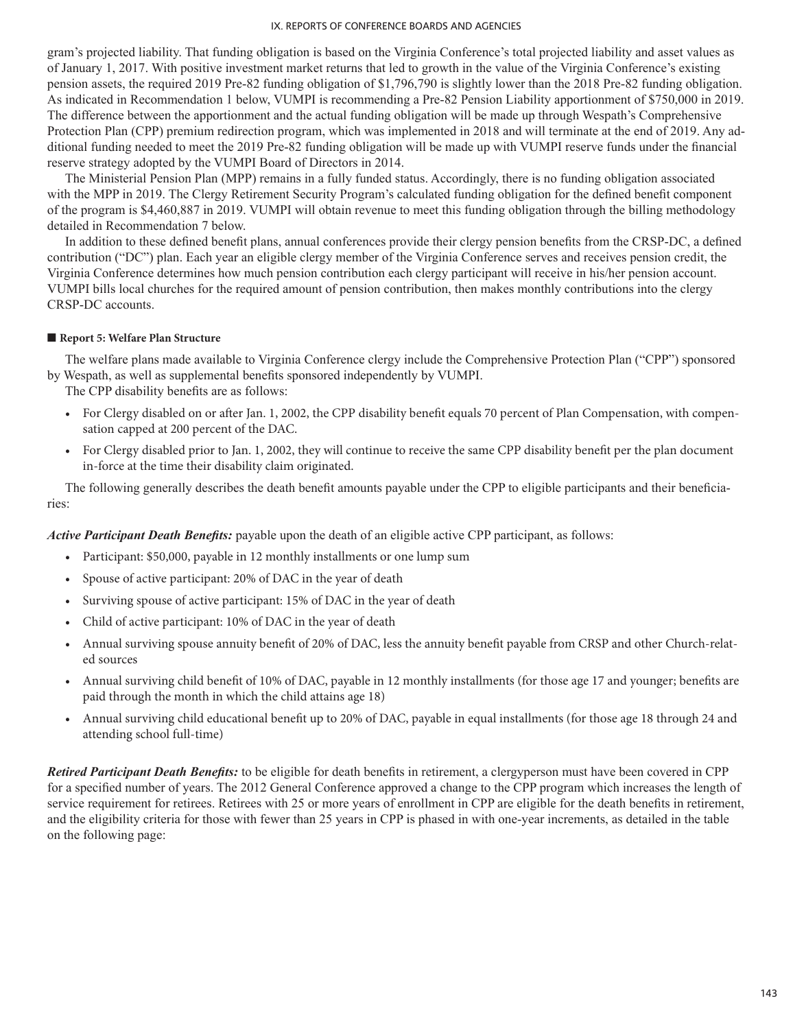gram's projected liability. That funding obligation is based on the Virginia Conference's total projected liability and asset values as of January 1, 2017. With positive investment market returns that led to growth in the value of the Virginia Conference's existing pension assets, the required 2019 Pre-82 funding obligation of $1,796,790 is slightly lower than the 2018 Pre-82 funding obligation. As indicated in Recommendation 1 below, VUMPI is recommending a Pre-82 Pension Liability apportionment of $750,000 in 2019. The difference between the apportionment and the actual funding obligation will be made up through Wespath's Comprehensive Protection Plan (CPP) premium redirection program, which was implemented in 2018 and will terminate at the end of 2019. Any additional funding needed to meet the 2019 Pre-82 funding obligation will be made up with VUMPI reserve funds under the financial reserve strategy adopted by the VUMPI Board of Directors in 2014.

The Ministerial Pension Plan (MPP) remains in a fully funded status. Accordingly, there is no funding obligation associated with the MPP in 2019. The Clergy Retirement Security Program's calculated funding obligation for the defined benefit component of the program is $4,460,887 in 2019. VUMPI will obtain revenue to meet this funding obligation through the billing methodology detailed in Recommendation 7 below.

In addition to these defined benefit plans, annual conferences provide their clergy pension benefits from the CRSP-DC, a defined contribution ("DC") plan. Each year an eligible clergy member of the Virginia Conference serves and receives pension credit, the Virginia Conference determines how much pension contribution each clergy participant will receive in his/her pension account. VUMPI bills local churches for the required amount of pension contribution, then makes monthly contributions into the clergy CRSP-DC accounts.

### ■ Report 5: Welfare Plan Structure

The welfare plans made available to Virginia Conference clergy include the Comprehensive Protection Plan ("CPP") sponsored by Wespath, as well as supplemental benefits sponsored independently by VUMPI.

The CPP disability benefits are as follows:

- For Clergy disabled on or after Jan. 1, 2002, the CPP disability benefit equals 70 percent of Plan Compensation, with compensation capped at 200 percent of the DAC.
- For Clergy disabled prior to Jan. 1, 2002, they will continue to receive the same CPP disability benefit per the plan document in-force at the time their disability claim originated.

The following generally describes the death benefit amounts payable under the CPP to eligible participants and their beneficiaries:

***Active Participant Death Benefits:*** payable upon the death of an eligible active CPP participant, as follows:

- Participant: $50,000, payable in 12 monthly installments or one lump sum
- Spouse of active participant: 20% of DAC in the year of death
- Surviving spouse of active participant: 15% of DAC in the year of death
- Child of active participant: 10% of DAC in the year of death
- Annual surviving spouse annuity benefit of 20% of DAC, less the annuity benefit payable from CRSP and other Church-related sources
- Annual surviving child benefit of 10% of DAC, payable in 12 monthly installments (for those age 17 and younger; benefits are paid through the month in which the child attains age 18)
- Annual surviving child educational benefit up to 20% of DAC, payable in equal installments (for those age 18 through 24 and attending school full-time)

***Retired Participant Death Benefits:*** to be eligible for death benefits in retirement, a clergyperson must have been covered in CPP for a specified number of years. The 2012 General Conference approved a change to the CPP program which increases the length of service requirement for retirees. Retirees with 25 or more years of enrollment in CPP are eligible for the death benefits in retirement, and the eligibility criteria for those with fewer than 25 years in CPP is phased in with one-year increments, as detailed in the table on the following page: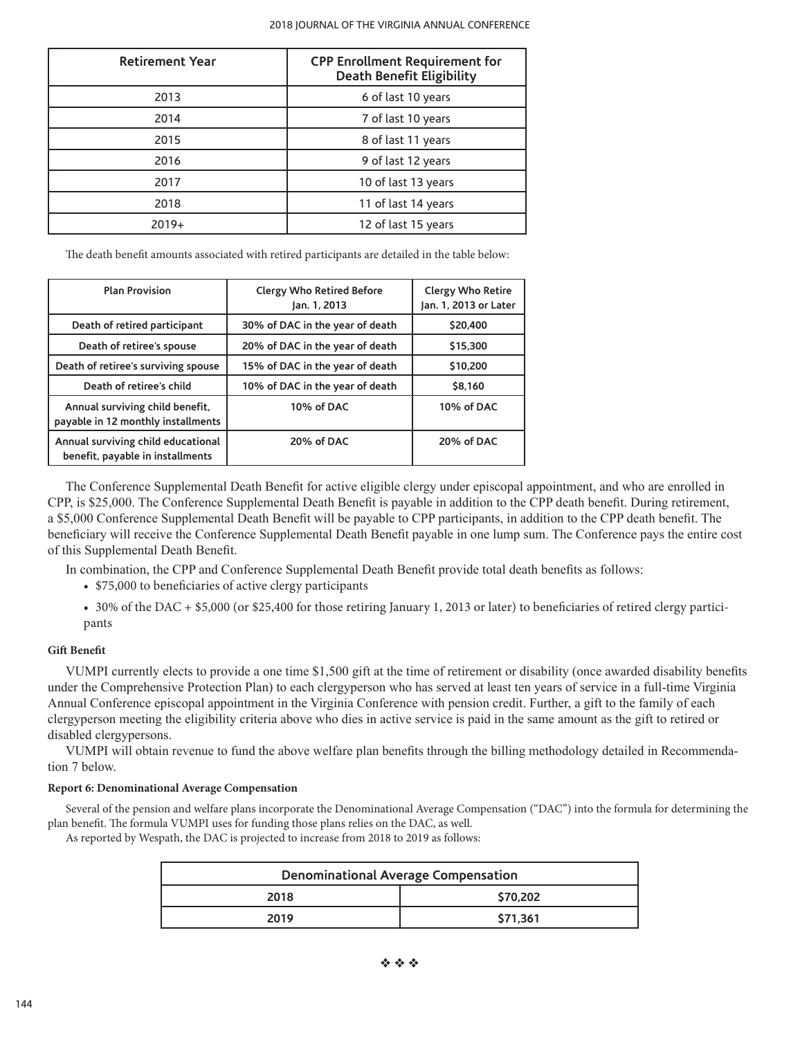| Retirement Year | CPP Enrollment Requirement for Death Benefit Eligibility |
|---|---|
| 2013 | 6 of last 10 years |
| 2014 | 7 of last 10 years |
| 2015 | 8 of last 11 years |
| 2016 | 9 of last 12 years |
| 2017 | 10 of last 13 years |
| 2018 | 11 of last 14 years |
| 2019+ | 12 of last 15 years |

The death benefit amounts associated with retired participants are detailed in the table below:

| Plan Provision | Clergy Who Retired Before Jan. 1, 2013 | Clergy Who Retire Jan. 1, 2013 or Later |
|---|---|---|
| Death of retired participant | 30% of DAC in the year of death | $20,400 |
| Death of retiree's spouse | 20% of DAC in the year of death | $15,300 |
| Death of retiree's surviving spouse | 15% of DAC in the year of death | $10,200 |
| Death of retiree's child | 10% of DAC in the year of death | $8,160 |
| Annual surviving child benefit, payable in 12 monthly installments | 10% of DAC | 10% of DAC |
| Annual surviving child educational benefit, payable in installments | 20% of DAC | 20% of DAC |

The Conference Supplemental Death Benefit for active eligible clergy under episcopal appointment, and who are enrolled in CPP, is $25,000. The Conference Supplemental Death Benefit is payable in addition to the CPP death benefit. During retirement, a $5,000 Conference Supplemental Death Benefit will be payable to CPP participants, in addition to the CPP death benefit. The beneficiary will receive the Conference Supplemental Death Benefit payable in one lump sum. The Conference pays the entire cost of this Supplemental Death Benefit.

In combination, the CPP and Conference Supplemental Death Benefit provide total death benefits as follows:

- $75,000 to beneficiaries of active clergy participants
- 30% of the DAC + $5,000 (or $25,400 for those retiring January 1, 2013 or later) to beneficiaries of retired clergy participants

**Gift Benefit**

VUMPI currently elects to provide a one time $1,500 gift at the time of retirement or disability (once awarded disability benefits under the Comprehensive Protection Plan) to each clergyperson who has served at least ten years of service in a full-time Virginia Annual Conference episcopal appointment in the Virginia Conference with pension credit. Further, a gift to the family of each clergyperson meeting the eligibility criteria above who dies in active service is paid in the same amount as the gift to retired or disabled clergypersons.

VUMPI will obtain revenue to fund the above welfare plan benefits through the billing methodology detailed in Recommendation 7 below.

**Report 6: Denominational Average Compensation**

Several of the pension and welfare plans incorporate the Denominational Average Compensation ("DAC") into the formula for determining the plan benefit. The formula VUMPI uses for funding those plans relies on the DAC, as well.

As reported by Wespath, the DAC is projected to increase from 2018 to 2019 as follows:

| Denominational Average Compensation | |
|---|---|
| 2018 | $70,202 |
| 2019 | $71,361 |

❖ ❖ ❖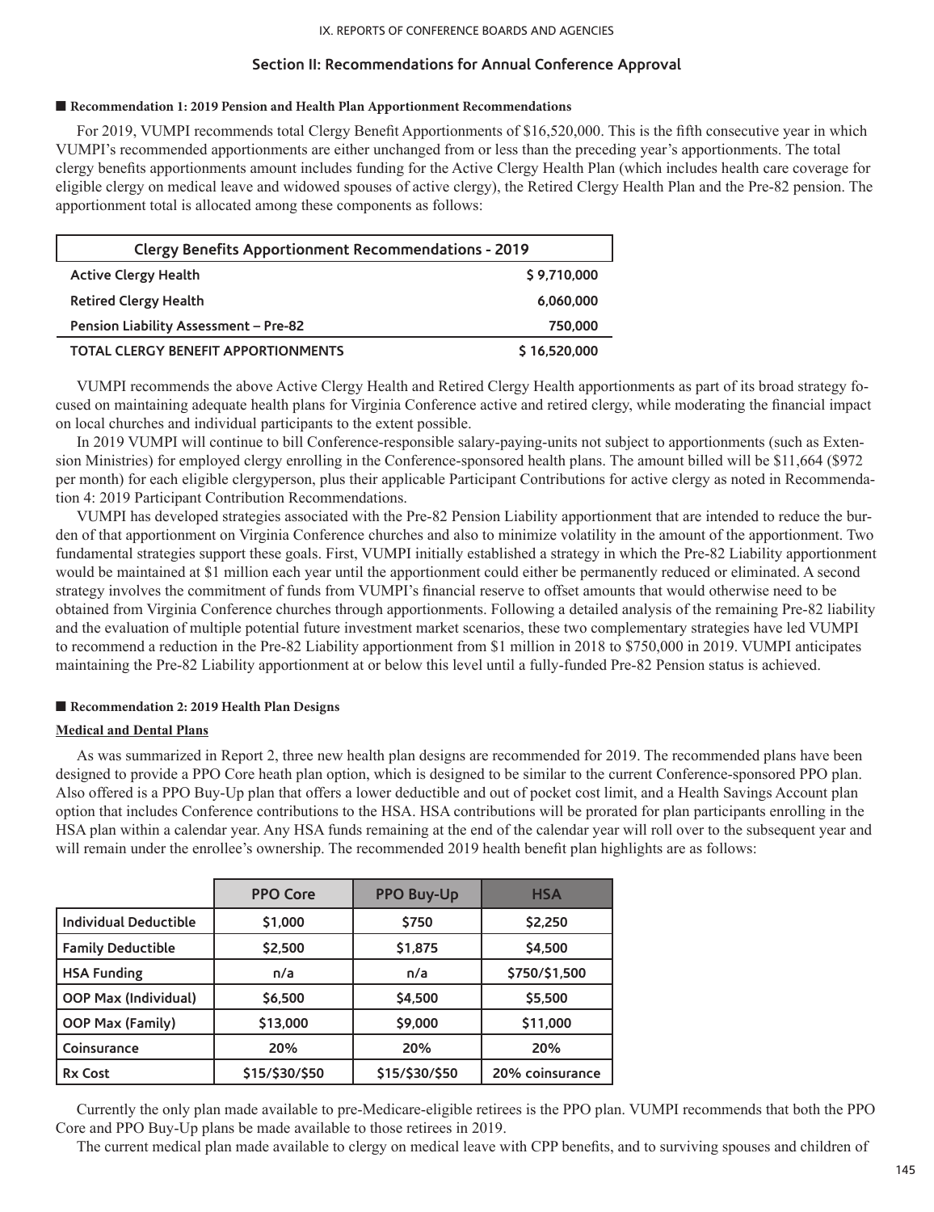## Section II: Recommendations for Annual Conference Approval

### ■ Recommendation 1: 2019 Pension and Health Plan Apportionment Recommendations

For 2019, VUMPI recommends total Clergy Benefit Apportionments of $16,520,000. This is the fifth consecutive year in which VUMPI's recommended apportionments are either unchanged from or less than the preceding year's apportionments. The total clergy benefits apportionments amount includes funding for the Active Clergy Health Plan (which includes health care coverage for eligible clergy on medical leave and widowed spouses of active clergy), the Retired Clergy Health Plan and the Pre-82 pension. The apportionment total is allocated among these components as follows:

| Clergy Benefits Apportionment Recommendations - 2019 | |
|---|---|
| **Active Clergy Health** | **$ 9,710,000** |
| **Retired Clergy Health** | **6,060,000** |
| **Pension Liability Assessment – Pre-82** | **750,000** |
| **TOTAL CLERGY BENEFIT APPORTIONMENTS** | **$ 16,520,000** |

VUMPI recommends the above Active Clergy Health and Retired Clergy Health apportionments as part of its broad strategy focused on maintaining adequate health plans for Virginia Conference active and retired clergy, while moderating the financial impact on local churches and individual participants to the extent possible.

In 2019 VUMPI will continue to bill Conference-responsible salary-paying-units not subject to apportionments (such as Extension Ministries) for employed clergy enrolling in the Conference-sponsored health plans. The amount billed will be $11,664 ($972 per month) for each eligible clergyperson, plus their applicable Participant Contributions for active clergy as noted in Recommendation 4: 2019 Participant Contribution Recommendations.

VUMPI has developed strategies associated with the Pre-82 Pension Liability apportionment that are intended to reduce the burden of that apportionment on Virginia Conference churches and also to minimize volatility in the amount of the apportionment. Two fundamental strategies support these goals. First, VUMPI initially established a strategy in which the Pre-82 Liability apportionment would be maintained at $1 million each year until the apportionment could either be permanently reduced or eliminated. A second strategy involves the commitment of funds from VUMPI's financial reserve to offset amounts that would otherwise need to be obtained from Virginia Conference churches through apportionments. Following a detailed analysis of the remaining Pre-82 liability and the evaluation of multiple potential future investment market scenarios, these two complementary strategies have led VUMPI to recommend a reduction in the Pre-82 Liability apportionment from $1 million in 2018 to $750,000 in 2019. VUMPI anticipates maintaining the Pre-82 Liability apportionment at or below this level until a fully-funded Pre-82 Pension status is achieved.

### ■ Recommendation 2: 2019 Health Plan Designs

**Medical and Dental Plans**

As was summarized in Report 2, three new health plan designs are recommended for 2019. The recommended plans have been designed to provide a PPO Core heath plan option, which is designed to be similar to the current Conference-sponsored PPO plan. Also offered is a PPO Buy-Up plan that offers a lower deductible and out of pocket cost limit, and a Health Savings Account plan option that includes Conference contributions to the HSA. HSA contributions will be prorated for plan participants enrolling in the HSA plan within a calendar year. Any HSA funds remaining at the end of the calendar year will roll over to the subsequent year and will remain under the enrollee's ownership. The recommended 2019 health benefit plan highlights are as follows:

| | PPO Core | PPO Buy-Up | HSA |
|---|---|---|---|
| Individual Deductible | $1,000 | $750 | $2,250 |
| Family Deductible | $2,500 | $1,875 | $4,500 |
| HSA Funding | n/a | n/a | $750/$1,500 |
| OOP Max (Individual) | $6,500 | $4,500 | $5,500 |
| OOP Max (Family) | $13,000 | $9,000 | $11,000 |
| Coinsurance | 20% | 20% | 20% |
| Rx Cost | $15/$30/$50 | $15/$30/$50 | 20% coinsurance |

Currently the only plan made available to pre-Medicare-eligible retirees is the PPO plan. VUMPI recommends that both the PPO Core and PPO Buy-Up plans be made available to those retirees in 2019.

The current medical plan made available to clergy on medical leave with CPP benefits, and to surviving spouses and children of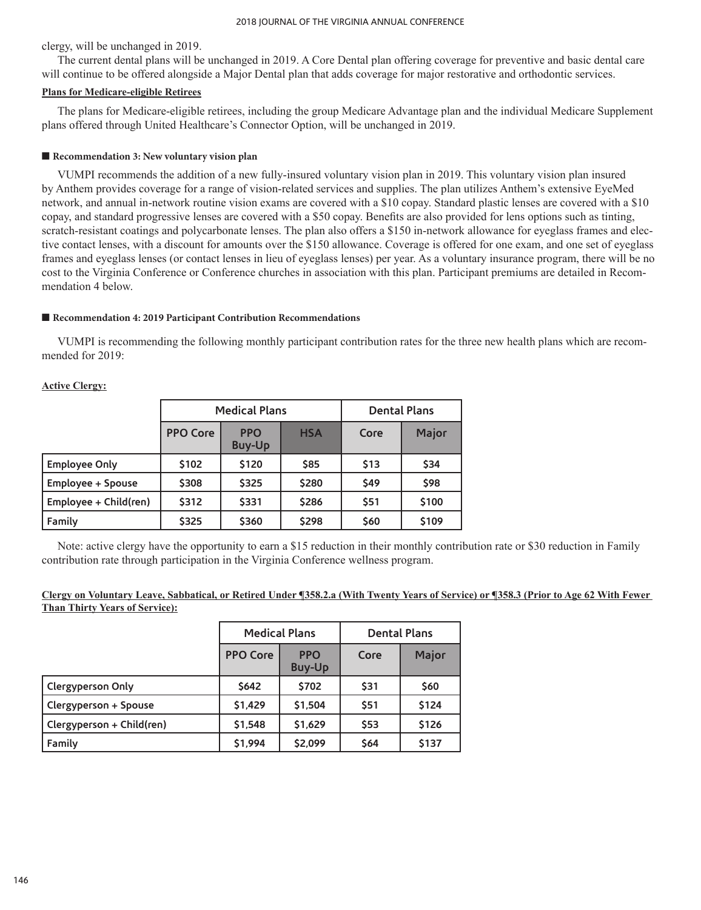clergy, will be unchanged in 2019.

The current dental plans will be unchanged in 2019. A Core Dental plan offering coverage for preventive and basic dental care will continue to be offered alongside a Major Dental plan that adds coverage for major restorative and orthodontic services.

**Plans for Medicare-eligible Retirees**

The plans for Medicare-eligible retirees, including the group Medicare Advantage plan and the individual Medicare Supplement plans offered through United Healthcare's Connector Option, will be unchanged in 2019.

#### ■ Recommendation 3: New voluntary vision plan

VUMPI recommends the addition of a new fully-insured voluntary vision plan in 2019. This voluntary vision plan insured by Anthem provides coverage for a range of vision-related services and supplies. The plan utilizes Anthem's extensive EyeMed network, and annual in-network routine vision exams are covered with a $10 copay. Standard plastic lenses are covered with a $10 copay, and standard progressive lenses are covered with a $50 copay. Benefits are also provided for lens options such as tinting, scratch-resistant coatings and polycarbonate lenses. The plan also offers a $150 in-network allowance for eyeglass frames and elective contact lenses, with a discount for amounts over the $150 allowance. Coverage is offered for one exam, and one set of eyeglass frames and eyeglass lenses (or contact lenses in lieu of eyeglass lenses) per year. As a voluntary insurance program, there will be no cost to the Virginia Conference or Conference churches in association with this plan. Participant premiums are detailed in Recommendation 4 below.

#### ■ Recommendation 4: 2019 Participant Contribution Recommendations

VUMPI is recommending the following monthly participant contribution rates for the three new health plans which are recommended for 2019:

**Active Clergy:**

| | Medical Plans | | | Dental Plans | |
|---|---|---|---|---|---|
| | PPO Core | PPO Buy-Up | HSA | Core | Major |
| Employee Only | $102 | $120 | $85 | $13 | $34 |
| Employee + Spouse | $308 | $325 | $280 | $49 | $98 |
| Employee + Child(ren) | $312 | $331 | $286 | $51 | $100 |
| Family | $325 | $360 | $298 | $60 | $109 |

Note: active clergy have the opportunity to earn a $15 reduction in their monthly contribution rate or $30 reduction in Family contribution rate through participation in the Virginia Conference wellness program.

**Clergy on Voluntary Leave, Sabbatical, or Retired Under ¶358.2.a (With Twenty Years of Service) or ¶358.3 (Prior to Age 62 With Fewer Than Thirty Years of Service):**

| | Medical Plans | | Dental Plans | |
|---|---|---|---|---|
| | PPO Core | PPO Buy-Up | Core | Major |
| Clergyperson Only | $642 | $702 | $31 | $60 |
| Clergyperson + Spouse | $1,429 | $1,504 | $51 | $124 |
| Clergyperson + Child(ren) | $1,548 | $1,629 | $53 | $126 |
| Family | $1,994 | $2,099 | $64 | $137 |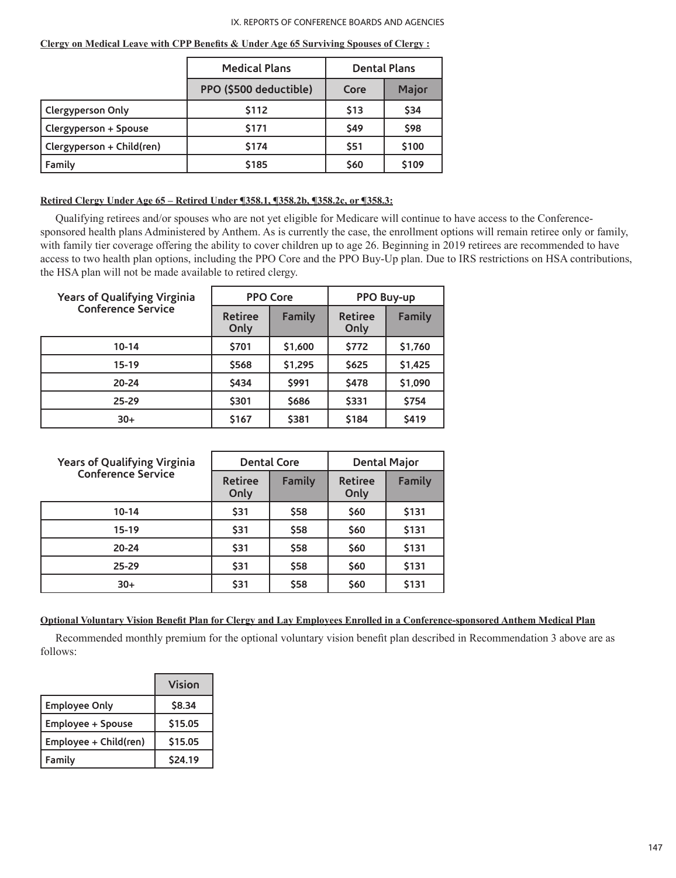**Clergy on Medical Leave with CPP Benefits & Under Age 65 Surviving Spouses of Clergy :**

| | Medical Plans | Dental Plans | |
|---|---|---|---|
| | PPO ($500 deductible) | Core | Major |
| Clergyperson Only | $112 | $13 | $34 |
| Clergyperson + Spouse | $171 | $49 | $98 |
| Clergyperson + Child(ren) | $174 | $51 | $100 |
| Family | $185 | $60 | $109 |

**Retired Clergy Under Age 65 – Retired Under ¶358.1, ¶358.2b, ¶358.2c, or ¶358.3:**

Qualifying retirees and/or spouses who are not yet eligible for Medicare will continue to have access to the Conference-sponsored health plans Administered by Anthem. As is currently the case, the enrollment options will remain retiree only or family, with family tier coverage offering the ability to cover children up to age 26. Beginning in 2019 retirees are recommended to have access to two health plan options, including the PPO Core and the PPO Buy-Up plan. Due to IRS restrictions on HSA contributions, the HSA plan will not be made available to retired clergy.

| Years of Qualifying Virginia Conference Service | PPO Core | | PPO Buy-up | |
|---|---|---|---|---|
| | Retiree Only | Family | Retiree Only | Family |
| 10-14 | $701 | $1,600 | $772 | $1,760 |
| 15-19 | $568 | $1,295 | $625 | $1,425 |
| 20-24 | $434 | $991 | $478 | $1,090 |
| 25-29 | $301 | $686 | $331 | $754 |
| 30+ | $167 | $381 | $184 | $419 |

| Years of Qualifying Virginia Conference Service | Dental Core | | Dental Major | |
|---|---|---|---|---|
| | Retiree Only | Family | Retiree Only | Family |
| 10-14 | $31 | $58 | $60 | $131 |
| 15-19 | $31 | $58 | $60 | $131 |
| 20-24 | $31 | $58 | $60 | $131 |
| 25-29 | $31 | $58 | $60 | $131 |
| 30+ | $31 | $58 | $60 | $131 |

**Optional Voluntary Vision Benefit Plan for Clergy and Lay Employees Enrolled in a Conference-sponsored Anthem Medical Plan**

Recommended monthly premium for the optional voluntary vision benefit plan described in Recommendation 3 above are as follows:

| | Vision |
|---|---|
| Employee Only | $8.34 |
| Employee + Spouse | $15.05 |
| Employee + Child(ren) | $15.05 |
| Family | $24.19 |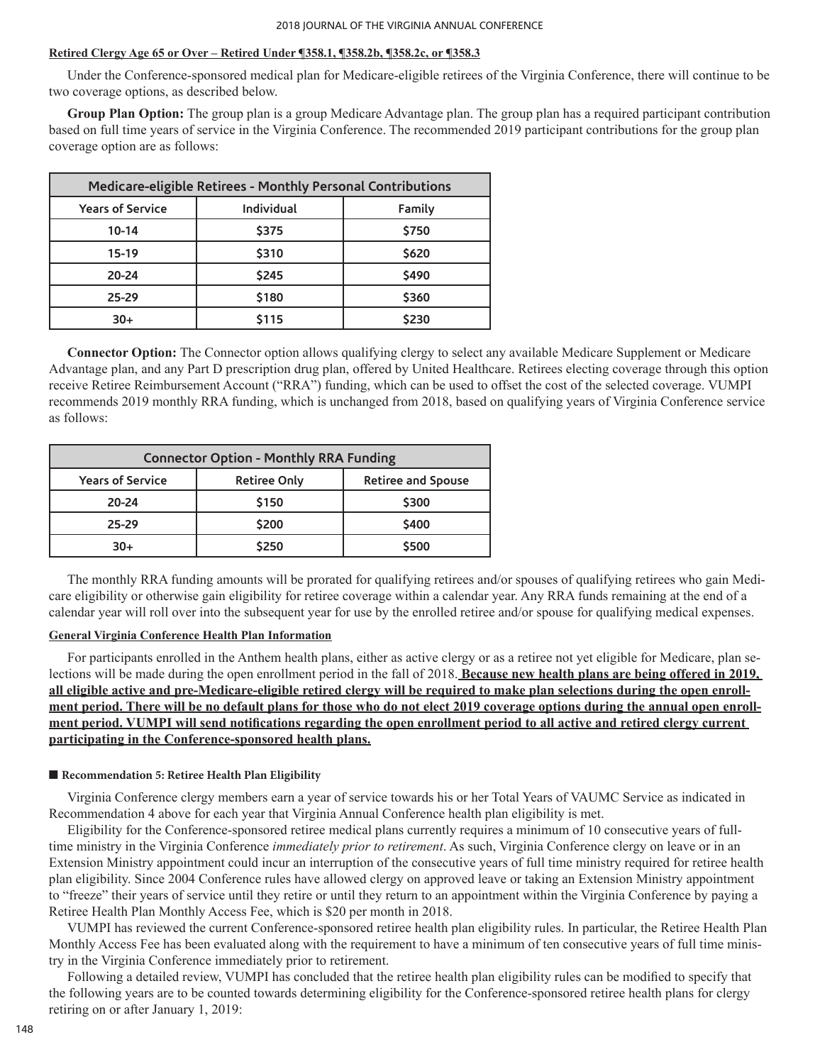**Retired Clergy Age 65 or Over – Retired Under ¶358.1, ¶358.2b, ¶358.2c, or ¶358.3**

Under the Conference-sponsored medical plan for Medicare-eligible retirees of the Virginia Conference, there will continue to be two coverage options, as described below.

**Group Plan Option:** The group plan is a group Medicare Advantage plan. The group plan has a required participant contribution based on full time years of service in the Virginia Conference. The recommended 2019 participant contributions for the group plan coverage option are as follows:

| Medicare-eligible Retirees - Monthly Personal Contributions | | |
|---|---|---|
| Years of Service | Individual | Family |
| 10-14 | $375 | $750 |
| 15-19 | $310 | $620 |
| 20-24 | $245 | $490 |
| 25-29 | $180 | $360 |
| 30+ | $115 | $230 |

**Connector Option:** The Connector option allows qualifying clergy to select any available Medicare Supplement or Medicare Advantage plan, and any Part D prescription drug plan, offered by United Healthcare. Retirees electing coverage through this option receive Retiree Reimbursement Account ("RRA") funding, which can be used to offset the cost of the selected coverage. VUMPI recommends 2019 monthly RRA funding, which is unchanged from 2018, based on qualifying years of Virginia Conference service as follows:

| Connector Option - Monthly RRA Funding | | |
|---|---|---|
| Years of Service | Retiree Only | Retiree and Spouse |
| 20-24 | $150 | $300 |
| 25-29 | $200 | $400 |
| 30+ | $250 | $500 |

The monthly RRA funding amounts will be prorated for qualifying retirees and/or spouses of qualifying retirees who gain Medicare eligibility or otherwise gain eligibility for retiree coverage within a calendar year. Any RRA funds remaining at the end of a calendar year will roll over into the subsequent year for use by the enrolled retiree and/or spouse for qualifying medical expenses.

**General Virginia Conference Health Plan Information**

For participants enrolled in the Anthem health plans, either as active clergy or as a retiree not yet eligible for Medicare, plan selections will be made during the open enrollment period in the fall of 2018. **Because new health plans are being offered in 2019, all eligible active and pre-Medicare-eligible retired clergy will be required to make plan selections during the open enrollment period. There will be no default plans for those who do not elect 2019 coverage options during the annual open enrollment period. VUMPI will send notifications regarding the open enrollment period to all active and retired clergy current participating in the Conference-sponsored health plans.**

■ **Recommendation 5: Retiree Health Plan Eligibility**

Virginia Conference clergy members earn a year of service towards his or her Total Years of VAUMC Service as indicated in Recommendation 4 above for each year that Virginia Annual Conference health plan eligibility is met.

Eligibility for the Conference-sponsored retiree medical plans currently requires a minimum of 10 consecutive years of full-time ministry in the Virginia Conference *immediately prior to retirement*. As such, Virginia Conference clergy on leave or in an Extension Ministry appointment could incur an interruption of the consecutive years of full time ministry required for retiree health plan eligibility. Since 2004 Conference rules have allowed clergy on approved leave or taking an Extension Ministry appointment to "freeze" their years of service until they retire or until they return to an appointment within the Virginia Conference by paying a Retiree Health Plan Monthly Access Fee, which is $20 per month in 2018.

VUMPI has reviewed the current Conference-sponsored retiree health plan eligibility rules. In particular, the Retiree Health Plan Monthly Access Fee has been evaluated along with the requirement to have a minimum of ten consecutive years of full time ministry in the Virginia Conference immediately prior to retirement.

Following a detailed review, VUMPI has concluded that the retiree health plan eligibility rules can be modified to specify that the following years are to be counted towards determining eligibility for the Conference-sponsored retiree health plans for clergy retiring on or after January 1, 2019: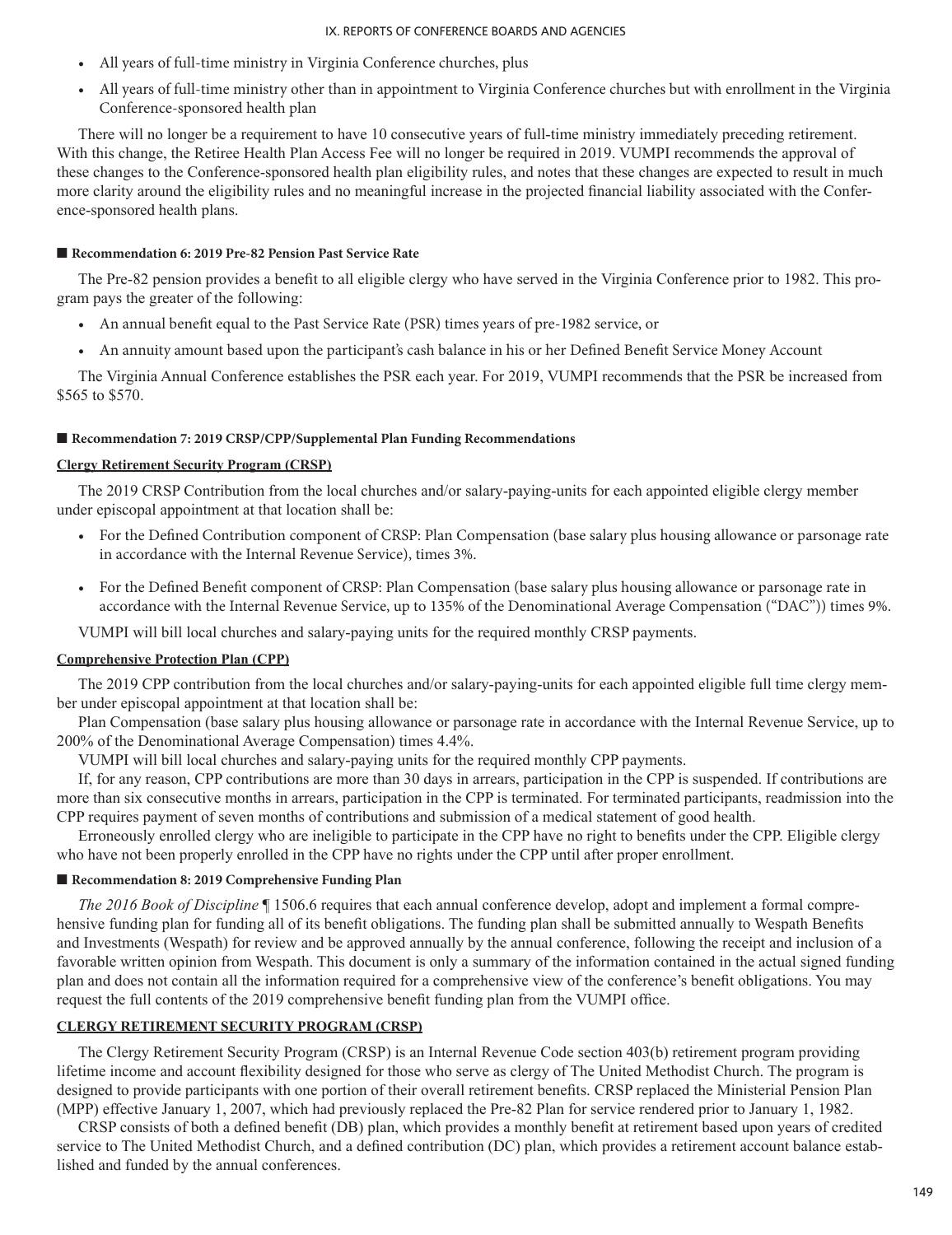- All years of full-time ministry in Virginia Conference churches, plus
- All years of full-time ministry other than in appointment to Virginia Conference churches but with enrollment in the Virginia Conference-sponsored health plan

There will no longer be a requirement to have 10 consecutive years of full-time ministry immediately preceding retirement. With this change, the Retiree Health Plan Access Fee will no longer be required in 2019. VUMPI recommends the approval of these changes to the Conference-sponsored health plan eligibility rules, and notes that these changes are expected to result in much more clarity around the eligibility rules and no meaningful increase in the projected financial liability associated with the Conference-sponsored health plans.

#### ■ Recommendation 6: 2019 Pre-82 Pension Past Service Rate

The Pre-82 pension provides a benefit to all eligible clergy who have served in the Virginia Conference prior to 1982. This program pays the greater of the following:

- An annual benefit equal to the Past Service Rate (PSR) times years of pre-1982 service, or
- An annuity amount based upon the participant's cash balance in his or her Defined Benefit Service Money Account

The Virginia Annual Conference establishes the PSR each year. For 2019, VUMPI recommends that the PSR be increased from $565 to $570.

#### ■ Recommendation 7: 2019 CRSP/CPP/Supplemental Plan Funding Recommendations

**Clergy Retirement Security Program (CRSP)**

The 2019 CRSP Contribution from the local churches and/or salary-paying-units for each appointed eligible clergy member under episcopal appointment at that location shall be:

- For the Defined Contribution component of CRSP: Plan Compensation (base salary plus housing allowance or parsonage rate in accordance with the Internal Revenue Service), times 3%.
- For the Defined Benefit component of CRSP: Plan Compensation (base salary plus housing allowance or parsonage rate in accordance with the Internal Revenue Service, up to 135% of the Denominational Average Compensation ("DAC")) times 9%.

VUMPI will bill local churches and salary-paying units for the required monthly CRSP payments.

**Comprehensive Protection Plan (CPP)**

The 2019 CPP contribution from the local churches and/or salary-paying-units for each appointed eligible full time clergy member under episcopal appointment at that location shall be:

Plan Compensation (base salary plus housing allowance or parsonage rate in accordance with the Internal Revenue Service, up to 200% of the Denominational Average Compensation) times 4.4%.

VUMPI will bill local churches and salary paying units for the required monthly CPP payments.

If, for any reason, CPP contributions are more than 30 days in arrears, participation in the CPP is suspended. If contributions are more than six consecutive months in arrears, participation in the CPP is terminated. For terminated participants, readmission into the CPP requires payment of seven months of contributions and submission of a medical statement of good health.

Erroneously enrolled clergy who are ineligible to participate in the CPP have no right to benefits under the CPP. Eligible clergy who have not been properly enrolled in the CPP have no rights under the CPP until after proper enrollment.

#### ■ Recommendation 8: 2019 Comprehensive Funding Plan

*The 2016 Book of Discipline* ¶ 1506.6 requires that each annual conference develop, adopt and implement a formal comprehensive funding plan for funding all of its benefit obligations. The funding plan shall be submitted annually to Wespath Benefits and Investments (Wespath) for review and be approved annually by the annual conference, following the receipt and inclusion of a favorable written opinion from Wespath. This document is only a summary of the information contained in the actual signed funding plan and does not contain all the information required for a comprehensive view of the conference's benefit obligations. You may request the full contents of the 2019 comprehensive benefit funding plan from the VUMPI office.

**CLERGY RETIREMENT SECURITY PROGRAM (CRSP)**

The Clergy Retirement Security Program (CRSP) is an Internal Revenue Code section 403(b) retirement program providing lifetime income and account flexibility designed for those who serve as clergy of The United Methodist Church. The program is designed to provide participants with one portion of their overall retirement benefits. CRSP replaced the Ministerial Pension Plan (MPP) effective January 1, 2007, which had previously replaced the Pre-82 Plan for service rendered prior to January 1, 1982.

CRSP consists of both a defined benefit (DB) plan, which provides a monthly benefit at retirement based upon years of credited service to The United Methodist Church, and a defined contribution (DC) plan, which provides a retirement account balance established and funded by the annual conferences.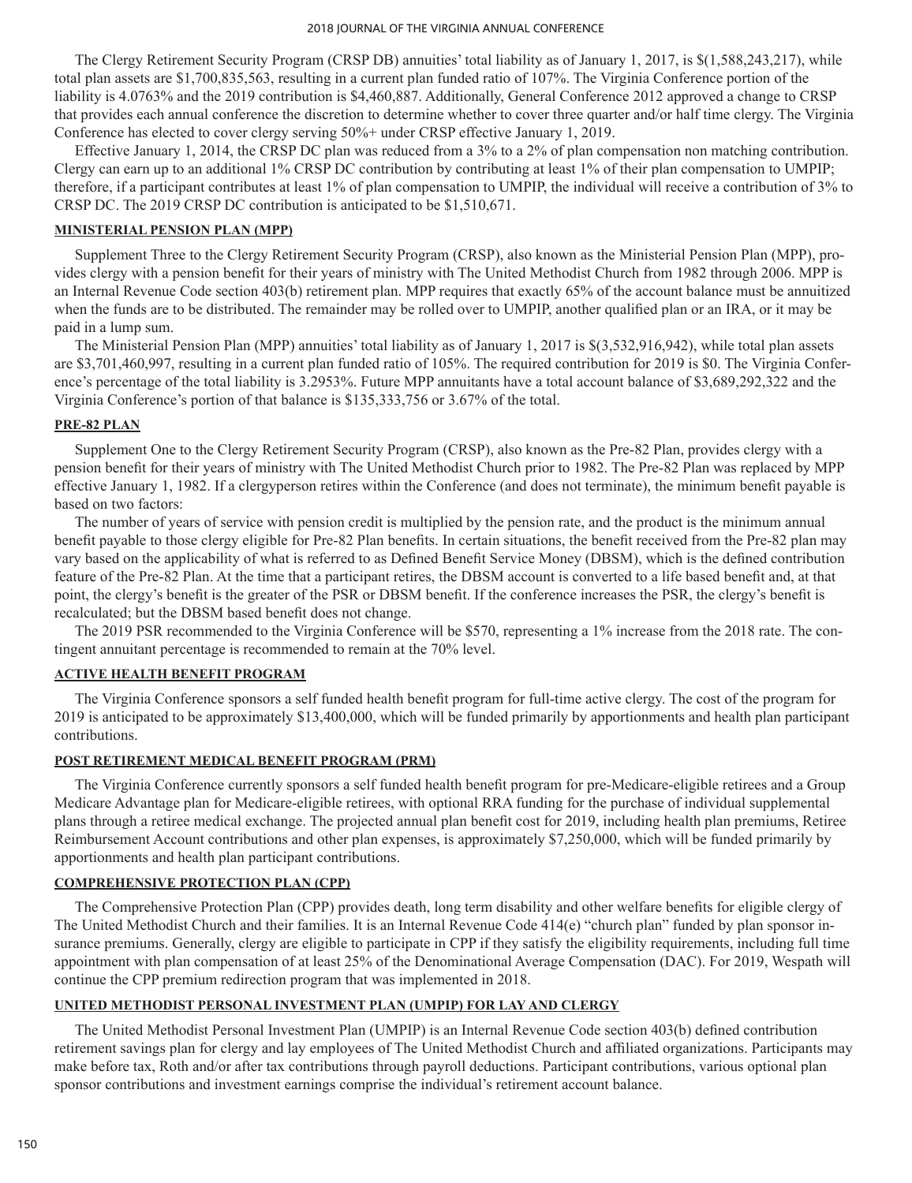The Clergy Retirement Security Program (CRSP DB) annuities' total liability as of January 1, 2017, is $(1,588,243,217), while total plan assets are $1,700,835,563, resulting in a current plan funded ratio of 107%. The Virginia Conference portion of the liability is 4.0763% and the 2019 contribution is $4,460,887. Additionally, General Conference 2012 approved a change to CRSP that provides each annual conference the discretion to determine whether to cover three quarter and/or half time clergy. The Virginia Conference has elected to cover clergy serving 50%+ under CRSP effective January 1, 2019.

Effective January 1, 2014, the CRSP DC plan was reduced from a 3% to a 2% of plan compensation non matching contribution. Clergy can earn up to an additional 1% CRSP DC contribution by contributing at least 1% of their plan compensation to UMPIP; therefore, if a participant contributes at least 1% of plan compensation to UMPIP, the individual will receive a contribution of 3% to CRSP DC. The 2019 CRSP DC contribution is anticipated to be $1,510,671.

## MINISTERIAL PENSION PLAN (MPP)

Supplement Three to the Clergy Retirement Security Program (CRSP), also known as the Ministerial Pension Plan (MPP), provides clergy with a pension benefit for their years of ministry with The United Methodist Church from 1982 through 2006. MPP is an Internal Revenue Code section 403(b) retirement plan. MPP requires that exactly 65% of the account balance must be annuitized when the funds are to be distributed. The remainder may be rolled over to UMPIP, another qualified plan or an IRA, or it may be paid in a lump sum.

The Ministerial Pension Plan (MPP) annuities' total liability as of January 1, 2017 is $(3,532,916,942), while total plan assets are $3,701,460,997, resulting in a current plan funded ratio of 105%. The required contribution for 2019 is $0. The Virginia Conference's percentage of the total liability is 3.2953%. Future MPP annuitants have a total account balance of $3,689,292,322 and the Virginia Conference's portion of that balance is $135,333,756 or 3.67% of the total.

## PRE-82 PLAN

Supplement One to the Clergy Retirement Security Program (CRSP), also known as the Pre-82 Plan, provides clergy with a pension benefit for their years of ministry with The United Methodist Church prior to 1982. The Pre-82 Plan was replaced by MPP effective January 1, 1982. If a clergyperson retires within the Conference (and does not terminate), the minimum benefit payable is based on two factors:

The number of years of service with pension credit is multiplied by the pension rate, and the product is the minimum annual benefit payable to those clergy eligible for Pre-82 Plan benefits. In certain situations, the benefit received from the Pre-82 plan may vary based on the applicability of what is referred to as Defined Benefit Service Money (DBSM), which is the defined contribution feature of the Pre-82 Plan. At the time that a participant retires, the DBSM account is converted to a life based benefit and, at that point, the clergy's benefit is the greater of the PSR or DBSM benefit. If the conference increases the PSR, the clergy's benefit is recalculated; but the DBSM based benefit does not change.

The 2019 PSR recommended to the Virginia Conference will be $570, representing a 1% increase from the 2018 rate. The contingent annuitant percentage is recommended to remain at the 70% level.

## ACTIVE HEALTH BENEFIT PROGRAM

The Virginia Conference sponsors a self funded health benefit program for full-time active clergy. The cost of the program for 2019 is anticipated to be approximately $13,400,000, which will be funded primarily by apportionments and health plan participant contributions.

## POST RETIREMENT MEDICAL BENEFIT PROGRAM (PRM)

The Virginia Conference currently sponsors a self funded health benefit program for pre-Medicare-eligible retirees and a Group Medicare Advantage plan for Medicare-eligible retirees, with optional RRA funding for the purchase of individual supplemental plans through a retiree medical exchange. The projected annual plan benefit cost for 2019, including health plan premiums, Retiree Reimbursement Account contributions and other plan expenses, is approximately $7,250,000, which will be funded primarily by apportionments and health plan participant contributions.

## COMPREHENSIVE PROTECTION PLAN (CPP)

The Comprehensive Protection Plan (CPP) provides death, long term disability and other welfare benefits for eligible clergy of The United Methodist Church and their families. It is an Internal Revenue Code 414(e) "church plan" funded by plan sponsor insurance premiums. Generally, clergy are eligible to participate in CPP if they satisfy the eligibility requirements, including full time appointment with plan compensation of at least 25% of the Denominational Average Compensation (DAC). For 2019, Wespath will continue the CPP premium redirection program that was implemented in 2018.

## UNITED METHODIST PERSONAL INVESTMENT PLAN (UMPIP) FOR LAY AND CLERGY

The United Methodist Personal Investment Plan (UMPIP) is an Internal Revenue Code section 403(b) defined contribution retirement savings plan for clergy and lay employees of The United Methodist Church and affiliated organizations. Participants may make before tax, Roth and/or after tax contributions through payroll deductions. Participant contributions, various optional plan sponsor contributions and investment earnings comprise the individual's retirement account balance.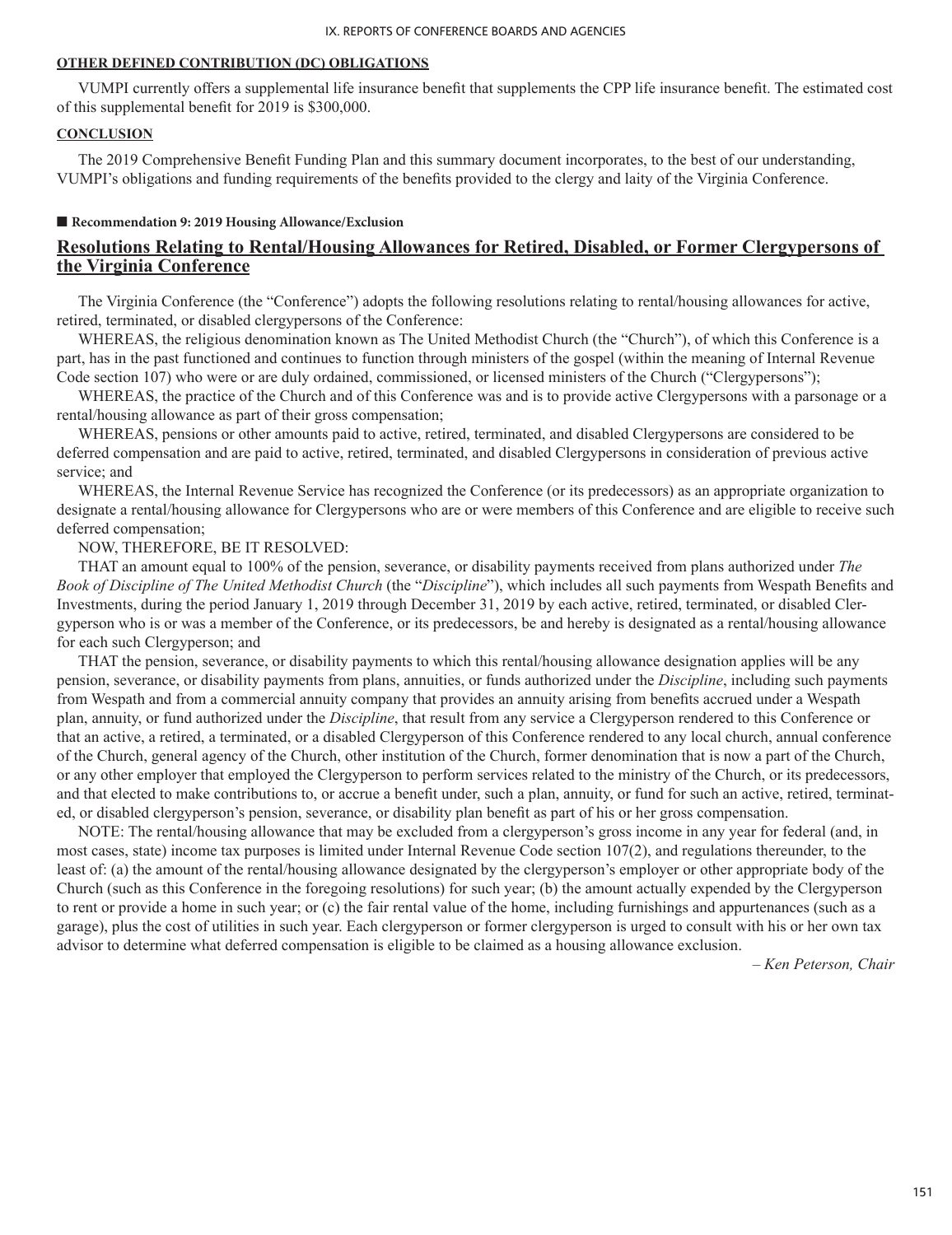**OTHER DEFINED CONTRIBUTION (DC) OBLIGATIONS**

VUMPI currently offers a supplemental life insurance benefit that supplements the CPP life insurance benefit. The estimated cost of this supplemental benefit for 2019 is $300,000.

**CONCLUSION**

The 2019 Comprehensive Benefit Funding Plan and this summary document incorporates, to the best of our understanding, VUMPI's obligations and funding requirements of the benefits provided to the clergy and laity of the Virginia Conference.

■ **Recommendation 9: 2019 Housing Allowance/Exclusion**

## Resolutions Relating to Rental/Housing Allowances for Retired, Disabled, or Former Clergypersons of the Virginia Conference

The Virginia Conference (the "Conference") adopts the following resolutions relating to rental/housing allowances for active, retired, terminated, or disabled clergypersons of the Conference:

WHEREAS, the religious denomination known as The United Methodist Church (the "Church"), of which this Conference is a part, has in the past functioned and continues to function through ministers of the gospel (within the meaning of Internal Revenue Code section 107) who were or are duly ordained, commissioned, or licensed ministers of the Church ("Clergypersons");

WHEREAS, the practice of the Church and of this Conference was and is to provide active Clergypersons with a parsonage or a rental/housing allowance as part of their gross compensation;

WHEREAS, pensions or other amounts paid to active, retired, terminated, and disabled Clergypersons are considered to be deferred compensation and are paid to active, retired, terminated, and disabled Clergypersons in consideration of previous active service; and

WHEREAS, the Internal Revenue Service has recognized the Conference (or its predecessors) as an appropriate organization to designate a rental/housing allowance for Clergypersons who are or were members of this Conference and are eligible to receive such deferred compensation;

NOW, THEREFORE, BE IT RESOLVED:

THAT an amount equal to 100% of the pension, severance, or disability payments received from plans authorized under *The Book of Discipline of The United Methodist Church* (the "*Discipline*"), which includes all such payments from Wespath Benefits and Investments, during the period January 1, 2019 through December 31, 2019 by each active, retired, terminated, or disabled Clergyperson who is or was a member of the Conference, or its predecessors, be and hereby is designated as a rental/housing allowance for each such Clergyperson; and

THAT the pension, severance, or disability payments to which this rental/housing allowance designation applies will be any pension, severance, or disability payments from plans, annuities, or funds authorized under the *Discipline*, including such payments from Wespath and from a commercial annuity company that provides an annuity arising from benefits accrued under a Wespath plan, annuity, or fund authorized under the *Discipline*, that result from any service a Clergyperson rendered to this Conference or that an active, a retired, a terminated, or a disabled Clergyperson of this Conference rendered to any local church, annual conference of the Church, general agency of the Church, other institution of the Church, former denomination that is now a part of the Church, or any other employer that employed the Clergyperson to perform services related to the ministry of the Church, or its predecessors, and that elected to make contributions to, or accrue a benefit under, such a plan, annuity, or fund for such an active, retired, terminated, or disabled clergyperson's pension, severance, or disability plan benefit as part of his or her gross compensation.

NOTE: The rental/housing allowance that may be excluded from a clergyperson's gross income in any year for federal (and, in most cases, state) income tax purposes is limited under Internal Revenue Code section 107(2), and regulations thereunder, to the least of: (a) the amount of the rental/housing allowance designated by the clergyperson's employer or other appropriate body of the Church (such as this Conference in the foregoing resolutions) for such year; (b) the amount actually expended by the Clergyperson to rent or provide a home in such year; or (c) the fair rental value of the home, including furnishings and appurtenances (such as a garage), plus the cost of utilities in such year. Each clergyperson or former clergyperson is urged to consult with his or her own tax advisor to determine what deferred compensation is eligible to be claimed as a housing allowance exclusion.

*– Ken Peterson, Chair*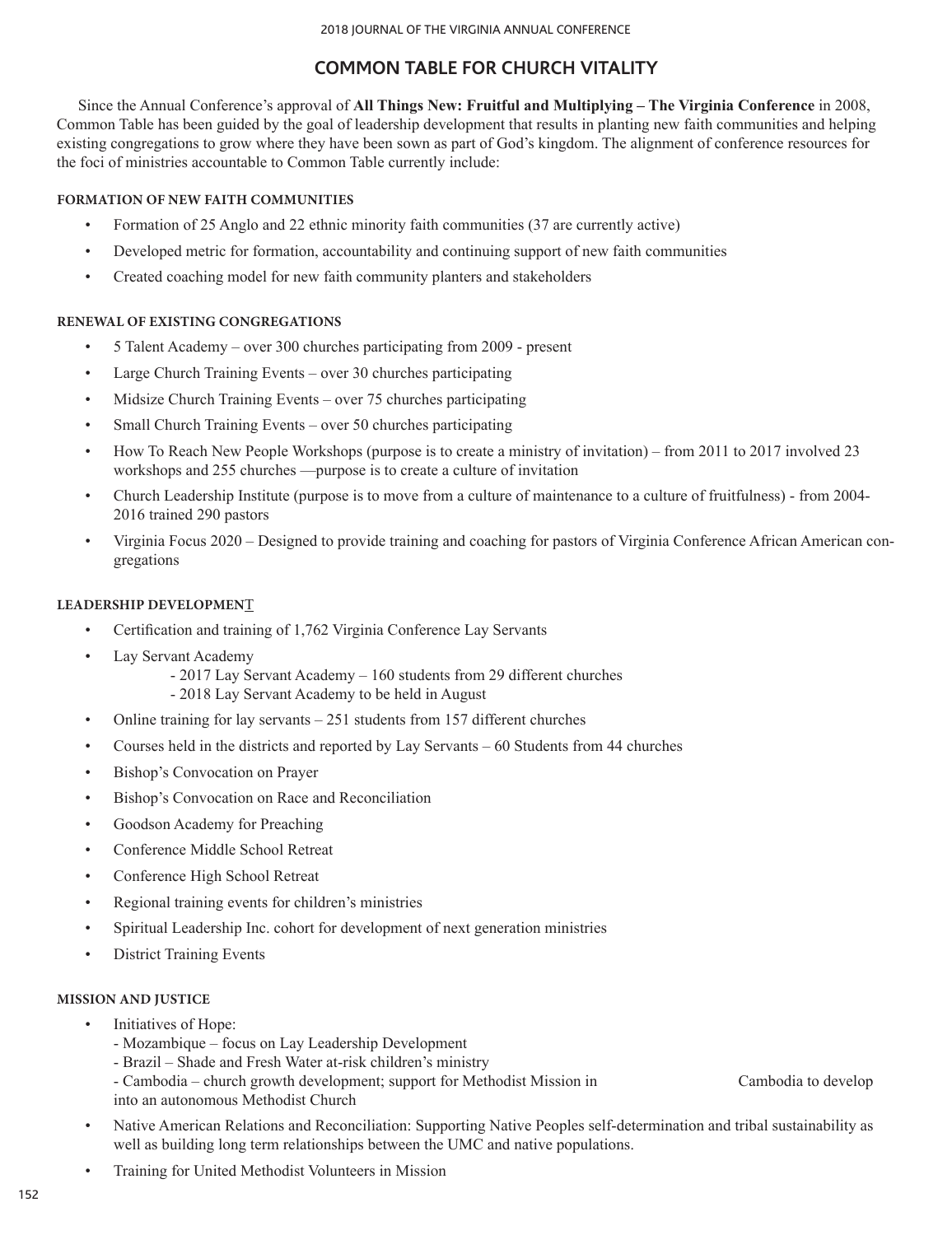# COMMON TABLE FOR CHURCH VITALITY

Since the Annual Conference's approval of **All Things New: Fruitful and Multiplying – The Virginia Conference** in 2008, Common Table has been guided by the goal of leadership development that results in planting new faith communities and helping existing congregations to grow where they have been sown as part of God's kingdom. The alignment of conference resources for the foci of ministries accountable to Common Table currently include:

### FORMATION OF NEW FAITH COMMUNITIES

- Formation of 25 Anglo and 22 ethnic minority faith communities (37 are currently active)
- Developed metric for formation, accountability and continuing support of new faith communities
- Created coaching model for new faith community planters and stakeholders

### RENEWAL OF EXISTING CONGREGATIONS

- 5 Talent Academy – over 300 churches participating from 2009 - present
- Large Church Training Events – over 30 churches participating
- Midsize Church Training Events – over 75 churches participating
- Small Church Training Events – over 50 churches participating
- How To Reach New People Workshops (purpose is to create a ministry of invitation) – from 2011 to 2017 involved 23 workshops and 255 churches —purpose is to create a culture of invitation
- Church Leadership Institute (purpose is to move from a culture of maintenance to a culture of fruitfulness) - from 2004-2016 trained 290 pastors
- Virginia Focus 2020 – Designed to provide training and coaching for pastors of Virginia Conference African American congregations

### LEADERSHIP DEVELOPMENT

- Certification and training of 1,762 Virginia Conference Lay Servants
- Lay Servant Academy
  - 2017 Lay Servant Academy – 160 students from 29 different churches
  - 2018 Lay Servant Academy to be held in August
- Online training for lay servants – 251 students from 157 different churches
- Courses held in the districts and reported by Lay Servants – 60 Students from 44 churches
- Bishop's Convocation on Prayer
- Bishop's Convocation on Race and Reconciliation
- Goodson Academy for Preaching
- Conference Middle School Retreat
- Conference High School Retreat
- Regional training events for children's ministries
- Spiritual Leadership Inc. cohort for development of next generation ministries
- District Training Events

### MISSION AND JUSTICE

- Initiatives of Hope:
  - Mozambique – focus on Lay Leadership Development
  - Brazil – Shade and Fresh Water at-risk children's ministry
  - Cambodia – church growth development; support for Methodist Mission in Cambodia to develop into an autonomous Methodist Church
- Native American Relations and Reconciliation: Supporting Native Peoples self-determination and tribal sustainability as well as building long term relationships between the UMC and native populations.
- Training for United Methodist Volunteers in Mission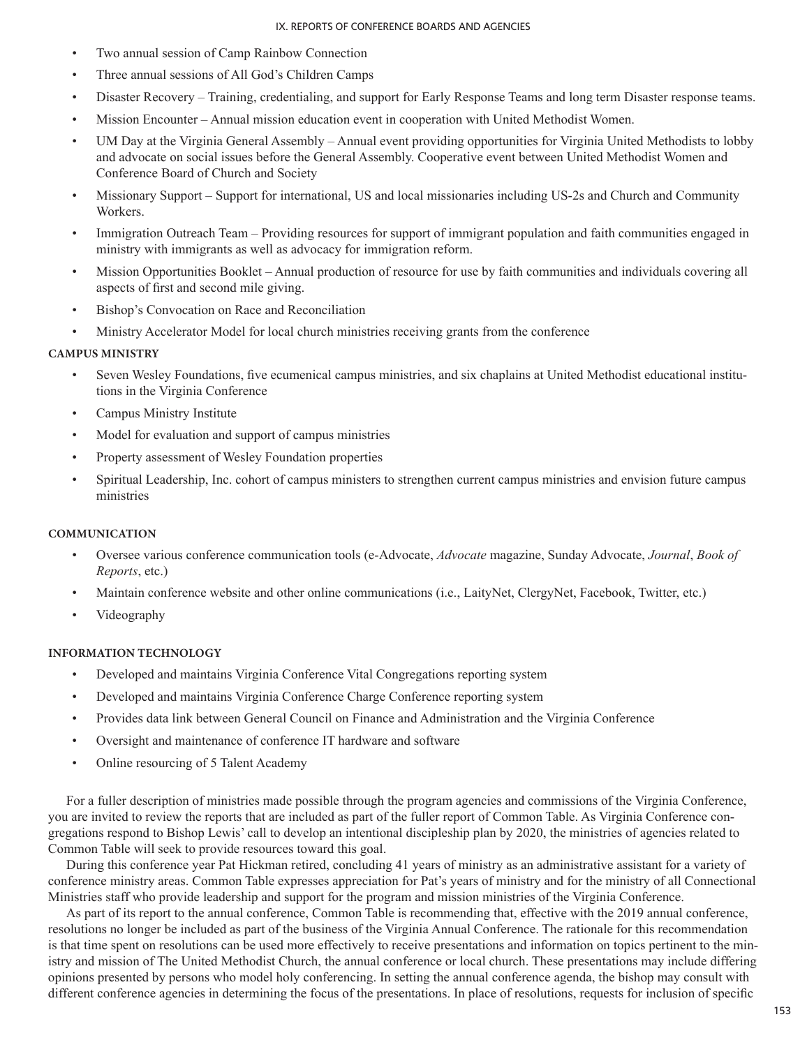- Two annual session of Camp Rainbow Connection
- Three annual sessions of All God's Children Camps
- Disaster Recovery – Training, credentialing, and support for Early Response Teams and long term Disaster response teams.
- Mission Encounter – Annual mission education event in cooperation with United Methodist Women.
- UM Day at the Virginia General Assembly – Annual event providing opportunities for Virginia United Methodists to lobby and advocate on social issues before the General Assembly. Cooperative event between United Methodist Women and Conference Board of Church and Society
- Missionary Support – Support for international, US and local missionaries including US-2s and Church and Community Workers.
- Immigration Outreach Team – Providing resources for support of immigrant population and faith communities engaged in ministry with immigrants as well as advocacy for immigration reform.
- Mission Opportunities Booklet – Annual production of resource for use by faith communities and individuals covering all aspects of first and second mile giving.
- Bishop's Convocation on Race and Reconciliation
- Ministry Accelerator Model for local church ministries receiving grants from the conference

**CAMPUS MINISTRY**

- Seven Wesley Foundations, five ecumenical campus ministries, and six chaplains at United Methodist educational institutions in the Virginia Conference
- Campus Ministry Institute
- Model for evaluation and support of campus ministries
- Property assessment of Wesley Foundation properties
- Spiritual Leadership, Inc. cohort of campus ministers to strengthen current campus ministries and envision future campus ministries

**COMMUNICATION**

- Oversee various conference communication tools (e-Advocate, *Advocate* magazine, Sunday Advocate, *Journal*, *Book of Reports*, etc.)
- Maintain conference website and other online communications (i.e., LaityNet, ClergyNet, Facebook, Twitter, etc.)
- Videography

**INFORMATION TECHNOLOGY**

- Developed and maintains Virginia Conference Vital Congregations reporting system
- Developed and maintains Virginia Conference Charge Conference reporting system
- Provides data link between General Council on Finance and Administration and the Virginia Conference
- Oversight and maintenance of conference IT hardware and software
- Online resourcing of 5 Talent Academy

For a fuller description of ministries made possible through the program agencies and commissions of the Virginia Conference, you are invited to review the reports that are included as part of the fuller report of Common Table. As Virginia Conference congregations respond to Bishop Lewis' call to develop an intentional discipleship plan by 2020, the ministries of agencies related to Common Table will seek to provide resources toward this goal.

During this conference year Pat Hickman retired, concluding 41 years of ministry as an administrative assistant for a variety of conference ministry areas. Common Table expresses appreciation for Pat's years of ministry and for the ministry of all Connectional Ministries staff who provide leadership and support for the program and mission ministries of the Virginia Conference.

As part of its report to the annual conference, Common Table is recommending that, effective with the 2019 annual conference, resolutions no longer be included as part of the business of the Virginia Annual Conference. The rationale for this recommendation is that time spent on resolutions can be used more effectively to receive presentations and information on topics pertinent to the ministry and mission of The United Methodist Church, the annual conference or local church. These presentations may include differing opinions presented by persons who model holy conferencing. In setting the annual conference agenda, the bishop may consult with different conference agencies in determining the focus of the presentations. In place of resolutions, requests for inclusion of specific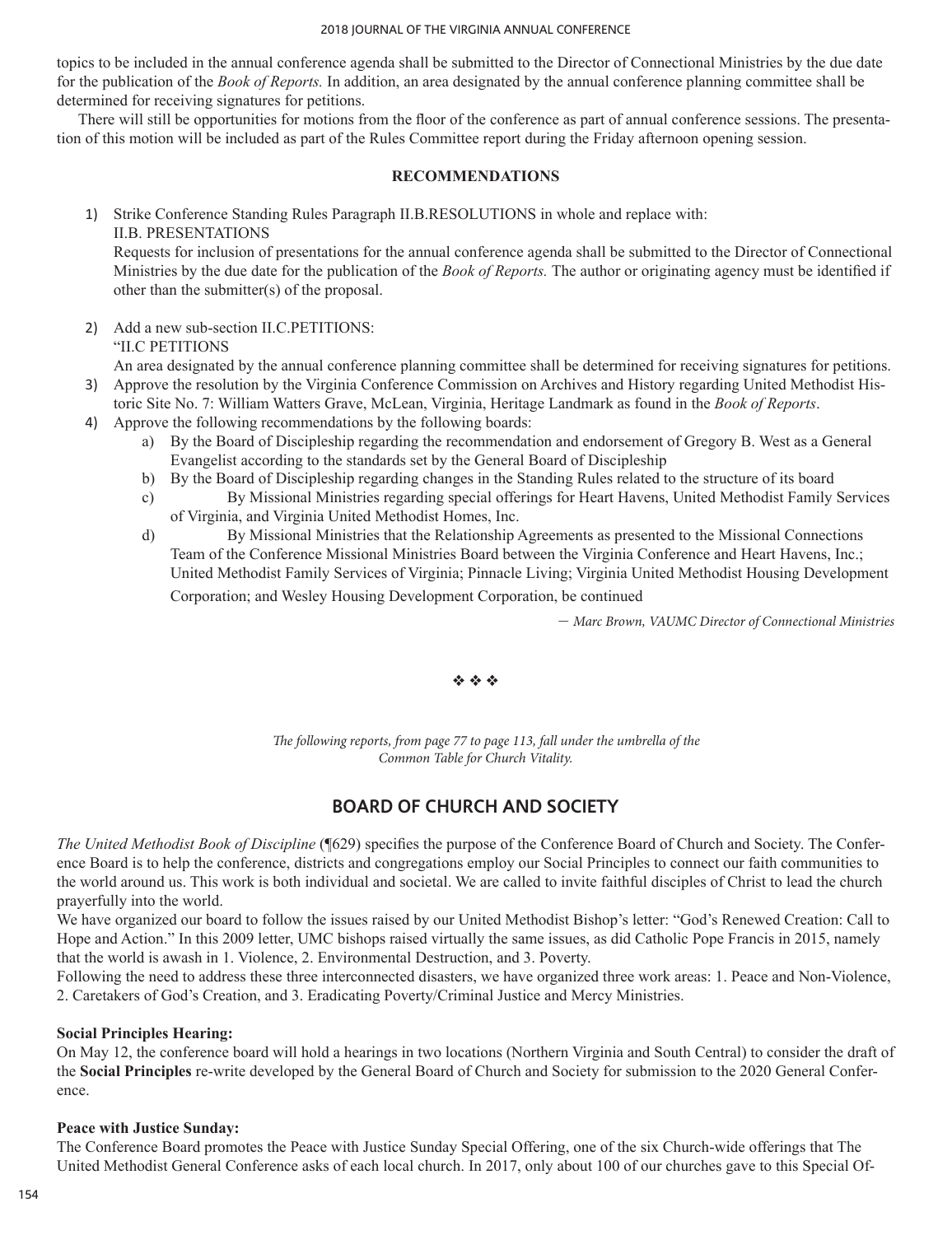topics to be included in the annual conference agenda shall be submitted to the Director of Connectional Ministries by the due date for the publication of the *Book of Reports.* In addition, an area designated by the annual conference planning committee shall be determined for receiving signatures for petitions.

There will still be opportunities for motions from the floor of the conference as part of annual conference sessions. The presentation of this motion will be included as part of the Rules Committee report during the Friday afternoon opening session.

**RECOMMENDATIONS**

1) Strike Conference Standing Rules Paragraph II.B.RESOLUTIONS in whole and replace with:
   II.B. PRESENTATIONS
   Requests for inclusion of presentations for the annual conference agenda shall be submitted to the Director of Connectional Ministries by the due date for the publication of the *Book of Reports.* The author or originating agency must be identified if other than the submitter(s) of the proposal.

2) Add a new sub-section II.C.PETITIONS:
   "II.C PETITIONS
   An area designated by the annual conference planning committee shall be determined for receiving signatures for petitions.

3) Approve the resolution by the Virginia Conference Commission on Archives and History regarding United Methodist Historic Site No. 7: William Watters Grave, McLean, Virginia, Heritage Landmark as found in the *Book of Reports*.

4) Approve the following recommendations by the following boards:
   a) By the Board of Discipleship regarding the recommendation and endorsement of Gregory B. West as a General Evangelist according to the standards set by the General Board of Discipleship
   b) By the Board of Discipleship regarding changes in the Standing Rules related to the structure of its board
   c) By Missional Ministries regarding special offerings for Heart Havens, United Methodist Family Services of Virginia, and Virginia United Methodist Homes, Inc.
   d) By Missional Ministries that the Relationship Agreements as presented to the Missional Connections Team of the Conference Missional Ministries Board between the Virginia Conference and Heart Havens, Inc.; United Methodist Family Services of Virginia; Pinnacle Living; Virginia United Methodist Housing Development Corporation; and Wesley Housing Development Corporation, be continued

*— Marc Brown, VAUMC Director of Connectional Ministries*

❖ ❖ ❖

*The following reports, from page 77 to page 113, fall under the umbrella of the Common Table for Church Vitality.*

## BOARD OF CHURCH AND SOCIETY

*The United Methodist Book of Discipline* (¶629) specifies the purpose of the Conference Board of Church and Society. The Conference Board is to help the conference, districts and congregations employ our Social Principles to connect our faith communities to the world around us. This work is both individual and societal. We are called to invite faithful disciples of Christ to lead the church prayerfully into the world.

We have organized our board to follow the issues raised by our United Methodist Bishop's letter: "God's Renewed Creation: Call to Hope and Action." In this 2009 letter, UMC bishops raised virtually the same issues, as did Catholic Pope Francis in 2015, namely that the world is awash in 1. Violence, 2. Environmental Destruction, and 3. Poverty.

Following the need to address these three interconnected disasters, we have organized three work areas: 1. Peace and Non-Violence, 2. Caretakers of God's Creation, and 3. Eradicating Poverty/Criminal Justice and Mercy Ministries.

**Social Principles Hearing:**
On May 12, the conference board will hold a hearings in two locations (Northern Virginia and South Central) to consider the draft of the **Social Principles** re-write developed by the General Board of Church and Society for submission to the 2020 General Conference.

**Peace with Justice Sunday:**
The Conference Board promotes the Peace with Justice Sunday Special Offering, one of the six Church-wide offerings that The United Methodist General Conference asks of each local church. In 2017, only about 100 of our churches gave to this Special Of-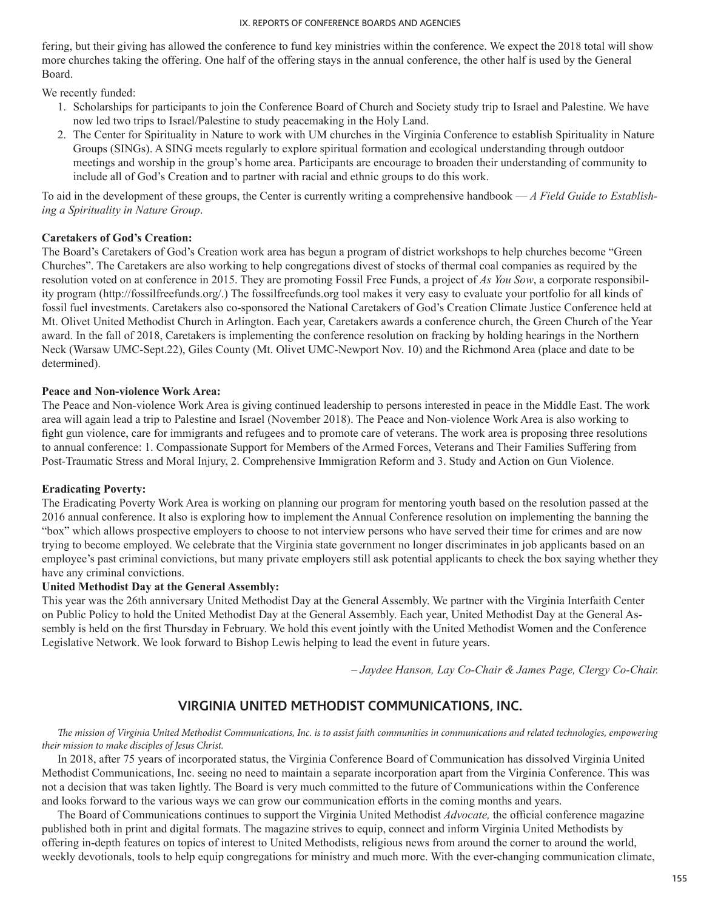fering, but their giving has allowed the conference to fund key ministries within the conference. We expect the 2018 total will show more churches taking the offering. One half of the offering stays in the annual conference, the other half is used by the General Board.

We recently funded:

1. Scholarships for participants to join the Conference Board of Church and Society study trip to Israel and Palestine. We have now led two trips to Israel/Palestine to study peacemaking in the Holy Land.
2. The Center for Spirituality in Nature to work with UM churches in the Virginia Conference to establish Spirituality in Nature Groups (SINGs). A SING meets regularly to explore spiritual formation and ecological understanding through outdoor meetings and worship in the group's home area. Participants are encourage to broaden their understanding of community to include all of God's Creation and to partner with racial and ethnic groups to do this work.

To aid in the development of these groups, the Center is currently writing a comprehensive handbook — *A Field Guide to Establishing a Spirituality in Nature Group*.

**Caretakers of God's Creation:**
The Board's Caretakers of God's Creation work area has begun a program of district workshops to help churches become "Green Churches". The Caretakers are also working to help congregations divest of stocks of thermal coal companies as required by the resolution voted on at conference in 2015. They are promoting Fossil Free Funds, a project of *As You Sow*, a corporate responsibility program (http://fossilfreefunds.org/.) The fossilfreefunds.org tool makes it very easy to evaluate your portfolio for all kinds of fossil fuel investments. Caretakers also co-sponsored the National Caretakers of God's Creation Climate Justice Conference held at Mt. Olivet United Methodist Church in Arlington. Each year, Caretakers awards a conference church, the Green Church of the Year award. In the fall of 2018, Caretakers is implementing the conference resolution on fracking by holding hearings in the Northern Neck (Warsaw UMC-Sept.22), Giles County (Mt. Olivet UMC-Newport Nov. 10) and the Richmond Area (place and date to be determined).

**Peace and Non-violence Work Area:**
The Peace and Non-violence Work Area is giving continued leadership to persons interested in peace in the Middle East. The work area will again lead a trip to Palestine and Israel (November 2018). The Peace and Non-violence Work Area is also working to fight gun violence, care for immigrants and refugees and to promote care of veterans. The work area is proposing three resolutions to annual conference: 1. Compassionate Support for Members of the Armed Forces, Veterans and Their Families Suffering from Post-Traumatic Stress and Moral Injury, 2. Comprehensive Immigration Reform and 3. Study and Action on Gun Violence.

**Eradicating Poverty:**
The Eradicating Poverty Work Area is working on planning our program for mentoring youth based on the resolution passed at the 2016 annual conference. It also is exploring how to implement the Annual Conference resolution on implementing the banning the "box" which allows prospective employers to choose to not interview persons who have served their time for crimes and are now trying to become employed. We celebrate that the Virginia state government no longer discriminates in job applicants based on an employee's past criminal convictions, but many private employers still ask potential applicants to check the box saying whether they have any criminal convictions.

**United Methodist Day at the General Assembly:**
This year was the 26th anniversary United Methodist Day at the General Assembly. We partner with the Virginia Interfaith Center on Public Policy to hold the United Methodist Day at the General Assembly. Each year, United Methodist Day at the General Assembly is held on the first Thursday in February. We hold this event jointly with the United Methodist Women and the Conference Legislative Network. We look forward to Bishop Lewis helping to lead the event in future years.

*– Jaydee Hanson, Lay Co-Chair & James Page, Clergy Co-Chair.*

## VIRGINIA UNITED METHODIST COMMUNICATIONS, INC.

*The mission of Virginia United Methodist Communications, Inc. is to assist faith communities in communications and related technologies, empowering their mission to make disciples of Jesus Christ.*

In 2018, after 75 years of incorporated status, the Virginia Conference Board of Communication has dissolved Virginia United Methodist Communications, Inc. seeing no need to maintain a separate incorporation apart from the Virginia Conference. This was not a decision that was taken lightly. The Board is very much committed to the future of Communications within the Conference and looks forward to the various ways we can grow our communication efforts in the coming months and years.

The Board of Communications continues to support the Virginia United Methodist *Advocate,* the official conference magazine published both in print and digital formats. The magazine strives to equip, connect and inform Virginia United Methodists by offering in-depth features on topics of interest to United Methodists, religious news from around the corner to around the world, weekly devotionals, tools to help equip congregations for ministry and much more. With the ever-changing communication climate,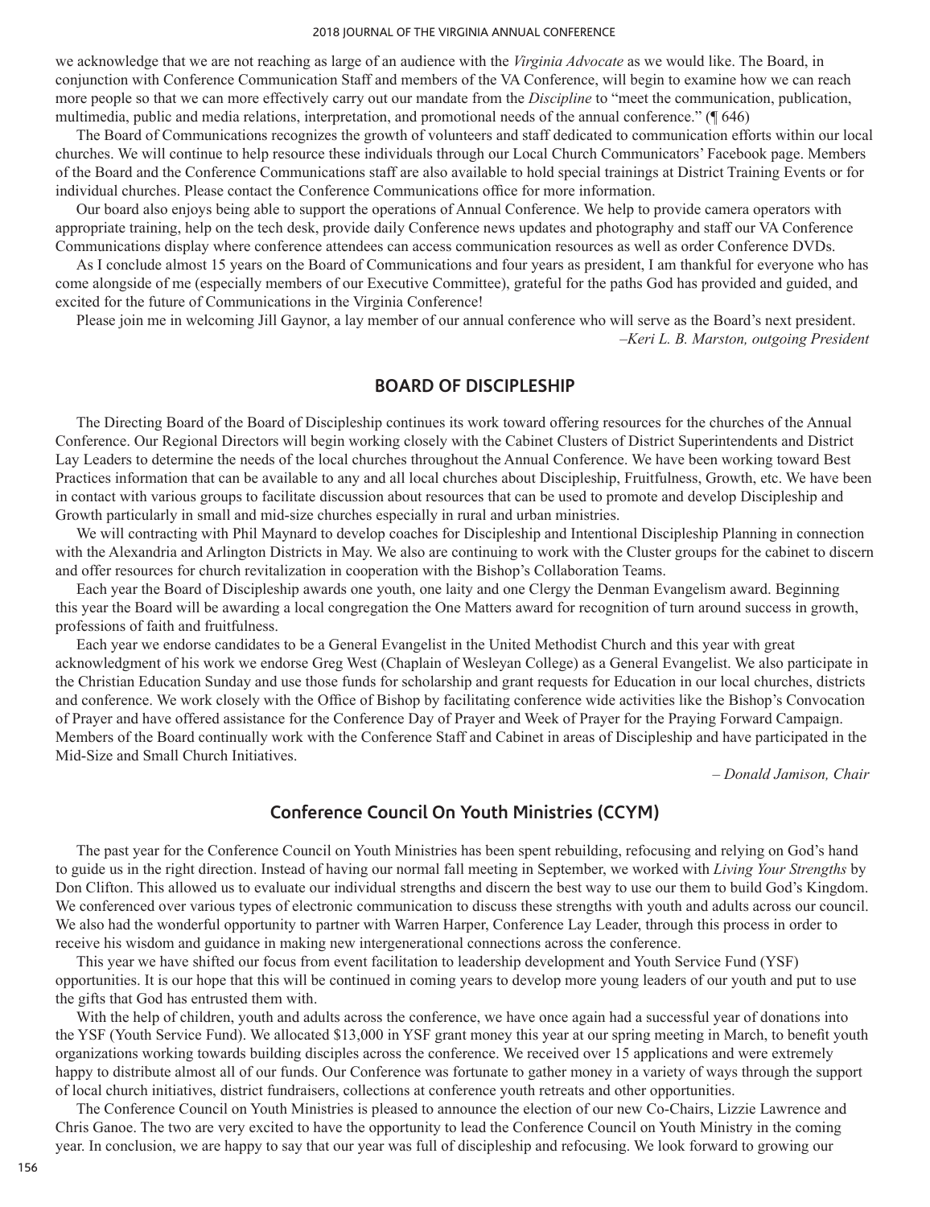we acknowledge that we are not reaching as large of an audience with the *Virginia Advocate* as we would like. The Board, in conjunction with Conference Communication Staff and members of the VA Conference, will begin to examine how we can reach more people so that we can more effectively carry out our mandate from the *Discipline* to "meet the communication, publication, multimedia, public and media relations, interpretation, and promotional needs of the annual conference." (¶ 646)

The Board of Communications recognizes the growth of volunteers and staff dedicated to communication efforts within our local churches. We will continue to help resource these individuals through our Local Church Communicators' Facebook page. Members of the Board and the Conference Communications staff are also available to hold special trainings at District Training Events or for individual churches. Please contact the Conference Communications office for more information.

Our board also enjoys being able to support the operations of Annual Conference. We help to provide camera operators with appropriate training, help on the tech desk, provide daily Conference news updates and photography and staff our VA Conference Communications display where conference attendees can access communication resources as well as order Conference DVDs.

As I conclude almost 15 years on the Board of Communications and four years as president, I am thankful for everyone who has come alongside of me (especially members of our Executive Committee), grateful for the paths God has provided and guided, and excited for the future of Communications in the Virginia Conference!

Please join me in welcoming Jill Gaynor, a lay member of our annual conference who will serve as the Board's next president.

*–Keri L. B. Marston, outgoing President*

## BOARD OF DISCIPLESHIP

The Directing Board of the Board of Discipleship continues its work toward offering resources for the churches of the Annual Conference. Our Regional Directors will begin working closely with the Cabinet Clusters of District Superintendents and District Lay Leaders to determine the needs of the local churches throughout the Annual Conference. We have been working toward Best Practices information that can be available to any and all local churches about Discipleship, Fruitfulness, Growth, etc. We have been in contact with various groups to facilitate discussion about resources that can be used to promote and develop Discipleship and Growth particularly in small and mid-size churches especially in rural and urban ministries.

We will contracting with Phil Maynard to develop coaches for Discipleship and Intentional Discipleship Planning in connection with the Alexandria and Arlington Districts in May. We also are continuing to work with the Cluster groups for the cabinet to discern and offer resources for church revitalization in cooperation with the Bishop's Collaboration Teams.

Each year the Board of Discipleship awards one youth, one laity and one Clergy the Denman Evangelism award. Beginning this year the Board will be awarding a local congregation the One Matters award for recognition of turn around success in growth, professions of faith and fruitfulness.

Each year we endorse candidates to be a General Evangelist in the United Methodist Church and this year with great acknowledgment of his work we endorse Greg West (Chaplain of Wesleyan College) as a General Evangelist. We also participate in the Christian Education Sunday and use those funds for scholarship and grant requests for Education in our local churches, districts and conference. We work closely with the Office of Bishop by facilitating conference wide activities like the Bishop's Convocation of Prayer and have offered assistance for the Conference Day of Prayer and Week of Prayer for the Praying Forward Campaign. Members of the Board continually work with the Conference Staff and Cabinet in areas of Discipleship and have participated in the Mid-Size and Small Church Initiatives.

*– Donald Jamison, Chair*

## Conference Council On Youth Ministries (CCYM)

The past year for the Conference Council on Youth Ministries has been spent rebuilding, refocusing and relying on God's hand to guide us in the right direction. Instead of having our normal fall meeting in September, we worked with *Living Your Strengths* by Don Clifton. This allowed us to evaluate our individual strengths and discern the best way to use our them to build God's Kingdom. We conferenced over various types of electronic communication to discuss these strengths with youth and adults across our council. We also had the wonderful opportunity to partner with Warren Harper, Conference Lay Leader, through this process in order to receive his wisdom and guidance in making new intergenerational connections across the conference.

This year we have shifted our focus from event facilitation to leadership development and Youth Service Fund (YSF) opportunities. It is our hope that this will be continued in coming years to develop more young leaders of our youth and put to use the gifts that God has entrusted them with.

With the help of children, youth and adults across the conference, we have once again had a successful year of donations into the YSF (Youth Service Fund). We allocated $13,000 in YSF grant money this year at our spring meeting in March, to benefit youth organizations working towards building disciples across the conference. We received over 15 applications and were extremely happy to distribute almost all of our funds. Our Conference was fortunate to gather money in a variety of ways through the support of local church initiatives, district fundraisers, collections at conference youth retreats and other opportunities.

The Conference Council on Youth Ministries is pleased to announce the election of our new Co-Chairs, Lizzie Lawrence and Chris Ganoe. The two are very excited to have the opportunity to lead the Conference Council on Youth Ministry in the coming year. In conclusion, we are happy to say that our year was full of discipleship and refocusing. We look forward to growing our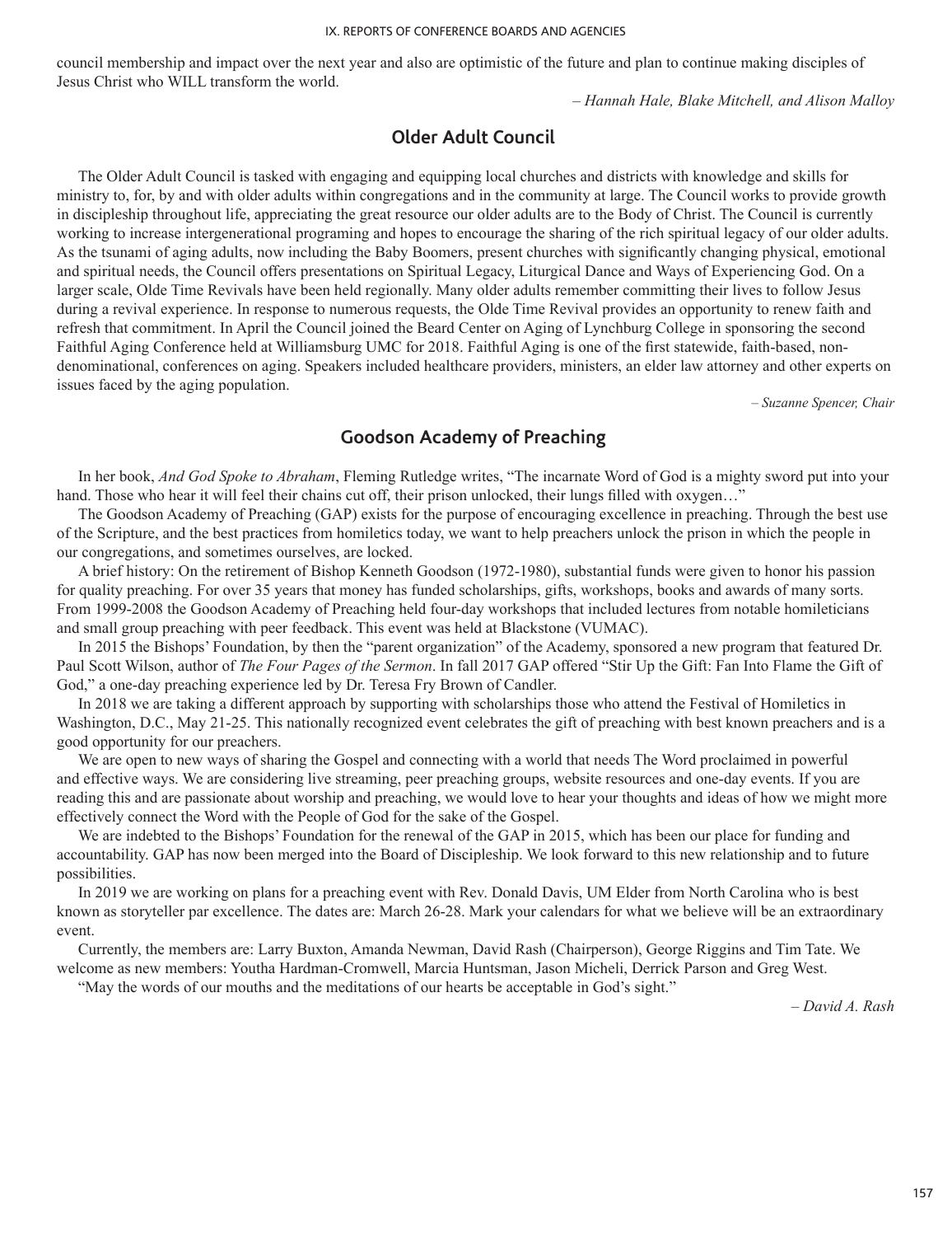council membership and impact over the next year and also are optimistic of the future and plan to continue making disciples of Jesus Christ who WILL transform the world.

*– Hannah Hale, Blake Mitchell, and Alison Malloy*

## Older Adult Council

The Older Adult Council is tasked with engaging and equipping local churches and districts with knowledge and skills for ministry to, for, by and with older adults within congregations and in the community at large. The Council works to provide growth in discipleship throughout life, appreciating the great resource our older adults are to the Body of Christ. The Council is currently working to increase intergenerational programing and hopes to encourage the sharing of the rich spiritual legacy of our older adults. As the tsunami of aging adults, now including the Baby Boomers, present churches with significantly changing physical, emotional and spiritual needs, the Council offers presentations on Spiritual Legacy, Liturgical Dance and Ways of Experiencing God. On a larger scale, Olde Time Revivals have been held regionally. Many older adults remember committing their lives to follow Jesus during a revival experience. In response to numerous requests, the Olde Time Revival provides an opportunity to renew faith and refresh that commitment. In April the Council joined the Beard Center on Aging of Lynchburg College in sponsoring the second Faithful Aging Conference held at Williamsburg UMC for 2018. Faithful Aging is one of the first statewide, faith-based, non-denominational, conferences on aging. Speakers included healthcare providers, ministers, an elder law attorney and other experts on issues faced by the aging population.

*– Suzanne Spencer, Chair*

## Goodson Academy of Preaching

In her book, *And God Spoke to Abraham*, Fleming Rutledge writes, "The incarnate Word of God is a mighty sword put into your hand. Those who hear it will feel their chains cut off, their prison unlocked, their lungs filled with oxygen…"

The Goodson Academy of Preaching (GAP) exists for the purpose of encouraging excellence in preaching. Through the best use of the Scripture, and the best practices from homiletics today, we want to help preachers unlock the prison in which the people in our congregations, and sometimes ourselves, are locked.

A brief history: On the retirement of Bishop Kenneth Goodson (1972-1980), substantial funds were given to honor his passion for quality preaching. For over 35 years that money has funded scholarships, gifts, workshops, books and awards of many sorts. From 1999-2008 the Goodson Academy of Preaching held four-day workshops that included lectures from notable homileticians and small group preaching with peer feedback. This event was held at Blackstone (VUMAC).

In 2015 the Bishops' Foundation, by then the "parent organization" of the Academy, sponsored a new program that featured Dr. Paul Scott Wilson, author of *The Four Pages of the Sermon*. In fall 2017 GAP offered "Stir Up the Gift: Fan Into Flame the Gift of God," a one-day preaching experience led by Dr. Teresa Fry Brown of Candler.

In 2018 we are taking a different approach by supporting with scholarships those who attend the Festival of Homiletics in Washington, D.C., May 21-25. This nationally recognized event celebrates the gift of preaching with best known preachers and is a good opportunity for our preachers.

We are open to new ways of sharing the Gospel and connecting with a world that needs The Word proclaimed in powerful and effective ways. We are considering live streaming, peer preaching groups, website resources and one-day events. If you are reading this and are passionate about worship and preaching, we would love to hear your thoughts and ideas of how we might more effectively connect the Word with the People of God for the sake of the Gospel.

We are indebted to the Bishops' Foundation for the renewal of the GAP in 2015, which has been our place for funding and accountability. GAP has now been merged into the Board of Discipleship. We look forward to this new relationship and to future possibilities.

In 2019 we are working on plans for a preaching event with Rev. Donald Davis, UM Elder from North Carolina who is best known as storyteller par excellence. The dates are: March 26-28. Mark your calendars for what we believe will be an extraordinary event.

Currently, the members are: Larry Buxton, Amanda Newman, David Rash (Chairperson), George Riggins and Tim Tate. We welcome as new members: Youtha Hardman-Cromwell, Marcia Huntsman, Jason Micheli, Derrick Parson and Greg West.

"May the words of our mouths and the meditations of our hearts be acceptable in God's sight."

*– David A. Rash*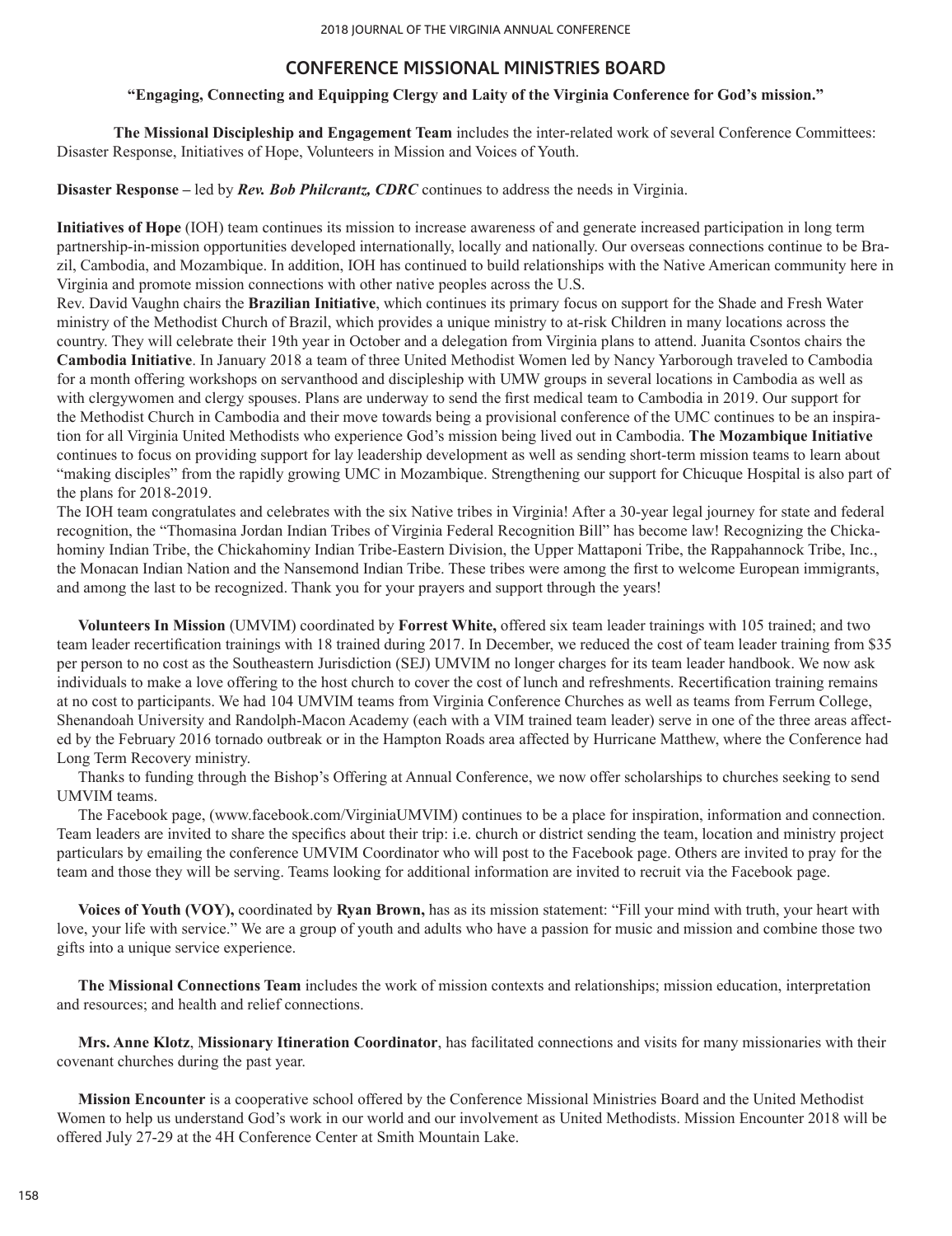## CONFERENCE MISSIONAL MINISTRIES BOARD

**"Engaging, Connecting and Equipping Clergy and Laity of the Virginia Conference for God's mission."**

**The Missional Discipleship and Engagement Team** includes the inter-related work of several Conference Committees: Disaster Response, Initiatives of Hope, Volunteers in Mission and Voices of Youth.

**Disaster Response –** led by ***Rev. Bob Philcrantz, CDRC*** continues to address the needs in Virginia.

**Initiatives of Hope** (IOH) team continues its mission to increase awareness of and generate increased participation in long term partnership-in-mission opportunities developed internationally, locally and nationally. Our overseas connections continue to be Brazil, Cambodia, and Mozambique. In addition, IOH has continued to build relationships with the Native American community here in Virginia and promote mission connections with other native peoples across the U.S.

Rev. David Vaughn chairs the **Brazilian Initiative**, which continues its primary focus on support for the Shade and Fresh Water ministry of the Methodist Church of Brazil, which provides a unique ministry to at-risk Children in many locations across the country. They will celebrate their 19th year in October and a delegation from Virginia plans to attend. Juanita Csontos chairs the **Cambodia Initiative**. In January 2018 a team of three United Methodist Women led by Nancy Yarborough traveled to Cambodia for a month offering workshops on servanthood and discipleship with UMW groups in several locations in Cambodia as well as with clergywomen and clergy spouses. Plans are underway to send the first medical team to Cambodia in 2019. Our support for the Methodist Church in Cambodia and their move towards being a provisional conference of the UMC continues to be an inspiration for all Virginia United Methodists who experience God's mission being lived out in Cambodia. **The Mozambique Initiative** continues to focus on providing support for lay leadership development as well as sending short-term mission teams to learn about "making disciples" from the rapidly growing UMC in Mozambique. Strengthening our support for Chicuque Hospital is also part of the plans for 2018-2019.

The IOH team congratulates and celebrates with the six Native tribes in Virginia! After a 30-year legal journey for state and federal recognition, the "Thomasina Jordan Indian Tribes of Virginia Federal Recognition Bill" has become law! Recognizing the Chickahominy Indian Tribe, the Chickahominy Indian Tribe-Eastern Division, the Upper Mattaponi Tribe, the Rappahannock Tribe, Inc., the Monacan Indian Nation and the Nansemond Indian Tribe. These tribes were among the first to welcome European immigrants, and among the last to be recognized. Thank you for your prayers and support through the years!

**Volunteers In Mission** (UMVIM) coordinated by **Forrest White,** offered six team leader trainings with 105 trained; and two team leader recertification trainings with 18 trained during 2017. In December, we reduced the cost of team leader training from $35 per person to no cost as the Southeastern Jurisdiction (SEJ) UMVIM no longer charges for its team leader handbook. We now ask individuals to make a love offering to the host church to cover the cost of lunch and refreshments. Recertification training remains at no cost to participants. We had 104 UMVIM teams from Virginia Conference Churches as well as teams from Ferrum College, Shenandoah University and Randolph-Macon Academy (each with a VIM trained team leader) serve in one of the three areas affected by the February 2016 tornado outbreak or in the Hampton Roads area affected by Hurricane Matthew, where the Conference had Long Term Recovery ministry.

Thanks to funding through the Bishop's Offering at Annual Conference, we now offer scholarships to churches seeking to send UMVIM teams.

The Facebook page, (www.facebook.com/VirginiaUMVIM) continues to be a place for inspiration, information and connection. Team leaders are invited to share the specifics about their trip: i.e. church or district sending the team, location and ministry project particulars by emailing the conference UMVIM Coordinator who will post to the Facebook page. Others are invited to pray for the team and those they will be serving. Teams looking for additional information are invited to recruit via the Facebook page.

**Voices of Youth (VOY),** coordinated by **Ryan Brown,** has as its mission statement: "Fill your mind with truth, your heart with love, your life with service." We are a group of youth and adults who have a passion for music and mission and combine those two gifts into a unique service experience.

**The Missional Connections Team** includes the work of mission contexts and relationships; mission education, interpretation and resources; and health and relief connections.

**Mrs. Anne Klotz**, **Missionary Itineration Coordinator**, has facilitated connections and visits for many missionaries with their covenant churches during the past year.

**Mission Encounter** is a cooperative school offered by the Conference Missional Ministries Board and the United Methodist Women to help us understand God's work in our world and our involvement as United Methodists. Mission Encounter 2018 will be offered July 27-29 at the 4H Conference Center at Smith Mountain Lake.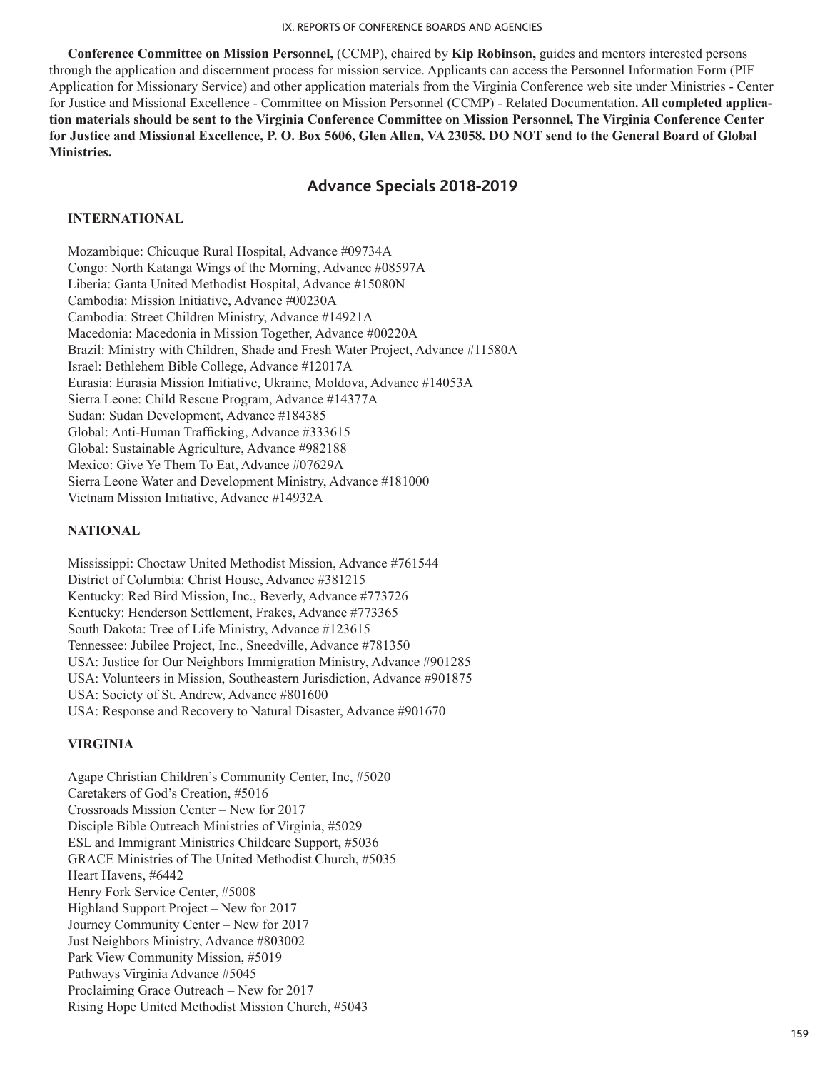**Conference Committee on Mission Personnel,** (CCMP), chaired by **Kip Robinson,** guides and mentors interested persons through the application and discernment process for mission service. Applicants can access the Personnel Information Form (PIF– Application for Missionary Service) and other application materials from the Virginia Conference web site under Ministries - Center for Justice and Missional Excellence - Committee on Mission Personnel (CCMP) - Related Documentation**. All completed application materials should be sent to the Virginia Conference Committee on Mission Personnel, The Virginia Conference Center for Justice and Missional Excellence, P. O. Box 5606, Glen Allen, VA 23058. DO NOT send to the General Board of Global Ministries.**

## Advance Specials 2018-2019

### INTERNATIONAL

Mozambique: Chicuque Rural Hospital, Advance #09734A
Congo: North Katanga Wings of the Morning, Advance #08597A
Liberia: Ganta United Methodist Hospital, Advance #15080N
Cambodia: Mission Initiative, Advance #00230A
Cambodia: Street Children Ministry, Advance #14921A
Macedonia: Macedonia in Mission Together, Advance #00220A
Brazil: Ministry with Children, Shade and Fresh Water Project, Advance #11580A
Israel: Bethlehem Bible College, Advance #12017A
Eurasia: Eurasia Mission Initiative, Ukraine, Moldova, Advance #14053A
Sierra Leone: Child Rescue Program, Advance #14377A
Sudan: Sudan Development, Advance #184385
Global: Anti-Human Trafficking, Advance #333615
Global: Sustainable Agriculture, Advance #982188
Mexico: Give Ye Them To Eat, Advance #07629A
Sierra Leone Water and Development Ministry, Advance #181000
Vietnam Mission Initiative, Advance #14932A

### NATIONAL

Mississippi: Choctaw United Methodist Mission, Advance #761544
District of Columbia: Christ House, Advance #381215
Kentucky: Red Bird Mission, Inc., Beverly, Advance #773726
Kentucky: Henderson Settlement, Frakes, Advance #773365
South Dakota: Tree of Life Ministry, Advance #123615
Tennessee: Jubilee Project, Inc., Sneedville, Advance #781350
USA: Justice for Our Neighbors Immigration Ministry, Advance #901285
USA: Volunteers in Mission, Southeastern Jurisdiction, Advance #901875
USA: Society of St. Andrew, Advance #801600
USA: Response and Recovery to Natural Disaster, Advance #901670

### VIRGINIA

Agape Christian Children's Community Center, Inc, #5020
Caretakers of God's Creation, #5016
Crossroads Mission Center – New for 2017
Disciple Bible Outreach Ministries of Virginia, #5029
ESL and Immigrant Ministries Childcare Support, #5036
GRACE Ministries of The United Methodist Church, #5035
Heart Havens, #6442
Henry Fork Service Center, #5008
Highland Support Project – New for 2017
Journey Community Center – New for 2017
Just Neighbors Ministry, Advance #803002
Park View Community Mission, #5019
Pathways Virginia Advance #5045
Proclaiming Grace Outreach – New for 2017
Rising Hope United Methodist Mission Church, #5043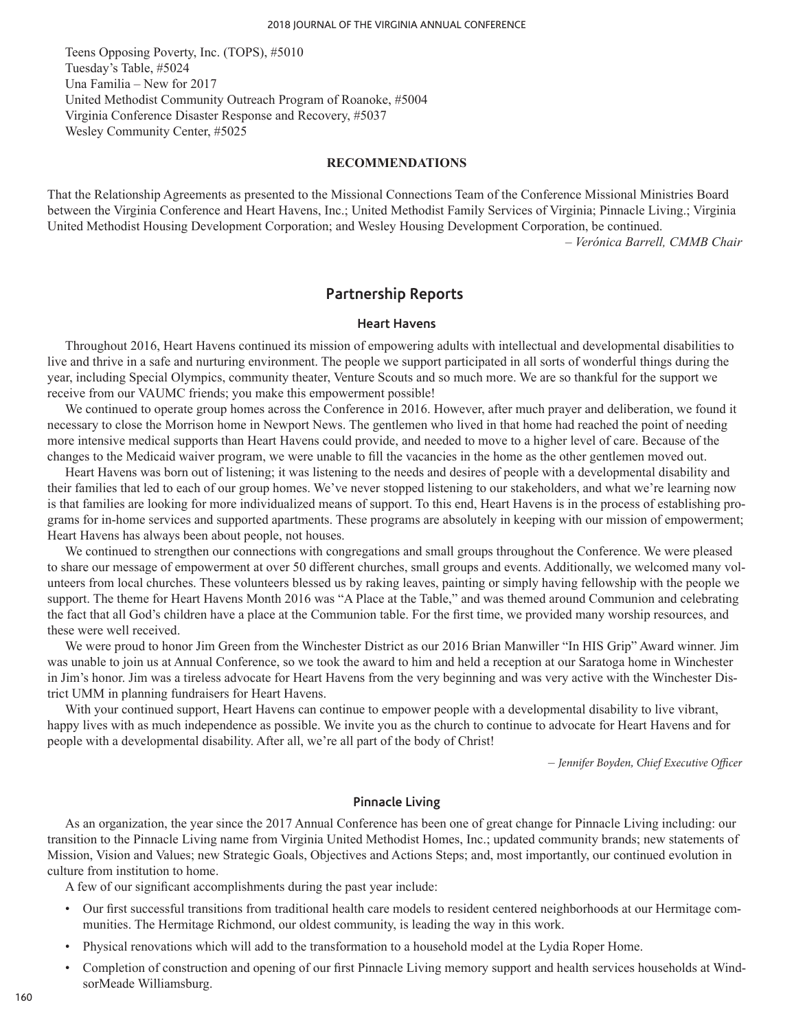Teens Opposing Poverty, Inc. (TOPS), #5010
Tuesday's Table, #5024
Una Familia – New for 2017
United Methodist Community Outreach Program of Roanoke, #5004
Virginia Conference Disaster Response and Recovery, #5037
Wesley Community Center, #5025

**RECOMMENDATIONS**

That the Relationship Agreements as presented to the Missional Connections Team of the Conference Missional Ministries Board between the Virginia Conference and Heart Havens, Inc.; United Methodist Family Services of Virginia; Pinnacle Living.; Virginia United Methodist Housing Development Corporation; and Wesley Housing Development Corporation, be continued.

*– Verónica Barrell, CMMB Chair*

## Partnership Reports

### Heart Havens

Throughout 2016, Heart Havens continued its mission of empowering adults with intellectual and developmental disabilities to live and thrive in a safe and nurturing environment. The people we support participated in all sorts of wonderful things during the year, including Special Olympics, community theater, Venture Scouts and so much more. We are so thankful for the support we receive from our VAUMC friends; you make this empowerment possible!

We continued to operate group homes across the Conference in 2016. However, after much prayer and deliberation, we found it necessary to close the Morrison home in Newport News. The gentlemen who lived in that home had reached the point of needing more intensive medical supports than Heart Havens could provide, and needed to move to a higher level of care. Because of the changes to the Medicaid waiver program, we were unable to fill the vacancies in the home as the other gentlemen moved out.

Heart Havens was born out of listening; it was listening to the needs and desires of people with a developmental disability and their families that led to each of our group homes. We've never stopped listening to our stakeholders, and what we're learning now is that families are looking for more individualized means of support. To this end, Heart Havens is in the process of establishing programs for in-home services and supported apartments. These programs are absolutely in keeping with our mission of empowerment; Heart Havens has always been about people, not houses.

We continued to strengthen our connections with congregations and small groups throughout the Conference. We were pleased to share our message of empowerment at over 50 different churches, small groups and events. Additionally, we welcomed many volunteers from local churches. These volunteers blessed us by raking leaves, painting or simply having fellowship with the people we support. The theme for Heart Havens Month 2016 was "A Place at the Table," and was themed around Communion and celebrating the fact that all God's children have a place at the Communion table. For the first time, we provided many worship resources, and these were well received.

We were proud to honor Jim Green from the Winchester District as our 2016 Brian Manwiller "In HIS Grip" Award winner. Jim was unable to join us at Annual Conference, so we took the award to him and held a reception at our Saratoga home in Winchester in Jim's honor. Jim was a tireless advocate for Heart Havens from the very beginning and was very active with the Winchester District UMM in planning fundraisers for Heart Havens.

With your continued support, Heart Havens can continue to empower people with a developmental disability to live vibrant, happy lives with as much independence as possible. We invite you as the church to continue to advocate for Heart Havens and for people with a developmental disability. After all, we're all part of the body of Christ!

*– Jennifer Boyden, Chief Executive Officer*

### Pinnacle Living

As an organization, the year since the 2017 Annual Conference has been one of great change for Pinnacle Living including: our transition to the Pinnacle Living name from Virginia United Methodist Homes, Inc.; updated community brands; new statements of Mission, Vision and Values; new Strategic Goals, Objectives and Actions Steps; and, most importantly, our continued evolution in culture from institution to home.

A few of our significant accomplishments during the past year include:

- Our first successful transitions from traditional health care models to resident centered neighborhoods at our Hermitage communities. The Hermitage Richmond, our oldest community, is leading the way in this work.
- Physical renovations which will add to the transformation to a household model at the Lydia Roper Home.
- Completion of construction and opening of our first Pinnacle Living memory support and health services households at WindsorMeade Williamsburg.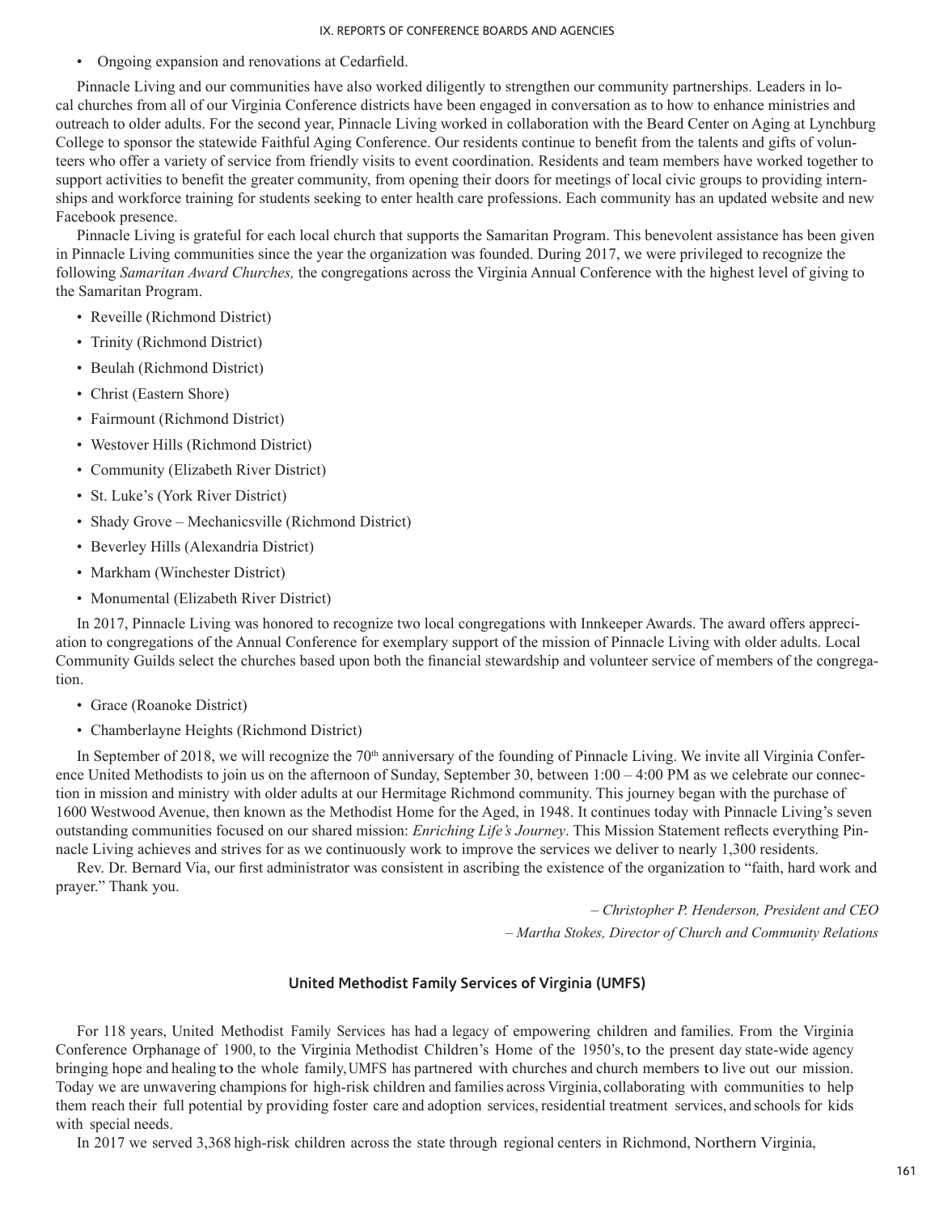- Ongoing expansion and renovations at Cedarfield.

Pinnacle Living and our communities have also worked diligently to strengthen our community partnerships. Leaders in local churches from all of our Virginia Conference districts have been engaged in conversation as to how to enhance ministries and outreach to older adults. For the second year, Pinnacle Living worked in collaboration with the Beard Center on Aging at Lynchburg College to sponsor the statewide Faithful Aging Conference. Our residents continue to benefit from the talents and gifts of volunteers who offer a variety of service from friendly visits to event coordination. Residents and team members have worked together to support activities to benefit the greater community, from opening their doors for meetings of local civic groups to providing internships and workforce training for students seeking to enter health care professions. Each community has an updated website and new Facebook presence.

Pinnacle Living is grateful for each local church that supports the Samaritan Program. This benevolent assistance has been given in Pinnacle Living communities since the year the organization was founded. During 2017, we were privileged to recognize the following *Samaritan Award Churches,* the congregations across the Virginia Annual Conference with the highest level of giving to the Samaritan Program.

- Reveille (Richmond District)
- Trinity (Richmond District)
- Beulah (Richmond District)
- Christ (Eastern Shore)
- Fairmount (Richmond District)
- Westover Hills (Richmond District)
- Community (Elizabeth River District)
- St. Luke's (York River District)
- Shady Grove – Mechanicsville (Richmond District)
- Beverley Hills (Alexandria District)
- Markham (Winchester District)
- Monumental (Elizabeth River District)

In 2017, Pinnacle Living was honored to recognize two local congregations with Innkeeper Awards. The award offers appreciation to congregations of the Annual Conference for exemplary support of the mission of Pinnacle Living with older adults. Local Community Guilds select the churches based upon both the financial stewardship and volunteer service of members of the congregation.

- Grace (Roanoke District)
- Chamberlayne Heights (Richmond District)

In September of 2018, we will recognize the 70th anniversary of the founding of Pinnacle Living. We invite all Virginia Conference United Methodists to join us on the afternoon of Sunday, September 30, between 1:00 – 4:00 PM as we celebrate our connection in mission and ministry with older adults at our Hermitage Richmond community. This journey began with the purchase of 1600 Westwood Avenue, then known as the Methodist Home for the Aged, in 1948. It continues today with Pinnacle Living's seven outstanding communities focused on our shared mission: *Enriching Life's Journey*. This Mission Statement reflects everything Pinnacle Living achieves and strives for as we continuously work to improve the services we deliver to nearly 1,300 residents.

Rev. Dr. Bernard Via, our first administrator was consistent in ascribing the existence of the organization to "faith, hard work and prayer." Thank you.

*– Christopher P. Henderson, President and CEO*

*– Martha Stokes, Director of Church and Community Relations*

## United Methodist Family Services of Virginia (UMFS)

For 118 years, United Methodist Family Services has had a legacy of empowering children and families. From the Virginia Conference Orphanage of 1900, to the Virginia Methodist Children's Home of the 1950's, to the present day state-wide agency bringing hope and healing to the whole family, UMFS has partnered with churches and church members to live out our mission. Today we are unwavering champions for high-risk children and families across Virginia, collaborating with communities to help them reach their full potential by providing foster care and adoption services, residential treatment services, and schools for kids with special needs.

In 2017 we served 3,368 high-risk children across the state through regional centers in Richmond, Northern Virginia,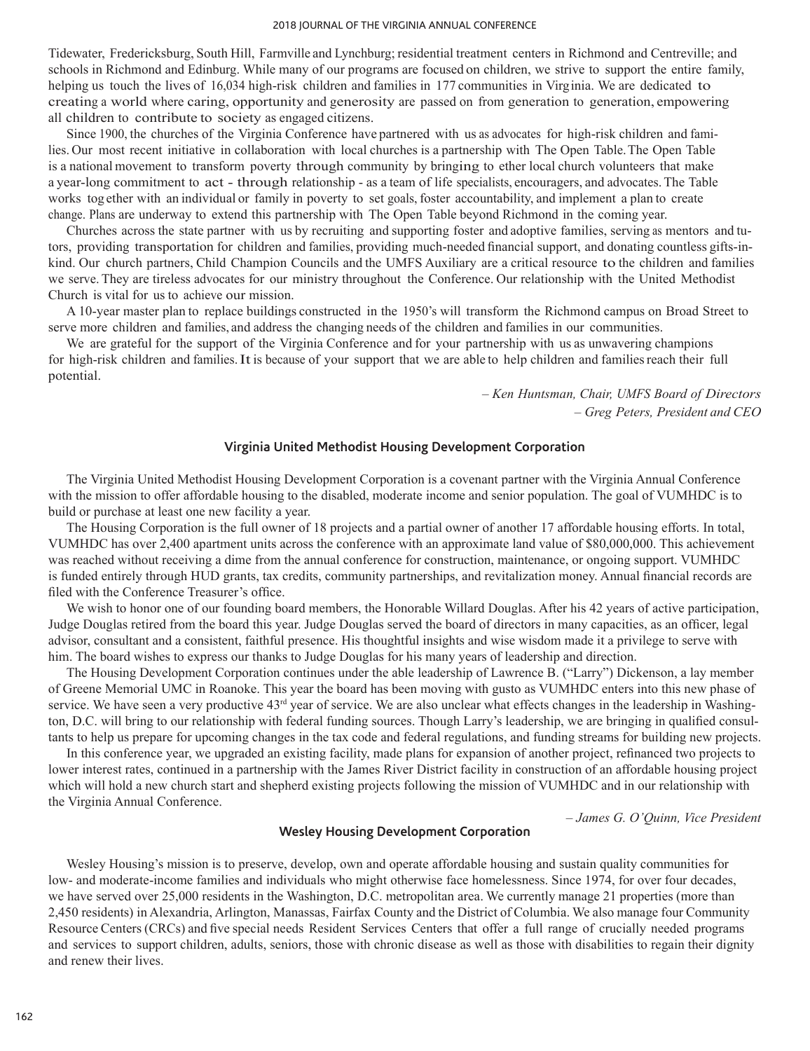Tidewater, Fredericksburg, South Hill, Farmville and Lynchburg; residential treatment centers in Richmond and Centreville; and schools in Richmond and Edinburg. While many of our programs are focused on children, we strive to support the entire family, helping us touch the lives of 16,034 high-risk children and families in 177 communities in Virginia. We are dedicated to creating a world where caring, opportunity and generosity are passed on from generation to generation, empowering all children to contribute to society as engaged citizens.

Since 1900, the churches of the Virginia Conference have partnered with us as advocates for high-risk children and families. Our most recent initiative in collaboration with local churches is a partnership with The Open Table. The Open Table is a national movement to transform poverty through community by bringing to ether local church volunteers that make a year-long commitment to act - through relationship - as a team of life specialists, encouragers, and advocates. The Table works tog ether with an individual or family in poverty to set goals, foster accountability, and implement a plan to create change. Plans are underway to extend this partnership with The Open Table beyond Richmond in the coming year.

Churches across the state partner with us by recruiting and supporting foster and adoptive families, serving as mentors and tutors, providing transportation for children and families, providing much-needed financial support, and donating countless gifts-in-kind. Our church partners, Child Champion Councils and the UMFS Auxiliary are a critical resource to the children and families we serve. They are tireless advocates for our ministry throughout the Conference. Our relationship with the United Methodist Church is vital for us to achieve our mission.

A 10-year master plan to replace buildings constructed in the 1950's will transform the Richmond campus on Broad Street to serve more children and families, and address the changing needs of the children and families in our communities.

We are grateful for the support of the Virginia Conference and for your partnership with us as unwavering champions for high-risk children and families. It is because of your support that we are able to help children and families reach their full potential.

*– Ken Huntsman, Chair, UMFS Board of Directors*
*– Greg Peters, President and CEO*

### Virginia United Methodist Housing Development Corporation

The Virginia United Methodist Housing Development Corporation is a covenant partner with the Virginia Annual Conference with the mission to offer affordable housing to the disabled, moderate income and senior population. The goal of VUMHDC is to build or purchase at least one new facility a year.

The Housing Corporation is the full owner of 18 projects and a partial owner of another 17 affordable housing efforts. In total, VUMHDC has over 2,400 apartment units across the conference with an approximate land value of $80,000,000. This achievement was reached without receiving a dime from the annual conference for construction, maintenance, or ongoing support. VUMHDC is funded entirely through HUD grants, tax credits, community partnerships, and revitalization money. Annual financial records are filed with the Conference Treasurer's office.

We wish to honor one of our founding board members, the Honorable Willard Douglas. After his 42 years of active participation, Judge Douglas retired from the board this year. Judge Douglas served the board of directors in many capacities, as an officer, legal advisor, consultant and a consistent, faithful presence. His thoughtful insights and wise wisdom made it a privilege to serve with him. The board wishes to express our thanks to Judge Douglas for his many years of leadership and direction.

The Housing Development Corporation continues under the able leadership of Lawrence B. ("Larry") Dickenson, a lay member of Greene Memorial UMC in Roanoke. This year the board has been moving with gusto as VUMHDC enters into this new phase of service. We have seen a very productive 43rd year of service. We are also unclear what effects changes in the leadership in Washington, D.C. will bring to our relationship with federal funding sources. Though Larry's leadership, we are bringing in qualified consultants to help us prepare for upcoming changes in the tax code and federal regulations, and funding streams for building new projects.

In this conference year, we upgraded an existing facility, made plans for expansion of another project, refinanced two projects to lower interest rates, continued in a partnership with the James River District facility in construction of an affordable housing project which will hold a new church start and shepherd existing projects following the mission of VUMHDC and in our relationship with the Virginia Annual Conference.

*– James G. O'Quinn, Vice President*

### Wesley Housing Development Corporation

Wesley Housing's mission is to preserve, develop, own and operate affordable housing and sustain quality communities for low- and moderate-income families and individuals who might otherwise face homelessness. Since 1974, for over four decades, we have served over 25,000 residents in the Washington, D.C. metropolitan area. We currently manage 21 properties (more than 2,450 residents) in Alexandria, Arlington, Manassas, Fairfax County and the District of Columbia. We also manage four Community Resource Centers (CRCs) and five special needs Resident Services Centers that offer a full range of crucially needed programs and services to support children, adults, seniors, those with chronic disease as well as those with disabilities to regain their dignity and renew their lives.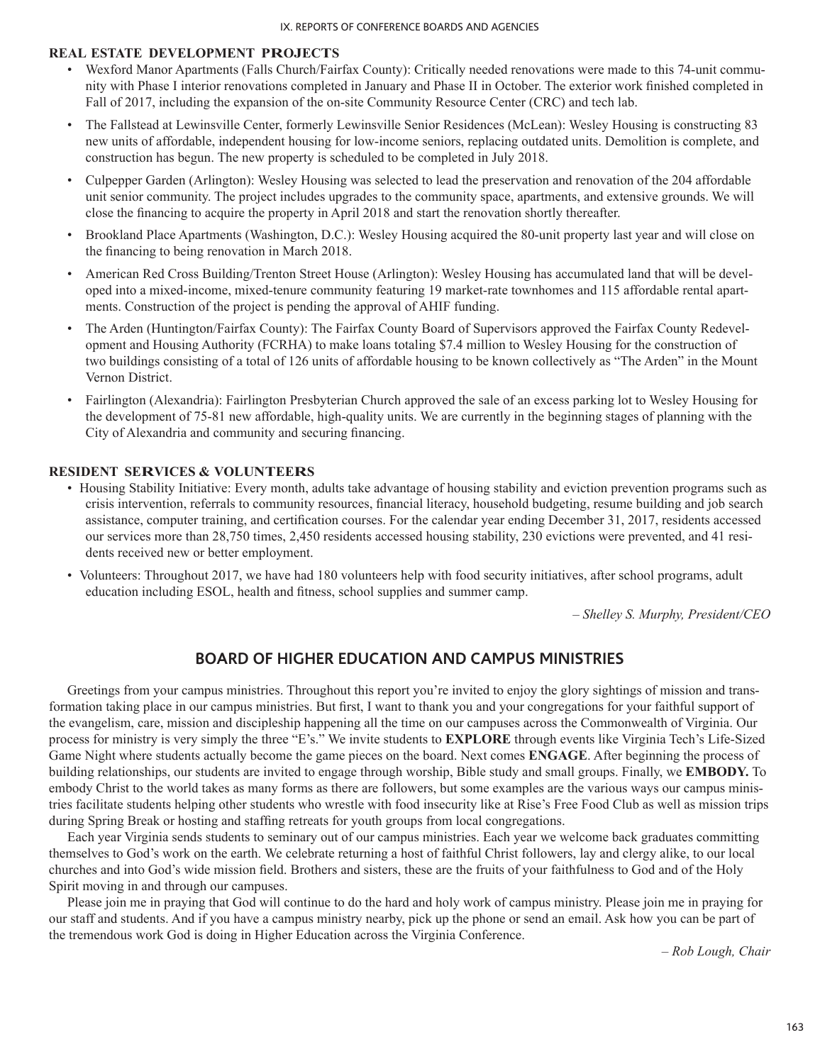### REAL ESTATE DEVELOPMENT PROJECTS

- Wexford Manor Apartments (Falls Church/Fairfax County): Critically needed renovations were made to this 74-unit community with Phase I interior renovations completed in January and Phase II in October. The exterior work finished completed in Fall of 2017, including the expansion of the on-site Community Resource Center (CRC) and tech lab.
- The Fallstead at Lewinsville Center, formerly Lewinsville Senior Residences (McLean): Wesley Housing is constructing 83 new units of affordable, independent housing for low-income seniors, replacing outdated units. Demolition is complete, and construction has begun. The new property is scheduled to be completed in July 2018.
- Culpepper Garden (Arlington): Wesley Housing was selected to lead the preservation and renovation of the 204 affordable unit senior community. The project includes upgrades to the community space, apartments, and extensive grounds. We will close the financing to acquire the property in April 2018 and start the renovation shortly thereafter.
- Brookland Place Apartments (Washington, D.C.): Wesley Housing acquired the 80-unit property last year and will close on the financing to being renovation in March 2018.
- American Red Cross Building/Trenton Street House (Arlington): Wesley Housing has accumulated land that will be developed into a mixed-income, mixed-tenure community featuring 19 market-rate townhomes and 115 affordable rental apartments. Construction of the project is pending the approval of AHIF funding.
- The Arden (Huntington/Fairfax County): The Fairfax County Board of Supervisors approved the Fairfax County Redevelopment and Housing Authority (FCRHA) to make loans totaling $7.4 million to Wesley Housing for the construction of two buildings consisting of a total of 126 units of affordable housing to be known collectively as "The Arden" in the Mount Vernon District.
- Fairlington (Alexandria): Fairlington Presbyterian Church approved the sale of an excess parking lot to Wesley Housing for the development of 75-81 new affordable, high-quality units. We are currently in the beginning stages of planning with the City of Alexandria and community and securing financing.

### RESIDENT SERVICES & VOLUNTEERS

- Housing Stability Initiative: Every month, adults take advantage of housing stability and eviction prevention programs such as crisis intervention, referrals to community resources, financial literacy, household budgeting, resume building and job search assistance, computer training, and certification courses. For the calendar year ending December 31, 2017, residents accessed our services more than 28,750 times, 2,450 residents accessed housing stability, 230 evictions were prevented, and 41 residents received new or better employment.
- Volunteers: Throughout 2017, we have had 180 volunteers help with food security initiatives, after school programs, adult education including ESOL, health and fitness, school supplies and summer camp.

*– Shelley S. Murphy, President/CEO*

## BOARD OF HIGHER EDUCATION AND CAMPUS MINISTRIES

Greetings from your campus ministries. Throughout this report you're invited to enjoy the glory sightings of mission and transformation taking place in our campus ministries. But first, I want to thank you and your congregations for your faithful support of the evangelism, care, mission and discipleship happening all the time on our campuses across the Commonwealth of Virginia. Our process for ministry is very simply the three "E's." We invite students to **EXPLORE** through events like Virginia Tech's Life-Sized Game Night where students actually become the game pieces on the board. Next comes **ENGAGE**. After beginning the process of building relationships, our students are invited to engage through worship, Bible study and small groups. Finally, we **EMBODY.** To embody Christ to the world takes as many forms as there are followers, but some examples are the various ways our campus ministries facilitate students helping other students who wrestle with food insecurity like at Rise's Free Food Club as well as mission trips during Spring Break or hosting and staffing retreats for youth groups from local congregations.

Each year Virginia sends students to seminary out of our campus ministries. Each year we welcome back graduates committing themselves to God's work on the earth. We celebrate returning a host of faithful Christ followers, lay and clergy alike, to our local churches and into God's wide mission field. Brothers and sisters, these are the fruits of your faithfulness to God and of the Holy Spirit moving in and through our campuses.

Please join me in praying that God will continue to do the hard and holy work of campus ministry. Please join me in praying for our staff and students. And if you have a campus ministry nearby, pick up the phone or send an email. Ask how you can be part of the tremendous work God is doing in Higher Education across the Virginia Conference.

*– Rob Lough, Chair*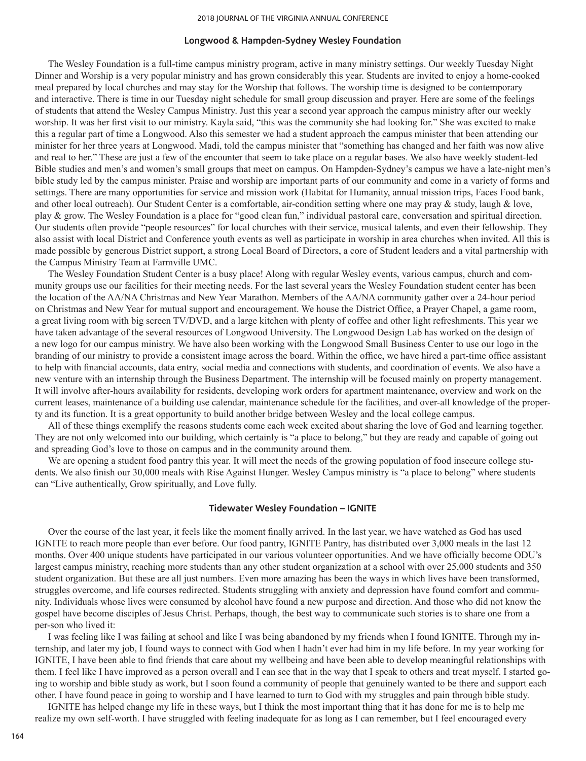### Longwood & Hampden-Sydney Wesley Foundation

The Wesley Foundation is a full-time campus ministry program, active in many ministry settings. Our weekly Tuesday Night Dinner and Worship is a very popular ministry and has grown considerably this year. Students are invited to enjoy a home-cooked meal prepared by local churches and may stay for the Worship that follows. The worship time is designed to be contemporary and interactive. There is time in our Tuesday night schedule for small group discussion and prayer. Here are some of the feelings of students that attend the Wesley Campus Ministry. Just this year a second year approach the campus ministry after our weekly worship. It was her first visit to our ministry. Kayla said, "this was the community she had looking for." She was excited to make this a regular part of time a Longwood. Also this semester we had a student approach the campus minister that been attending our minister for her three years at Longwood. Madi, told the campus minister that "something has changed and her faith was now alive and real to her." These are just a few of the encounter that seem to take place on a regular bases. We also have weekly student-led Bible studies and men's and women's small groups that meet on campus. On Hampden-Sydney's campus we have a late-night men's bible study led by the campus minister. Praise and worship are important parts of our community and come in a variety of forms and settings. There are many opportunities for service and mission work (Habitat for Humanity, annual mission trips, Faces Food bank, and other local outreach). Our Student Center is a comfortable, air-condition setting where one may pray & study, laugh & love, play & grow. The Wesley Foundation is a place for "good clean fun," individual pastoral care, conversation and spiritual direction. Our students often provide "people resources" for local churches with their service, musical talents, and even their fellowship. They also assist with local District and Conference youth events as well as participate in worship in area churches when invited. All this is made possible by generous District support, a strong Local Board of Directors, a core of Student leaders and a vital partnership with the Campus Ministry Team at Farmville UMC.

The Wesley Foundation Student Center is a busy place! Along with regular Wesley events, various campus, church and community groups use our facilities for their meeting needs. For the last several years the Wesley Foundation student center has been the location of the AA/NA Christmas and New Year Marathon. Members of the AA/NA community gather over a 24-hour period on Christmas and New Year for mutual support and encouragement. We house the District Office, a Prayer Chapel, a game room, a great living room with big screen TV/DVD, and a large kitchen with plenty of coffee and other light refreshments. This year we have taken advantage of the several resources of Longwood University. The Longwood Design Lab has worked on the design of a new logo for our campus ministry. We have also been working with the Longwood Small Business Center to use our logo in the branding of our ministry to provide a consistent image across the board. Within the office, we have hired a part-time office assistant to help with financial accounts, data entry, social media and connections with students, and coordination of events. We also have a new venture with an internship through the Business Department. The internship will be focused mainly on property management. It will involve after-hours availability for residents, developing work orders for apartment maintenance, overview and work on the current leases, maintenance of a building use calendar, maintenance schedule for the facilities, and over-all knowledge of the property and its function. It is a great opportunity to build another bridge between Wesley and the local college campus.

All of these things exemplify the reasons students come each week excited about sharing the love of God and learning together. They are not only welcomed into our building, which certainly is "a place to belong," but they are ready and capable of going out and spreading God's love to those on campus and in the community around them.

We are opening a student food pantry this year. It will meet the needs of the growing population of food insecure college students. We also finish our 30,000 meals with Rise Against Hunger. Wesley Campus ministry is "a place to belong" where students can "Live authentically, Grow spiritually, and Love fully.

### Tidewater Wesley Foundation – IGNITE

Over the course of the last year, it feels like the moment finally arrived. In the last year, we have watched as God has used IGNITE to reach more people than ever before. Our food pantry, IGNITE Pantry, has distributed over 3,000 meals in the last 12 months. Over 400 unique students have participated in our various volunteer opportunities. And we have officially become ODU's largest campus ministry, reaching more students than any other student organization at a school with over 25,000 students and 350 student organization. But these are all just numbers. Even more amazing has been the ways in which lives have been transformed, struggles overcome, and life courses redirected. Students struggling with anxiety and depression have found comfort and community. Individuals whose lives were consumed by alcohol have found a new purpose and direction. And those who did not know the gospel have become disciples of Jesus Christ. Perhaps, though, the best way to communicate such stories is to share one from a per-son who lived it:

I was feeling like I was failing at school and like I was being abandoned by my friends when I found IGNITE. Through my internship, and later my job, I found ways to connect with God when I hadn't ever had him in my life before. In my year working for IGNITE, I have been able to find friends that care about my wellbeing and have been able to develop meaningful relationships with them. I feel like I have improved as a person overall and I can see that in the way that I speak to others and treat myself. I started going to worship and bible study as work, but I soon found a community of people that genuinely wanted to be there and support each other. I have found peace in going to worship and I have learned to turn to God with my struggles and pain through bible study.

IGNITE has helped change my life in these ways, but I think the most important thing that it has done for me is to help me realize my own self-worth. I have struggled with feeling inadequate for as long as I can remember, but I feel encouraged every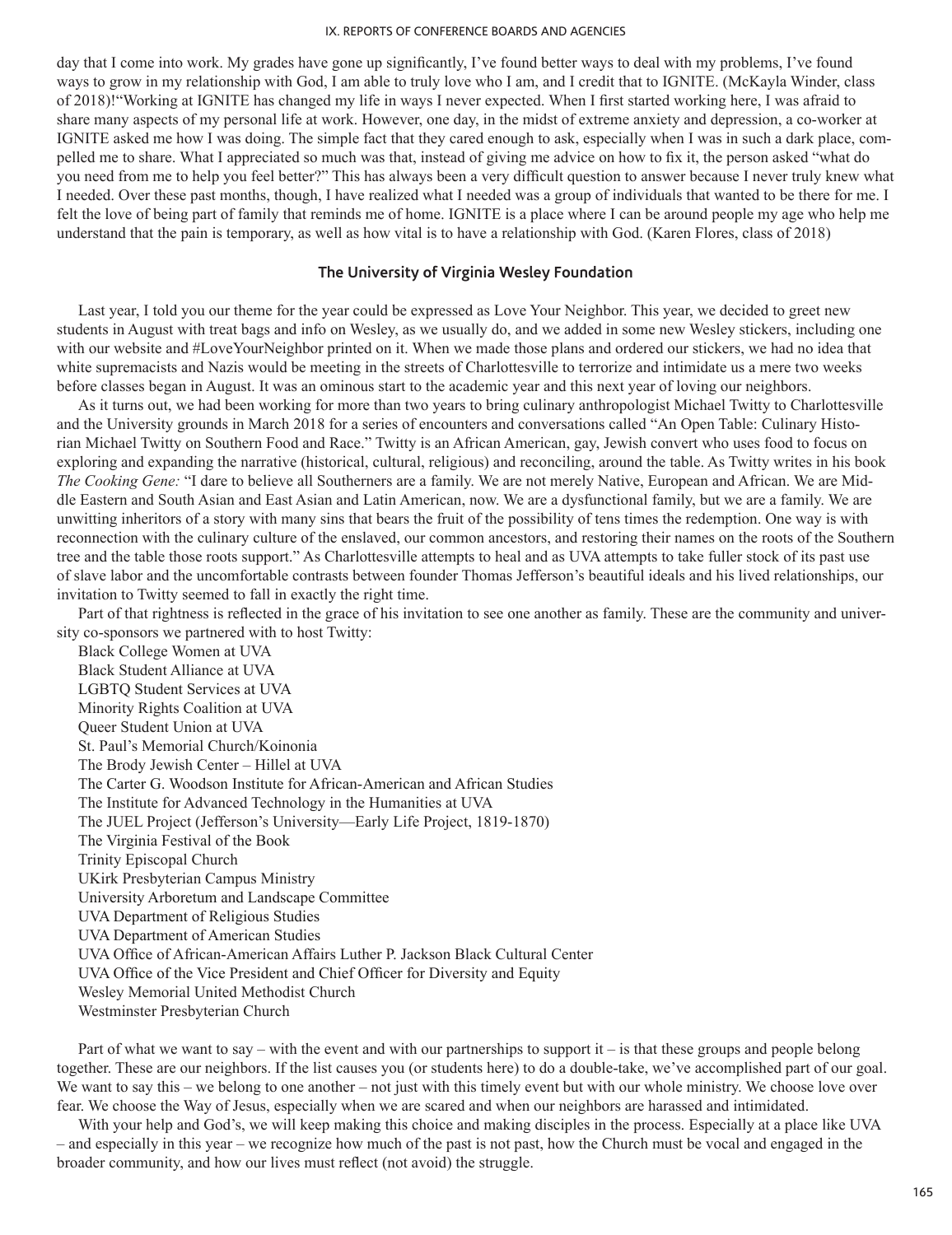day that I come into work. My grades have gone up significantly, I've found better ways to deal with my problems, I've found ways to grow in my relationship with God, I am able to truly love who I am, and I credit that to IGNITE. (McKayla Winder, class of 2018)!"Working at IGNITE has changed my life in ways I never expected. When I first started working here, I was afraid to share many aspects of my personal life at work. However, one day, in the midst of extreme anxiety and depression, a co-worker at IGNITE asked me how I was doing. The simple fact that they cared enough to ask, especially when I was in such a dark place, compelled me to share. What I appreciated so much was that, instead of giving me advice on how to fix it, the person asked "what do you need from me to help you feel better?" This has always been a very difficult question to answer because I never truly knew what I needed. Over these past months, though, I have realized what I needed was a group of individuals that wanted to be there for me. I felt the love of being part of family that reminds me of home. IGNITE is a place where I can be around people my age who help me understand that the pain is temporary, as well as how vital is to have a relationship with God. (Karen Flores, class of 2018)

### The University of Virginia Wesley Foundation

Last year, I told you our theme for the year could be expressed as Love Your Neighbor. This year, we decided to greet new students in August with treat bags and info on Wesley, as we usually do, and we added in some new Wesley stickers, including one with our website and #LoveYourNeighbor printed on it. When we made those plans and ordered our stickers, we had no idea that white supremacists and Nazis would be meeting in the streets of Charlottesville to terrorize and intimidate us a mere two weeks before classes began in August. It was an ominous start to the academic year and this next year of loving our neighbors.

As it turns out, we had been working for more than two years to bring culinary anthropologist Michael Twitty to Charlottesville and the University grounds in March 2018 for a series of encounters and conversations called "An Open Table: Culinary Historian Michael Twitty on Southern Food and Race." Twitty is an African American, gay, Jewish convert who uses food to focus on exploring and expanding the narrative (historical, cultural, religious) and reconciling, around the table. As Twitty writes in his book *The Cooking Gene:* "I dare to believe all Southerners are a family. We are not merely Native, European and African. We are Middle Eastern and South Asian and East Asian and Latin American, now. We are a dysfunctional family, but we are a family. We are unwitting inheritors of a story with many sins that bears the fruit of the possibility of tens times the redemption. One way is with reconnection with the culinary culture of the enslaved, our common ancestors, and restoring their names on the roots of the Southern tree and the table those roots support." As Charlottesville attempts to heal and as UVA attempts to take fuller stock of its past use of slave labor and the uncomfortable contrasts between founder Thomas Jefferson's beautiful ideals and his lived relationships, our invitation to Twitty seemed to fall in exactly the right time.

Part of that rightness is reflected in the grace of his invitation to see one another as family. These are the community and university co-sponsors we partnered with to host Twitty:

Black College Women at UVA
Black Student Alliance at UVA
LGBTQ Student Services at UVA
Minority Rights Coalition at UVA
Queer Student Union at UVA
St. Paul's Memorial Church/Koinonia
The Brody Jewish Center – Hillel at UVA
The Carter G. Woodson Institute for African-American and African Studies
The Institute for Advanced Technology in the Humanities at UVA
The JUEL Project (Jefferson's University—Early Life Project, 1819-1870)
The Virginia Festival of the Book
Trinity Episcopal Church
UKirk Presbyterian Campus Ministry
University Arboretum and Landscape Committee
UVA Department of Religious Studies
UVA Department of American Studies
UVA Office of African-American Affairs Luther P. Jackson Black Cultural Center
UVA Office of the Vice President and Chief Officer for Diversity and Equity
Wesley Memorial United Methodist Church
Westminster Presbyterian Church

Part of what we want to say – with the event and with our partnerships to support it – is that these groups and people belong together. These are our neighbors. If the list causes you (or students here) to do a double-take, we've accomplished part of our goal. We want to say this – we belong to one another – not just with this timely event but with our whole ministry. We choose love over fear. We choose the Way of Jesus, especially when we are scared and when our neighbors are harassed and intimidated.

With your help and God's, we will keep making this choice and making disciples in the process. Especially at a place like UVA – and especially in this year – we recognize how much of the past is not past, how the Church must be vocal and engaged in the broader community, and how our lives must reflect (not avoid) the struggle.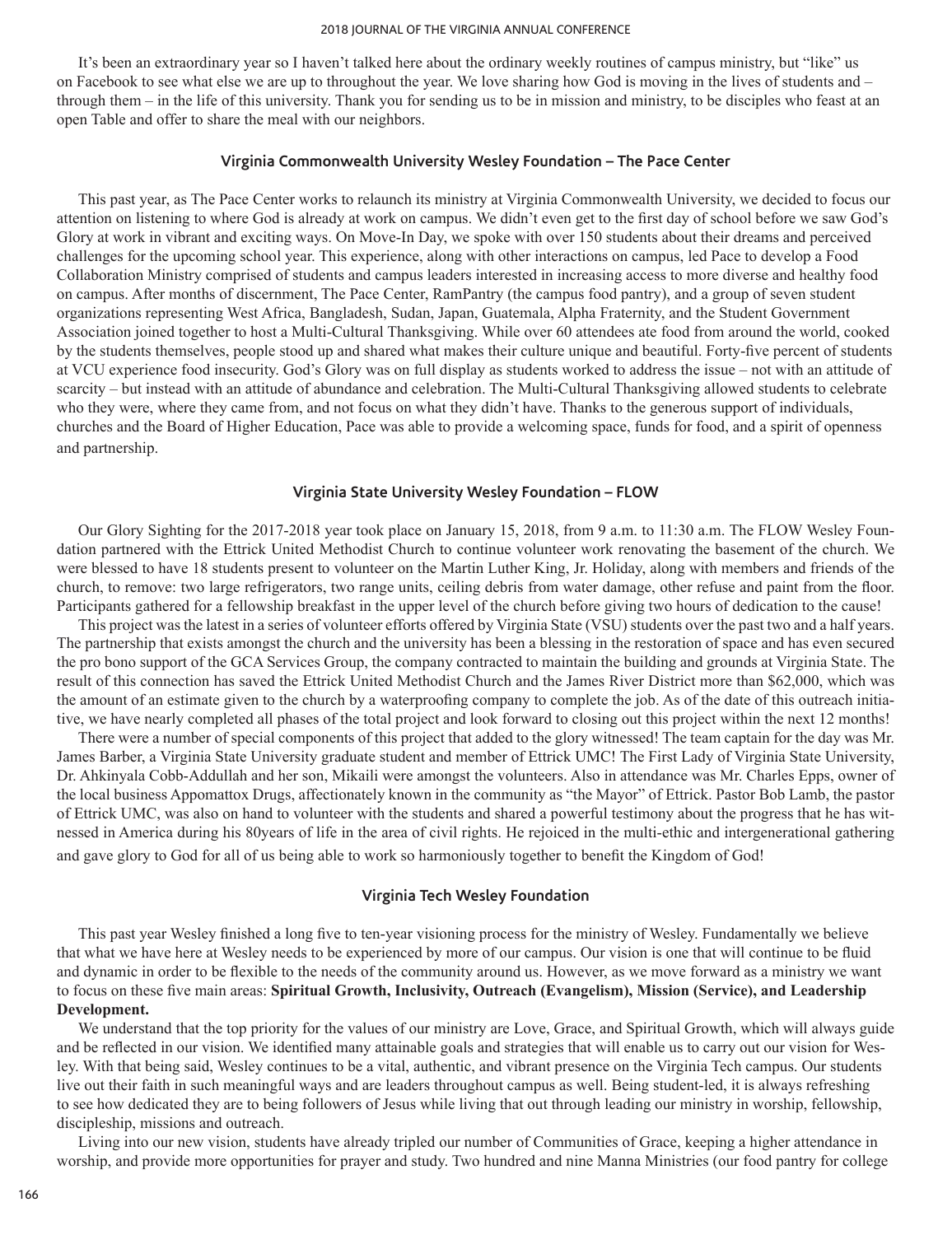It's been an extraordinary year so I haven't talked here about the ordinary weekly routines of campus ministry, but "like" us on Facebook to see what else we are up to throughout the year. We love sharing how God is moving in the lives of students and – through them – in the life of this university. Thank you for sending us to be in mission and ministry, to be disciples who feast at an open Table and offer to share the meal with our neighbors.

### Virginia Commonwealth University Wesley Foundation – The Pace Center

This past year, as The Pace Center works to relaunch its ministry at Virginia Commonwealth University, we decided to focus our attention on listening to where God is already at work on campus. We didn't even get to the first day of school before we saw God's Glory at work in vibrant and exciting ways. On Move-In Day, we spoke with over 150 students about their dreams and perceived challenges for the upcoming school year. This experience, along with other interactions on campus, led Pace to develop a Food Collaboration Ministry comprised of students and campus leaders interested in increasing access to more diverse and healthy food on campus. After months of discernment, The Pace Center, RamPantry (the campus food pantry), and a group of seven student organizations representing West Africa, Bangladesh, Sudan, Japan, Guatemala, Alpha Fraternity, and the Student Government Association joined together to host a Multi-Cultural Thanksgiving. While over 60 attendees ate food from around the world, cooked by the students themselves, people stood up and shared what makes their culture unique and beautiful. Forty-five percent of students at VCU experience food insecurity. God's Glory was on full display as students worked to address the issue – not with an attitude of scarcity – but instead with an attitude of abundance and celebration. The Multi-Cultural Thanksgiving allowed students to celebrate who they were, where they came from, and not focus on what they didn't have. Thanks to the generous support of individuals, churches and the Board of Higher Education, Pace was able to provide a welcoming space, funds for food, and a spirit of openness and partnership.

### Virginia State University Wesley Foundation – FLOW

Our Glory Sighting for the 2017-2018 year took place on January 15, 2018, from 9 a.m. to 11:30 a.m. The FLOW Wesley Foundation partnered with the Ettrick United Methodist Church to continue volunteer work renovating the basement of the church. We were blessed to have 18 students present to volunteer on the Martin Luther King, Jr. Holiday, along with members and friends of the church, to remove: two large refrigerators, two range units, ceiling debris from water damage, other refuse and paint from the floor. Participants gathered for a fellowship breakfast in the upper level of the church before giving two hours of dedication to the cause!

This project was the latest in a series of volunteer efforts offered by Virginia State (VSU) students over the past two and a half years. The partnership that exists amongst the church and the university has been a blessing in the restoration of space and has even secured the pro bono support of the GCA Services Group, the company contracted to maintain the building and grounds at Virginia State. The result of this connection has saved the Ettrick United Methodist Church and the James River District more than $62,000, which was the amount of an estimate given to the church by a waterproofing company to complete the job. As of the date of this outreach initiative, we have nearly completed all phases of the total project and look forward to closing out this project within the next 12 months!

There were a number of special components of this project that added to the glory witnessed! The team captain for the day was Mr. James Barber, a Virginia State University graduate student and member of Ettrick UMC! The First Lady of Virginia State University, Dr. Ahkinyala Cobb-Addullah and her son, Mikaili were amongst the volunteers. Also in attendance was Mr. Charles Epps, owner of the local business Appomattox Drugs, affectionately known in the community as "the Mayor" of Ettrick. Pastor Bob Lamb, the pastor of Ettrick UMC, was also on hand to volunteer with the students and shared a powerful testimony about the progress that he has witnessed in America during his 80years of life in the area of civil rights. He rejoiced in the multi-ethic and intergenerational gathering and gave glory to God for all of us being able to work so harmoniously together to benefit the Kingdom of God!

### Virginia Tech Wesley Foundation

This past year Wesley finished a long five to ten-year visioning process for the ministry of Wesley. Fundamentally we believe that what we have here at Wesley needs to be experienced by more of our campus. Our vision is one that will continue to be fluid and dynamic in order to be flexible to the needs of the community around us. However, as we move forward as a ministry we want to focus on these five main areas: **Spiritual Growth, Inclusivity, Outreach (Evangelism), Mission (Service), and Leadership Development.**

We understand that the top priority for the values of our ministry are Love, Grace, and Spiritual Growth, which will always guide and be reflected in our vision. We identified many attainable goals and strategies that will enable us to carry out our vision for Wesley. With that being said, Wesley continues to be a vital, authentic, and vibrant presence on the Virginia Tech campus. Our students live out their faith in such meaningful ways and are leaders throughout campus as well. Being student-led, it is always refreshing to see how dedicated they are to being followers of Jesus while living that out through leading our ministry in worship, fellowship, discipleship, missions and outreach.

Living into our new vision, students have already tripled our number of Communities of Grace, keeping a higher attendance in worship, and provide more opportunities for prayer and study. Two hundred and nine Manna Ministries (our food pantry for college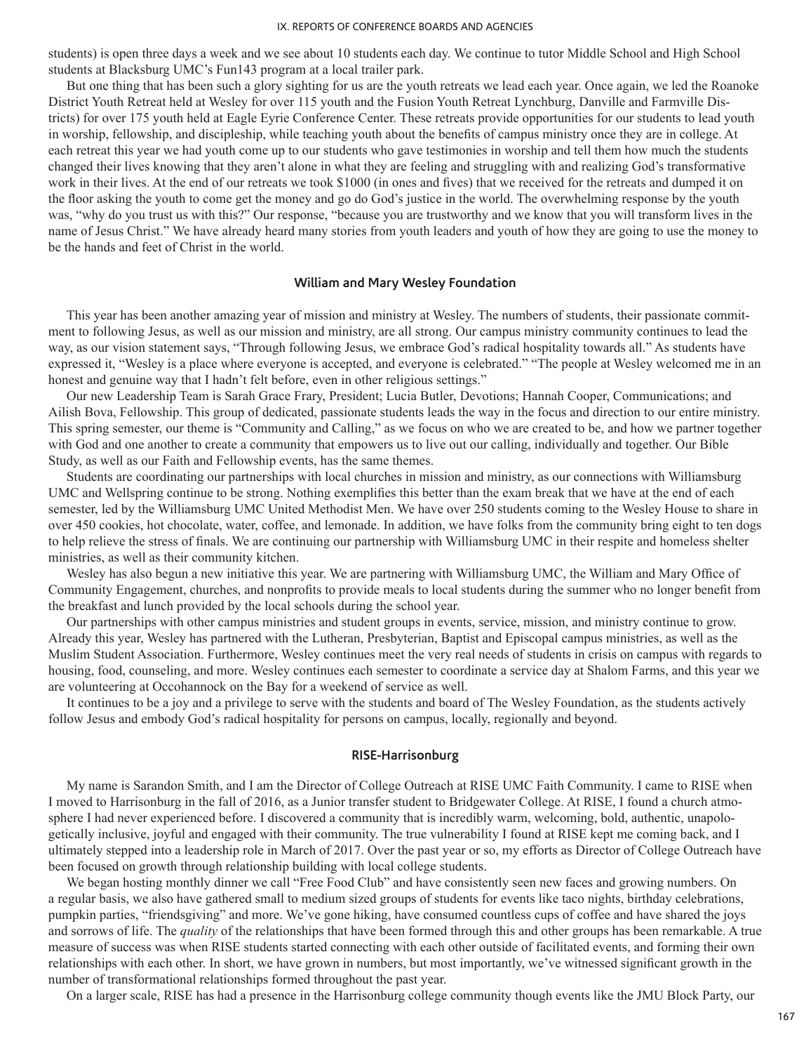students) is open three days a week and we see about 10 students each day. We continue to tutor Middle School and High School students at Blacksburg UMC's Fun143 program at a local trailer park.

But one thing that has been such a glory sighting for us are the youth retreats we lead each year. Once again, we led the Roanoke District Youth Retreat held at Wesley for over 115 youth and the Fusion Youth Retreat Lynchburg, Danville and Farmville Districts) for over 175 youth held at Eagle Eyrie Conference Center. These retreats provide opportunities for our students to lead youth in worship, fellowship, and discipleship, while teaching youth about the benefits of campus ministry once they are in college. At each retreat this year we had youth come up to our students who gave testimonies in worship and tell them how much the students changed their lives knowing that they aren't alone in what they are feeling and struggling with and realizing God's transformative work in their lives. At the end of our retreats we took $1000 (in ones and fives) that we received for the retreats and dumped it on the floor asking the youth to come get the money and go do God's justice in the world. The overwhelming response by the youth was, "why do you trust us with this?" Our response, "because you are trustworthy and we know that you will transform lives in the name of Jesus Christ." We have already heard many stories from youth leaders and youth of how they are going to use the money to be the hands and feet of Christ in the world.

### William and Mary Wesley Foundation

This year has been another amazing year of mission and ministry at Wesley. The numbers of students, their passionate commitment to following Jesus, as well as our mission and ministry, are all strong. Our campus ministry community continues to lead the way, as our vision statement says, "Through following Jesus, we embrace God's radical hospitality towards all." As students have expressed it, "Wesley is a place where everyone is accepted, and everyone is celebrated." "The people at Wesley welcomed me in an honest and genuine way that I hadn't felt before, even in other religious settings."

Our new Leadership Team is Sarah Grace Frary, President; Lucia Butler, Devotions; Hannah Cooper, Communications; and Ailish Bova, Fellowship. This group of dedicated, passionate students leads the way in the focus and direction to our entire ministry. This spring semester, our theme is "Community and Calling," as we focus on who we are created to be, and how we partner together with God and one another to create a community that empowers us to live out our calling, individually and together. Our Bible Study, as well as our Faith and Fellowship events, has the same themes.

Students are coordinating our partnerships with local churches in mission and ministry, as our connections with Williamsburg UMC and Wellspring continue to be strong. Nothing exemplifies this better than the exam break that we have at the end of each semester, led by the Williamsburg UMC United Methodist Men. We have over 250 students coming to the Wesley House to share in over 450 cookies, hot chocolate, water, coffee, and lemonade. In addition, we have folks from the community bring eight to ten dogs to help relieve the stress of finals. We are continuing our partnership with Williamsburg UMC in their respite and homeless shelter ministries, as well as their community kitchen.

Wesley has also begun a new initiative this year. We are partnering with Williamsburg UMC, the William and Mary Office of Community Engagement, churches, and nonprofits to provide meals to local students during the summer who no longer benefit from the breakfast and lunch provided by the local schools during the school year.

Our partnerships with other campus ministries and student groups in events, service, mission, and ministry continue to grow. Already this year, Wesley has partnered with the Lutheran, Presbyterian, Baptist and Episcopal campus ministries, as well as the Muslim Student Association. Furthermore, Wesley continues meet the very real needs of students in crisis on campus with regards to housing, food, counseling, and more. Wesley continues each semester to coordinate a service day at Shalom Farms, and this year we are volunteering at Occohannock on the Bay for a weekend of service as well.

It continues to be a joy and a privilege to serve with the students and board of The Wesley Foundation, as the students actively follow Jesus and embody God's radical hospitality for persons on campus, locally, regionally and beyond.

### RISE-Harrisonburg

My name is Sarandon Smith, and I am the Director of College Outreach at RISE UMC Faith Community. I came to RISE when I moved to Harrisonburg in the fall of 2016, as a Junior transfer student to Bridgewater College. At RISE, I found a church atmosphere I had never experienced before. I discovered a community that is incredibly warm, welcoming, bold, authentic, unapologetically inclusive, joyful and engaged with their community. The true vulnerability I found at RISE kept me coming back, and I ultimately stepped into a leadership role in March of 2017. Over the past year or so, my efforts as Director of College Outreach have been focused on growth through relationship building with local college students.

We began hosting monthly dinner we call "Free Food Club" and have consistently seen new faces and growing numbers. On a regular basis, we also have gathered small to medium sized groups of students for events like taco nights, birthday celebrations, pumpkin parties, "friendsgiving" and more. We've gone hiking, have consumed countless cups of coffee and have shared the joys and sorrows of life. The *quality* of the relationships that have been formed through this and other groups has been remarkable. A true measure of success was when RISE students started connecting with each other outside of facilitated events, and forming their own relationships with each other. In short, we have grown in numbers, but most importantly, we've witnessed significant growth in the number of transformational relationships formed throughout the past year.

On a larger scale, RISE has had a presence in the Harrisonburg college community though events like the JMU Block Party, our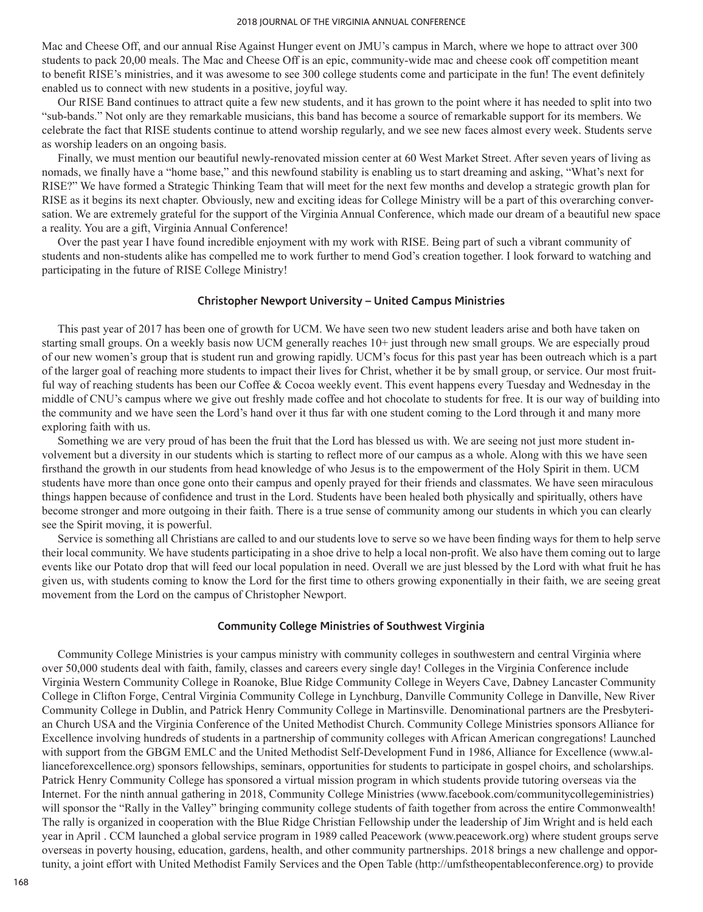Mac and Cheese Off, and our annual Rise Against Hunger event on JMU's campus in March, where we hope to attract over 300 students to pack 20,00 meals. The Mac and Cheese Off is an epic, community-wide mac and cheese cook off competition meant to benefit RISE's ministries, and it was awesome to see 300 college students come and participate in the fun! The event definitely enabled us to connect with new students in a positive, joyful way.

Our RISE Band continues to attract quite a few new students, and it has grown to the point where it has needed to split into two "sub-bands." Not only are they remarkable musicians, this band has become a source of remarkable support for its members. We celebrate the fact that RISE students continue to attend worship regularly, and we see new faces almost every week. Students serve as worship leaders on an ongoing basis.

Finally, we must mention our beautiful newly-renovated mission center at 60 West Market Street. After seven years of living as nomads, we finally have a "home base," and this newfound stability is enabling us to start dreaming and asking, "What's next for RISE?" We have formed a Strategic Thinking Team that will meet for the next few months and develop a strategic growth plan for RISE as it begins its next chapter. Obviously, new and exciting ideas for College Ministry will be a part of this overarching conversation. We are extremely grateful for the support of the Virginia Annual Conference, which made our dream of a beautiful new space a reality. You are a gift, Virginia Annual Conference!

Over the past year I have found incredible enjoyment with my work with RISE. Being part of such a vibrant community of students and non-students alike has compelled me to work further to mend God's creation together. I look forward to watching and participating in the future of RISE College Ministry!

### Christopher Newport University – United Campus Ministries

This past year of 2017 has been one of growth for UCM. We have seen two new student leaders arise and both have taken on starting small groups. On a weekly basis now UCM generally reaches 10+ just through new small groups. We are especially proud of our new women's group that is student run and growing rapidly. UCM's focus for this past year has been outreach which is a part of the larger goal of reaching more students to impact their lives for Christ, whether it be by small group, or service. Our most fruitful way of reaching students has been our Coffee & Cocoa weekly event. This event happens every Tuesday and Wednesday in the middle of CNU's campus where we give out freshly made coffee and hot chocolate to students for free. It is our way of building into the community and we have seen the Lord's hand over it thus far with one student coming to the Lord through it and many more exploring faith with us.

Something we are very proud of has been the fruit that the Lord has blessed us with. We are seeing not just more student involvement but a diversity in our students which is starting to reflect more of our campus as a whole. Along with this we have seen firsthand the growth in our students from head knowledge of who Jesus is to the empowerment of the Holy Spirit in them. UCM students have more than once gone onto their campus and openly prayed for their friends and classmates. We have seen miraculous things happen because of confidence and trust in the Lord. Students have been healed both physically and spiritually, others have become stronger and more outgoing in their faith. There is a true sense of community among our students in which you can clearly see the Spirit moving, it is powerful.

Service is something all Christians are called to and our students love to serve so we have been finding ways for them to help serve their local community. We have students participating in a shoe drive to help a local non-profit. We also have them coming out to large events like our Potato drop that will feed our local population in need. Overall we are just blessed by the Lord with what fruit he has given us, with students coming to know the Lord for the first time to others growing exponentially in their faith, we are seeing great movement from the Lord on the campus of Christopher Newport.

### Community College Ministries of Southwest Virginia

Community College Ministries is your campus ministry with community colleges in southwestern and central Virginia where over 50,000 students deal with faith, family, classes and careers every single day! Colleges in the Virginia Conference include Virginia Western Community College in Roanoke, Blue Ridge Community College in Weyers Cave, Dabney Lancaster Community College in Clifton Forge, Central Virginia Community College in Lynchburg, Danville Community College in Danville, New River Community College in Dublin, and Patrick Henry Community College in Martinsville. Denominational partners are the Presbyterian Church USA and the Virginia Conference of the United Methodist Church. Community College Ministries sponsors Alliance for Excellence involving hundreds of students in a partnership of community colleges with African American congregations! Launched with support from the GBGM EMLC and the United Methodist Self-Development Fund in 1986, Alliance for Excellence (www.allianceforexcellence.org) sponsors fellowships, seminars, opportunities for students to participate in gospel choirs, and scholarships. Patrick Henry Community College has sponsored a virtual mission program in which students provide tutoring overseas via the Internet. For the ninth annual gathering in 2018, Community College Ministries (www.facebook.com/communitycollegeministries) will sponsor the "Rally in the Valley" bringing community college students of faith together from across the entire Commonwealth! The rally is organized in cooperation with the Blue Ridge Christian Fellowship under the leadership of Jim Wright and is held each year in April . CCM launched a global service program in 1989 called Peacework (www.peacework.org) where student groups serve overseas in poverty housing, education, gardens, health, and other community partnerships. 2018 brings a new challenge and opportunity, a joint effort with United Methodist Family Services and the Open Table (http://umfstheopentableconference.org) to provide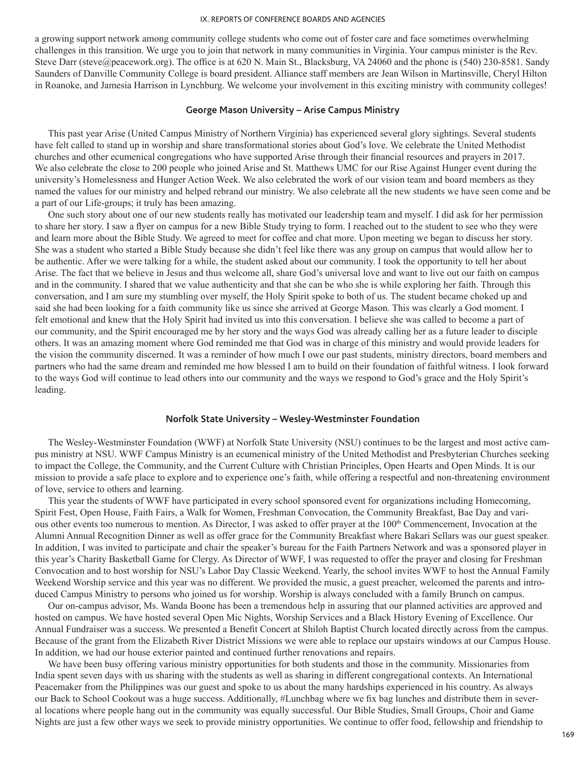a growing support network among community college students who come out of foster care and face sometimes overwhelming challenges in this transition. We urge you to join that network in many communities in Virginia. Your campus minister is the Rev. Steve Darr (steve@peacework.org). The office is at 620 N. Main St., Blacksburg, VA 24060 and the phone is (540) 230-8581. Sandy Saunders of Danville Community College is board president. Alliance staff members are Jean Wilson in Martinsville, Cheryl Hilton in Roanoke, and Jamesia Harrison in Lynchburg. We welcome your involvement in this exciting ministry with community colleges!

### George Mason University – Arise Campus Ministry

This past year Arise (United Campus Ministry of Northern Virginia) has experienced several glory sightings. Several students have felt called to stand up in worship and share transformational stories about God's love. We celebrate the United Methodist churches and other ecumenical congregations who have supported Arise through their financial resources and prayers in 2017. We also celebrate the close to 200 people who joined Arise and St. Matthews UMC for our Rise Against Hunger event during the university's Homelessness and Hunger Action Week. We also celebrated the work of our vision team and board members as they named the values for our ministry and helped rebrand our ministry. We also celebrate all the new students we have seen come and be a part of our Life-groups; it truly has been amazing.

One such story about one of our new students really has motivated our leadership team and myself. I did ask for her permission to share her story. I saw a flyer on campus for a new Bible Study trying to form. I reached out to the student to see who they were and learn more about the Bible Study. We agreed to meet for coffee and chat more. Upon meeting we began to discuss her story. She was a student who started a Bible Study because she didn't feel like there was any group on campus that would allow her to be authentic. After we were talking for a while, the student asked about our community. I took the opportunity to tell her about Arise. The fact that we believe in Jesus and thus welcome all, share God's universal love and want to live out our faith on campus and in the community. I shared that we value authenticity and that she can be who she is while exploring her faith. Through this conversation, and I am sure my stumbling over myself, the Holy Spirit spoke to both of us. The student became choked up and said she had been looking for a faith community like us since she arrived at George Mason. This was clearly a God moment. I felt emotional and knew that the Holy Spirit had invited us into this conversation. I believe she was called to become a part of our community, and the Spirit encouraged me by her story and the ways God was already calling her as a future leader to disciple others. It was an amazing moment where God reminded me that God was in charge of this ministry and would provide leaders for the vision the community discerned. It was a reminder of how much I owe our past students, ministry directors, board members and partners who had the same dream and reminded me how blessed I am to build on their foundation of faithful witness. I look forward to the ways God will continue to lead others into our community and the ways we respond to God's grace and the Holy Spirit's leading.

### Norfolk State University – Wesley-Westminster Foundation

The Wesley-Westminster Foundation (WWF) at Norfolk State University (NSU) continues to be the largest and most active campus ministry at NSU. WWF Campus Ministry is an ecumenical ministry of the United Methodist and Presbyterian Churches seeking to impact the College, the Community, and the Current Culture with Christian Principles, Open Hearts and Open Minds. It is our mission to provide a safe place to explore and to experience one's faith, while offering a respectful and non-threatening environment of love, service to others and learning.

This year the students of WWF have participated in every school sponsored event for organizations including Homecoming, Spirit Fest, Open House, Faith Fairs, a Walk for Women, Freshman Convocation, the Community Breakfast, Bae Day and various other events too numerous to mention. As Director, I was asked to offer prayer at the 100th Commencement, Invocation at the Alumni Annual Recognition Dinner as well as offer grace for the Community Breakfast where Bakari Sellars was our guest speaker. In addition, I was invited to participate and chair the speaker's bureau for the Faith Partners Network and was a sponsored player in this year's Charity Basketball Game for Clergy. As Director of WWF, I was requested to offer the prayer and closing for Freshman Convocation and to host worship for NSU's Labor Day Classic Weekend. Yearly, the school invites WWF to host the Annual Family Weekend Worship service and this year was no different. We provided the music, a guest preacher, welcomed the parents and introduced Campus Ministry to persons who joined us for worship. Worship is always concluded with a family Brunch on campus.

Our on-campus advisor, Ms. Wanda Boone has been a tremendous help in assuring that our planned activities are approved and hosted on campus. We have hosted several Open Mic Nights, Worship Services and a Black History Evening of Excellence. Our Annual Fundraiser was a success. We presented a Benefit Concert at Shiloh Baptist Church located directly across from the campus. Because of the grant from the Elizabeth River District Missions we were able to replace our upstairs windows at our Campus House. In addition, we had our house exterior painted and continued further renovations and repairs.

We have been busy offering various ministry opportunities for both students and those in the community. Missionaries from India spent seven days with us sharing with the students as well as sharing in different congregational contexts. An International Peacemaker from the Philippines was our guest and spoke to us about the many hardships experienced in his country. As always our Back to School Cookout was a huge success. Additionally, #Lunchbag where we fix bag lunches and distribute them in several locations where people hang out in the community was equally successful. Our Bible Studies, Small Groups, Choir and Game Nights are just a few other ways we seek to provide ministry opportunities. We continue to offer food, fellowship and friendship to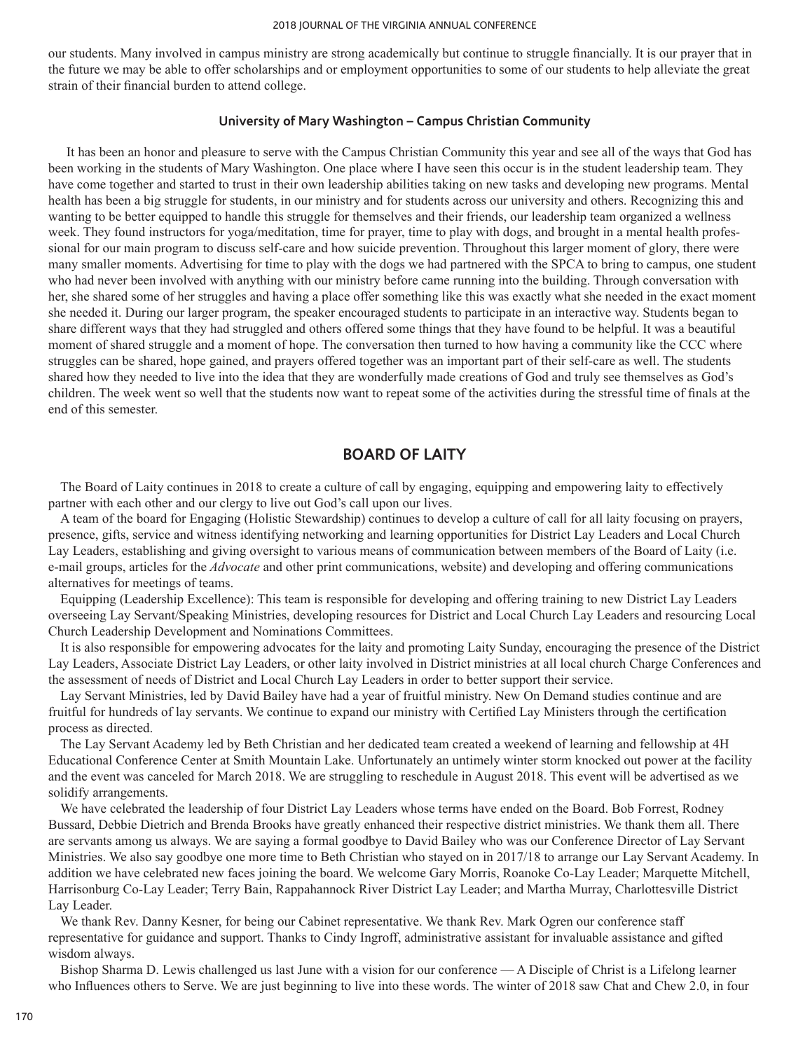our students. Many involved in campus ministry are strong academically but continue to struggle financially. It is our prayer that in the future we may be able to offer scholarships and or employment opportunities to some of our students to help alleviate the great strain of their financial burden to attend college.

### University of Mary Washington – Campus Christian Community

It has been an honor and pleasure to serve with the Campus Christian Community this year and see all of the ways that God has been working in the students of Mary Washington. One place where I have seen this occur is in the student leadership team. They have come together and started to trust in their own leadership abilities taking on new tasks and developing new programs. Mental health has been a big struggle for students, in our ministry and for students across our university and others. Recognizing this and wanting to be better equipped to handle this struggle for themselves and their friends, our leadership team organized a wellness week. They found instructors for yoga/meditation, time for prayer, time to play with dogs, and brought in a mental health professional for our main program to discuss self-care and how suicide prevention. Throughout this larger moment of glory, there were many smaller moments. Advertising for time to play with the dogs we had partnered with the SPCA to bring to campus, one student who had never been involved with anything with our ministry before came running into the building. Through conversation with her, she shared some of her struggles and having a place offer something like this was exactly what she needed in the exact moment she needed it. During our larger program, the speaker encouraged students to participate in an interactive way. Students began to share different ways that they had struggled and others offered some things that they have found to be helpful. It was a beautiful moment of shared struggle and a moment of hope. The conversation then turned to how having a community like the CCC where struggles can be shared, hope gained, and prayers offered together was an important part of their self-care as well. The students shared how they needed to live into the idea that they are wonderfully made creations of God and truly see themselves as God's children. The week went so well that the students now want to repeat some of the activities during the stressful time of finals at the end of this semester.

## BOARD OF LAITY

The Board of Laity continues in 2018 to create a culture of call by engaging, equipping and empowering laity to effectively partner with each other and our clergy to live out God's call upon our lives.

A team of the board for Engaging (Holistic Stewardship) continues to develop a culture of call for all laity focusing on prayers, presence, gifts, service and witness identifying networking and learning opportunities for District Lay Leaders and Local Church Lay Leaders, establishing and giving oversight to various means of communication between members of the Board of Laity (i.e. e-mail groups, articles for the *Advocate* and other print communications, website) and developing and offering communications alternatives for meetings of teams.

Equipping (Leadership Excellence): This team is responsible for developing and offering training to new District Lay Leaders overseeing Lay Servant/Speaking Ministries, developing resources for District and Local Church Lay Leaders and resourcing Local Church Leadership Development and Nominations Committees.

It is also responsible for empowering advocates for the laity and promoting Laity Sunday, encouraging the presence of the District Lay Leaders, Associate District Lay Leaders, or other laity involved in District ministries at all local church Charge Conferences and the assessment of needs of District and Local Church Lay Leaders in order to better support their service.

Lay Servant Ministries, led by David Bailey have had a year of fruitful ministry. New On Demand studies continue and are fruitful for hundreds of lay servants. We continue to expand our ministry with Certified Lay Ministers through the certification process as directed.

The Lay Servant Academy led by Beth Christian and her dedicated team created a weekend of learning and fellowship at 4H Educational Conference Center at Smith Mountain Lake. Unfortunately an untimely winter storm knocked out power at the facility and the event was canceled for March 2018. We are struggling to reschedule in August 2018. This event will be advertised as we solidify arrangements.

We have celebrated the leadership of four District Lay Leaders whose terms have ended on the Board. Bob Forrest, Rodney Bussard, Debbie Dietrich and Brenda Brooks have greatly enhanced their respective district ministries. We thank them all. There are servants among us always. We are saying a formal goodbye to David Bailey who was our Conference Director of Lay Servant Ministries. We also say goodbye one more time to Beth Christian who stayed on in 2017/18 to arrange our Lay Servant Academy. In addition we have celebrated new faces joining the board. We welcome Gary Morris, Roanoke Co-Lay Leader; Marquette Mitchell, Harrisonburg Co-Lay Leader; Terry Bain, Rappahannock River District Lay Leader; and Martha Murray, Charlottesville District Lay Leader.

We thank Rev. Danny Kesner, for being our Cabinet representative. We thank Rev. Mark Ogren our conference staff representative for guidance and support. Thanks to Cindy Ingroff, administrative assistant for invaluable assistance and gifted wisdom always.

Bishop Sharma D. Lewis challenged us last June with a vision for our conference — A Disciple of Christ is a Lifelong learner who Influences others to Serve. We are just beginning to live into these words. The winter of 2018 saw Chat and Chew 2.0, in four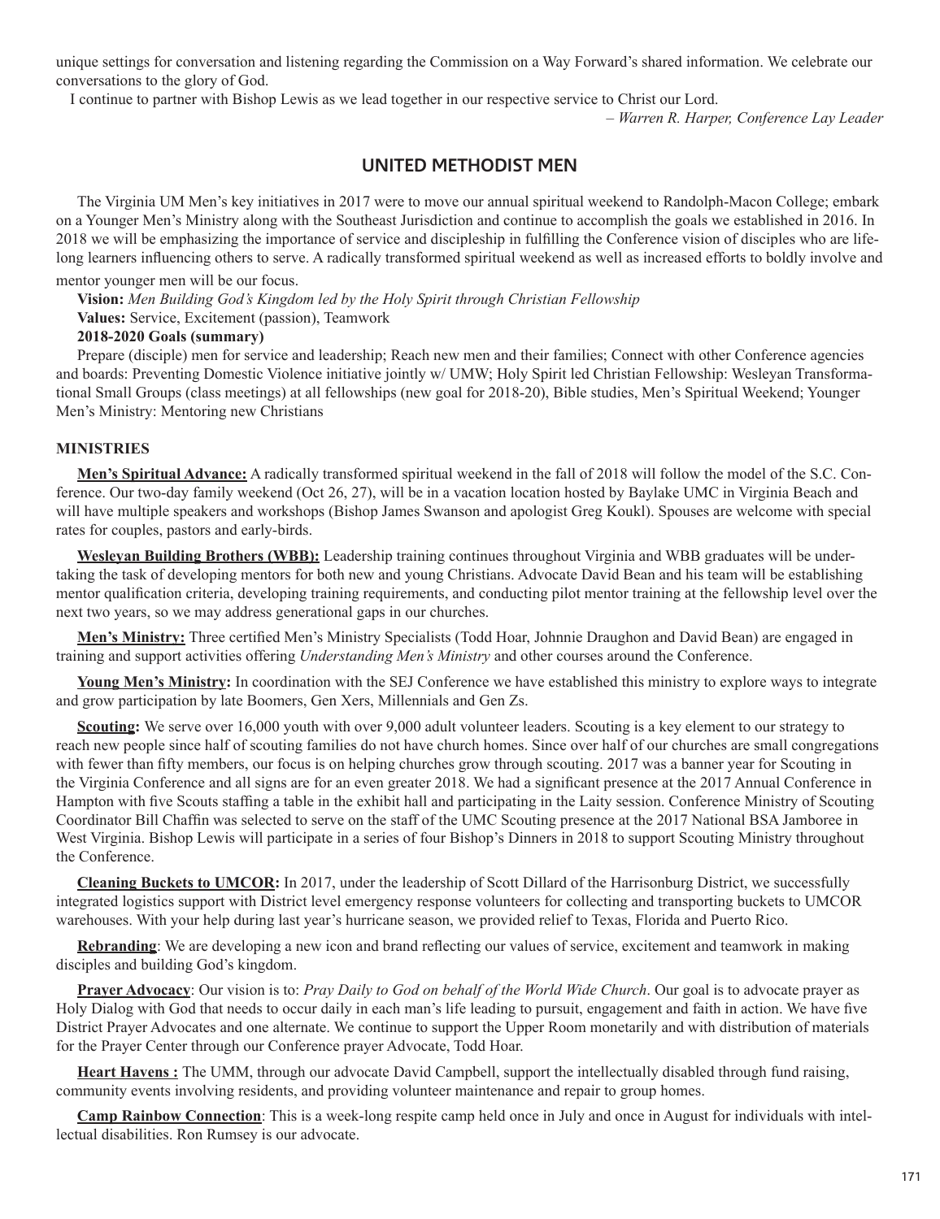unique settings for conversation and listening regarding the Commission on a Way Forward's shared information. We celebrate our conversations to the glory of God.

I continue to partner with Bishop Lewis as we lead together in our respective service to Christ our Lord.

*– Warren R. Harper, Conference Lay Leader*

## UNITED METHODIST MEN

The Virginia UM Men's key initiatives in 2017 were to move our annual spiritual weekend to Randolph-Macon College; embark on a Younger Men's Ministry along with the Southeast Jurisdiction and continue to accomplish the goals we established in 2016. In 2018 we will be emphasizing the importance of service and discipleship in fulfilling the Conference vision of disciples who are life-long learners influencing others to serve. A radically transformed spiritual weekend as well as increased efforts to boldly involve and mentor younger men will be our focus.

**Vision:** *Men Building God's Kingdom led by the Holy Spirit through Christian Fellowship*

**Values:** Service, Excitement (passion), Teamwork

**2018-2020 Goals (summary)**

Prepare (disciple) men for service and leadership; Reach new men and their families; Connect with other Conference agencies and boards: Preventing Domestic Violence initiative jointly w/ UMW; Holy Spirit led Christian Fellowship: Wesleyan Transformational Small Groups (class meetings) at all fellowships (new goal for 2018-20), Bible studies, Men's Spiritual Weekend; Younger Men's Ministry: Mentoring new Christians

**MINISTRIES**

**Men's Spiritual Advance:** A radically transformed spiritual weekend in the fall of 2018 will follow the model of the S.C. Conference. Our two-day family weekend (Oct 26, 27), will be in a vacation location hosted by Baylake UMC in Virginia Beach and will have multiple speakers and workshops (Bishop James Swanson and apologist Greg Koukl). Spouses are welcome with special rates for couples, pastors and early-birds.

**Wesleyan Building Brothers (WBB):** Leadership training continues throughout Virginia and WBB graduates will be undertaking the task of developing mentors for both new and young Christians. Advocate David Bean and his team will be establishing mentor qualification criteria, developing training requirements, and conducting pilot mentor training at the fellowship level over the next two years, so we may address generational gaps in our churches.

**Men's Ministry:** Three certified Men's Ministry Specialists (Todd Hoar, Johnnie Draughon and David Bean) are engaged in training and support activities offering *Understanding Men's Ministry* and other courses around the Conference.

**Young Men's Ministry:** In coordination with the SEJ Conference we have established this ministry to explore ways to integrate and grow participation by late Boomers, Gen Xers, Millennials and Gen Zs.

**Scouting:** We serve over 16,000 youth with over 9,000 adult volunteer leaders. Scouting is a key element to our strategy to reach new people since half of scouting families do not have church homes. Since over half of our churches are small congregations with fewer than fifty members, our focus is on helping churches grow through scouting. 2017 was a banner year for Scouting in the Virginia Conference and all signs are for an even greater 2018. We had a significant presence at the 2017 Annual Conference in Hampton with five Scouts staffing a table in the exhibit hall and participating in the Laity session. Conference Ministry of Scouting Coordinator Bill Chaffin was selected to serve on the staff of the UMC Scouting presence at the 2017 National BSA Jamboree in West Virginia. Bishop Lewis will participate in a series of four Bishop's Dinners in 2018 to support Scouting Ministry throughout the Conference.

**Cleaning Buckets to UMCOR:** In 2017, under the leadership of Scott Dillard of the Harrisonburg District, we successfully integrated logistics support with District level emergency response volunteers for collecting and transporting buckets to UMCOR warehouses. With your help during last year's hurricane season, we provided relief to Texas, Florida and Puerto Rico.

**Rebranding**: We are developing a new icon and brand reflecting our values of service, excitement and teamwork in making disciples and building God's kingdom.

**Prayer Advocacy**: Our vision is to: *Pray Daily to God on behalf of the World Wide Church*. Our goal is to advocate prayer as Holy Dialog with God that needs to occur daily in each man's life leading to pursuit, engagement and faith in action. We have five District Prayer Advocates and one alternate. We continue to support the Upper Room monetarily and with distribution of materials for the Prayer Center through our Conference prayer Advocate, Todd Hoar.

**Heart Havens :** The UMM, through our advocate David Campbell, support the intellectually disabled through fund raising, community events involving residents, and providing volunteer maintenance and repair to group homes.

**Camp Rainbow Connection**: This is a week-long respite camp held once in July and once in August for individuals with intellectual disabilities. Ron Rumsey is our advocate.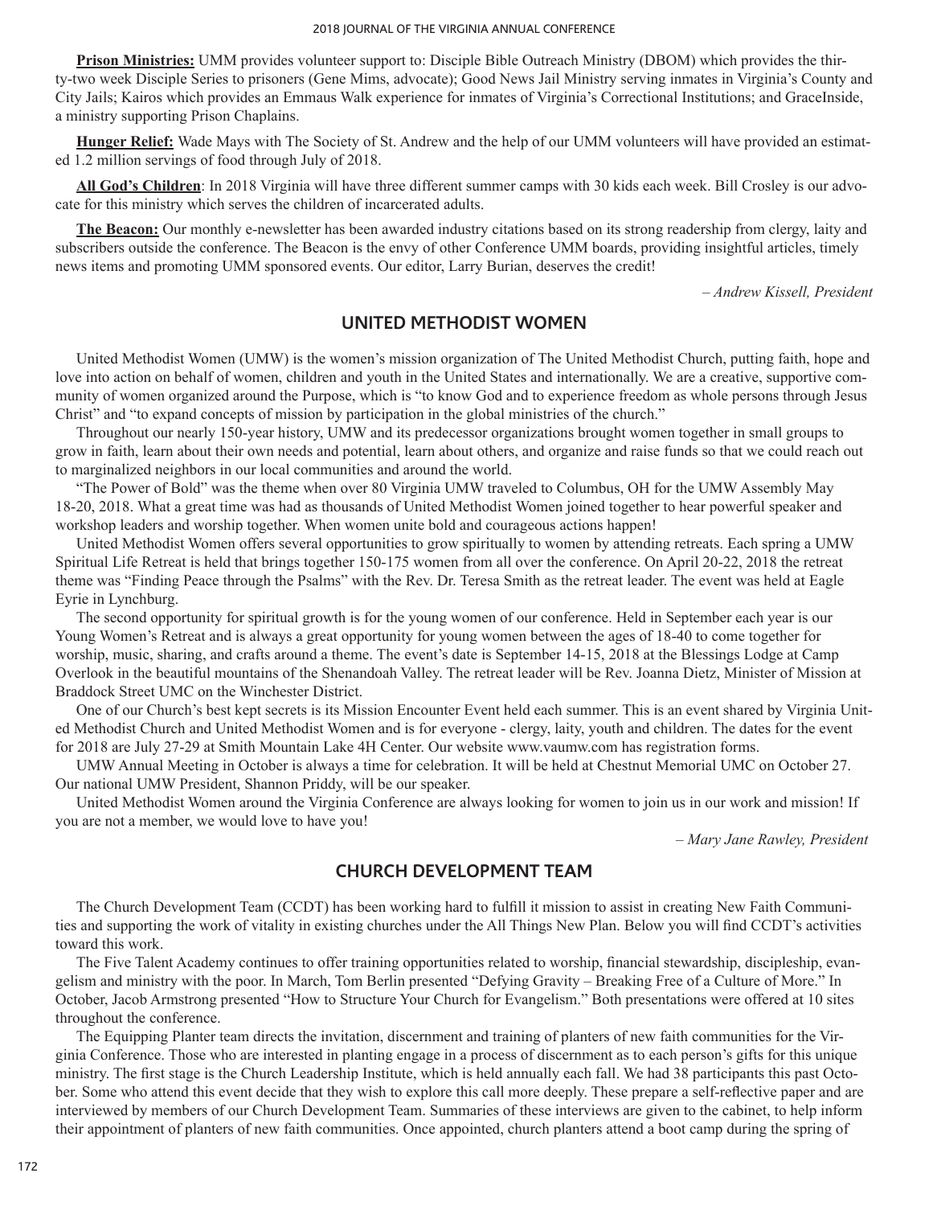**Prison Ministries:** UMM provides volunteer support to: Disciple Bible Outreach Ministry (DBOM) which provides the thirty-two week Disciple Series to prisoners (Gene Mims, advocate); Good News Jail Ministry serving inmates in Virginia's County and City Jails; Kairos which provides an Emmaus Walk experience for inmates of Virginia's Correctional Institutions; and GraceInside, a ministry supporting Prison Chaplains.

**Hunger Relief:** Wade Mays with The Society of St. Andrew and the help of our UMM volunteers will have provided an estimated 1.2 million servings of food through July of 2018.

**All God's Children**: In 2018 Virginia will have three different summer camps with 30 kids each week. Bill Crosley is our advocate for this ministry which serves the children of incarcerated adults.

**The Beacon:** Our monthly e-newsletter has been awarded industry citations based on its strong readership from clergy, laity and subscribers outside the conference. The Beacon is the envy of other Conference UMM boards, providing insightful articles, timely news items and promoting UMM sponsored events. Our editor, Larry Burian, deserves the credit!

*– Andrew Kissell, President*

## UNITED METHODIST WOMEN

United Methodist Women (UMW) is the women's mission organization of The United Methodist Church, putting faith, hope and love into action on behalf of women, children and youth in the United States and internationally. We are a creative, supportive community of women organized around the Purpose, which is "to know God and to experience freedom as whole persons through Jesus Christ" and "to expand concepts of mission by participation in the global ministries of the church."

Throughout our nearly 150-year history, UMW and its predecessor organizations brought women together in small groups to grow in faith, learn about their own needs and potential, learn about others, and organize and raise funds so that we could reach out to marginalized neighbors in our local communities and around the world.

"The Power of Bold" was the theme when over 80 Virginia UMW traveled to Columbus, OH for the UMW Assembly May 18-20, 2018. What a great time was had as thousands of United Methodist Women joined together to hear powerful speaker and workshop leaders and worship together. When women unite bold and courageous actions happen!

United Methodist Women offers several opportunities to grow spiritually to women by attending retreats. Each spring a UMW Spiritual Life Retreat is held that brings together 150-175 women from all over the conference. On April 20-22, 2018 the retreat theme was "Finding Peace through the Psalms" with the Rev. Dr. Teresa Smith as the retreat leader. The event was held at Eagle Eyrie in Lynchburg.

The second opportunity for spiritual growth is for the young women of our conference. Held in September each year is our Young Women's Retreat and is always a great opportunity for young women between the ages of 18-40 to come together for worship, music, sharing, and crafts around a theme. The event's date is September 14-15, 2018 at the Blessings Lodge at Camp Overlook in the beautiful mountains of the Shenandoah Valley. The retreat leader will be Rev. Joanna Dietz, Minister of Mission at Braddock Street UMC on the Winchester District.

One of our Church's best kept secrets is its Mission Encounter Event held each summer. This is an event shared by Virginia United Methodist Church and United Methodist Women and is for everyone - clergy, laity, youth and children. The dates for the event for 2018 are July 27-29 at Smith Mountain Lake 4H Center. Our website www.vaumw.com has registration forms.

UMW Annual Meeting in October is always a time for celebration. It will be held at Chestnut Memorial UMC on October 27. Our national UMW President, Shannon Priddy, will be our speaker.

United Methodist Women around the Virginia Conference are always looking for women to join us in our work and mission! If you are not a member, we would love to have you!

*– Mary Jane Rawley, President*

## CHURCH DEVELOPMENT TEAM

The Church Development Team (CCDT) has been working hard to fulfill it mission to assist in creating New Faith Communities and supporting the work of vitality in existing churches under the All Things New Plan. Below you will find CCDT's activities toward this work.

The Five Talent Academy continues to offer training opportunities related to worship, financial stewardship, discipleship, evangelism and ministry with the poor. In March, Tom Berlin presented "Defying Gravity – Breaking Free of a Culture of More." In October, Jacob Armstrong presented "How to Structure Your Church for Evangelism." Both presentations were offered at 10 sites throughout the conference.

The Equipping Planter team directs the invitation, discernment and training of planters of new faith communities for the Virginia Conference. Those who are interested in planting engage in a process of discernment as to each person's gifts for this unique ministry. The first stage is the Church Leadership Institute, which is held annually each fall. We had 38 participants this past October. Some who attend this event decide that they wish to explore this call more deeply. These prepare a self-reflective paper and are interviewed by members of our Church Development Team. Summaries of these interviews are given to the cabinet, to help inform their appointment of planters of new faith communities. Once appointed, church planters attend a boot camp during the spring of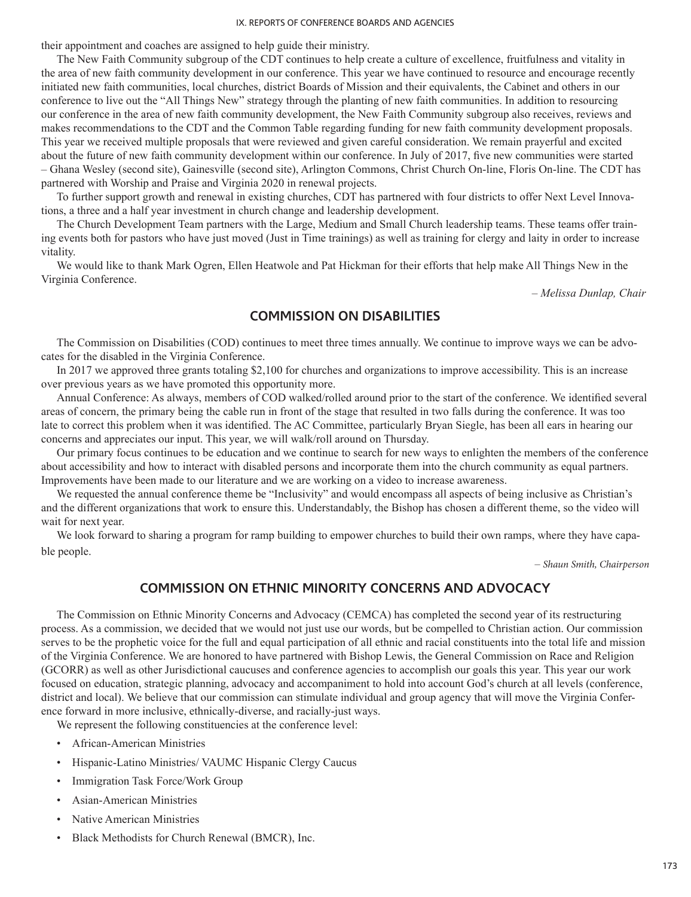their appointment and coaches are assigned to help guide their ministry.

The New Faith Community subgroup of the CDT continues to help create a culture of excellence, fruitfulness and vitality in the area of new faith community development in our conference. This year we have continued to resource and encourage recently initiated new faith communities, local churches, district Boards of Mission and their equivalents, the Cabinet and others in our conference to live out the "All Things New" strategy through the planting of new faith communities. In addition to resourcing our conference in the area of new faith community development, the New Faith Community subgroup also receives, reviews and makes recommendations to the CDT and the Common Table regarding funding for new faith community development proposals. This year we received multiple proposals that were reviewed and given careful consideration. We remain prayerful and excited about the future of new faith community development within our conference. In July of 2017, five new communities were started – Ghana Wesley (second site), Gainesville (second site), Arlington Commons, Christ Church On-line, Floris On-line. The CDT has partnered with Worship and Praise and Virginia 2020 in renewal projects.

To further support growth and renewal in existing churches, CDT has partnered with four districts to offer Next Level Innovations, a three and a half year investment in church change and leadership development.

The Church Development Team partners with the Large, Medium and Small Church leadership teams. These teams offer training events both for pastors who have just moved (Just in Time trainings) as well as training for clergy and laity in order to increase vitality.

We would like to thank Mark Ogren, Ellen Heatwole and Pat Hickman for their efforts that help make All Things New in the Virginia Conference.

*– Melissa Dunlap, Chair*

## COMMISSION ON DISABILITIES

The Commission on Disabilities (COD) continues to meet three times annually. We continue to improve ways we can be advocates for the disabled in the Virginia Conference.

In 2017 we approved three grants totaling $2,100 for churches and organizations to improve accessibility. This is an increase over previous years as we have promoted this opportunity more.

Annual Conference: As always, members of COD walked/rolled around prior to the start of the conference. We identified several areas of concern, the primary being the cable run in front of the stage that resulted in two falls during the conference. It was too late to correct this problem when it was identified. The AC Committee, particularly Bryan Siegle, has been all ears in hearing our concerns and appreciates our input. This year, we will walk/roll around on Thursday.

Our primary focus continues to be education and we continue to search for new ways to enlighten the members of the conference about accessibility and how to interact with disabled persons and incorporate them into the church community as equal partners. Improvements have been made to our literature and we are working on a video to increase awareness.

We requested the annual conference theme be "Inclusivity" and would encompass all aspects of being inclusive as Christian's and the different organizations that work to ensure this. Understandably, the Bishop has chosen a different theme, so the video will wait for next year.

We look forward to sharing a program for ramp building to empower churches to build their own ramps, where they have capable people.

*– Shaun Smith, Chairperson*

## COMMISSION ON ETHNIC MINORITY CONCERNS AND ADVOCACY

The Commission on Ethnic Minority Concerns and Advocacy (CEMCA) has completed the second year of its restructuring process. As a commission, we decided that we would not just use our words, but be compelled to Christian action. Our commission serves to be the prophetic voice for the full and equal participation of all ethnic and racial constituents into the total life and mission of the Virginia Conference. We are honored to have partnered with Bishop Lewis, the General Commission on Race and Religion (GCORR) as well as other Jurisdictional caucuses and conference agencies to accomplish our goals this year. This year our work focused on education, strategic planning, advocacy and accompaniment to hold into account God's church at all levels (conference, district and local). We believe that our commission can stimulate individual and group agency that will move the Virginia Conference forward in more inclusive, ethnically-diverse, and racially-just ways.

We represent the following constituencies at the conference level:

- African-American Ministries
- Hispanic-Latino Ministries/ VAUMC Hispanic Clergy Caucus
- Immigration Task Force/Work Group
- Asian-American Ministries
- Native American Ministries
- Black Methodists for Church Renewal (BMCR), Inc.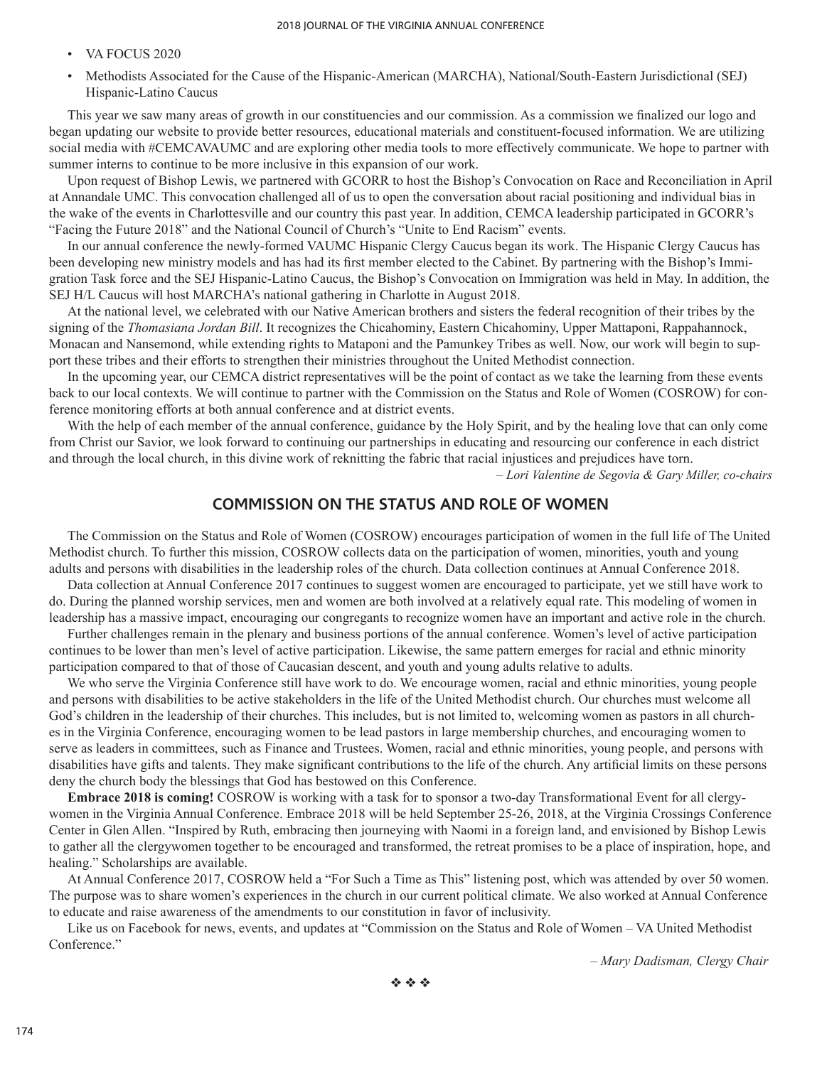- VA FOCUS 2020
- Methodists Associated for the Cause of the Hispanic-American (MARCHA), National/South-Eastern Jurisdictional (SEJ) Hispanic-Latino Caucus

This year we saw many areas of growth in our constituencies and our commission. As a commission we finalized our logo and began updating our website to provide better resources, educational materials and constituent-focused information. We are utilizing social media with #CEMCAVAUMC and are exploring other media tools to more effectively communicate. We hope to partner with summer interns to continue to be more inclusive in this expansion of our work.

Upon request of Bishop Lewis, we partnered with GCORR to host the Bishop's Convocation on Race and Reconciliation in April at Annandale UMC. This convocation challenged all of us to open the conversation about racial positioning and individual bias in the wake of the events in Charlottesville and our country this past year. In addition, CEMCA leadership participated in GCORR's "Facing the Future 2018" and the National Council of Church's "Unite to End Racism" events.

In our annual conference the newly-formed VAUMC Hispanic Clergy Caucus began its work. The Hispanic Clergy Caucus has been developing new ministry models and has had its first member elected to the Cabinet. By partnering with the Bishop's Immigration Task force and the SEJ Hispanic-Latino Caucus, the Bishop's Convocation on Immigration was held in May. In addition, the SEJ H/L Caucus will host MARCHA's national gathering in Charlotte in August 2018.

At the national level, we celebrated with our Native American brothers and sisters the federal recognition of their tribes by the signing of the *Thomasiana Jordan Bill*. It recognizes the Chicahominy, Eastern Chicahominy, Upper Mattaponi, Rappahannock, Monacan and Nansemond, while extending rights to Mataponi and the Pamunkey Tribes as well. Now, our work will begin to support these tribes and their efforts to strengthen their ministries throughout the United Methodist connection.

In the upcoming year, our CEMCA district representatives will be the point of contact as we take the learning from these events back to our local contexts. We will continue to partner with the Commission on the Status and Role of Women (COSROW) for conference monitoring efforts at both annual conference and at district events.

With the help of each member of the annual conference, guidance by the Holy Spirit, and by the healing love that can only come from Christ our Savior, we look forward to continuing our partnerships in educating and resourcing our conference in each district and through the local church, in this divine work of reknitting the fabric that racial injustices and prejudices have torn.

*– Lori Valentine de Segovia & Gary Miller, co-chairs*

## COMMISSION ON THE STATUS AND ROLE OF WOMEN

The Commission on the Status and Role of Women (COSROW) encourages participation of women in the full life of The United Methodist church. To further this mission, COSROW collects data on the participation of women, minorities, youth and young adults and persons with disabilities in the leadership roles of the church. Data collection continues at Annual Conference 2018.

Data collection at Annual Conference 2017 continues to suggest women are encouraged to participate, yet we still have work to do. During the planned worship services, men and women are both involved at a relatively equal rate. This modeling of women in leadership has a massive impact, encouraging our congregants to recognize women have an important and active role in the church.

Further challenges remain in the plenary and business portions of the annual conference. Women's level of active participation continues to be lower than men's level of active participation. Likewise, the same pattern emerges for racial and ethnic minority participation compared to that of those of Caucasian descent, and youth and young adults relative to adults.

We who serve the Virginia Conference still have work to do. We encourage women, racial and ethnic minorities, young people and persons with disabilities to be active stakeholders in the life of the United Methodist church. Our churches must welcome all God's children in the leadership of their churches. This includes, but is not limited to, welcoming women as pastors in all churches in the Virginia Conference, encouraging women to be lead pastors in large membership churches, and encouraging women to serve as leaders in committees, such as Finance and Trustees. Women, racial and ethnic minorities, young people, and persons with disabilities have gifts and talents. They make significant contributions to the life of the church. Any artificial limits on these persons deny the church body the blessings that God has bestowed on this Conference.

**Embrace 2018 is coming!** COSROW is working with a task for to sponsor a two-day Transformational Event for all clergywomen in the Virginia Annual Conference. Embrace 2018 will be held September 25-26, 2018, at the Virginia Crossings Conference Center in Glen Allen. "Inspired by Ruth, embracing then journeying with Naomi in a foreign land, and envisioned by Bishop Lewis to gather all the clergywomen together to be encouraged and transformed, the retreat promises to be a place of inspiration, hope, and healing." Scholarships are available.

At Annual Conference 2017, COSROW held a "For Such a Time as This" listening post, which was attended by over 50 women. The purpose was to share women's experiences in the church in our current political climate. We also worked at Annual Conference to educate and raise awareness of the amendments to our constitution in favor of inclusivity.

Like us on Facebook for news, events, and updates at "Commission on the Status and Role of Women – VA United Methodist Conference."

*– Mary Dadisman, Clergy Chair*

❖ ❖ ❖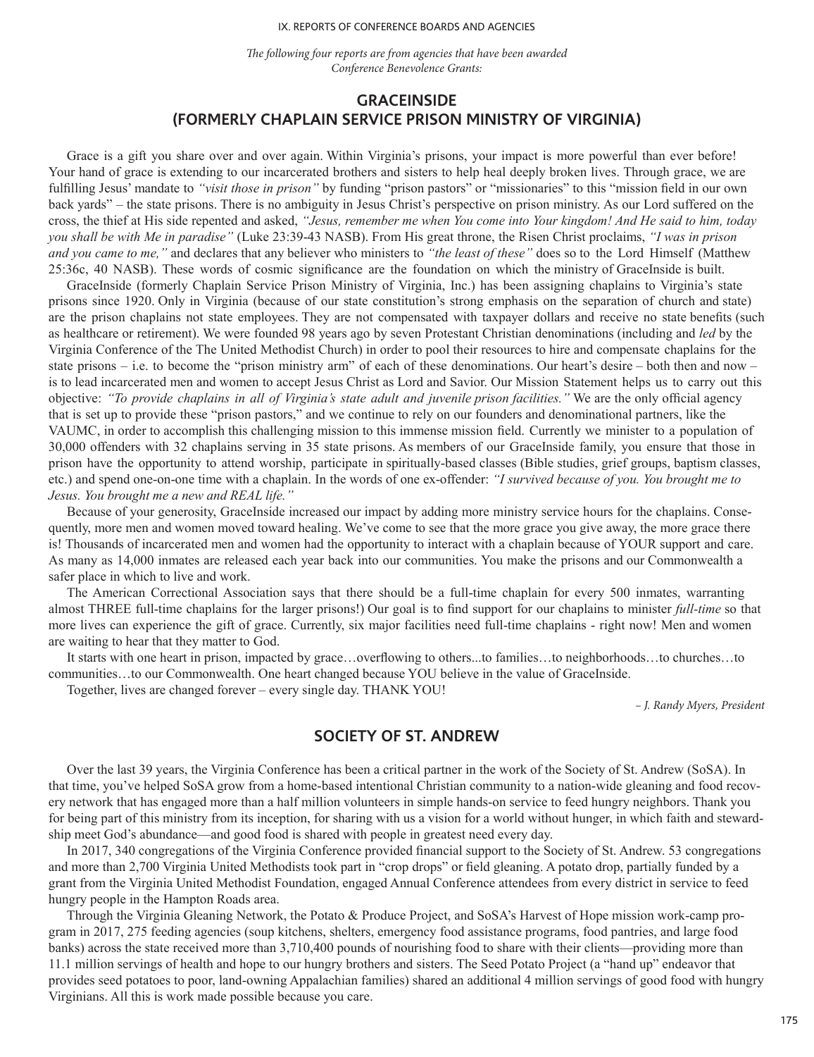*The following four reports are from agencies that have been awarded Conference Benevolence Grants:*

## GRACEINSIDE (FORMERLY CHAPLAIN SERVICE PRISON MINISTRY OF VIRGINIA)

Grace is a gift you share over and over again. Within Virginia's prisons, your impact is more powerful than ever before! Your hand of grace is extending to our incarcerated brothers and sisters to help heal deeply broken lives. Through grace, we are fulfilling Jesus' mandate to *"visit those in prison"* by funding "prison pastors" or "missionaries" to this "mission field in our own back yards" – the state prisons. There is no ambiguity in Jesus Christ's perspective on prison ministry. As our Lord suffered on the cross, the thief at His side repented and asked, *"Jesus, remember me when You come into Your kingdom! And He said to him, today you shall be with Me in paradise"* (Luke 23:39-43 NASB). From His great throne, the Risen Christ proclaims, *"I was in prison and you came to me,"* and declares that any believer who ministers to *"the least of these"* does so to the Lord Himself (Matthew 25:36c, 40 NASB). These words of cosmic significance are the foundation on which the ministry of GraceInside is built.

GraceInside (formerly Chaplain Service Prison Ministry of Virginia, Inc.) has been assigning chaplains to Virginia's state prisons since 1920. Only in Virginia (because of our state constitution's strong emphasis on the separation of church and state) are the prison chaplains not state employees. They are not compensated with taxpayer dollars and receive no state benefits (such as healthcare or retirement). We were founded 98 years ago by seven Protestant Christian denominations (including and *led* by the Virginia Conference of the The United Methodist Church) in order to pool their resources to hire and compensate chaplains for the state prisons – i.e. to become the "prison ministry arm" of each of these denominations. Our heart's desire – both then and now – is to lead incarcerated men and women to accept Jesus Christ as Lord and Savior. Our Mission Statement helps us to carry out this objective: *"To provide chaplains in all of Virginia's state adult and juvenile prison facilities."* We are the only official agency that is set up to provide these "prison pastors," and we continue to rely on our founders and denominational partners, like the VAUMC, in order to accomplish this challenging mission to this immense mission field. Currently we minister to a population of 30,000 offenders with 32 chaplains serving in 35 state prisons. As members of our GraceInside family, you ensure that those in prison have the opportunity to attend worship, participate in spiritually-based classes (Bible studies, grief groups, baptism classes, etc.) and spend one-on-one time with a chaplain. In the words of one ex-offender: *"I survived because of you. You brought me to Jesus. You brought me a new and REAL life."*

Because of your generosity, GraceInside increased our impact by adding more ministry service hours for the chaplains. Consequently, more men and women moved toward healing. We've come to see that the more grace you give away, the more grace there is! Thousands of incarcerated men and women had the opportunity to interact with a chaplain because of YOUR support and care. As many as 14,000 inmates are released each year back into our communities. You make the prisons and our Commonwealth a safer place in which to live and work.

The American Correctional Association says that there should be a full-time chaplain for every 500 inmates, warranting almost THREE full-time chaplains for the larger prisons!) Our goal is to find support for our chaplains to minister *full-time* so that more lives can experience the gift of grace. Currently, six major facilities need full-time chaplains - right now! Men and women are waiting to hear that they matter to God.

It starts with one heart in prison, impacted by grace…overflowing to others...to families…to neighborhoods…to churches…to communities…to our Commonwealth. One heart changed because YOU believe in the value of GraceInside.

Together, lives are changed forever – every single day. THANK YOU!

*– J. Randy Myers, President*

## SOCIETY OF ST. ANDREW

Over the last 39 years, the Virginia Conference has been a critical partner in the work of the Society of St. Andrew (SoSA). In that time, you've helped SoSA grow from a home-based intentional Christian community to a nation-wide gleaning and food recovery network that has engaged more than a half million volunteers in simple hands-on service to feed hungry neighbors. Thank you for being part of this ministry from its inception, for sharing with us a vision for a world without hunger, in which faith and stewardship meet God's abundance—and good food is shared with people in greatest need every day.

In 2017, 340 congregations of the Virginia Conference provided financial support to the Society of St. Andrew. 53 congregations and more than 2,700 Virginia United Methodists took part in "crop drops" or field gleaning. A potato drop, partially funded by a grant from the Virginia United Methodist Foundation, engaged Annual Conference attendees from every district in service to feed hungry people in the Hampton Roads area.

Through the Virginia Gleaning Network, the Potato & Produce Project, and SoSA's Harvest of Hope mission work-camp program in 2017, 275 feeding agencies (soup kitchens, shelters, emergency food assistance programs, food pantries, and large food banks) across the state received more than 3,710,400 pounds of nourishing food to share with their clients—providing more than 11.1 million servings of health and hope to our hungry brothers and sisters. The Seed Potato Project (a "hand up" endeavor that provides seed potatoes to poor, land-owning Appalachian families) shared an additional 4 million servings of good food with hungry Virginians. All this is work made possible because you care.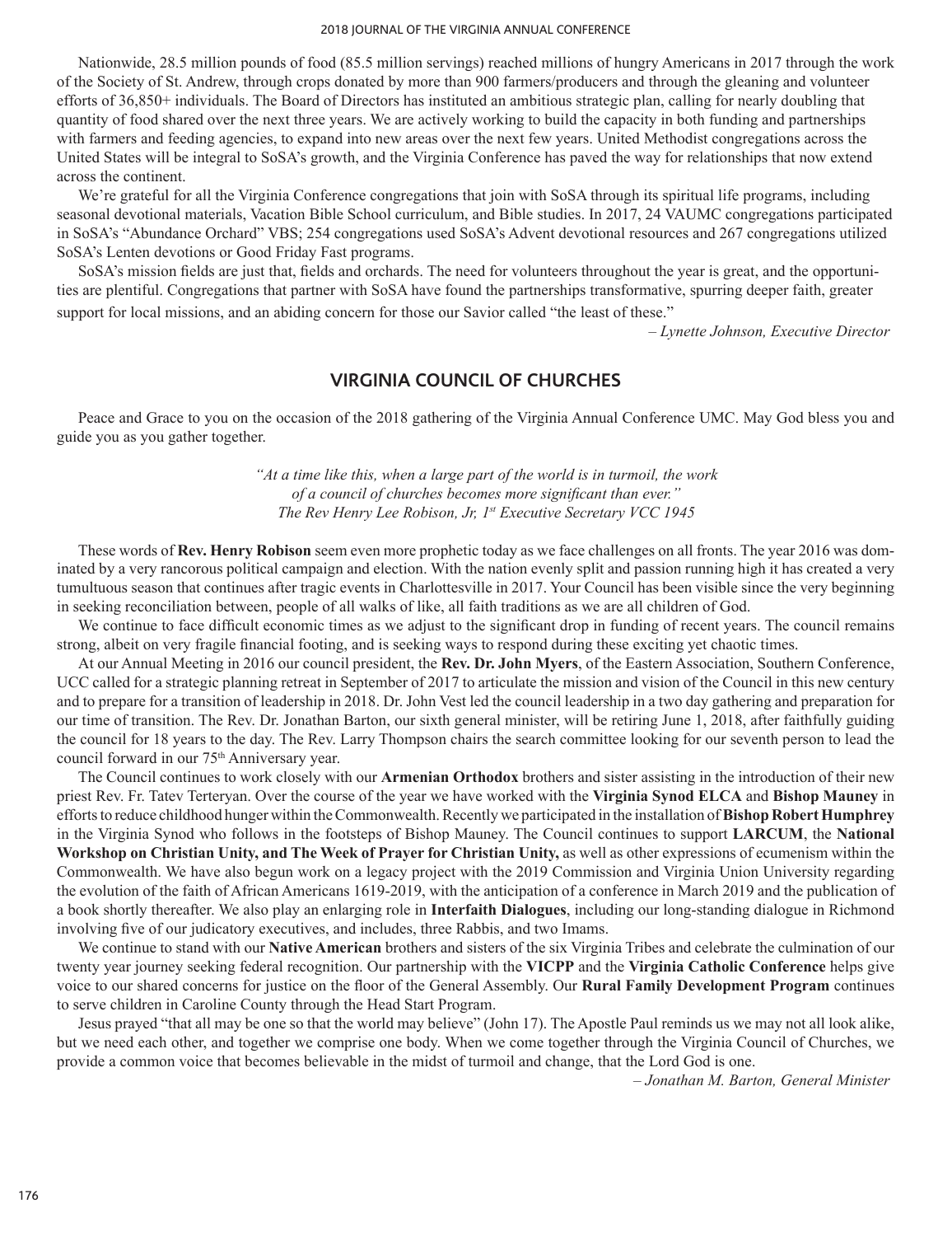Nationwide, 28.5 million pounds of food (85.5 million servings) reached millions of hungry Americans in 2017 through the work of the Society of St. Andrew, through crops donated by more than 900 farmers/producers and through the gleaning and volunteer efforts of 36,850+ individuals. The Board of Directors has instituted an ambitious strategic plan, calling for nearly doubling that quantity of food shared over the next three years. We are actively working to build the capacity in both funding and partnerships with farmers and feeding agencies, to expand into new areas over the next few years. United Methodist congregations across the United States will be integral to SoSA's growth, and the Virginia Conference has paved the way for relationships that now extend across the continent.

We're grateful for all the Virginia Conference congregations that join with SoSA through its spiritual life programs, including seasonal devotional materials, Vacation Bible School curriculum, and Bible studies. In 2017, 24 VAUMC congregations participated in SoSA's "Abundance Orchard" VBS; 254 congregations used SoSA's Advent devotional resources and 267 congregations utilized SoSA's Lenten devotions or Good Friday Fast programs.

SoSA's mission fields are just that, fields and orchards. The need for volunteers throughout the year is great, and the opportunities are plentiful. Congregations that partner with SoSA have found the partnerships transformative, spurring deeper faith, greater support for local missions, and an abiding concern for those our Savior called "the least of these."

*– Lynette Johnson, Executive Director*

## VIRGINIA COUNCIL OF CHURCHES

Peace and Grace to you on the occasion of the 2018 gathering of the Virginia Annual Conference UMC. May God bless you and guide you as you gather together.

*"At a time like this, when a large part of the world is in turmoil, the work of a council of churches becomes more significant than ever."*
*The Rev Henry Lee Robison, Jr, 1st Executive Secretary VCC 1945*

These words of **Rev. Henry Robison** seem even more prophetic today as we face challenges on all fronts. The year 2016 was dominated by a very rancorous political campaign and election. With the nation evenly split and passion running high it has created a very tumultuous season that continues after tragic events in Charlottesville in 2017. Your Council has been visible since the very beginning in seeking reconciliation between, people of all walks of life, all faith traditions as we are all children of God.

We continue to face difficult economic times as we adjust to the significant drop in funding of recent years. The council remains strong, albeit on very fragile financial footing, and is seeking ways to respond during these exciting yet chaotic times.

At our Annual Meeting in 2016 our council president, the **Rev. Dr. John Myers**, of the Eastern Association, Southern Conference, UCC called for a strategic planning retreat in September of 2017 to articulate the mission and vision of the Council in this new century and to prepare for a transition of leadership in 2018. Dr. John Vest led the council leadership in a two day gathering and preparation for our time of transition. The Rev. Dr. Jonathan Barton, our sixth general minister, will be retiring June 1, 2018, after faithfully guiding the council for 18 years to the day. The Rev. Larry Thompson chairs the search committee looking for our seventh person to lead the council forward in our 75th Anniversary year.

The Council continues to work closely with our **Armenian Orthodox** brothers and sister assisting in the introduction of their new priest Rev. Fr. Tatev Terteryan. Over the course of the year we have worked with the **Virginia Synod ELCA** and **Bishop Mauney** in efforts to reduce childhood hunger within the Commonwealth. Recently we participated in the installation of **Bishop Robert Humphrey** in the Virginia Synod who follows in the footsteps of Bishop Mauney. The Council continues to support **LARCUM**, the **National Workshop on Christian Unity, and The Week of Prayer for Christian Unity,** as well as other expressions of ecumenism within the Commonwealth. We have also begun work on a legacy project with the 2019 Commission and Virginia Union University regarding the evolution of the faith of African Americans 1619-2019, with the anticipation of a conference in March 2019 and the publication of a book shortly thereafter. We also play an enlarging role in **Interfaith Dialogues**, including our long-standing dialogue in Richmond involving five of our judicatory executives, and includes, three Rabbis, and two Imams.

We continue to stand with our **Native American** brothers and sisters of the six Virginia Tribes and celebrate the culmination of our twenty year journey seeking federal recognition. Our partnership with the **VICPP** and the **Virginia Catholic Conference** helps give voice to our shared concerns for justice on the floor of the General Assembly. Our **Rural Family Development Program** continues to serve children in Caroline County through the Head Start Program.

Jesus prayed "that all may be one so that the world may believe" (John 17). The Apostle Paul reminds us we may not all look alike, but we need each other, and together we comprise one body. When we come together through the Virginia Council of Churches, we provide a common voice that becomes believable in the midst of turmoil and change, that the Lord God is one.

*– Jonathan M. Barton, General Minister*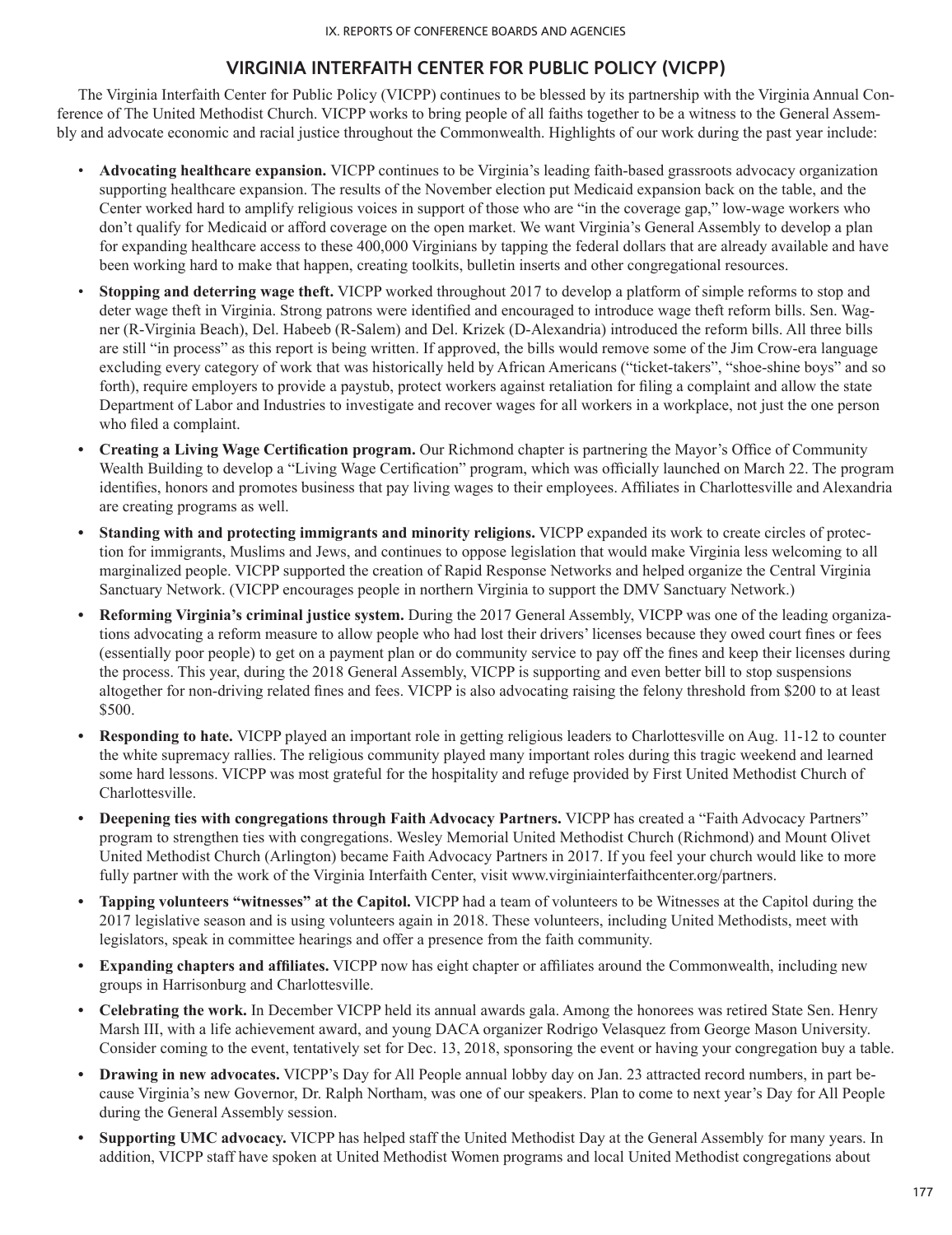## VIRGINIA INTERFAITH CENTER FOR PUBLIC POLICY (VICPP)

The Virginia Interfaith Center for Public Policy (VICPP) continues to be blessed by its partnership with the Virginia Annual Conference of The United Methodist Church. VICPP works to bring people of all faiths together to be a witness to the General Assembly and advocate economic and racial justice throughout the Commonwealth. Highlights of our work during the past year include:

- **Advocating healthcare expansion.** VICPP continues to be Virginia's leading faith-based grassroots advocacy organization supporting healthcare expansion. The results of the November election put Medicaid expansion back on the table, and the Center worked hard to amplify religious voices in support of those who are "in the coverage gap," low-wage workers who don't qualify for Medicaid or afford coverage on the open market. We want Virginia's General Assembly to develop a plan for expanding healthcare access to these 400,000 Virginians by tapping the federal dollars that are already available and have been working hard to make that happen, creating toolkits, bulletin inserts and other congregational resources.
- **Stopping and deterring wage theft.** VICPP worked throughout 2017 to develop a platform of simple reforms to stop and deter wage theft in Virginia. Strong patrons were identified and encouraged to introduce wage theft reform bills. Sen. Wagner (R-Virginia Beach), Del. Habeeb (R-Salem) and Del. Krizek (D-Alexandria) introduced the reform bills. All three bills are still "in process" as this report is being written. If approved, the bills would remove some of the Jim Crow-era language excluding every category of work that was historically held by African Americans ("ticket-takers", "shoe-shine boys" and so forth), require employers to provide a paystub, protect workers against retaliation for filing a complaint and allow the state Department of Labor and Industries to investigate and recover wages for all workers in a workplace, not just the one person who filed a complaint.
- **Creating a Living Wage Certification program.** Our Richmond chapter is partnering the Mayor's Office of Community Wealth Building to develop a "Living Wage Certification" program, which was officially launched on March 22. The program identifies, honors and promotes business that pay living wages to their employees. Affiliates in Charlottesville and Alexandria are creating programs as well.
- **Standing with and protecting immigrants and minority religions.** VICPP expanded its work to create circles of protection for immigrants, Muslims and Jews, and continues to oppose legislation that would make Virginia less welcoming to all marginalized people. VICPP supported the creation of Rapid Response Networks and helped organize the Central Virginia Sanctuary Network. (VICPP encourages people in northern Virginia to support the DMV Sanctuary Network.)
- **Reforming Virginia's criminal justice system.** During the 2017 General Assembly, VICPP was one of the leading organizations advocating a reform measure to allow people who had lost their drivers' licenses because they owed court fines or fees (essentially poor people) to get on a payment plan or do community service to pay off the fines and keep their licenses during the process. This year, during the 2018 General Assembly, VICPP is supporting and even better bill to stop suspensions altogether for non-driving related fines and fees. VICPP is also advocating raising the felony threshold from $200 to at least $500.
- **Responding to hate.** VICPP played an important role in getting religious leaders to Charlottesville on Aug. 11-12 to counter the white supremacy rallies. The religious community played many important roles during this tragic weekend and learned some hard lessons. VICPP was most grateful for the hospitality and refuge provided by First United Methodist Church of Charlottesville.
- **Deepening ties with congregations through Faith Advocacy Partners.** VICPP has created a "Faith Advocacy Partners" program to strengthen ties with congregations. Wesley Memorial United Methodist Church (Richmond) and Mount Olivet United Methodist Church (Arlington) became Faith Advocacy Partners in 2017. If you feel your church would like to more fully partner with the work of the Virginia Interfaith Center, visit www.virginiainterfaithcenter.org/partners.
- **Tapping volunteers "witnesses" at the Capitol.** VICPP had a team of volunteers to be Witnesses at the Capitol during the 2017 legislative season and is using volunteers again in 2018. These volunteers, including United Methodists, meet with legislators, speak in committee hearings and offer a presence from the faith community.
- **Expanding chapters and affiliates.** VICPP now has eight chapter or affiliates around the Commonwealth, including new groups in Harrisonburg and Charlottesville.
- **Celebrating the work.** In December VICPP held its annual awards gala. Among the honorees was retired State Sen. Henry Marsh III, with a life achievement award, and young DACA organizer Rodrigo Velasquez from George Mason University. Consider coming to the event, tentatively set for Dec. 13, 2018, sponsoring the event or having your congregation buy a table.
- **Drawing in new advocates.** VICPP's Day for All People annual lobby day on Jan. 23 attracted record numbers, in part because Virginia's new Governor, Dr. Ralph Northam, was one of our speakers. Plan to come to next year's Day for All People during the General Assembly session.
- **Supporting UMC advocacy.** VICPP has helped staff the United Methodist Day at the General Assembly for many years. In addition, VICPP staff have spoken at United Methodist Women programs and local United Methodist congregations about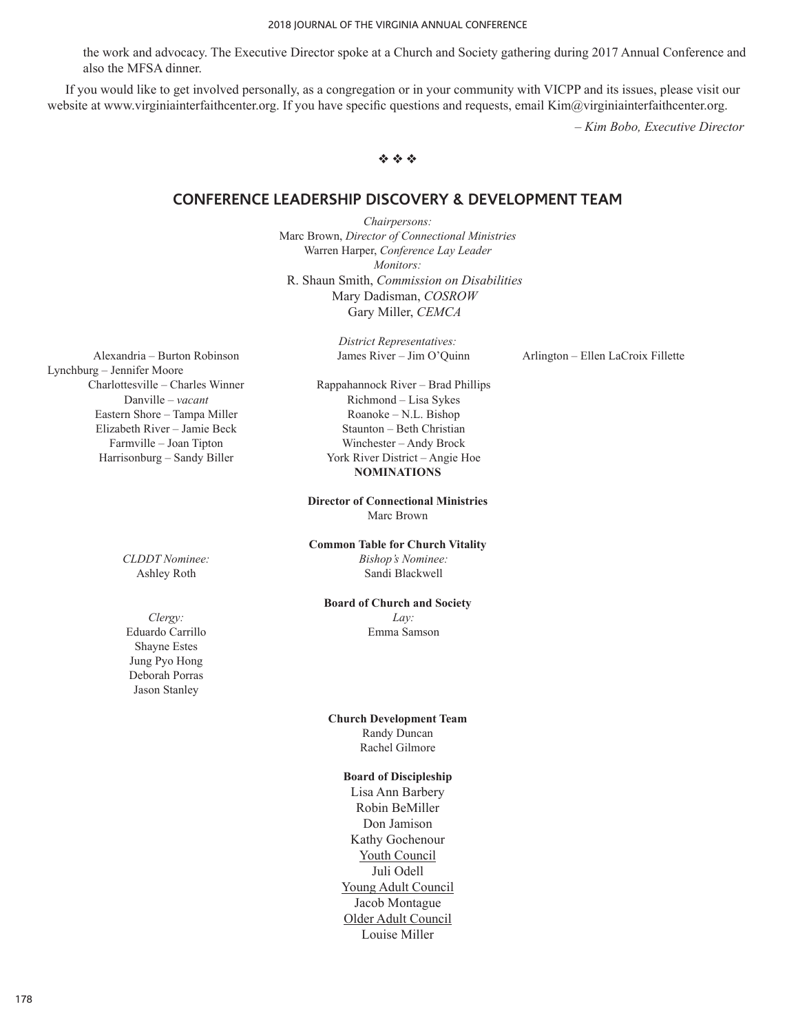the work and advocacy. The Executive Director spoke at a Church and Society gathering during 2017 Annual Conference and also the MFSA dinner.

If you would like to get involved personally, as a congregation or in your community with VICPP and its issues, please visit our website at www.virginiainterfaithcenter.org. If you have specific questions and requests, email Kim@virginiainterfaithcenter.org.

*– Kim Bobo, Executive Director*

❖ ❖ ❖

## CONFERENCE LEADERSHIP DISCOVERY & DEVELOPMENT TEAM

*Chairpersons:*
Marc Brown, *Director of Connectional Ministries*
Warren Harper, *Conference Lay Leader*

*Monitors:*
R. Shaun Smith, *Commission on Disabilities*
Mary Dadisman, *COSROW*
Gary Miller, *CEMCA*

*District Representatives:*

Alexandria – Burton Robinson
Arlington – Ellen LaCroix Fillette
Charlottesville – Charles Winner
Danville – *vacant*
Eastern Shore – Tampa Miller
Elizabeth River – Jamie Beck
Farmville – Joan Tipton
Harrisonburg – Sandy Biller
James River – Jim O'Quinn
Lynchburg – Jennifer Moore
Rappahannock River – Brad Phillips
Richmond – Lisa Sykes
Roanoke – N.L. Bishop
Staunton – Beth Christian
Winchester – Andy Brock
York River District – Angie Hoe

**NOMINATIONS**

**Director of Connectional Ministries**
Marc Brown

**Common Table for Church Vitality**

*CLDDT Nominee:*
Ashley Roth

*Bishop's Nominee:*
Sandi Blackwell

**Board of Church and Society**

*Clergy:*
Eduardo Carrillo
Shayne Estes
Jung Pyo Hong
Deborah Porras
Jason Stanley

*Lay:*
Emma Samson

**Church Development Team**
Randy Duncan
Rachel Gilmore

**Board of Discipleship**
Lisa Ann Barbery
Robin BeMiller
Don Jamison
Kathy Gochenour

Youth Council
Juli Odell

Young Adult Council
Jacob Montague

Older Adult Council
Louise Miller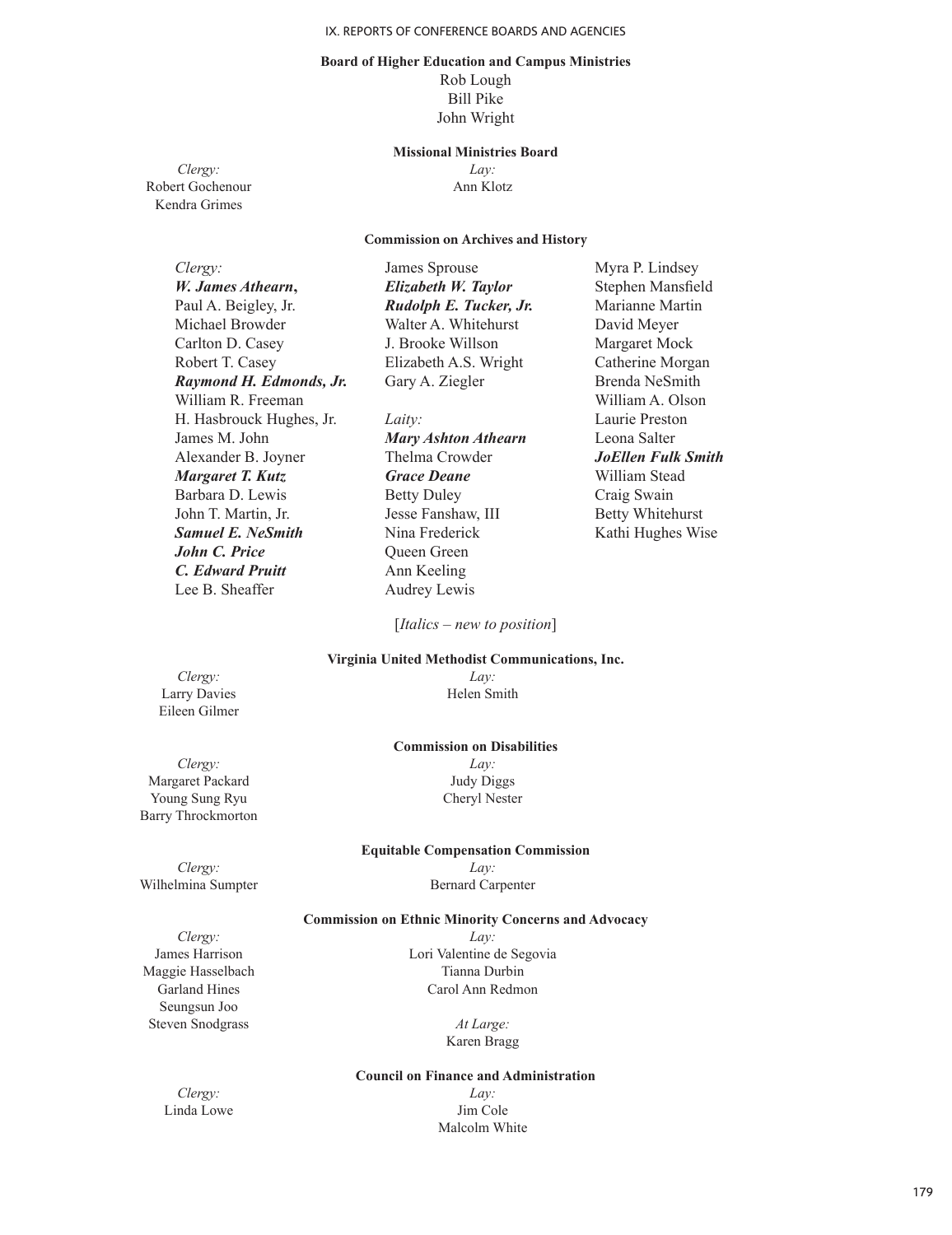**Board of Higher Education and Campus Ministries**

Rob Lough
Bill Pike
John Wright

**Missional Ministries Board**

*Clergy:*
Robert Gochenour
Kendra Grimes

*Lay:*
Ann Klotz

**Commission on Archives and History**

*Clergy:*
***W. James Athearn*,**
Paul A. Beigley, Jr.
Michael Browder
Carlton D. Casey
Robert T. Casey
***Raymond H. Edmonds, Jr.***
William R. Freeman
H. Hasbrouck Hughes, Jr.
James M. John
Alexander B. Joyner
***Margaret T. Kutz***
Barbara D. Lewis
John T. Martin, Jr.
***Samuel E. NeSmith***
***John C. Price***
***C. Edward Pruitt***
Lee B. Sheaffer
James Sprouse
***Elizabeth W. Taylor***
***Rudolph E. Tucker, Jr.***
Walter A. Whitehurst
J. Brooke Willson
Elizabeth A.S. Wright
Gary A. Ziegler

*Laity:*
***Mary Ashton Athearn***
Thelma Crowder
***Grace Deane***
Betty Duley
Jesse Fanshaw, III
Nina Frederick
Queen Green
Ann Keeling
Audrey Lewis
Myra P. Lindsey
Stephen Mansfield
Marianne Martin
David Meyer
Margaret Mock
Catherine Morgan
Brenda NeSmith
William A. Olson
Laurie Preston
Leona Salter
***JoEllen Fulk Smith***
William Stead
Craig Swain
Betty Whitehurst
Kathi Hughes Wise

[*Italics – new to position*]

**Virginia United Methodist Communications, Inc.**

*Clergy:*
Larry Davies
Eileen Gilmer

*Lay:*
Helen Smith

**Commission on Disabilities**

*Clergy:*
Margaret Packard
Young Sung Ryu
Barry Throckmorton

*Lay:*
Judy Diggs
Cheryl Nester

**Equitable Compensation Commission**

*Clergy:*
Wilhelmina Sumpter

*Lay:*
Bernard Carpenter

**Commission on Ethnic Minority Concerns and Advocacy**

*Clergy:*
James Harrison
Maggie Hasselbach
Garland Hines
Seungsun Joo
Steven Snodgrass

*Lay:*
Lori Valentine de Segovia
Tianna Durbin
Carol Ann Redmon

*At Large:*
Karen Bragg

**Council on Finance and Administration**

*Clergy:*
Linda Lowe

*Lay:*
Jim Cole
Malcolm White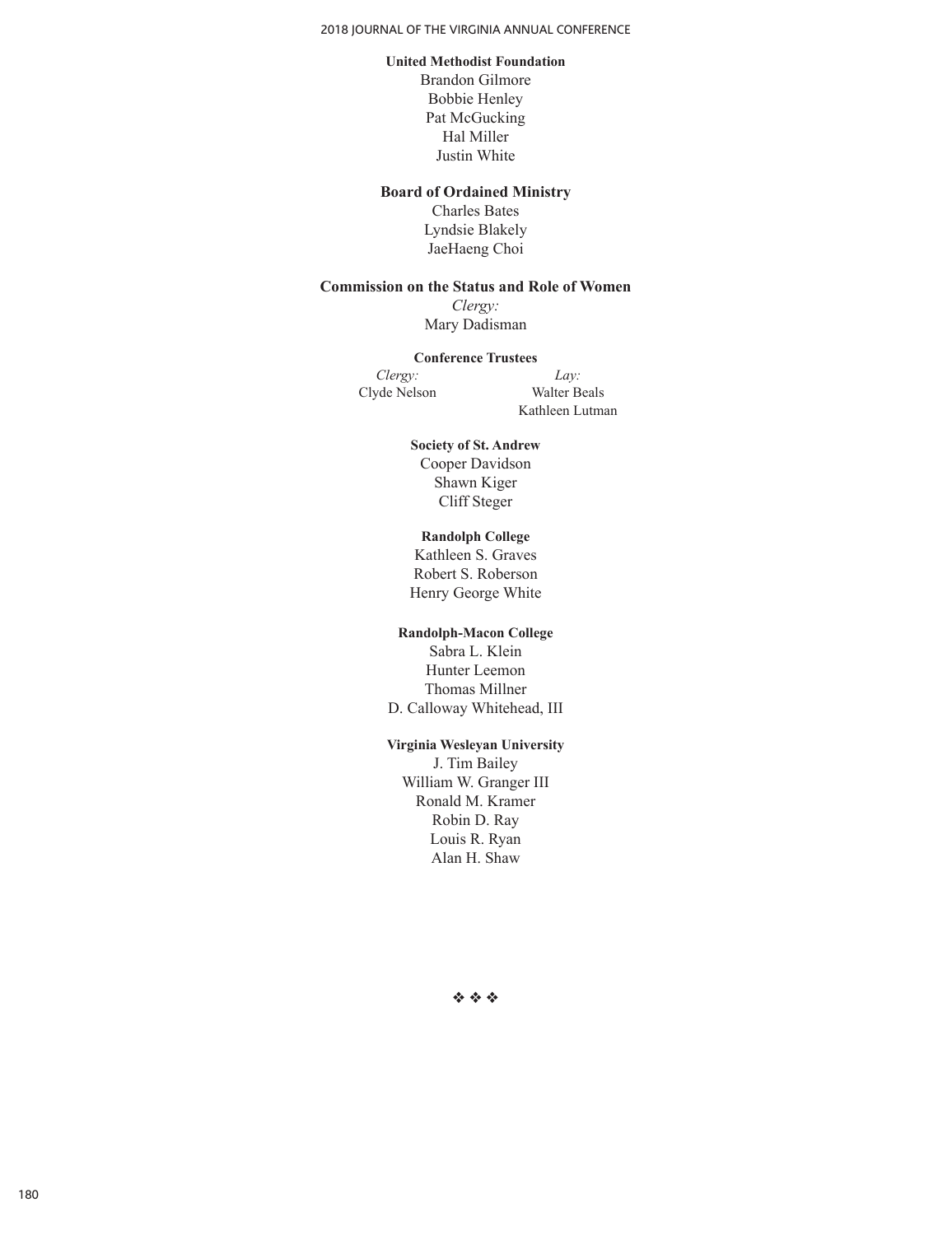**United Methodist Foundation**

Brandon Gilmore
Bobbie Henley
Pat McGucking
Hal Miller
Justin White

**Board of Ordained Ministry**

Charles Bates
Lyndsie Blakely
JaeHaeng Choi

**Commission on the Status and Role of Women**

*Clergy:*
Mary Dadisman

**Conference Trustees**

*Clergy:*
Clyde Nelson

*Lay:*
Walter Beals
Kathleen Lutman

**Society of St. Andrew**

Cooper Davidson
Shawn Kiger
Cliff Steger

**Randolph College**

Kathleen S. Graves
Robert S. Roberson
Henry George White

**Randolph-Macon College**

Sabra L. Klein
Hunter Leemon
Thomas Millner
D. Calloway Whitehead, III

**Virginia Wesleyan University**

J. Tim Bailey
William W. Granger III
Ronald M. Kramer
Robin D. Ray
Louis R. Ryan
Alan H. Shaw

❖ ❖ ❖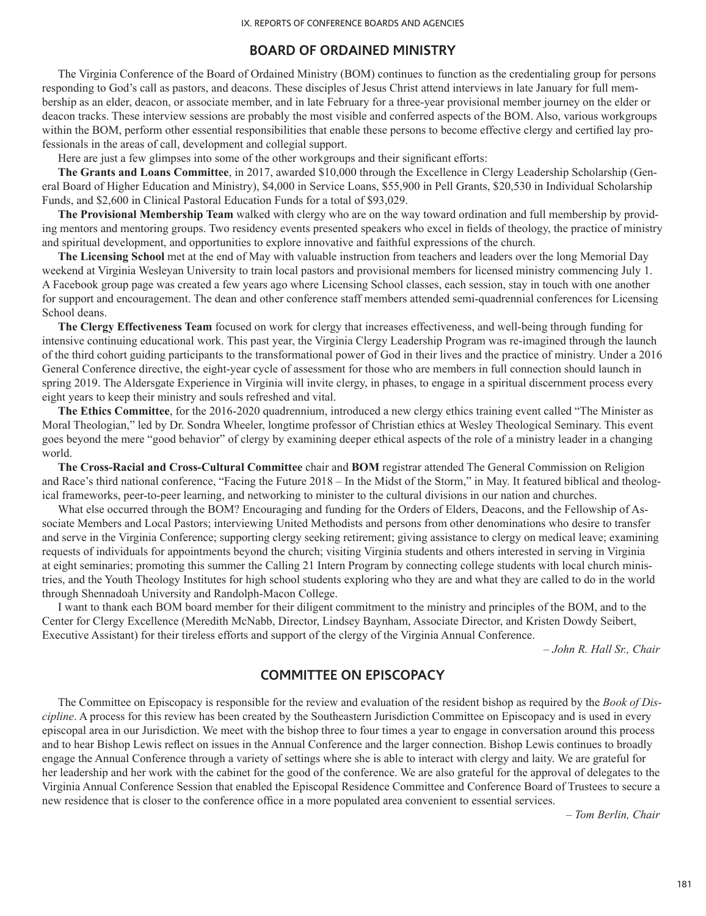## BOARD OF ORDAINED MINISTRY

The Virginia Conference of the Board of Ordained Ministry (BOM) continues to function as the credentialing group for persons responding to God's call as pastors, and deacons. These disciples of Jesus Christ attend interviews in late January for full membership as an elder, deacon, or associate member, and in late February for a three-year provisional member journey on the elder or deacon tracks. These interview sessions are probably the most visible and conferred aspects of the BOM. Also, various workgroups within the BOM, perform other essential responsibilities that enable these persons to become effective clergy and certified lay professionals in the areas of call, development and collegial support.

Here are just a few glimpses into some of the other workgroups and their significant efforts:

**The Grants and Loans Committee**, in 2017, awarded $10,000 through the Excellence in Clergy Leadership Scholarship (General Board of Higher Education and Ministry), $4,000 in Service Loans, $55,900 in Pell Grants, $20,530 in Individual Scholarship Funds, and $2,600 in Clinical Pastoral Education Funds for a total of $93,029.

**The Provisional Membership Team** walked with clergy who are on the way toward ordination and full membership by providing mentors and mentoring groups. Two residency events presented speakers who excel in fields of theology, the practice of ministry and spiritual development, and opportunities to explore innovative and faithful expressions of the church.

**The Licensing School** met at the end of May with valuable instruction from teachers and leaders over the long Memorial Day weekend at Virginia Wesleyan University to train local pastors and provisional members for licensed ministry commencing July 1. A Facebook group page was created a few years ago where Licensing School classes, each session, stay in touch with one another for support and encouragement. The dean and other conference staff members attended semi-quadrennial conferences for Licensing School deans.

**The Clergy Effectiveness Team** focused on work for clergy that increases effectiveness, and well-being through funding for intensive continuing educational work. This past year, the Virginia Clergy Leadership Program was re-imagined through the launch of the third cohort guiding participants to the transformational power of God in their lives and the practice of ministry. Under a 2016 General Conference directive, the eight-year cycle of assessment for those who are members in full connection should launch in spring 2019. The Aldersgate Experience in Virginia will invite clergy, in phases, to engage in a spiritual discernment process every eight years to keep their ministry and souls refreshed and vital.

**The Ethics Committee**, for the 2016-2020 quadrennium, introduced a new clergy ethics training event called "The Minister as Moral Theologian," led by Dr. Sondra Wheeler, longtime professor of Christian ethics at Wesley Theological Seminary. This event goes beyond the mere "good behavior" of clergy by examining deeper ethical aspects of the role of a ministry leader in a changing world.

**The Cross-Racial and Cross-Cultural Committee** chair and **BOM** registrar attended The General Commission on Religion and Race's third national conference, "Facing the Future 2018 – In the Midst of the Storm," in May. It featured biblical and theological frameworks, peer-to-peer learning, and networking to minister to the cultural divisions in our nation and churches.

What else occurred through the BOM? Encouraging and funding for the Orders of Elders, Deacons, and the Fellowship of Associate Members and Local Pastors; interviewing United Methodists and persons from other denominations who desire to transfer and serve in the Virginia Conference; supporting clergy seeking retirement; giving assistance to clergy on medical leave; examining requests of individuals for appointments beyond the church; visiting Virginia students and others interested in serving in Virginia at eight seminaries; promoting this summer the Calling 21 Intern Program by connecting college students with local church ministries, and the Youth Theology Institutes for high school students exploring who they are and what they are called to do in the world through Shennadoah University and Randolph-Macon College.

I want to thank each BOM board member for their diligent commitment to the ministry and principles of the BOM, and to the Center for Clergy Excellence (Meredith McNabb, Director, Lindsey Baynham, Associate Director, and Kristen Dowdy Seibert, Executive Assistant) for their tireless efforts and support of the clergy of the Virginia Annual Conference.

*– John R. Hall Sr., Chair*

## COMMITTEE ON EPISCOPACY

The Committee on Episcopacy is responsible for the review and evaluation of the resident bishop as required by the *Book of Discipline*. A process for this review has been created by the Southeastern Jurisdiction Committee on Episcopacy and is used in every episcopal area in our Jurisdiction. We meet with the bishop three to four times a year to engage in conversation around this process and to hear Bishop Lewis reflect on issues in the Annual Conference and the larger connection. Bishop Lewis continues to broadly engage the Annual Conference through a variety of settings where she is able to interact with clergy and laity. We are grateful for her leadership and her work with the cabinet for the good of the conference. We are also grateful for the approval of delegates to the Virginia Annual Conference Session that enabled the Episcopal Residence Committee and Conference Board of Trustees to secure a new residence that is closer to the conference office in a more populated area convenient to essential services.

*– Tom Berlin, Chair*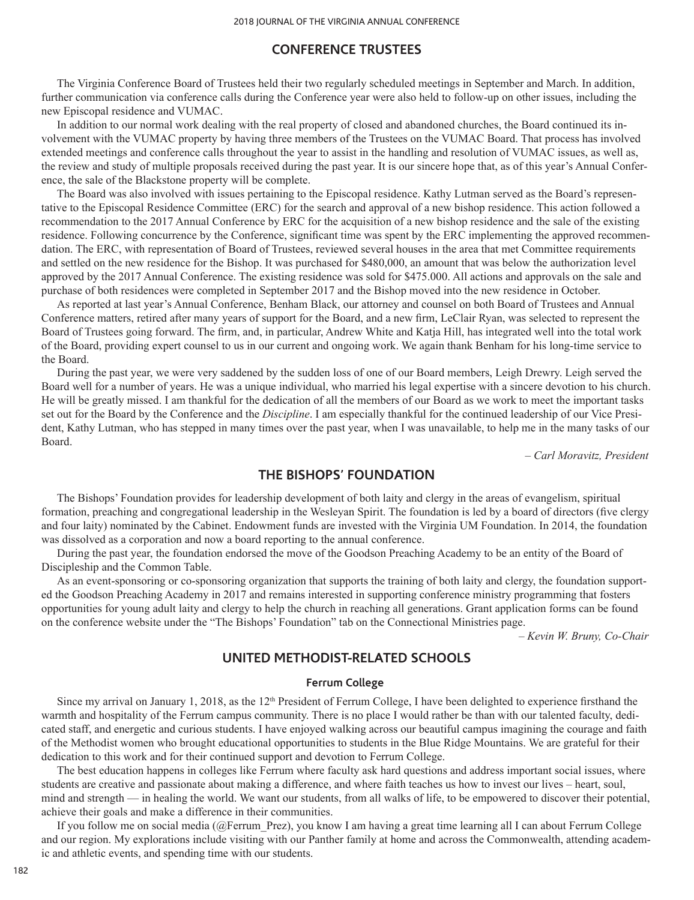## CONFERENCE TRUSTEES

The Virginia Conference Board of Trustees held their two regularly scheduled meetings in September and March. In addition, further communication via conference calls during the Conference year were also held to follow-up on other issues, including the new Episcopal residence and VUMAC.

In addition to our normal work dealing with the real property of closed and abandoned churches, the Board continued its involvement with the VUMAC property by having three members of the Trustees on the VUMAC Board. That process has involved extended meetings and conference calls throughout the year to assist in the handling and resolution of VUMAC issues, as well as, the review and study of multiple proposals received during the past year. It is our sincere hope that, as of this year's Annual Conference, the sale of the Blackstone property will be complete.

The Board was also involved with issues pertaining to the Episcopal residence. Kathy Lutman served as the Board's representative to the Episcopal Residence Committee (ERC) for the search and approval of a new bishop residence. This action followed a recommendation to the 2017 Annual Conference by ERC for the acquisition of a new bishop residence and the sale of the existing residence. Following concurrence by the Conference, significant time was spent by the ERC implementing the approved recommendation. The ERC, with representation of Board of Trustees, reviewed several houses in the area that met Committee requirements and settled on the new residence for the Bishop. It was purchased for $480,000, an amount that was below the authorization level approved by the 2017 Annual Conference. The existing residence was sold for $475.000. All actions and approvals on the sale and purchase of both residences were completed in September 2017 and the Bishop moved into the new residence in October.

As reported at last year's Annual Conference, Benham Black, our attorney and counsel on both Board of Trustees and Annual Conference matters, retired after many years of support for the Board, and a new firm, LeClair Ryan, was selected to represent the Board of Trustees going forward. The firm, and, in particular, Andrew White and Katja Hill, has integrated well into the total work of the Board, providing expert counsel to us in our current and ongoing work. We again thank Benham for his long-time service to the Board.

During the past year, we were very saddened by the sudden loss of one of our Board members, Leigh Drewry. Leigh served the Board well for a number of years. He was a unique individual, who married his legal expertise with a sincere devotion to his church. He will be greatly missed. I am thankful for the dedication of all the members of our Board as we work to meet the important tasks set out for the Board by the Conference and the *Discipline*. I am especially thankful for the continued leadership of our Vice President, Kathy Lutman, who has stepped in many times over the past year, when I was unavailable, to help me in the many tasks of our Board.

*– Carl Moravitz, President*

## THE BISHOPS' FOUNDATION

The Bishops' Foundation provides for leadership development of both laity and clergy in the areas of evangelism, spiritual formation, preaching and congregational leadership in the Wesleyan Spirit. The foundation is led by a board of directors (five clergy and four laity) nominated by the Cabinet. Endowment funds are invested with the Virginia UM Foundation. In 2014, the foundation was dissolved as a corporation and now a board reporting to the annual conference.

During the past year, the foundation endorsed the move of the Goodson Preaching Academy to be an entity of the Board of Discipleship and the Common Table.

As an event-sponsoring or co-sponsoring organization that supports the training of both laity and clergy, the foundation supported the Goodson Preaching Academy in 2017 and remains interested in supporting conference ministry programming that fosters opportunities for young adult laity and clergy to help the church in reaching all generations. Grant application forms can be found on the conference website under the "The Bishops' Foundation" tab on the Connectional Ministries page.

*– Kevin W. Bruny, Co-Chair*

## UNITED METHODIST-RELATED SCHOOLS

### Ferrum College

Since my arrival on January 1, 2018, as the 12th President of Ferrum College, I have been delighted to experience firsthand the warmth and hospitality of the Ferrum campus community. There is no place I would rather be than with our talented faculty, dedicated staff, and energetic and curious students. I have enjoyed walking across our beautiful campus imagining the courage and faith of the Methodist women who brought educational opportunities to students in the Blue Ridge Mountains. We are grateful for their dedication to this work and for their continued support and devotion to Ferrum College.

The best education happens in colleges like Ferrum where faculty ask hard questions and address important social issues, where students are creative and passionate about making a difference, and where faith teaches us how to invest our lives – heart, soul, mind and strength — in healing the world. We want our students, from all walks of life, to be empowered to discover their potential, achieve their goals and make a difference in their communities.

If you follow me on social media (@Ferrum_Prez), you know I am having a great time learning all I can about Ferrum College and our region. My explorations include visiting with our Panther family at home and across the Commonwealth, attending academic and athletic events, and spending time with our students.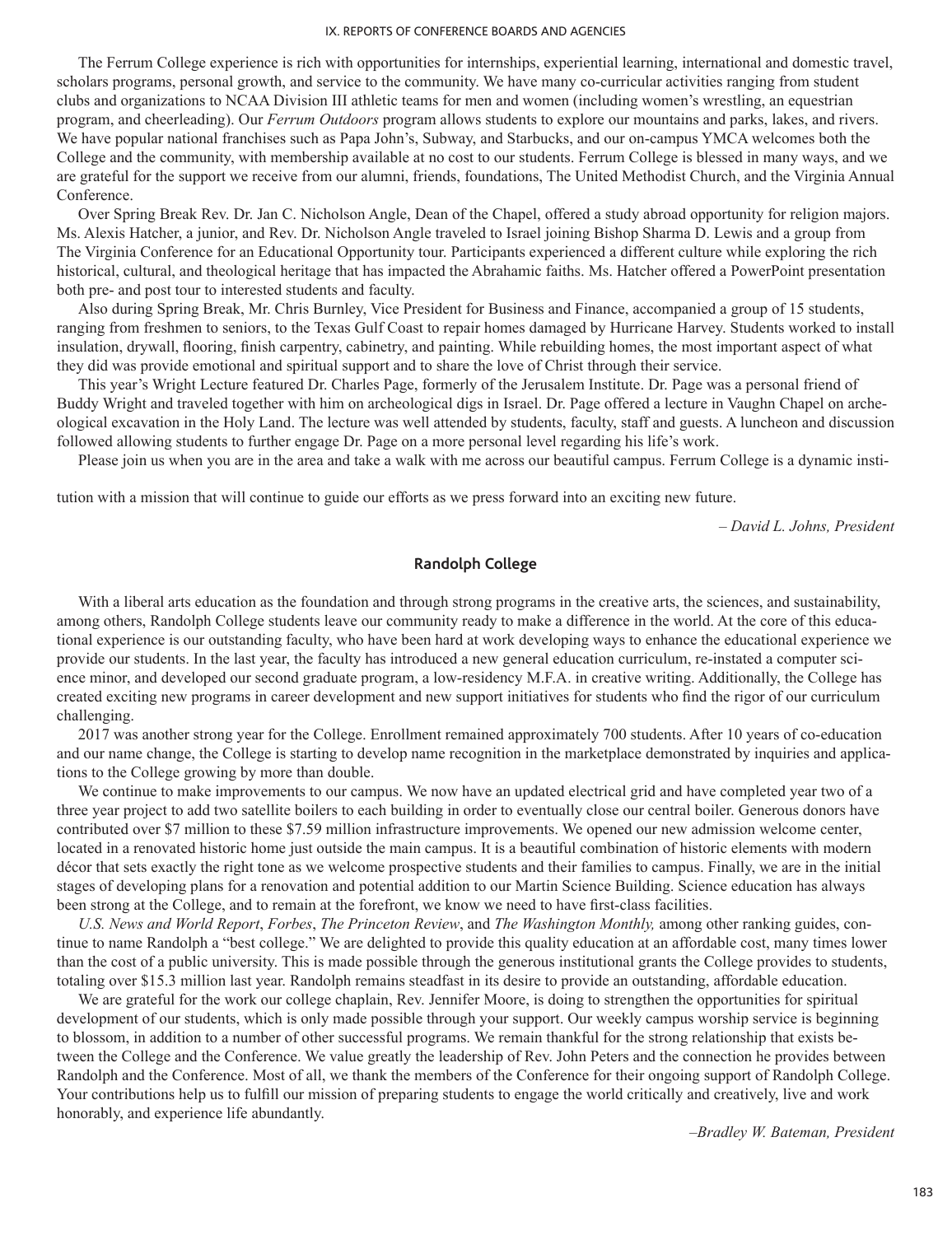The Ferrum College experience is rich with opportunities for internships, experiential learning, international and domestic travel, scholars programs, personal growth, and service to the community. We have many co-curricular activities ranging from student clubs and organizations to NCAA Division III athletic teams for men and women (including women's wrestling, an equestrian program, and cheerleading). Our *Ferrum Outdoors* program allows students to explore our mountains and parks, lakes, and rivers. We have popular national franchises such as Papa John's, Subway, and Starbucks, and our on-campus YMCA welcomes both the College and the community, with membership available at no cost to our students. Ferrum College is blessed in many ways, and we are grateful for the support we receive from our alumni, friends, foundations, The United Methodist Church, and the Virginia Annual Conference.

Over Spring Break Rev. Dr. Jan C. Nicholson Angle, Dean of the Chapel, offered a study abroad opportunity for religion majors. Ms. Alexis Hatcher, a junior, and Rev. Dr. Nicholson Angle traveled to Israel joining Bishop Sharma D. Lewis and a group from The Virginia Conference for an Educational Opportunity tour. Participants experienced a different culture while exploring the rich historical, cultural, and theological heritage that has impacted the Abrahamic faiths. Ms. Hatcher offered a PowerPoint presentation both pre- and post tour to interested students and faculty.

Also during Spring Break, Mr. Chris Burnley, Vice President for Business and Finance, accompanied a group of 15 students, ranging from freshmen to seniors, to the Texas Gulf Coast to repair homes damaged by Hurricane Harvey. Students worked to install insulation, drywall, flooring, finish carpentry, cabinetry, and painting. While rebuilding homes, the most important aspect of what they did was provide emotional and spiritual support and to share the love of Christ through their service.

This year's Wright Lecture featured Dr. Charles Page, formerly of the Jerusalem Institute. Dr. Page was a personal friend of Buddy Wright and traveled together with him on archeological digs in Israel. Dr. Page offered a lecture in Vaughn Chapel on archeological excavation in the Holy Land. The lecture was well attended by students, faculty, staff and guests. A luncheon and discussion followed allowing students to further engage Dr. Page on a more personal level regarding his life's work.

Please join us when you are in the area and take a walk with me across our beautiful campus. Ferrum College is a dynamic institution with a mission that will continue to guide our efforts as we press forward into an exciting new future.

*– David L. Johns, President*

## Randolph College

With a liberal arts education as the foundation and through strong programs in the creative arts, the sciences, and sustainability, among others, Randolph College students leave our community ready to make a difference in the world. At the core of this educational experience is our outstanding faculty, who have been hard at work developing ways to enhance the educational experience we provide our students. In the last year, the faculty has introduced a new general education curriculum, re-instated a computer science minor, and developed our second graduate program, a low-residency M.F.A. in creative writing. Additionally, the College has created exciting new programs in career development and new support initiatives for students who find the rigor of our curriculum challenging.

2017 was another strong year for the College. Enrollment remained approximately 700 students. After 10 years of co-education and our name change, the College is starting to develop name recognition in the marketplace demonstrated by inquiries and applications to the College growing by more than double.

We continue to make improvements to our campus. We now have an updated electrical grid and have completed year two of a three year project to add two satellite boilers to each building in order to eventually close our central boiler. Generous donors have contributed over $7 million to these $7.59 million infrastructure improvements. We opened our new admission welcome center, located in a renovated historic home just outside the main campus. It is a beautiful combination of historic elements with modern décor that sets exactly the right tone as we welcome prospective students and their families to campus. Finally, we are in the initial stages of developing plans for a renovation and potential addition to our Martin Science Building. Science education has always been strong at the College, and to remain at the forefront, we know we need to have first-class facilities.

*U.S. News and World Report*, *Forbes*, *The Princeton Review*, and *The Washington Monthly,* among other ranking guides, continue to name Randolph a "best college." We are delighted to provide this quality education at an affordable cost, many times lower than the cost of a public university. This is made possible through the generous institutional grants the College provides to students, totaling over $15.3 million last year. Randolph remains steadfast in its desire to provide an outstanding, affordable education.

We are grateful for the work our college chaplain, Rev. Jennifer Moore, is doing to strengthen the opportunities for spiritual development of our students, which is only made possible through your support. Our weekly campus worship service is beginning to blossom, in addition to a number of other successful programs. We remain thankful for the strong relationship that exists between the College and the Conference. We value greatly the leadership of Rev. John Peters and the connection he provides between Randolph and the Conference. Most of all, we thank the members of the Conference for their ongoing support of Randolph College. Your contributions help us to fulfill our mission of preparing students to engage the world critically and creatively, live and work honorably, and experience life abundantly.

*–Bradley W. Bateman, President*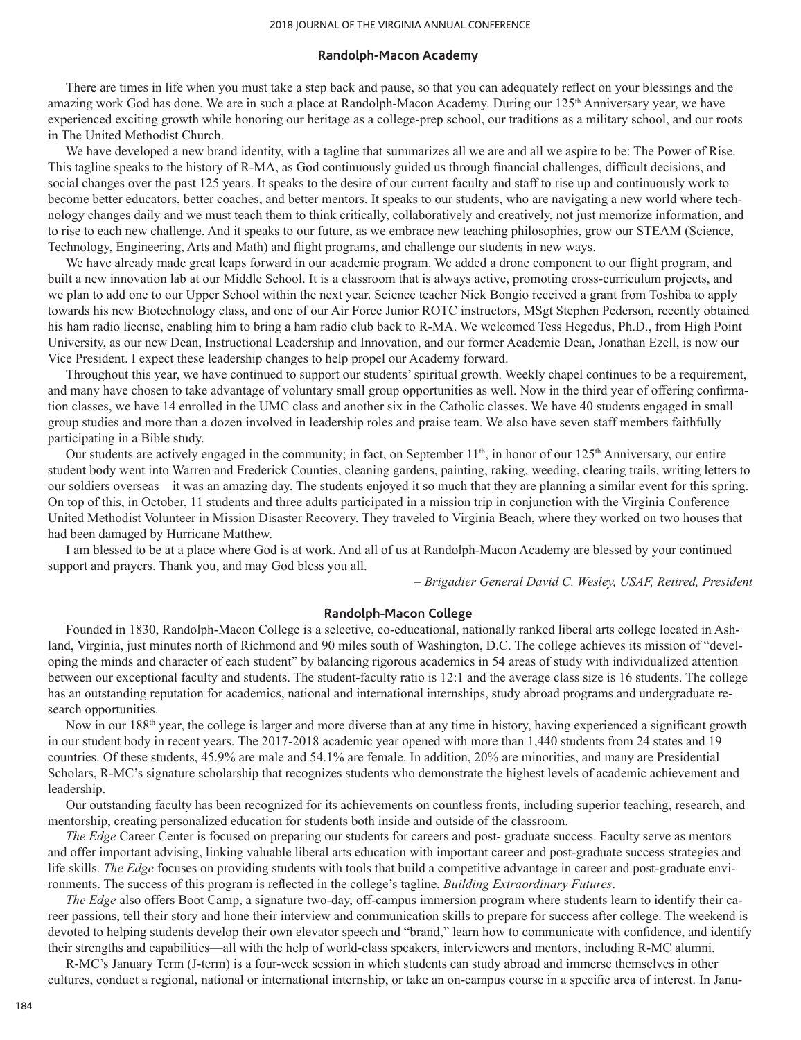## Randolph-Macon Academy

There are times in life when you must take a step back and pause, so that you can adequately reflect on your blessings and the amazing work God has done. We are in such a place at Randolph-Macon Academy. During our 125th Anniversary year, we have experienced exciting growth while honoring our heritage as a college-prep school, our traditions as a military school, and our roots in The United Methodist Church.

We have developed a new brand identity, with a tagline that summarizes all we are and all we aspire to be: The Power of Rise. This tagline speaks to the history of R-MA, as God continuously guided us through financial challenges, difficult decisions, and social changes over the past 125 years. It speaks to the desire of our current faculty and staff to rise up and continuously work to become better educators, better coaches, and better mentors. It speaks to our students, who are navigating a new world where technology changes daily and we must teach them to think critically, collaboratively and creatively, not just memorize information, and to rise to each new challenge. And it speaks to our future, as we embrace new teaching philosophies, grow our STEAM (Science, Technology, Engineering, Arts and Math) and flight programs, and challenge our students in new ways.

We have already made great leaps forward in our academic program. We added a drone component to our flight program, and built a new innovation lab at our Middle School. It is a classroom that is always active, promoting cross-curriculum projects, and we plan to add one to our Upper School within the next year. Science teacher Nick Bongio received a grant from Toshiba to apply towards his new Biotechnology class, and one of our Air Force Junior ROTC instructors, MSgt Stephen Pederson, recently obtained his ham radio license, enabling him to bring a ham radio club back to R-MA. We welcomed Tess Hegedus, Ph.D., from High Point University, as our new Dean, Instructional Leadership and Innovation, and our former Academic Dean, Jonathan Ezell, is now our Vice President. I expect these leadership changes to help propel our Academy forward.

Throughout this year, we have continued to support our students' spiritual growth. Weekly chapel continues to be a requirement, and many have chosen to take advantage of voluntary small group opportunities as well. Now in the third year of offering confirmation classes, we have 14 enrolled in the UMC class and another six in the Catholic classes. We have 40 students engaged in small group studies and more than a dozen involved in leadership roles and praise team. We also have seven staff members faithfully participating in a Bible study.

Our students are actively engaged in the community; in fact, on September 11th, in honor of our 125th Anniversary, our entire student body went into Warren and Frederick Counties, cleaning gardens, painting, raking, weeding, clearing trails, writing letters to our soldiers overseas—it was an amazing day. The students enjoyed it so much that they are planning a similar event for this spring. On top of this, in October, 11 students and three adults participated in a mission trip in conjunction with the Virginia Conference United Methodist Volunteer in Mission Disaster Recovery. They traveled to Virginia Beach, where they worked on two houses that had been damaged by Hurricane Matthew.

I am blessed to be at a place where God is at work. And all of us at Randolph-Macon Academy are blessed by your continued support and prayers. Thank you, and may God bless you all.

*– Brigadier General David C. Wesley, USAF, Retired, President*

## Randolph-Macon College

Founded in 1830, Randolph-Macon College is a selective, co-educational, nationally ranked liberal arts college located in Ashland, Virginia, just minutes north of Richmond and 90 miles south of Washington, D.C. The college achieves its mission of "developing the minds and character of each student" by balancing rigorous academics in 54 areas of study with individualized attention between our exceptional faculty and students. The student-faculty ratio is 12:1 and the average class size is 16 students. The college has an outstanding reputation for academics, national and international internships, study abroad programs and undergraduate research opportunities.

Now in our 188th year, the college is larger and more diverse than at any time in history, having experienced a significant growth in our student body in recent years. The 2017-2018 academic year opened with more than 1,440 students from 24 states and 19 countries. Of these students, 45.9% are male and 54.1% are female. In addition, 20% are minorities, and many are Presidential Scholars, R-MC's signature scholarship that recognizes students who demonstrate the highest levels of academic achievement and leadership.

Our outstanding faculty has been recognized for its achievements on countless fronts, including superior teaching, research, and mentorship, creating personalized education for students both inside and outside of the classroom.

*The Edge* Career Center is focused on preparing our students for careers and post- graduate success. Faculty serve as mentors and offer important advising, linking valuable liberal arts education with important career and post-graduate success strategies and life skills. *The Edge* focuses on providing students with tools that build a competitive advantage in career and post-graduate environments. The success of this program is reflected in the college's tagline, *Building Extraordinary Futures*.

*The Edge* also offers Boot Camp, a signature two-day, off-campus immersion program where students learn to identify their career passions, tell their story and hone their interview and communication skills to prepare for success after college. The weekend is devoted to helping students develop their own elevator speech and "brand," learn how to communicate with confidence, and identify their strengths and capabilities—all with the help of world-class speakers, interviewers and mentors, including R-MC alumni.

R-MC's January Term (J-term) is a four-week session in which students can study abroad and immerse themselves in other cultures, conduct a regional, national or international internship, or take an on-campus course in a specific area of interest. In Janu-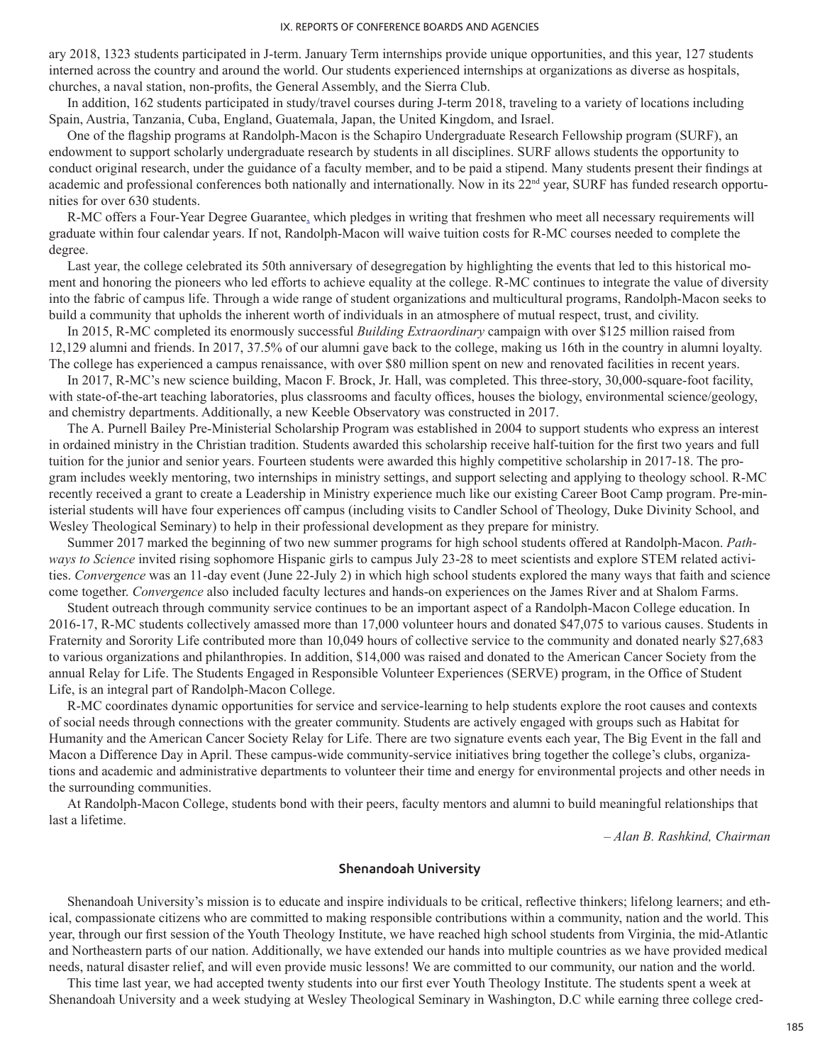ary 2018, 1323 students participated in J-term. January Term internships provide unique opportunities, and this year, 127 students interned across the country and around the world. Our students experienced internships at organizations as diverse as hospitals, churches, a naval station, non-profits, the General Assembly, and the Sierra Club.

In addition, 162 students participated in study/travel courses during J-term 2018, traveling to a variety of locations including Spain, Austria, Tanzania, Cuba, England, Guatemala, Japan, the United Kingdom, and Israel.

One of the flagship programs at Randolph-Macon is the Schapiro Undergraduate Research Fellowship program (SURF), an endowment to support scholarly undergraduate research by students in all disciplines. SURF allows students the opportunity to conduct original research, under the guidance of a faculty member, and to be paid a stipend. Many students present their findings at academic and professional conferences both nationally and internationally. Now in its 22nd year, SURF has funded research opportunities for over 630 students.

R-MC offers a Four-Year Degree Guarantee, which pledges in writing that freshmen who meet all necessary requirements will graduate within four calendar years. If not, Randolph-Macon will waive tuition costs for R-MC courses needed to complete the degree.

Last year, the college celebrated its 50th anniversary of desegregation by highlighting the events that led to this historical moment and honoring the pioneers who led efforts to achieve equality at the college. R-MC continues to integrate the value of diversity into the fabric of campus life. Through a wide range of student organizations and multicultural programs, Randolph-Macon seeks to build a community that upholds the inherent worth of individuals in an atmosphere of mutual respect, trust, and civility.

In 2015, R-MC completed its enormously successful *Building Extraordinary* campaign with over $125 million raised from 12,129 alumni and friends. In 2017, 37.5% of our alumni gave back to the college, making us 16th in the country in alumni loyalty. The college has experienced a campus renaissance, with over $80 million spent on new and renovated facilities in recent years.

In 2017, R-MC's new science building, Macon F. Brock, Jr. Hall, was completed. This three-story, 30,000-square-foot facility, with state-of-the-art teaching laboratories, plus classrooms and faculty offices, houses the biology, environmental science/geology, and chemistry departments. Additionally, a new Keeble Observatory was constructed in 2017.

The A. Purnell Bailey Pre-Ministerial Scholarship Program was established in 2004 to support students who express an interest in ordained ministry in the Christian tradition. Students awarded this scholarship receive half-tuition for the first two years and full tuition for the junior and senior years. Fourteen students were awarded this highly competitive scholarship in 2017-18. The program includes weekly mentoring, two internships in ministry settings, and support selecting and applying to theology school. R-MC recently received a grant to create a Leadership in Ministry experience much like our existing Career Boot Camp program. Pre-ministerial students will have four experiences off campus (including visits to Candler School of Theology, Duke Divinity School, and Wesley Theological Seminary) to help in their professional development as they prepare for ministry.

Summer 2017 marked the beginning of two new summer programs for high school students offered at Randolph-Macon. *Pathways to Science* invited rising sophomore Hispanic girls to campus July 23-28 to meet scientists and explore STEM related activities. *Convergence* was an 11-day event (June 22-July 2) in which high school students explored the many ways that faith and science come together. *Convergence* also included faculty lectures and hands-on experiences on the James River and at Shalom Farms.

Student outreach through community service continues to be an important aspect of a Randolph-Macon College education. In 2016-17, R-MC students collectively amassed more than 17,000 volunteer hours and donated $47,075 to various causes. Students in Fraternity and Sorority Life contributed more than 10,049 hours of collective service to the community and donated nearly $27,683 to various organizations and philanthropies. In addition, $14,000 was raised and donated to the American Cancer Society from the annual Relay for Life. The Students Engaged in Responsible Volunteer Experiences (SERVE) program, in the Office of Student Life, is an integral part of Randolph-Macon College.

R-MC coordinates dynamic opportunities for service and service-learning to help students explore the root causes and contexts of social needs through connections with the greater community. Students are actively engaged with groups such as Habitat for Humanity and the American Cancer Society Relay for Life. There are two signature events each year, The Big Event in the fall and Macon a Difference Day in April. These campus-wide community-service initiatives bring together the college's clubs, organizations and academic and administrative departments to volunteer their time and energy for environmental projects and other needs in the surrounding communities.

At Randolph-Macon College, students bond with their peers, faculty mentors and alumni to build meaningful relationships that last a lifetime.

*– Alan B. Rashkind, Chairman*

## Shenandoah University

Shenandoah University's mission is to educate and inspire individuals to be critical, reflective thinkers; lifelong learners; and ethical, compassionate citizens who are committed to making responsible contributions within a community, nation and the world. This year, through our first session of the Youth Theology Institute, we have reached high school students from Virginia, the mid-Atlantic and Northeastern parts of our nation. Additionally, we have extended our hands into multiple countries as we have provided medical needs, natural disaster relief, and will even provide music lessons! We are committed to our community, our nation and the world.

This time last year, we had accepted twenty students into our first ever Youth Theology Institute. The students spent a week at Shenandoah University and a week studying at Wesley Theological Seminary in Washington, D.C while earning three college cred-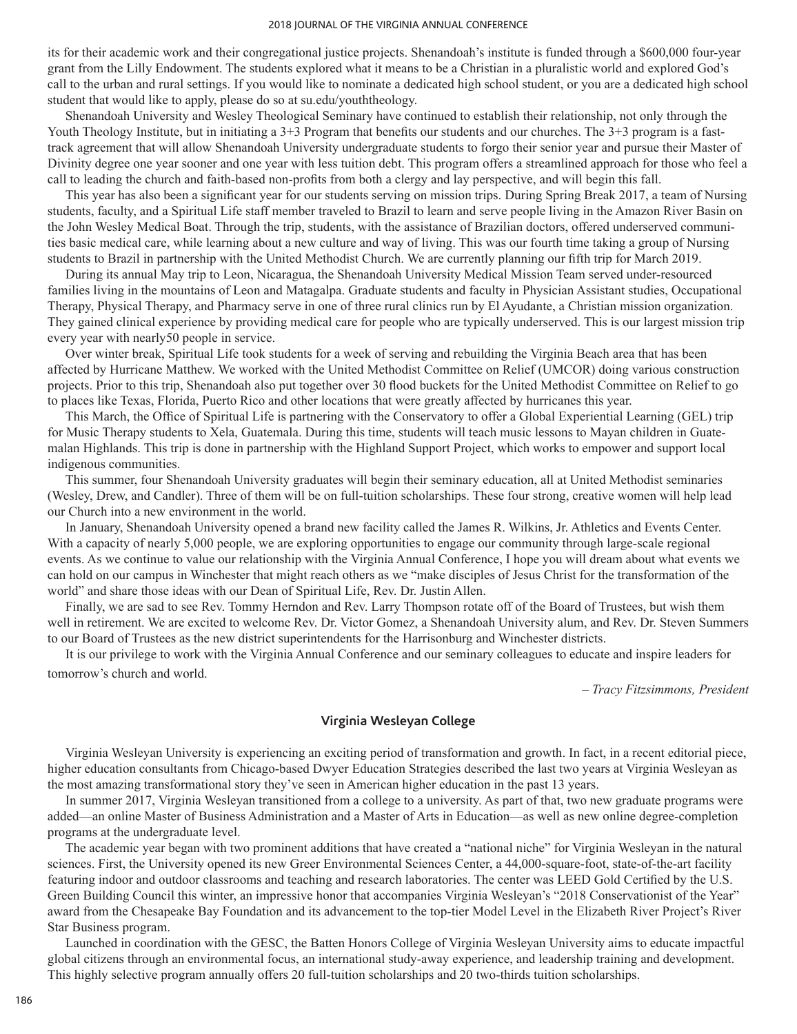its for their academic work and their congregational justice projects. Shenandoah's institute is funded through a $600,000 four-year grant from the Lilly Endowment. The students explored what it means to be a Christian in a pluralistic world and explored God's call to the urban and rural settings. If you would like to nominate a dedicated high school student, or you are a dedicated high school student that would like to apply, please do so at su.edu/youththeology.

Shenandoah University and Wesley Theological Seminary have continued to establish their relationship, not only through the Youth Theology Institute, but in initiating a 3+3 Program that benefits our students and our churches. The 3+3 program is a fast-track agreement that will allow Shenandoah University undergraduate students to forgo their senior year and pursue their Master of Divinity degree one year sooner and one year with less tuition debt. This program offers a streamlined approach for those who feel a call to leading the church and faith-based non-profits from both a clergy and lay perspective, and will begin this fall.

This year has also been a significant year for our students serving on mission trips. During Spring Break 2017, a team of Nursing students, faculty, and a Spiritual Life staff member traveled to Brazil to learn and serve people living in the Amazon River Basin on the John Wesley Medical Boat. Through the trip, students, with the assistance of Brazilian doctors, offered underserved communities basic medical care, while learning about a new culture and way of living. This was our fourth time taking a group of Nursing students to Brazil in partnership with the United Methodist Church. We are currently planning our fifth trip for March 2019.

During its annual May trip to Leon, Nicaragua, the Shenandoah University Medical Mission Team served under-resourced families living in the mountains of Leon and Matagalpa. Graduate students and faculty in Physician Assistant studies, Occupational Therapy, Physical Therapy, and Pharmacy serve in one of three rural clinics run by El Ayudante, a Christian mission organization. They gained clinical experience by providing medical care for people who are typically underserved. This is our largest mission trip every year with nearly50 people in service.

Over winter break, Spiritual Life took students for a week of serving and rebuilding the Virginia Beach area that has been affected by Hurricane Matthew. We worked with the United Methodist Committee on Relief (UMCOR) doing various construction projects. Prior to this trip, Shenandoah also put together over 30 flood buckets for the United Methodist Committee on Relief to go to places like Texas, Florida, Puerto Rico and other locations that were greatly affected by hurricanes this year.

This March, the Office of Spiritual Life is partnering with the Conservatory to offer a Global Experiential Learning (GEL) trip for Music Therapy students to Xela, Guatemala. During this time, students will teach music lessons to Mayan children in Guatemalan Highlands. This trip is done in partnership with the Highland Support Project, which works to empower and support local indigenous communities.

This summer, four Shenandoah University graduates will begin their seminary education, all at United Methodist seminaries (Wesley, Drew, and Candler). Three of them will be on full-tuition scholarships. These four strong, creative women will help lead our Church into a new environment in the world.

In January, Shenandoah University opened a brand new facility called the James R. Wilkins, Jr. Athletics and Events Center. With a capacity of nearly 5,000 people, we are exploring opportunities to engage our community through large-scale regional events. As we continue to value our relationship with the Virginia Annual Conference, I hope you will dream about what events we can hold on our campus in Winchester that might reach others as we "make disciples of Jesus Christ for the transformation of the world" and share those ideas with our Dean of Spiritual Life, Rev. Dr. Justin Allen.

Finally, we are sad to see Rev. Tommy Herndon and Rev. Larry Thompson rotate off of the Board of Trustees, but wish them well in retirement. We are excited to welcome Rev. Dr. Victor Gomez, a Shenandoah University alum, and Rev. Dr. Steven Summers to our Board of Trustees as the new district superintendents for the Harrisonburg and Winchester districts.

It is our privilege to work with the Virginia Annual Conference and our seminary colleagues to educate and inspire leaders for tomorrow's church and world.

*– Tracy Fitzsimmons, President*

## Virginia Wesleyan College

Virginia Wesleyan University is experiencing an exciting period of transformation and growth. In fact, in a recent editorial piece, higher education consultants from Chicago-based Dwyer Education Strategies described the last two years at Virginia Wesleyan as the most amazing transformational story they've seen in American higher education in the past 13 years.

In summer 2017, Virginia Wesleyan transitioned from a college to a university. As part of that, two new graduate programs were added—an online Master of Business Administration and a Master of Arts in Education—as well as new online degree-completion programs at the undergraduate level.

The academic year began with two prominent additions that have created a "national niche" for Virginia Wesleyan in the natural sciences. First, the University opened its new Greer Environmental Sciences Center, a 44,000-square-foot, state-of-the-art facility featuring indoor and outdoor classrooms and teaching and research laboratories. The center was LEED Gold Certified by the U.S. Green Building Council this winter, an impressive honor that accompanies Virginia Wesleyan's "2018 Conservationist of the Year" award from the Chesapeake Bay Foundation and its advancement to the top-tier Model Level in the Elizabeth River Project's River Star Business program.

Launched in coordination with the GESC, the Batten Honors College of Virginia Wesleyan University aims to educate impactful global citizens through an environmental focus, an international study-away experience, and leadership training and development. This highly selective program annually offers 20 full-tuition scholarships and 20 two-thirds tuition scholarships.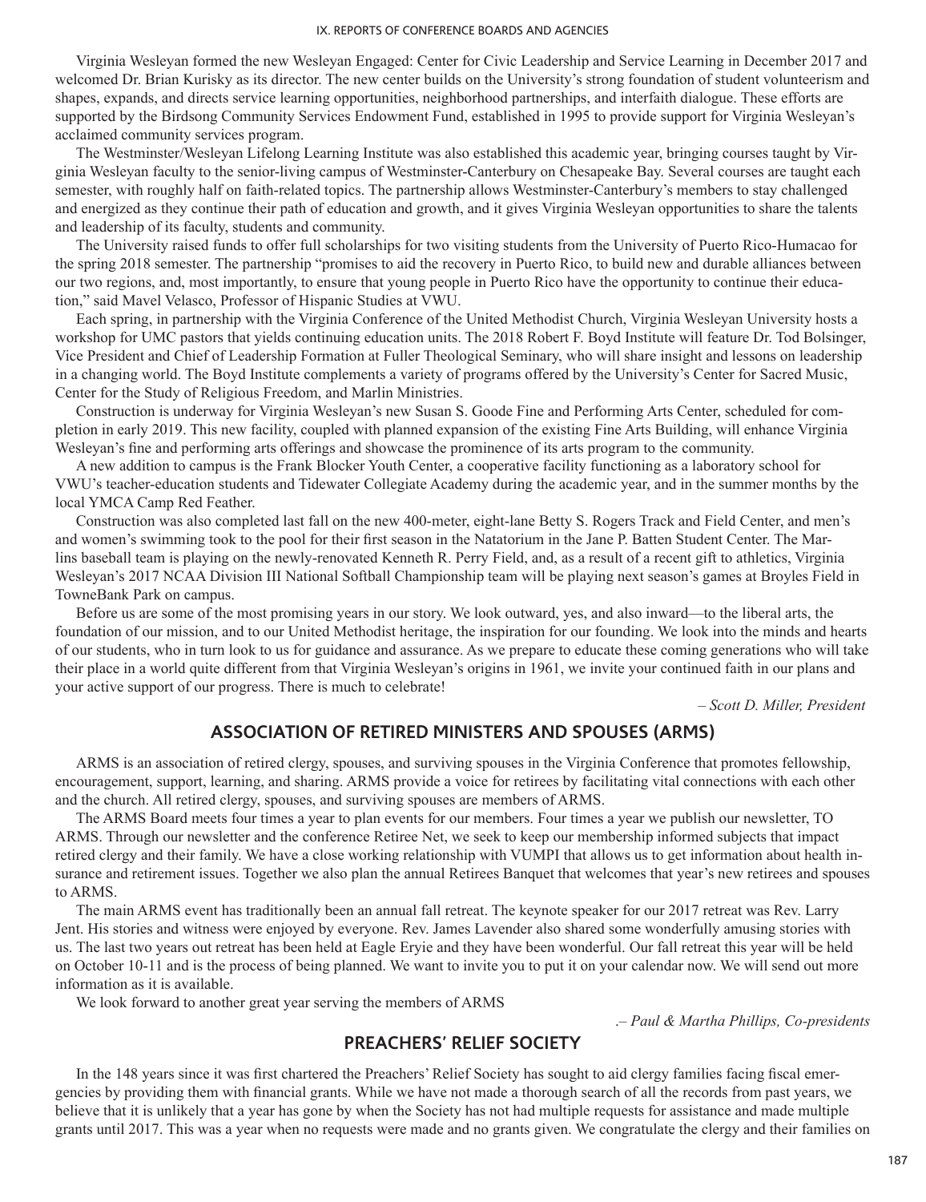Virginia Wesleyan formed the new Wesleyan Engaged: Center for Civic Leadership and Service Learning in December 2017 and welcomed Dr. Brian Kurisky as its director. The new center builds on the University's strong foundation of student volunteerism and shapes, expands, and directs service learning opportunities, neighborhood partnerships, and interfaith dialogue. These efforts are supported by the Birdsong Community Services Endowment Fund, established in 1995 to provide support for Virginia Wesleyan's acclaimed community services program.

The Westminster/Wesleyan Lifelong Learning Institute was also established this academic year, bringing courses taught by Virginia Wesleyan faculty to the senior-living campus of Westminster-Canterbury on Chesapeake Bay. Several courses are taught each semester, with roughly half on faith-related topics. The partnership allows Westminster-Canterbury's members to stay challenged and energized as they continue their path of education and growth, and it gives Virginia Wesleyan opportunities to share the talents and leadership of its faculty, students and community.

The University raised funds to offer full scholarships for two visiting students from the University of Puerto Rico-Humacao for the spring 2018 semester. The partnership "promises to aid the recovery in Puerto Rico, to build new and durable alliances between our two regions, and, most importantly, to ensure that young people in Puerto Rico have the opportunity to continue their education," said Mavel Velasco, Professor of Hispanic Studies at VWU.

Each spring, in partnership with the Virginia Conference of the United Methodist Church, Virginia Wesleyan University hosts a workshop for UMC pastors that yields continuing education units. The 2018 Robert F. Boyd Institute will feature Dr. Tod Bolsinger, Vice President and Chief of Leadership Formation at Fuller Theological Seminary, who will share insight and lessons on leadership in a changing world. The Boyd Institute complements a variety of programs offered by the University's Center for Sacred Music, Center for the Study of Religious Freedom, and Marlin Ministries.

Construction is underway for Virginia Wesleyan's new Susan S. Goode Fine and Performing Arts Center, scheduled for completion in early 2019. This new facility, coupled with planned expansion of the existing Fine Arts Building, will enhance Virginia Wesleyan's fine and performing arts offerings and showcase the prominence of its arts program to the community.

A new addition to campus is the Frank Blocker Youth Center, a cooperative facility functioning as a laboratory school for VWU's teacher-education students and Tidewater Collegiate Academy during the academic year, and in the summer months by the local YMCA Camp Red Feather.

Construction was also completed last fall on the new 400-meter, eight-lane Betty S. Rogers Track and Field Center, and men's and women's swimming took to the pool for their first season in the Natatorium in the Jane P. Batten Student Center. The Marlins baseball team is playing on the newly-renovated Kenneth R. Perry Field, and, as a result of a recent gift to athletics, Virginia Wesleyan's 2017 NCAA Division III National Softball Championship team will be playing next season's games at Broyles Field in TowneBank Park on campus.

Before us are some of the most promising years in our story. We look outward, yes, and also inward—to the liberal arts, the foundation of our mission, and to our United Methodist heritage, the inspiration for our founding. We look into the minds and hearts of our students, who in turn look to us for guidance and assurance. As we prepare to educate these coming generations who will take their place in a world quite different from that Virginia Wesleyan's origins in 1961, we invite your continued faith in our plans and your active support of our progress. There is much to celebrate!

*– Scott D. Miller, President*

## ASSOCIATION OF RETIRED MINISTERS AND SPOUSES (ARMS)

ARMS is an association of retired clergy, spouses, and surviving spouses in the Virginia Conference that promotes fellowship, encouragement, support, learning, and sharing. ARMS provide a voice for retirees by facilitating vital connections with each other and the church. All retired clergy, spouses, and surviving spouses are members of ARMS.

The ARMS Board meets four times a year to plan events for our members. Four times a year we publish our newsletter, TO ARMS. Through our newsletter and the conference Retiree Net, we seek to keep our membership informed subjects that impact retired clergy and their family. We have a close working relationship with VUMPI that allows us to get information about health insurance and retirement issues. Together we also plan the annual Retirees Banquet that welcomes that year's new retirees and spouses to ARMS.

The main ARMS event has traditionally been an annual fall retreat. The keynote speaker for our 2017 retreat was Rev. Larry Jent. His stories and witness were enjoyed by everyone. Rev. James Lavender also shared some wonderfully amusing stories with us. The last two years out retreat has been held at Eagle Eryie and they have been wonderful. Our fall retreat this year will be held on October 10-11 and is the process of being planned. We want to invite you to put it on your calendar now. We will send out more information as it is available.

We look forward to another great year serving the members of ARMS

*.– Paul & Martha Phillips, Co-presidents*

## PREACHERS' RELIEF SOCIETY

In the 148 years since it was first chartered the Preachers' Relief Society has sought to aid clergy families facing fiscal emergencies by providing them with financial grants. While we have not made a thorough search of all the records from past years, we believe that it is unlikely that a year has gone by when the Society has not had multiple requests for assistance and made multiple grants until 2017. This was a year when no requests were made and no grants given. We congratulate the clergy and their families on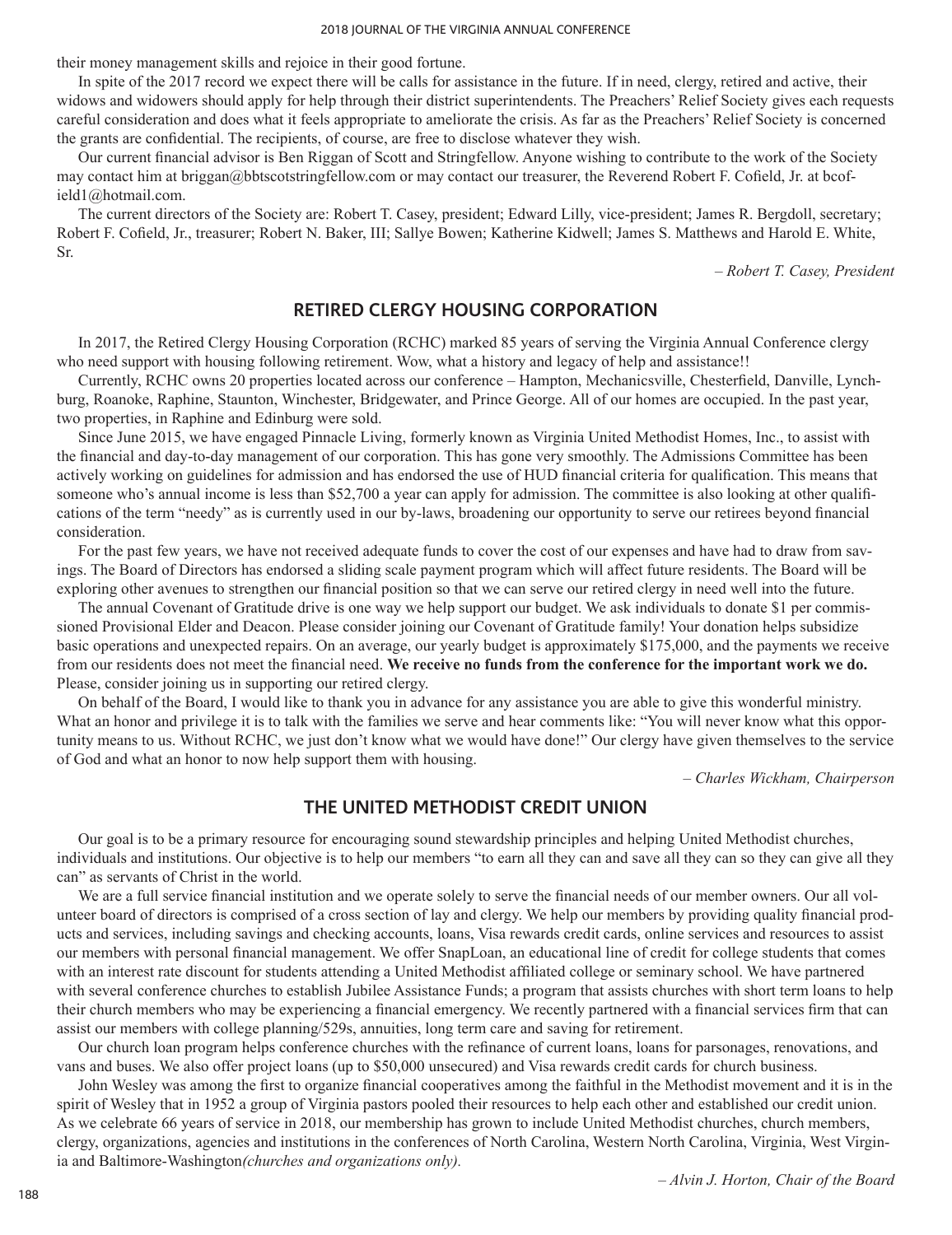their money management skills and rejoice in their good fortune.

In spite of the 2017 record we expect there will be calls for assistance in the future. If in need, clergy, retired and active, their widows and widowers should apply for help through their district superintendents. The Preachers' Relief Society gives each requests careful consideration and does what it feels appropriate to ameliorate the crisis. As far as the Preachers' Relief Society is concerned the grants are confidential. The recipients, of course, are free to disclose whatever they wish.

Our current financial advisor is Ben Riggan of Scott and Stringfellow. Anyone wishing to contribute to the work of the Society may contact him at briggan@bbtscotstringfellow.com or may contact our treasurer, the Reverend Robert F. Cofield, Jr. at bcofield1@hotmail.com.

The current directors of the Society are: Robert T. Casey, president; Edward Lilly, vice-president; James R. Bergdoll, secretary; Robert F. Cofield, Jr., treasurer; Robert N. Baker, III; Sallye Bowen; Katherine Kidwell; James S. Matthews and Harold E. White, Sr.

*– Robert T. Casey, President*

## RETIRED CLERGY HOUSING CORPORATION

In 2017, the Retired Clergy Housing Corporation (RCHC) marked 85 years of serving the Virginia Annual Conference clergy who need support with housing following retirement. Wow, what a history and legacy of help and assistance!!

Currently, RCHC owns 20 properties located across our conference – Hampton, Mechanicsville, Chesterfield, Danville, Lynchburg, Roanoke, Raphine, Staunton, Winchester, Bridgewater, and Prince George. All of our homes are occupied. In the past year, two properties, in Raphine and Edinburg were sold.

Since June 2015, we have engaged Pinnacle Living, formerly known as Virginia United Methodist Homes, Inc., to assist with the financial and day-to-day management of our corporation. This has gone very smoothly. The Admissions Committee has been actively working on guidelines for admission and has endorsed the use of HUD financial criteria for qualification. This means that someone who's annual income is less than $52,700 a year can apply for admission. The committee is also looking at other qualifications of the term "needy" as is currently used in our by-laws, broadening our opportunity to serve our retirees beyond financial consideration.

For the past few years, we have not received adequate funds to cover the cost of our expenses and have had to draw from savings. The Board of Directors has endorsed a sliding scale payment program which will affect future residents. The Board will be exploring other avenues to strengthen our financial position so that we can serve our retired clergy in need well into the future.

The annual Covenant of Gratitude drive is one way we help support our budget. We ask individuals to donate $1 per commissioned Provisional Elder and Deacon. Please consider joining our Covenant of Gratitude family! Your donation helps subsidize basic operations and unexpected repairs. On an average, our yearly budget is approximately $175,000, and the payments we receive from our residents does not meet the financial need. **We receive no funds from the conference for the important work we do.** Please, consider joining us in supporting our retired clergy.

On behalf of the Board, I would like to thank you in advance for any assistance you are able to give this wonderful ministry. What an honor and privilege it is to talk with the families we serve and hear comments like: "You will never know what this opportunity means to us. Without RCHC, we just don't know what we would have done!" Our clergy have given themselves to the service of God and what an honor to now help support them with housing.

*– Charles Wickham, Chairperson*

## THE UNITED METHODIST CREDIT UNION

Our goal is to be a primary resource for encouraging sound stewardship principles and helping United Methodist churches, individuals and institutions. Our objective is to help our members "to earn all they can and save all they can so they can give all they can" as servants of Christ in the world.

We are a full service financial institution and we operate solely to serve the financial needs of our member owners. Our all volunteer board of directors is comprised of a cross section of lay and clergy. We help our members by providing quality financial products and services, including savings and checking accounts, loans, Visa rewards credit cards, online services and resources to assist our members with personal financial management. We offer SnapLoan, an educational line of credit for college students that comes with an interest rate discount for students attending a United Methodist affiliated college or seminary school. We have partnered with several conference churches to establish Jubilee Assistance Funds; a program that assists churches with short term loans to help their church members who may be experiencing a financial emergency. We recently partnered with a financial services firm that can assist our members with college planning/529s, annuities, long term care and saving for retirement.

Our church loan program helps conference churches with the refinance of current loans, loans for parsonages, renovations, and vans and buses. We also offer project loans (up to $50,000 unsecured) and Visa rewards credit cards for church business.

John Wesley was among the first to organize financial cooperatives among the faithful in the Methodist movement and it is in the spirit of Wesley that in 1952 a group of Virginia pastors pooled their resources to help each other and established our credit union. As we celebrate 66 years of service in 2018, our membership has grown to include United Methodist churches, church members, clergy, organizations, agencies and institutions in the conferences of North Carolina, Western North Carolina, Virginia, West Virginia and Baltimore-Washington*(churches and organizations only).*

*– Alvin J. Horton, Chair of the Board*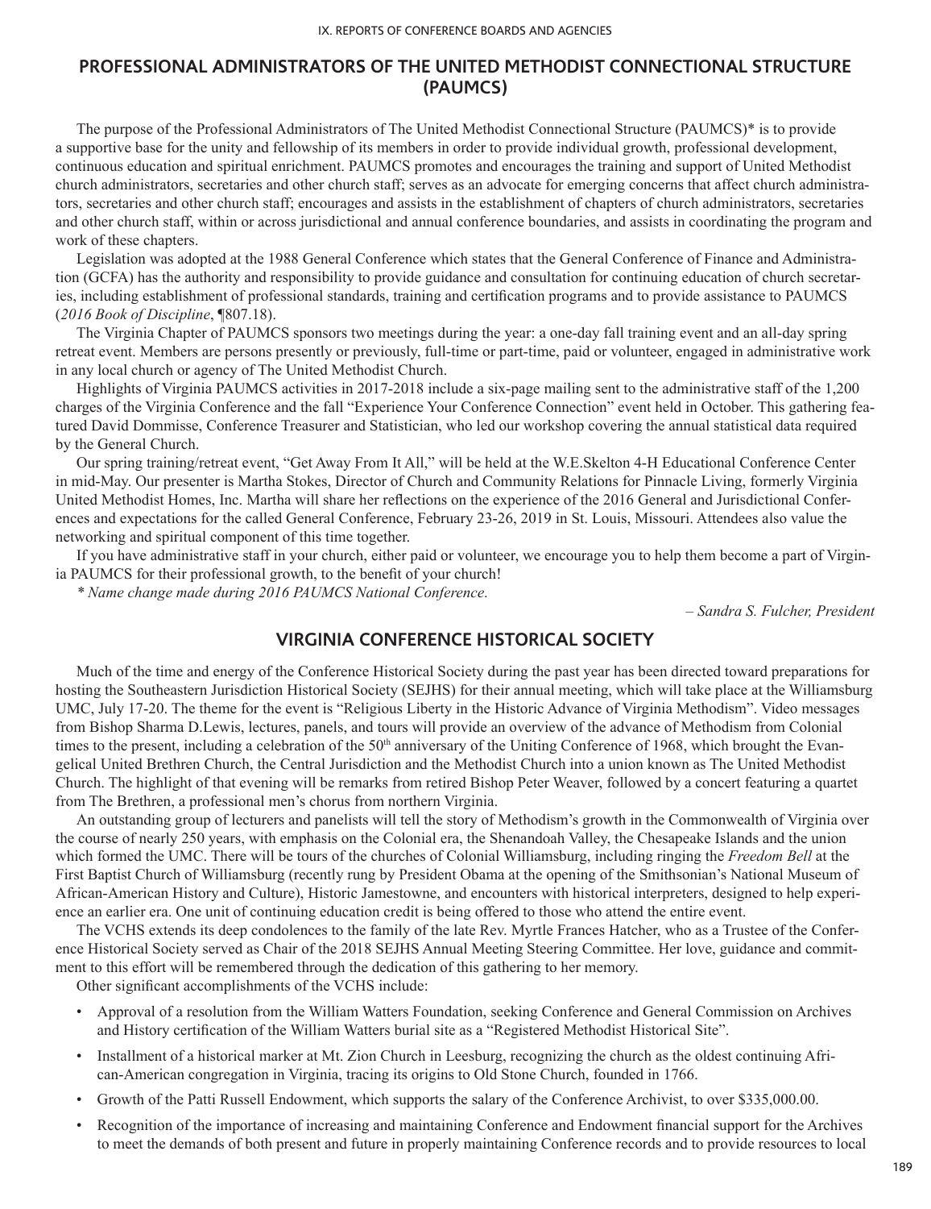## PROFESSIONAL ADMINISTRATORS OF THE UNITED METHODIST CONNECTIONAL STRUCTURE (PAUMCS)

The purpose of the Professional Administrators of The United Methodist Connectional Structure (PAUMCS)* is to provide a supportive base for the unity and fellowship of its members in order to provide individual growth, professional development, continuous education and spiritual enrichment. PAUMCS promotes and encourages the training and support of United Methodist church administrators, secretaries and other church staff; serves as an advocate for emerging concerns that affect church administrators, secretaries and other church staff; encourages and assists in the establishment of chapters of church administrators, secretaries and other church staff, within or across jurisdictional and annual conference boundaries, and assists in coordinating the program and work of these chapters.

Legislation was adopted at the 1988 General Conference which states that the General Conference of Finance and Administration (GCFA) has the authority and responsibility to provide guidance and consultation for continuing education of church secretaries, including establishment of professional standards, training and certification programs and to provide assistance to PAUMCS (*2016 Book of Discipline*, ¶807.18).

The Virginia Chapter of PAUMCS sponsors two meetings during the year: a one-day fall training event and an all-day spring retreat event. Members are persons presently or previously, full-time or part-time, paid or volunteer, engaged in administrative work in any local church or agency of The United Methodist Church.

Highlights of Virginia PAUMCS activities in 2017-2018 include a six-page mailing sent to the administrative staff of the 1,200 charges of the Virginia Conference and the fall "Experience Your Conference Connection" event held in October. This gathering featured David Dommisse, Conference Treasurer and Statistician, who led our workshop covering the annual statistical data required by the General Church.

Our spring training/retreat event, "Get Away From It All," will be held at the W.E.Skelton 4-H Educational Conference Center in mid-May. Our presenter is Martha Stokes, Director of Church and Community Relations for Pinnacle Living, formerly Virginia United Methodist Homes, Inc. Martha will share her reflections on the experience of the 2016 General and Jurisdictional Conferences and expectations for the called General Conference, February 23-26, 2019 in St. Louis, Missouri. Attendees also value the networking and spiritual component of this time together.

If you have administrative staff in your church, either paid or volunteer, we encourage you to help them become a part of Virginia PAUMCS for their professional growth, to the benefit of your church!

*\* Name change made during 2016 PAUMCS National Conference.*

*– Sandra S. Fulcher, President*

## VIRGINIA CONFERENCE HISTORICAL SOCIETY

Much of the time and energy of the Conference Historical Society during the past year has been directed toward preparations for hosting the Southeastern Jurisdiction Historical Society (SEJHS) for their annual meeting, which will take place at the Williamsburg UMC, July 17-20. The theme for the event is "Religious Liberty in the Historic Advance of Virginia Methodism". Video messages from Bishop Sharma D.Lewis, lectures, panels, and tours will provide an overview of the advance of Methodism from Colonial times to the present, including a celebration of the 50th anniversary of the Uniting Conference of 1968, which brought the Evangelical United Brethren Church, the Central Jurisdiction and the Methodist Church into a union known as The United Methodist Church. The highlight of that evening will be remarks from retired Bishop Peter Weaver, followed by a concert featuring a quartet from The Brethren, a professional men's chorus from northern Virginia.

An outstanding group of lecturers and panelists will tell the story of Methodism's growth in the Commonwealth of Virginia over the course of nearly 250 years, with emphasis on the Colonial era, the Shenandoah Valley, the Chesapeake Islands and the union which formed the UMC. There will be tours of the churches of Colonial Williamsburg, including ringing the *Freedom Bell* at the First Baptist Church of Williamsburg (recently rung by President Obama at the opening of the Smithsonian's National Museum of African-American History and Culture), Historic Jamestowne, and encounters with historical interpreters, designed to help experience an earlier era. One unit of continuing education credit is being offered to those who attend the entire event.

The VCHS extends its deep condolences to the family of the late Rev. Myrtle Frances Hatcher, who as a Trustee of the Conference Historical Society served as Chair of the 2018 SEJHS Annual Meeting Steering Committee. Her love, guidance and commitment to this effort will be remembered through the dedication of this gathering to her memory.

Other significant accomplishments of the VCHS include:

- Approval of a resolution from the William Watters Foundation, seeking Conference and General Commission on Archives and History certification of the William Watters burial site as a "Registered Methodist Historical Site".
- Installment of a historical marker at Mt. Zion Church in Leesburg, recognizing the church as the oldest continuing African-American congregation in Virginia, tracing its origins to Old Stone Church, founded in 1766.
- Growth of the Patti Russell Endowment, which supports the salary of the Conference Archivist, to over $335,000.00.
- Recognition of the importance of increasing and maintaining Conference and Endowment financial support for the Archives to meet the demands of both present and future in properly maintaining Conference records and to provide resources to local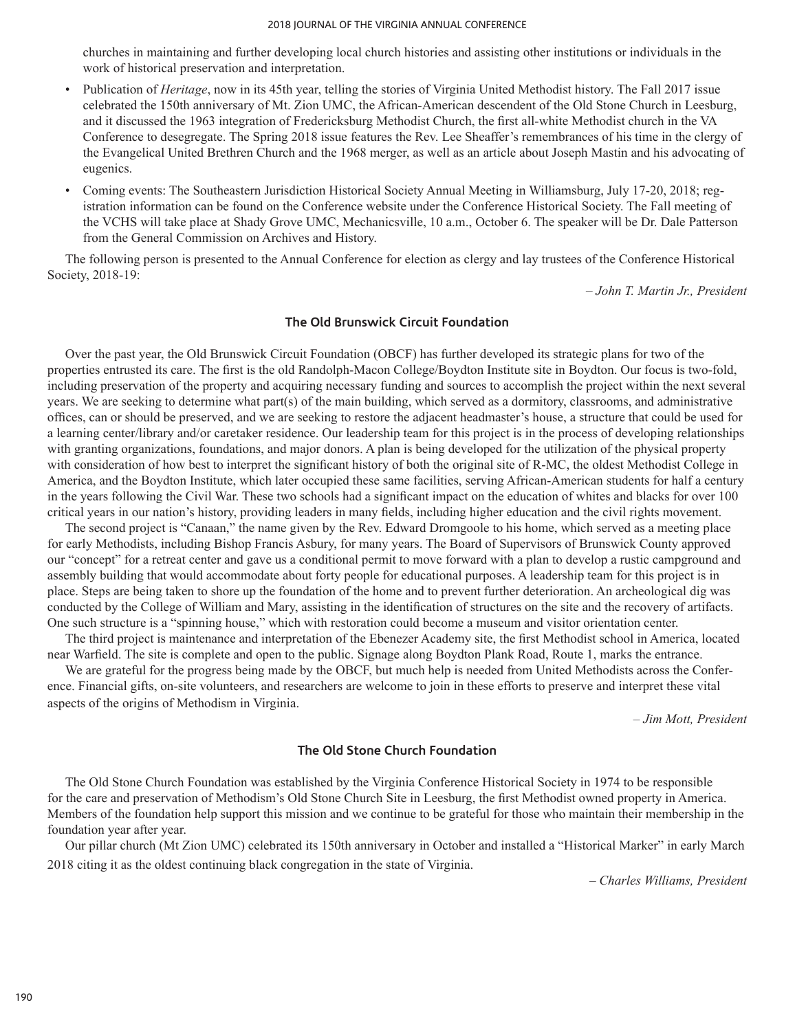churches in maintaining and further developing local church histories and assisting other institutions or individuals in the work of historical preservation and interpretation.

- Publication of *Heritage*, now in its 45th year, telling the stories of Virginia United Methodist history. The Fall 2017 issue celebrated the 150th anniversary of Mt. Zion UMC, the African-American descendent of the Old Stone Church in Leesburg, and it discussed the 1963 integration of Fredericksburg Methodist Church, the first all-white Methodist church in the VA Conference to desegregate. The Spring 2018 issue features the Rev. Lee Sheaffer's remembrances of his time in the clergy of the Evangelical United Brethren Church and the 1968 merger, as well as an article about Joseph Mastin and his advocating of eugenics.
- Coming events: The Southeastern Jurisdiction Historical Society Annual Meeting in Williamsburg, July 17-20, 2018; registration information can be found on the Conference website under the Conference Historical Society. The Fall meeting of the VCHS will take place at Shady Grove UMC, Mechanicsville, 10 a.m., October 6. The speaker will be Dr. Dale Patterson from the General Commission on Archives and History.

The following person is presented to the Annual Conference for election as clergy and lay trustees of the Conference Historical Society, 2018-19:

*– John T. Martin Jr., President*

### The Old Brunswick Circuit Foundation

Over the past year, the Old Brunswick Circuit Foundation (OBCF) has further developed its strategic plans for two of the properties entrusted its care. The first is the old Randolph-Macon College/Boydton Institute site in Boydton. Our focus is two-fold, including preservation of the property and acquiring necessary funding and sources to accomplish the project within the next several years. We are seeking to determine what part(s) of the main building, which served as a dormitory, classrooms, and administrative offices, can or should be preserved, and we are seeking to restore the adjacent headmaster's house, a structure that could be used for a learning center/library and/or caretaker residence. Our leadership team for this project is in the process of developing relationships with granting organizations, foundations, and major donors. A plan is being developed for the utilization of the physical property with consideration of how best to interpret the significant history of both the original site of R-MC, the oldest Methodist College in America, and the Boydton Institute, which later occupied these same facilities, serving African-American students for half a century in the years following the Civil War. These two schools had a significant impact on the education of whites and blacks for over 100 critical years in our nation's history, providing leaders in many fields, including higher education and the civil rights movement.

The second project is "Canaan," the name given by the Rev. Edward Dromgoole to his home, which served as a meeting place for early Methodists, including Bishop Francis Asbury, for many years. The Board of Supervisors of Brunswick County approved our "concept" for a retreat center and gave us a conditional permit to move forward with a plan to develop a rustic campground and assembly building that would accommodate about forty people for educational purposes. A leadership team for this project is in place. Steps are being taken to shore up the foundation of the home and to prevent further deterioration. An archeological dig was conducted by the College of William and Mary, assisting in the identification of structures on the site and the recovery of artifacts. One such structure is a "spinning house," which with restoration could become a museum and visitor orientation center.

The third project is maintenance and interpretation of the Ebenezer Academy site, the first Methodist school in America, located near Warfield. The site is complete and open to the public. Signage along Boydton Plank Road, Route 1, marks the entrance.

We are grateful for the progress being made by the OBCF, but much help is needed from United Methodists across the Conference. Financial gifts, on-site volunteers, and researchers are welcome to join in these efforts to preserve and interpret these vital aspects of the origins of Methodism in Virginia.

*– Jim Mott, President*

### The Old Stone Church Foundation

The Old Stone Church Foundation was established by the Virginia Conference Historical Society in 1974 to be responsible for the care and preservation of Methodism's Old Stone Church Site in Leesburg, the first Methodist owned property in America. Members of the foundation help support this mission and we continue to be grateful for those who maintain their membership in the foundation year after year.

Our pillar church (Mt Zion UMC) celebrated its 150th anniversary in October and installed a "Historical Marker" in early March 2018 citing it as the oldest continuing black congregation in the state of Virginia.

*– Charles Williams, President*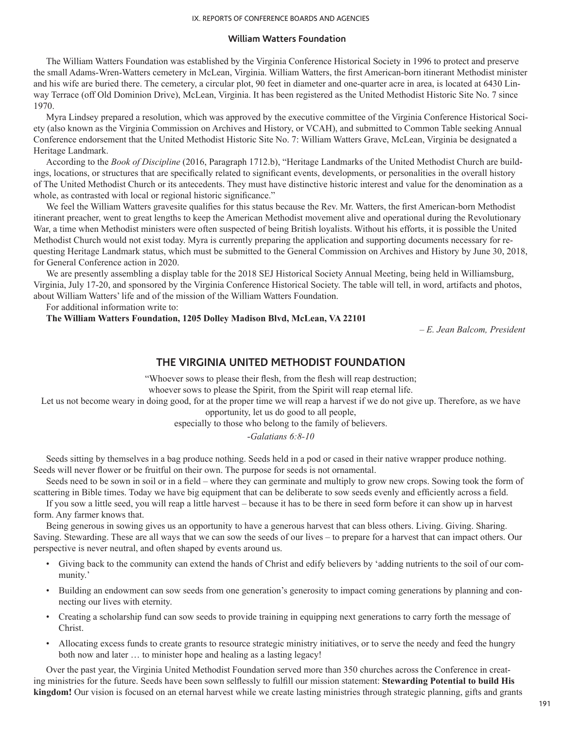### William Watters Foundation

The William Watters Foundation was established by the Virginia Conference Historical Society in 1996 to protect and preserve the small Adams-Wren-Watters cemetery in McLean, Virginia. William Watters, the first American-born itinerant Methodist minister and his wife are buried there. The cemetery, a circular plot, 90 feet in diameter and one-quarter acre in area, is located at 6430 Linway Terrace (off Old Dominion Drive), McLean, Virginia. It has been registered as the United Methodist Historic Site No. 7 since 1970.

Myra Lindsey prepared a resolution, which was approved by the executive committee of the Virginia Conference Historical Society (also known as the Virginia Commission on Archives and History, or VCAH), and submitted to Common Table seeking Annual Conference endorsement that the United Methodist Historic Site No. 7: William Watters Grave, McLean, Virginia be designated a Heritage Landmark.

According to the *Book of Discipline* (2016, Paragraph 1712.b), "Heritage Landmarks of the United Methodist Church are buildings, locations, or structures that are specifically related to significant events, developments, or personalities in the overall history of The United Methodist Church or its antecedents. They must have distinctive historic interest and value for the denomination as a whole, as contrasted with local or regional historic significance."

We feel the William Watters gravesite qualifies for this status because the Rev. Mr. Watters, the first American-born Methodist itinerant preacher, went to great lengths to keep the American Methodist movement alive and operational during the Revolutionary War, a time when Methodist ministers were often suspected of being British loyalists. Without his efforts, it is possible the United Methodist Church would not exist today. Myra is currently preparing the application and supporting documents necessary for requesting Heritage Landmark status, which must be submitted to the General Commission on Archives and History by June 30, 2018, for General Conference action in 2020.

We are presently assembling a display table for the 2018 SEJ Historical Society Annual Meeting, being held in Williamsburg, Virginia, July 17-20, and sponsored by the Virginia Conference Historical Society. The table will tell, in word, artifacts and photos, about William Watters' life and of the mission of the William Watters Foundation.

For additional information write to:

**The William Watters Foundation, 1205 Dolley Madison Blvd, McLean, VA 22101**

*– E. Jean Balcom, President*

## THE VIRGINIA UNITED METHODIST FOUNDATION

"Whoever sows to please their flesh, from the flesh will reap destruction;
whoever sows to please the Spirit, from the Spirit will reap eternal life.
Let us not become weary in doing good, for at the proper time we will reap a harvest if we do not give up. Therefore, as we have opportunity, let us do good to all people,
especially to those who belong to the family of believers.

*-Galatians 6:8-10*

Seeds sitting by themselves in a bag produce nothing. Seeds held in a pod or cased in their native wrapper produce nothing. Seeds will never flower or be fruitful on their own. The purpose for seeds is not ornamental.

Seeds need to be sown in soil or in a field – where they can germinate and multiply to grow new crops. Sowing took the form of scattering in Bible times. Today we have big equipment that can be deliberate to sow seeds evenly and efficiently across a field.

If you sow a little seed, you will reap a little harvest – because it has to be there in seed form before it can show up in harvest form. Any farmer knows that.

Being generous in sowing gives us an opportunity to have a generous harvest that can bless others. Living. Giving. Sharing. Saving. Stewarding. These are all ways that we can sow the seeds of our lives – to prepare for a harvest that can impact others. Our perspective is never neutral, and often shaped by events around us.

- Giving back to the community can extend the hands of Christ and edify believers by 'adding nutrients to the soil of our community.'
- Building an endowment can sow seeds from one generation's generosity to impact coming generations by planning and connecting our lives with eternity.
- Creating a scholarship fund can sow seeds to provide training in equipping next generations to carry forth the message of Christ.
- Allocating excess funds to create grants to resource strategic ministry initiatives, or to serve the needy and feed the hungry both now and later … to minister hope and healing as a lasting legacy!

Over the past year, the Virginia United Methodist Foundation served more than 350 churches across the Conference in creating ministries for the future. Seeds have been sown selflessly to fulfill our mission statement: **Stewarding Potential to build His kingdom!** Our vision is focused on an eternal harvest while we create lasting ministries through strategic planning, gifts and grants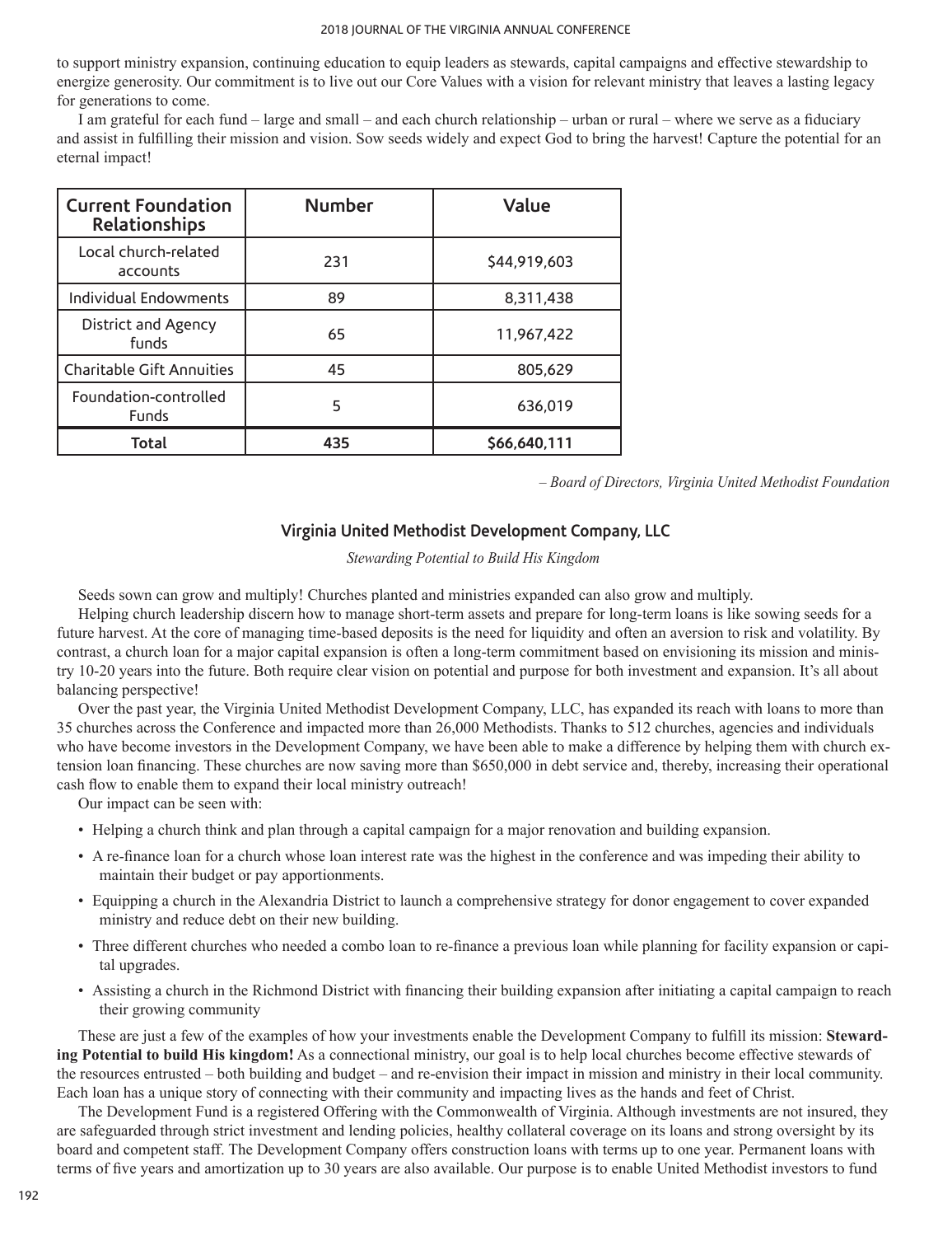to support ministry expansion, continuing education to equip leaders as stewards, capital campaigns and effective stewardship to energize generosity. Our commitment is to live out our Core Values with a vision for relevant ministry that leaves a lasting legacy for generations to come.

I am grateful for each fund – large and small – and each church relationship – urban or rural – where we serve as a fiduciary and assist in fulfilling their mission and vision. Sow seeds widely and expect God to bring the harvest! Capture the potential for an eternal impact!

| Current Foundation Relationships | Number | Value |
|---|---|---|
| Local church-related accounts | 231 | $44,919,603 |
| Individual Endowments | 89 | 8,311,438 |
| District and Agency funds | 65 | 11,967,422 |
| Charitable Gift Annuities | 45 | 805,629 |
| Foundation-controlled Funds | 5 | 636,019 |
| **Total** | **435** | **$66,640,111** |

*– Board of Directors, Virginia United Methodist Foundation*

## Virginia United Methodist Development Company, LLC

*Stewarding Potential to Build His Kingdom*

Seeds sown can grow and multiply! Churches planted and ministries expanded can also grow and multiply.

Helping church leadership discern how to manage short-term assets and prepare for long-term loans is like sowing seeds for a future harvest. At the core of managing time-based deposits is the need for liquidity and often an aversion to risk and volatility. By contrast, a church loan for a major capital expansion is often a long-term commitment based on envisioning its mission and ministry 10-20 years into the future. Both require clear vision on potential and purpose for both investment and expansion. It's all about balancing perspective!

Over the past year, the Virginia United Methodist Development Company, LLC, has expanded its reach with loans to more than 35 churches across the Conference and impacted more than 26,000 Methodists. Thanks to 512 churches, agencies and individuals who have become investors in the Development Company, we have been able to make a difference by helping them with church extension loan financing. These churches are now saving more than $650,000 in debt service and, thereby, increasing their operational cash flow to enable them to expand their local ministry outreach!

Our impact can be seen with:

- Helping a church think and plan through a capital campaign for a major renovation and building expansion.
- A re-finance loan for a church whose loan interest rate was the highest in the conference and was impeding their ability to maintain their budget or pay apportionments.
- Equipping a church in the Alexandria District to launch a comprehensive strategy for donor engagement to cover expanded ministry and reduce debt on their new building.
- Three different churches who needed a combo loan to re-finance a previous loan while planning for facility expansion or capital upgrades.
- Assisting a church in the Richmond District with financing their building expansion after initiating a capital campaign to reach their growing community

These are just a few of the examples of how your investments enable the Development Company to fulfill its mission: **Stewarding Potential to build His kingdom!** As a connectional ministry, our goal is to help local churches become effective stewards of the resources entrusted – both building and budget – and re-envision their impact in mission and ministry in their local community. Each loan has a unique story of connecting with their community and impacting lives as the hands and feet of Christ.

The Development Fund is a registered Offering with the Commonwealth of Virginia. Although investments are not insured, they are safeguarded through strict investment and lending policies, healthy collateral coverage on its loans and strong oversight by its board and competent staff. The Development Company offers construction loans with terms up to one year. Permanent loans with terms of five years and amortization up to 30 years are also available. Our purpose is to enable United Methodist investors to fund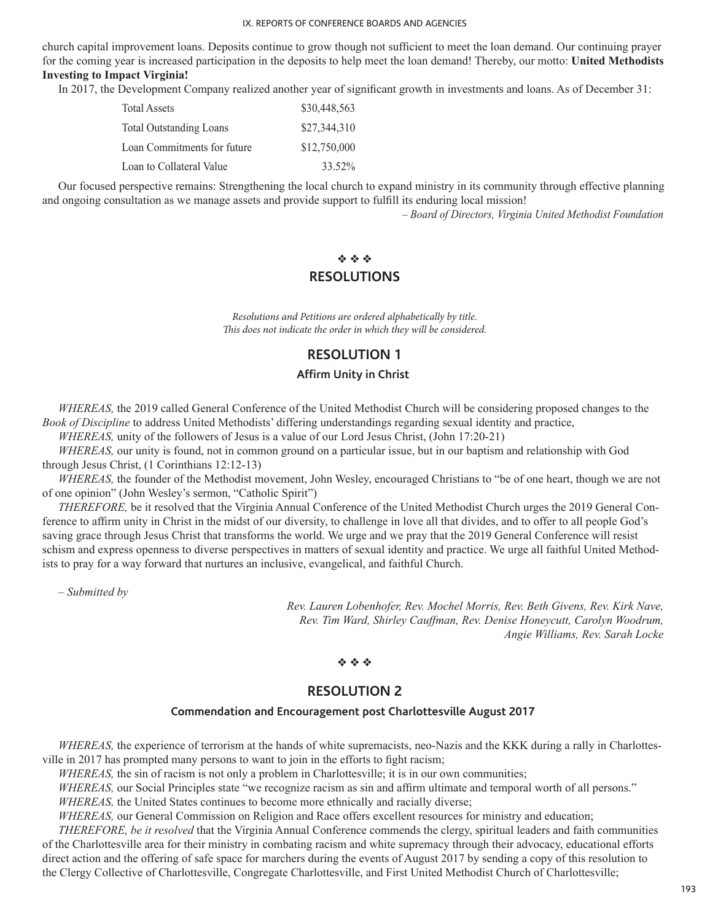church capital improvement loans. Deposits continue to grow though not sufficient to meet the loan demand. Our continuing prayer for the coming year is increased participation in the deposits to help meet the loan demand! Thereby, our motto: **United Methodists Investing to Impact Virginia!**

In 2017, the Development Company realized another year of significant growth in investments and loans. As of December 31:

| | |
|---|---|
| Total Assets | $30,448,563 |
| Total Outstanding Loans | $27,344,310 |
| Loan Commitments for future | $12,750,000 |
| Loan to Collateral Value | 33.52% |

Our focused perspective remains: Strengthening the local church to expand ministry in its community through effective planning and ongoing consultation as we manage assets and provide support to fulfill its enduring local mission!

*– Board of Directors, Virginia United Methodist Foundation*

❖ ❖ ❖

## RESOLUTIONS

*Resolutions and Petitions are ordered alphabetically by title.*
*This does not indicate the order in which they will be considered.*

## RESOLUTION 1

### Affirm Unity in Christ

*WHEREAS,* the 2019 called General Conference of the United Methodist Church will be considering proposed changes to the *Book of Discipline* to address United Methodists' differing understandings regarding sexual identity and practice,

*WHEREAS,* unity of the followers of Jesus is a value of our Lord Jesus Christ, (John 17:20-21)

*WHEREAS,* our unity is found, not in common ground on a particular issue, but in our baptism and relationship with God through Jesus Christ, (1 Corinthians 12:12-13)

*WHEREAS,* the founder of the Methodist movement, John Wesley, encouraged Christians to "be of one heart, though we are not of one opinion" (John Wesley's sermon, "Catholic Spirit")

*THEREFORE,* be it resolved that the Virginia Annual Conference of the United Methodist Church urges the 2019 General Conference to affirm unity in Christ in the midst of our diversity, to challenge in love all that divides, and to offer to all people God's saving grace through Jesus Christ that transforms the world. We urge and we pray that the 2019 General Conference will resist schism and express openness to diverse perspectives in matters of sexual identity and practice. We urge all faithful United Methodists to pray for a way forward that nurtures an inclusive, evangelical, and faithful Church.

*– Submitted by*

*Rev. Lauren Lobenhofer, Rev. Mochel Morris, Rev. Beth Givens, Rev. Kirk Nave, Rev. Tim Ward, Shirley Cauffman, Rev. Denise Honeycutt, Carolyn Woodrum, Angie Williams, Rev. Sarah Locke*

❖ ❖ ❖

## RESOLUTION 2

### Commendation and Encouragement post Charlottesville August 2017

*WHEREAS,* the experience of terrorism at the hands of white supremacists, neo-Nazis and the KKK during a rally in Charlottesville in 2017 has prompted many persons to want to join in the efforts to fight racism;

*WHEREAS,* the sin of racism is not only a problem in Charlottesville; it is in our own communities;

*WHEREAS,* our Social Principles state "we recognize racism as sin and affirm ultimate and temporal worth of all persons."

*WHEREAS,* the United States continues to become more ethnically and racially diverse;

*WHEREAS,* our General Commission on Religion and Race offers excellent resources for ministry and education;

*THEREFORE, be it resolved* that the Virginia Annual Conference commends the clergy, spiritual leaders and faith communities of the Charlottesville area for their ministry in combating racism and white supremacy through their advocacy, educational efforts direct action and the offering of safe space for marchers during the events of August 2017 by sending a copy of this resolution to the Clergy Collective of Charlottesville, Congregate Charlottesville, and First United Methodist Church of Charlottesville;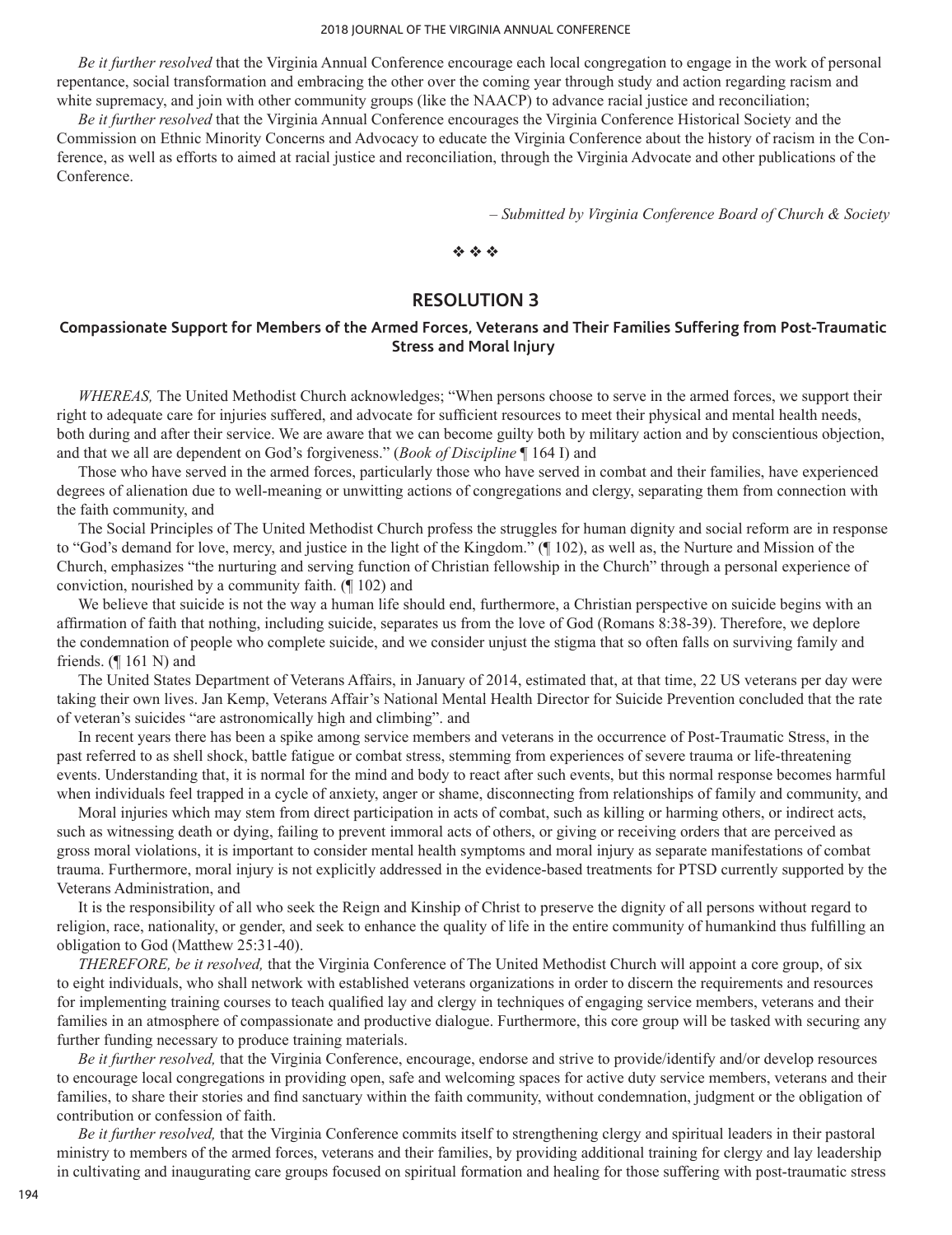*Be it further resolved* that the Virginia Annual Conference encourage each local congregation to engage in the work of personal repentance, social transformation and embracing the other over the coming year through study and action regarding racism and white supremacy, and join with other community groups (like the NAACP) to advance racial justice and reconciliation;

*Be it further resolved* that the Virginia Annual Conference encourages the Virginia Conference Historical Society and the Commission on Ethnic Minority Concerns and Advocacy to educate the Virginia Conference about the history of racism in the Conference, as well as efforts to aimed at racial justice and reconciliation, through the Virginia Advocate and other publications of the Conference.

*– Submitted by Virginia Conference Board of Church & Society*

❖ ❖ ❖

## RESOLUTION 3

### Compassionate Support for Members of the Armed Forces, Veterans and Their Families Suffering from Post-Traumatic Stress and Moral Injury

*WHEREAS,* The United Methodist Church acknowledges; "When persons choose to serve in the armed forces, we support their right to adequate care for injuries suffered, and advocate for sufficient resources to meet their physical and mental health needs, both during and after their service. We are aware that we can become guilty both by military action and by conscientious objection, and that we all are dependent on God's forgiveness." (*Book of Discipline* ¶ 164 I) and

Those who have served in the armed forces, particularly those who have served in combat and their families, have experienced degrees of alienation due to well-meaning or unwitting actions of congregations and clergy, separating them from connection with the faith community, and

The Social Principles of The United Methodist Church profess the struggles for human dignity and social reform are in response to "God's demand for love, mercy, and justice in the light of the Kingdom." (¶ 102), as well as, the Nurture and Mission of the Church, emphasizes "the nurturing and serving function of Christian fellowship in the Church" through a personal experience of conviction, nourished by a community faith. (¶ 102) and

We believe that suicide is not the way a human life should end, furthermore, a Christian perspective on suicide begins with an affirmation of faith that nothing, including suicide, separates us from the love of God (Romans 8:38-39). Therefore, we deplore the condemnation of people who complete suicide, and we consider unjust the stigma that so often falls on surviving family and friends. (¶ 161 N) and

The United States Department of Veterans Affairs, in January of 2014, estimated that, at that time, 22 US veterans per day were taking their own lives. Jan Kemp, Veterans Affair's National Mental Health Director for Suicide Prevention concluded that the rate of veteran's suicides "are astronomically high and climbing". and

In recent years there has been a spike among service members and veterans in the occurrence of Post-Traumatic Stress, in the past referred to as shell shock, battle fatigue or combat stress, stemming from experiences of severe trauma or life-threatening events. Understanding that, it is normal for the mind and body to react after such events, but this normal response becomes harmful when individuals feel trapped in a cycle of anxiety, anger or shame, disconnecting from relationships of family and community, and

Moral injuries which may stem from direct participation in acts of combat, such as killing or harming others, or indirect acts, such as witnessing death or dying, failing to prevent immoral acts of others, or giving or receiving orders that are perceived as gross moral violations, it is important to consider mental health symptoms and moral injury as separate manifestations of combat trauma. Furthermore, moral injury is not explicitly addressed in the evidence-based treatments for PTSD currently supported by the Veterans Administration, and

It is the responsibility of all who seek the Reign and Kinship of Christ to preserve the dignity of all persons without regard to religion, race, nationality, or gender, and seek to enhance the quality of life in the entire community of humankind thus fulfilling an obligation to God (Matthew 25:31-40).

*THEREFORE, be it resolved,* that the Virginia Conference of The United Methodist Church will appoint a core group, of six to eight individuals, who shall network with established veterans organizations in order to discern the requirements and resources for implementing training courses to teach qualified lay and clergy in techniques of engaging service members, veterans and their families in an atmosphere of compassionate and productive dialogue. Furthermore, this core group will be tasked with securing any further funding necessary to produce training materials.

*Be it further resolved,* that the Virginia Conference, encourage, endorse and strive to provide/identify and/or develop resources to encourage local congregations in providing open, safe and welcoming spaces for active duty service members, veterans and their families, to share their stories and find sanctuary within the faith community, without condemnation, judgment or the obligation of contribution or confession of faith.

*Be it further resolved,* that the Virginia Conference commits itself to strengthening clergy and spiritual leaders in their pastoral ministry to members of the armed forces, veterans and their families, by providing additional training for clergy and lay leadership in cultivating and inaugurating care groups focused on spiritual formation and healing for those suffering with post-traumatic stress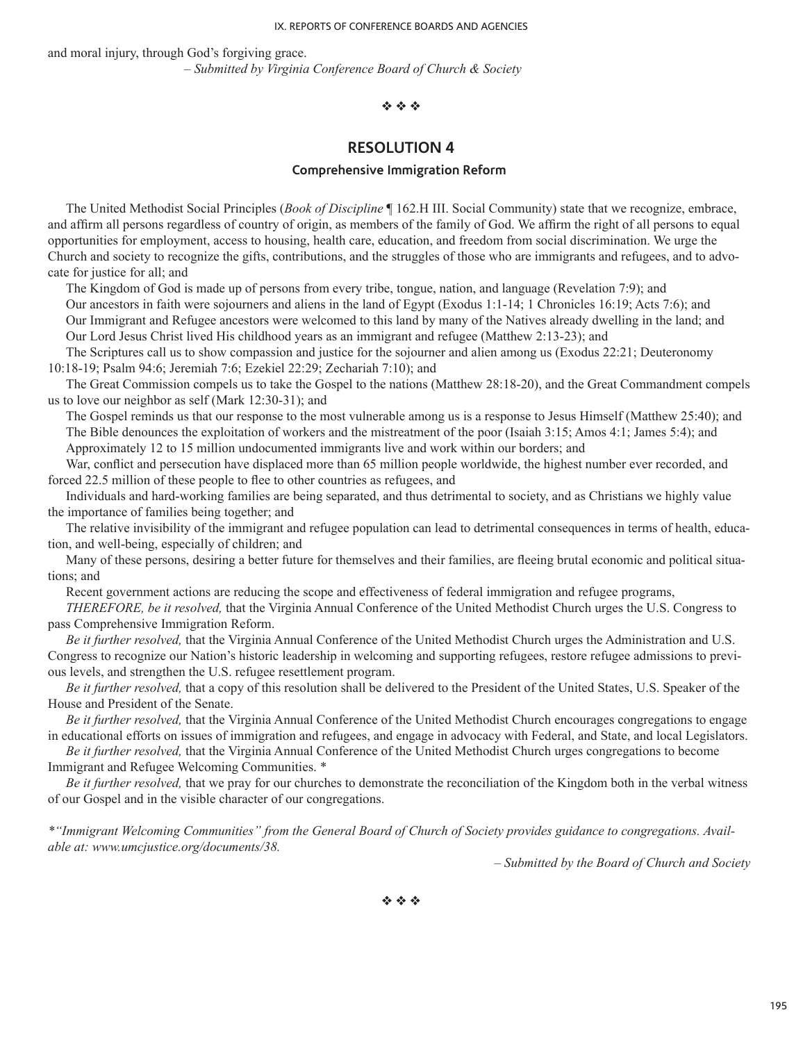and moral injury, through God's forgiving grace.

*– Submitted by Virginia Conference Board of Church & Society*

❖ ❖ ❖

## RESOLUTION 4

### Comprehensive Immigration Reform

The United Methodist Social Principles (*Book of Discipline* ¶ 162.H III. Social Community) state that we recognize, embrace, and affirm all persons regardless of country of origin, as members of the family of God. We affirm the right of all persons to equal opportunities for employment, access to housing, health care, education, and freedom from social discrimination. We urge the Church and society to recognize the gifts, contributions, and the struggles of those who are immigrants and refugees, and to advocate for justice for all; and

The Kingdom of God is made up of persons from every tribe, tongue, nation, and language (Revelation 7:9); and

Our ancestors in faith were sojourners and aliens in the land of Egypt (Exodus 1:1-14; 1 Chronicles 16:19; Acts 7:6); and

Our Immigrant and Refugee ancestors were welcomed to this land by many of the Natives already dwelling in the land; and

Our Lord Jesus Christ lived His childhood years as an immigrant and refugee (Matthew 2:13-23); and

The Scriptures call us to show compassion and justice for the sojourner and alien among us (Exodus 22:21; Deuteronomy 10:18-19; Psalm 94:6; Jeremiah 7:6; Ezekiel 22:29; Zechariah 7:10); and

The Great Commission compels us to take the Gospel to the nations (Matthew 28:18-20), and the Great Commandment compels us to love our neighbor as self (Mark 12:30-31); and

The Gospel reminds us that our response to the most vulnerable among us is a response to Jesus Himself (Matthew 25:40); and

The Bible denounces the exploitation of workers and the mistreatment of the poor (Isaiah 3:15; Amos 4:1; James 5:4); and

Approximately 12 to 15 million undocumented immigrants live and work within our borders; and

War, conflict and persecution have displaced more than 65 million people worldwide, the highest number ever recorded, and forced 22.5 million of these people to flee to other countries as refugees, and

Individuals and hard-working families are being separated, and thus detrimental to society, and as Christians we highly value the importance of families being together; and

The relative invisibility of the immigrant and refugee population can lead to detrimental consequences in terms of health, education, and well-being, especially of children; and

Many of these persons, desiring a better future for themselves and their families, are fleeing brutal economic and political situations; and

Recent government actions are reducing the scope and effectiveness of federal immigration and refugee programs,

*THEREFORE, be it resolved,* that the Virginia Annual Conference of the United Methodist Church urges the U.S. Congress to pass Comprehensive Immigration Reform.

*Be it further resolved,* that the Virginia Annual Conference of the United Methodist Church urges the Administration and U.S. Congress to recognize our Nation's historic leadership in welcoming and supporting refugees, restore refugee admissions to previous levels, and strengthen the U.S. refugee resettlement program.

*Be it further resolved,* that a copy of this resolution shall be delivered to the President of the United States, U.S. Speaker of the House and President of the Senate.

*Be it further resolved,* that the Virginia Annual Conference of the United Methodist Church encourages congregations to engage in educational efforts on issues of immigration and refugees, and engage in advocacy with Federal, and State, and local Legislators.

*Be it further resolved,* that the Virginia Annual Conference of the United Methodist Church urges congregations to become Immigrant and Refugee Welcoming Communities. *

*Be it further resolved,* that we pray for our churches to demonstrate the reconciliation of the Kingdom both in the verbal witness of our Gospel and in the visible character of our congregations.

**"Immigrant Welcoming Communities" from the General Board of Church of Society provides guidance to congregations. Available at: www.umcjustice.org/documents/38.*

*– Submitted by the Board of Church and Society*

❖ ❖ ❖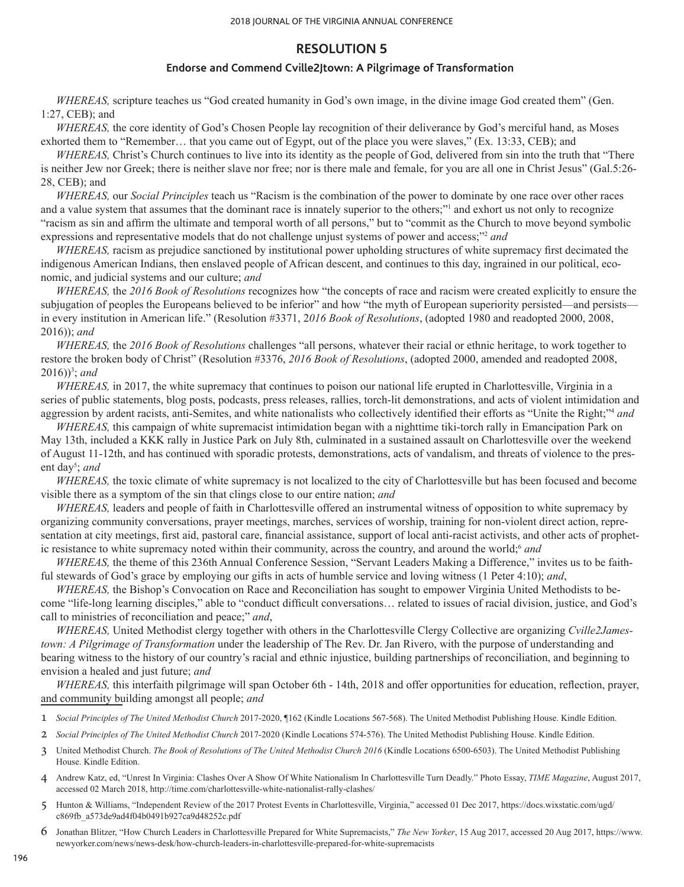# RESOLUTION 5

## Endorse and Commend Cville2Jtown: A Pilgrimage of Transformation

*WHEREAS,* scripture teaches us "God created humanity in God's own image, in the divine image God created them" (Gen. 1:27, CEB); and

*WHEREAS,* the core identity of God's Chosen People lay recognition of their deliverance by God's merciful hand, as Moses exhorted them to "Remember… that you came out of Egypt, out of the place you were slaves," (Ex. 13:33, CEB); and

*WHEREAS,* Christ's Church continues to live into its identity as the people of God, delivered from sin into the truth that "There is neither Jew nor Greek; there is neither slave nor free; nor is there male and female, for you are all one in Christ Jesus" (Gal.5:26-28, CEB); and

*WHEREAS,* our *Social Principles* teach us "Racism is the combination of the power to dominate by one race over other races and a value system that assumes that the dominant race is innately superior to the others;"[1] and exhort us not only to recognize "racism as sin and affirm the ultimate and temporal worth of all persons," but to "commit as the Church to move beyond symbolic expressions and representative models that do not challenge unjust systems of power and access;"[2] *and*

*WHEREAS,* racism as prejudice sanctioned by institutional power upholding structures of white supremacy first decimated the indigenous American Indians, then enslaved people of African descent, and continues to this day, ingrained in our political, economic, and judicial systems and our culture; *and*

*WHEREAS,* the *2016 Book of Resolutions* recognizes how "the concepts of race and racism were created explicitly to ensure the subjugation of peoples the Europeans believed to be inferior" and how "the myth of European superiority persisted—and persists—in every institution in American life." (Resolution #3371, 2*016 Book of Resolutions*, (adopted 1980 and readopted 2000, 2008, 2016)); *and*

*WHEREAS,* the *2016 Book of Resolutions* challenges "all persons, whatever their racial or ethnic heritage, to work together to restore the broken body of Christ" (Resolution #3376, *2016 Book of Resolutions*, (adopted 2000, amended and readopted 2008, 2016))[3]; *and*

*WHEREAS,* in 2017, the white supremacy that continues to poison our national life erupted in Charlottesville, Virginia in a series of public statements, blog posts, podcasts, press releases, rallies, torch-lit demonstrations, and acts of violent intimidation and aggression by ardent racists, anti-Semites, and white nationalists who collectively identified their efforts as "Unite the Right;"[4] *and*

*WHEREAS,* this campaign of white supremacist intimidation began with a nighttime tiki-torch rally in Emancipation Park on May 13th, included a KKK rally in Justice Park on July 8th, culminated in a sustained assault on Charlottesville over the weekend of August 11-12th, and has continued with sporadic protests, demonstrations, acts of vandalism, and threats of violence to the present day[5]; *and*

*WHEREAS,* the toxic climate of white supremacy is not localized to the city of Charlottesville but has been focused and become visible there as a symptom of the sin that clings close to our entire nation; *and*

*WHEREAS,* leaders and people of faith in Charlottesville offered an instrumental witness of opposition to white supremacy by organizing community conversations, prayer meetings, marches, services of worship, training for non-violent direct action, representation at city meetings, first aid, pastoral care, financial assistance, support of local anti-racist activists, and other acts of prophetic resistance to white supremacy noted within their community, across the country, and around the world;[6] *and*

*WHEREAS,* the theme of this 236th Annual Conference Session, "Servant Leaders Making a Difference," invites us to be faithful stewards of God's grace by employing our gifts in acts of humble service and loving witness (1 Peter 4:10); *and*,

*WHEREAS,* the Bishop's Convocation on Race and Reconciliation has sought to empower Virginia United Methodists to become "life-long learning disciples," able to "conduct difficult conversations… related to issues of racial division, justice, and God's call to ministries of reconciliation and peace;" *and*,

*WHEREAS,* United Methodist clergy together with others in the Charlottesville Clergy Collective are organizing *Cville2Jamestown: A Pilgrimage of Transformation* under the leadership of The Rev. Dr. Jan Rivero, with the purpose of understanding and bearing witness to the history of our country's racial and ethnic injustice, building partnerships of reconciliation, and beginning to envision a healed and just future; *and*

*WHEREAS,* this interfaith pilgrimage will span October 6th - 14th, 2018 and offer opportunities for education, reflection, prayer, and community building amongst all people; *and*

1 *Social Principles of The United Methodist Church* 2017-2020, ¶162 (Kindle Locations 567-568). The United Methodist Publishing House. Kindle Edition.

2 *Social Principles of The United Methodist Church* 2017-2020 (Kindle Locations 574-576). The United Methodist Publishing House. Kindle Edition.

3 United Methodist Church. *The Book of Resolutions of The United Methodist Church 2016* (Kindle Locations 6500-6503). The United Methodist Publishing House. Kindle Edition.

4 Andrew Katz, ed, "Unrest In Virginia: Clashes Over A Show Of White Nationalism In Charlottesville Turn Deadly." Photo Essay, *TIME Magazine*, August 2017, accessed 02 March 2018, http://time.com/charlottesville-white-nationalist-rally-clashes/

5 Hunton & Williams, "Independent Review of the 2017 Protest Events in Charlottesville, Virginia," accessed 01 Dec 2017, https://docs.wixstatic.com/ugd/c869fb_a573de9ad4f04b0491b927ca9d48252c.pdf

6 Jonathan Blitzer, "How Church Leaders in Charlottesville Prepared for White Supremacists," *The New Yorker*, 15 Aug 2017, accessed 20 Aug 2017, https://www.newyorker.com/news/news-desk/how-church-leaders-in-charlottesville-prepared-for-white-supremacists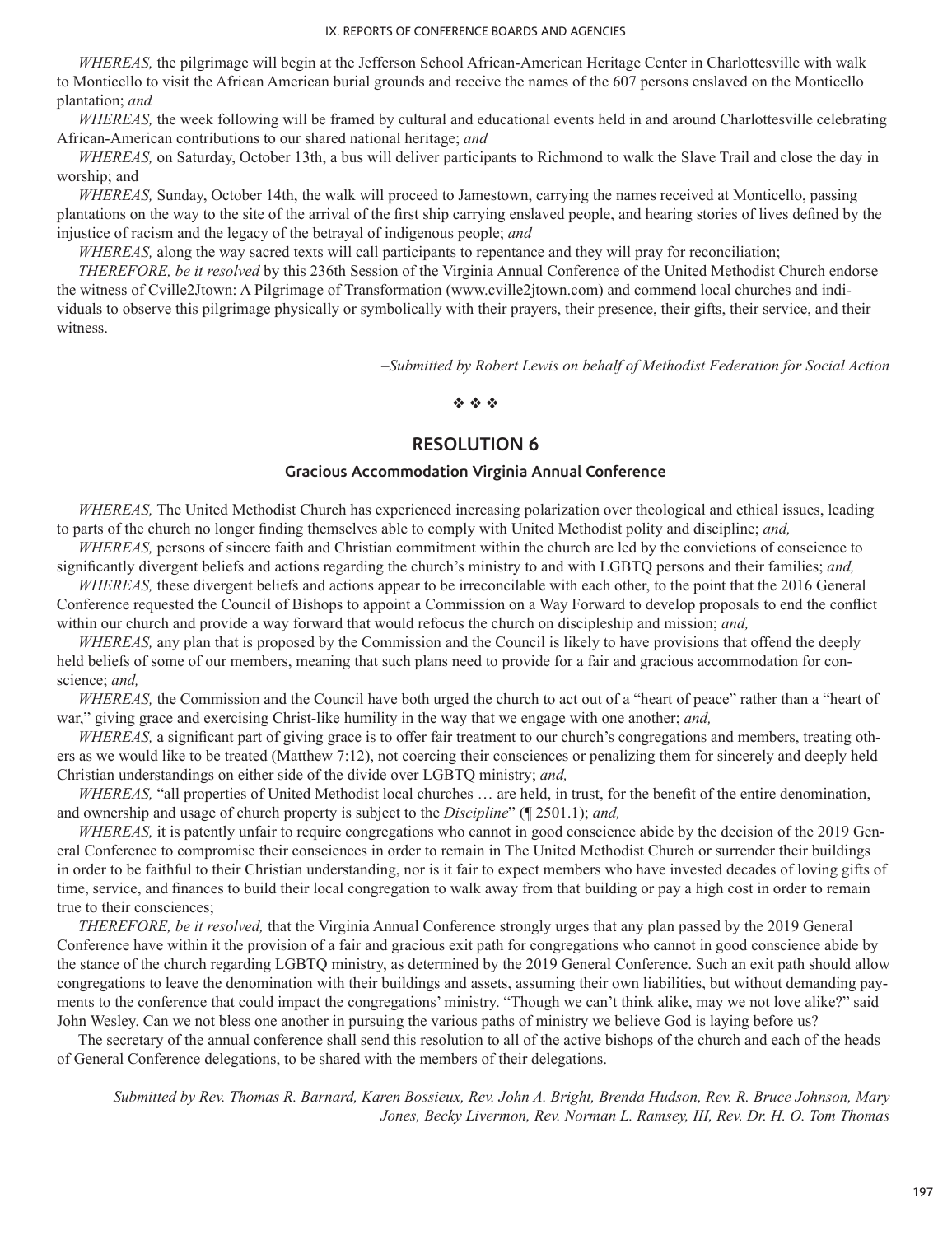*WHEREAS,* the pilgrimage will begin at the Jefferson School African-American Heritage Center in Charlottesville with walk to Monticello to visit the African American burial grounds and receive the names of the 607 persons enslaved on the Monticello plantation; *and*

*WHEREAS,* the week following will be framed by cultural and educational events held in and around Charlottesville celebrating African-American contributions to our shared national heritage; *and*

*WHEREAS,* on Saturday, October 13th, a bus will deliver participants to Richmond to walk the Slave Trail and close the day in worship; and

*WHEREAS,* Sunday, October 14th, the walk will proceed to Jamestown, carrying the names received at Monticello, passing plantations on the way to the site of the arrival of the first ship carrying enslaved people, and hearing stories of lives defined by the injustice of racism and the legacy of the betrayal of indigenous people; *and*

*WHEREAS,* along the way sacred texts will call participants to repentance and they will pray for reconciliation;

*THEREFORE, be it resolved* by this 236th Session of the Virginia Annual Conference of the United Methodist Church endorse the witness of Cville2Jtown: A Pilgrimage of Transformation (www.cville2jtown.com) and commend local churches and individuals to observe this pilgrimage physically or symbolically with their prayers, their presence, their gifts, their service, and their witness.

*–Submitted by Robert Lewis on behalf of Methodist Federation for Social Action*

❖ ❖ ❖

## RESOLUTION 6

### Gracious Accommodation Virginia Annual Conference

*WHEREAS,* The United Methodist Church has experienced increasing polarization over theological and ethical issues, leading to parts of the church no longer finding themselves able to comply with United Methodist polity and discipline; *and,*

*WHEREAS,* persons of sincere faith and Christian commitment within the church are led by the convictions of conscience to significantly divergent beliefs and actions regarding the church's ministry to and with LGBTQ persons and their families; *and,*

*WHEREAS,* these divergent beliefs and actions appear to be irreconcilable with each other, to the point that the 2016 General Conference requested the Council of Bishops to appoint a Commission on a Way Forward to develop proposals to end the conflict within our church and provide a way forward that would refocus the church on discipleship and mission; *and,*

*WHEREAS,* any plan that is proposed by the Commission and the Council is likely to have provisions that offend the deeply held beliefs of some of our members, meaning that such plans need to provide for a fair and gracious accommodation for conscience; *and,*

*WHEREAS,* the Commission and the Council have both urged the church to act out of a "heart of peace" rather than a "heart of war," giving grace and exercising Christ-like humility in the way that we engage with one another; *and,*

*WHEREAS,* a significant part of giving grace is to offer fair treatment to our church's congregations and members, treating others as we would like to be treated (Matthew 7:12), not coercing their consciences or penalizing them for sincerely and deeply held Christian understandings on either side of the divide over LGBTQ ministry; *and,*

*WHEREAS,* "all properties of United Methodist local churches … are held, in trust, for the benefit of the entire denomination, and ownership and usage of church property is subject to the *Discipline*" (¶ 2501.1); *and,*

*WHEREAS,* it is patently unfair to require congregations who cannot in good conscience abide by the decision of the 2019 General Conference to compromise their consciences in order to remain in The United Methodist Church or surrender their buildings in order to be faithful to their Christian understanding, nor is it fair to expect members who have invested decades of loving gifts of time, service, and finances to build their local congregation to walk away from that building or pay a high cost in order to remain true to their consciences;

*THEREFORE, be it resolved,* that the Virginia Annual Conference strongly urges that any plan passed by the 2019 General Conference have within it the provision of a fair and gracious exit path for congregations who cannot in good conscience abide by the stance of the church regarding LGBTQ ministry, as determined by the 2019 General Conference. Such an exit path should allow congregations to leave the denomination with their buildings and assets, assuming their own liabilities, but without demanding payments to the conference that could impact the congregations' ministry. "Though we can't think alike, may we not love alike?" said John Wesley. Can we not bless one another in pursuing the various paths of ministry we believe God is laying before us?

The secretary of the annual conference shall send this resolution to all of the active bishops of the church and each of the heads of General Conference delegations, to be shared with the members of their delegations.

*– Submitted by Rev. Thomas R. Barnard, Karen Bossieux, Rev. John A. Bright, Brenda Hudson, Rev. R. Bruce Johnson, Mary Jones, Becky Livermon, Rev. Norman L. Ramsey, III, Rev. Dr. H. O. Tom Thomas*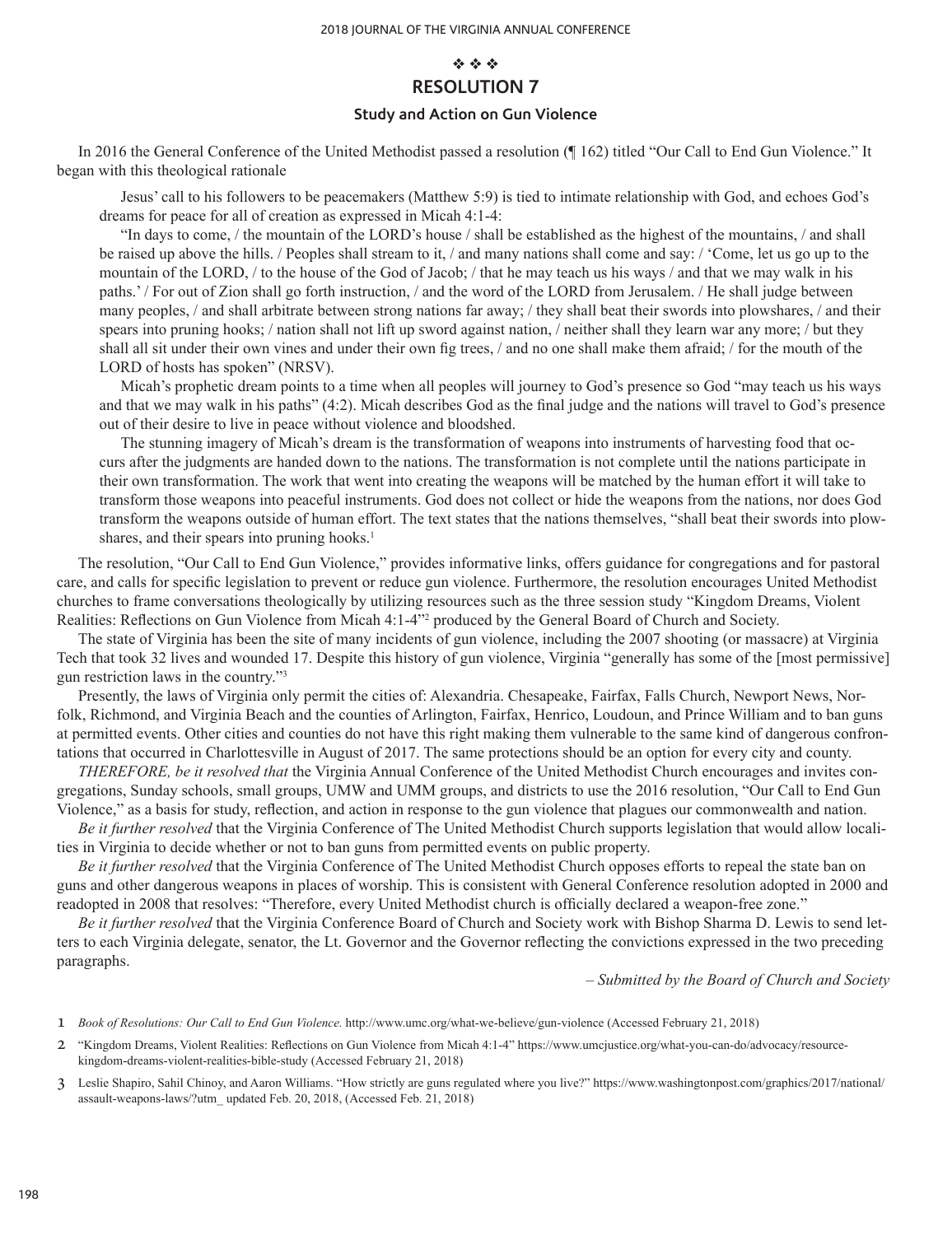❖ ❖ ❖

## RESOLUTION 7

### Study and Action on Gun Violence

In 2016 the General Conference of the United Methodist passed a resolution (¶ 162) titled "Our Call to End Gun Violence." It began with this theological rationale

> Jesus' call to his followers to be peacemakers (Matthew 5:9) is tied to intimate relationship with God, and echoes God's dreams for peace for all of creation as expressed in Micah 4:1-4:
>
> "In days to come, / the mountain of the LORD's house / shall be established as the highest of the mountains, / and shall be raised up above the hills. / Peoples shall stream to it, / and many nations shall come and say: / 'Come, let us go up to the mountain of the LORD, / to the house of the God of Jacob; / that he may teach us his ways / and that we may walk in his paths.' / For out of Zion shall go forth instruction, / and the word of the LORD from Jerusalem. / He shall judge between many peoples, / and shall arbitrate between strong nations far away; / they shall beat their swords into plowshares, / and their spears into pruning hooks; / nation shall not lift up sword against nation, / neither shall they learn war any more; / but they shall all sit under their own vines and under their own fig trees, / and no one shall make them afraid; / for the mouth of the LORD of hosts has spoken" (NRSV).
>
> Micah's prophetic dream points to a time when all peoples will journey to God's presence so God "may teach us his ways and that we may walk in his paths" (4:2). Micah describes God as the final judge and the nations will travel to God's presence out of their desire to live in peace without violence and bloodshed.
>
> The stunning imagery of Micah's dream is the transformation of weapons into instruments of harvesting food that occurs after the judgments are handed down to the nations. The transformation is not complete until the nations participate in their own transformation. The work that went into creating the weapons will be matched by the human effort it will take to transform those weapons into peaceful instruments. God does not collect or hide the weapons from the nations, nor does God transform the weapons outside of human effort. The text states that the nations themselves, "shall beat their swords into plowshares, and their spears into pruning hooks.[1]

The resolution, "Our Call to End Gun Violence," provides informative links, offers guidance for congregations and for pastoral care, and calls for specific legislation to prevent or reduce gun violence. Furthermore, the resolution encourages United Methodist churches to frame conversations theologically by utilizing resources such as the three session study "Kingdom Dreams, Violent Realities: Reflections on Gun Violence from Micah 4:1-4"[2] produced by the General Board of Church and Society.

The state of Virginia has been the site of many incidents of gun violence, including the 2007 shooting (or massacre) at Virginia Tech that took 32 lives and wounded 17. Despite this history of gun violence, Virginia "generally has some of the [most permissive] gun restriction laws in the country."[3]

Presently, the laws of Virginia only permit the cities of: Alexandria. Chesapeake, Fairfax, Falls Church, Newport News, Norfolk, Richmond, and Virginia Beach and the counties of Arlington, Fairfax, Henrico, Loudoun, and Prince William and to ban guns at permitted events. Other cities and counties do not have this right making them vulnerable to the same kind of dangerous confrontations that occurred in Charlottesville in August of 2017. The same protections should be an option for every city and county.

*THEREFORE, be it resolved that* the Virginia Annual Conference of the United Methodist Church encourages and invites congregations, Sunday schools, small groups, UMW and UMM groups, and districts to use the 2016 resolution, "Our Call to End Gun Violence," as a basis for study, reflection, and action in response to the gun violence that plagues our commonwealth and nation.

*Be it further resolved* that the Virginia Conference of The United Methodist Church supports legislation that would allow localities in Virginia to decide whether or not to ban guns from permitted events on public property.

*Be it further resolved* that the Virginia Conference of The United Methodist Church opposes efforts to repeal the state ban on guns and other dangerous weapons in places of worship. This is consistent with General Conference resolution adopted in 2000 and readopted in 2008 that resolves: "Therefore, every United Methodist church is officially declared a weapon-free zone."

*Be it further resolved* that the Virginia Conference Board of Church and Society work with Bishop Sharma D. Lewis to send letters to each Virginia delegate, senator, the Lt. Governor and the Governor reflecting the convictions expressed in the two preceding paragraphs.

*– Submitted by the Board of Church and Society*

1 *Book of Resolutions: Our Call to End Gun Violence.* http://www.umc.org/what-we-believe/gun-violence (Accessed February 21, 2018)

2 "Kingdom Dreams, Violent Realities: Reflections on Gun Violence from Micah 4:1-4" https://www.umcjustice.org/what-you-can-do/advocacy/resource-kingdom-dreams-violent-realities-bible-study (Accessed February 21, 2018)

3 Leslie Shapiro, Sahil Chinoy, and Aaron Williams. "How strictly are guns regulated where you live?" https://www.washingtonpost.com/graphics/2017/national/assault-weapons-laws/?utm_ updated Feb. 20, 2018, (Accessed Feb. 21, 2018)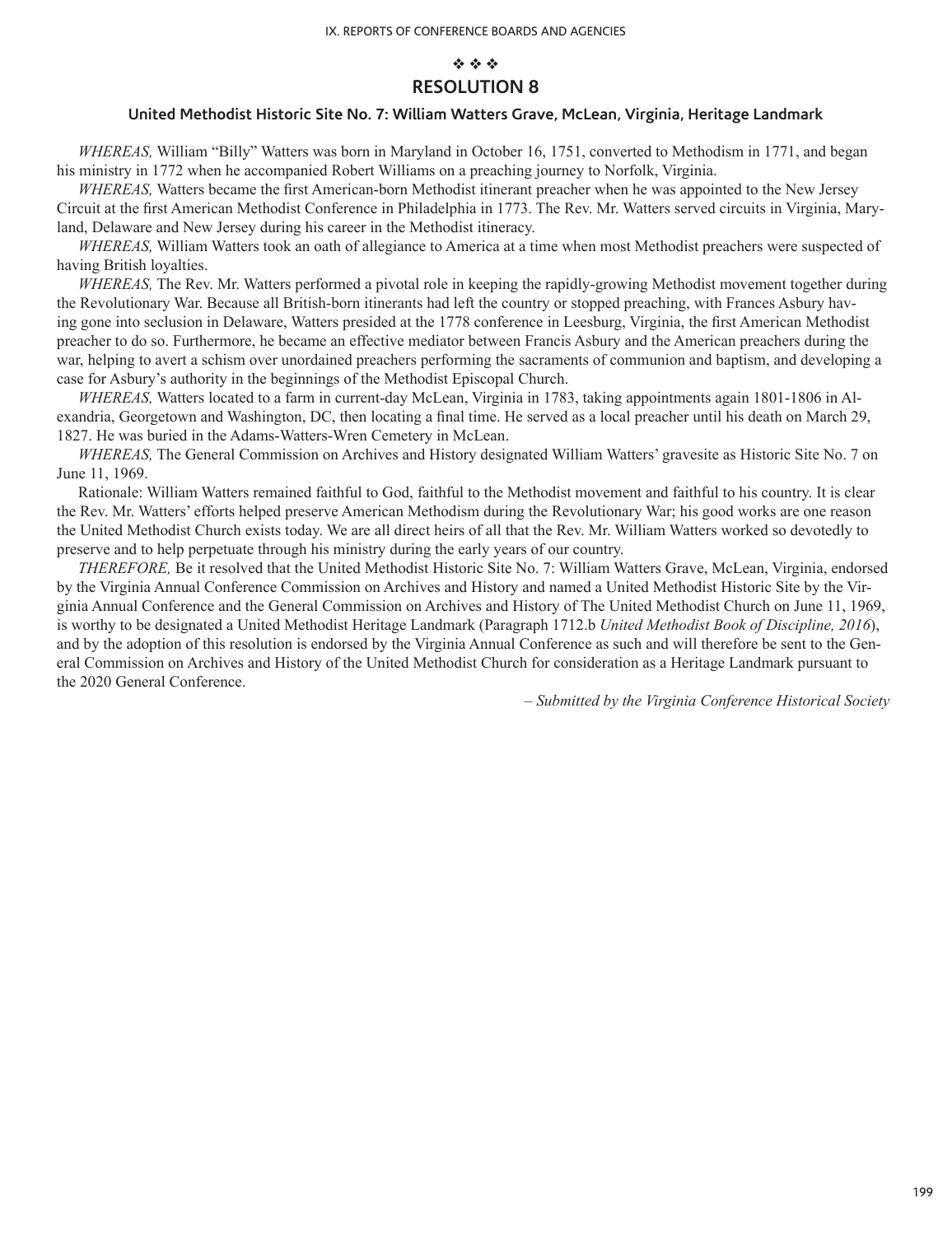❖ ❖ ❖

# RESOLUTION 8

## United Methodist Historic Site No. 7: William Watters Grave, McLean, Virginia, Heritage Landmark

*WHEREAS,* William "Billy" Watters was born in Maryland in October 16, 1751, converted to Methodism in 1771, and began his ministry in 1772 when he accompanied Robert Williams on a preaching journey to Norfolk, Virginia.

*WHEREAS,* Watters became the first American-born Methodist itinerant preacher when he was appointed to the New Jersey Circuit at the first American Methodist Conference in Philadelphia in 1773. The Rev. Mr. Watters served circuits in Virginia, Maryland, Delaware and New Jersey during his career in the Methodist itineracy.

*WHEREAS,* William Watters took an oath of allegiance to America at a time when most Methodist preachers were suspected of having British loyalties.

*WHEREAS,* The Rev. Mr. Watters performed a pivotal role in keeping the rapidly-growing Methodist movement together during the Revolutionary War. Because all British-born itinerants had left the country or stopped preaching, with Frances Asbury having gone into seclusion in Delaware, Watters presided at the 1778 conference in Leesburg, Virginia, the first American Methodist preacher to do so. Furthermore, he became an effective mediator between Francis Asbury and the American preachers during the war, helping to avert a schism over unordained preachers performing the sacraments of communion and baptism, and developing a case for Asbury's authority in the beginnings of the Methodist Episcopal Church.

*WHEREAS,* Watters located to a farm in current-day McLean, Virginia in 1783, taking appointments again 1801-1806 in Alexandria, Georgetown and Washington, DC, then locating a final time. He served as a local preacher until his death on March 29, 1827. He was buried in the Adams-Watters-Wren Cemetery in McLean.

*WHEREAS,* The General Commission on Archives and History designated William Watters' gravesite as Historic Site No. 7 on June 11, 1969.

Rationale: William Watters remained faithful to God, faithful to the Methodist movement and faithful to his country. It is clear the Rev. Mr. Watters' efforts helped preserve American Methodism during the Revolutionary War; his good works are one reason the United Methodist Church exists today. We are all direct heirs of all that the Rev. Mr. William Watters worked so devotedly to preserve and to help perpetuate through his ministry during the early years of our country.

*THEREFORE,* Be it resolved that the United Methodist Historic Site No. 7: William Watters Grave, McLean, Virginia, endorsed by the Virginia Annual Conference Commission on Archives and History and named a United Methodist Historic Site by the Virginia Annual Conference and the General Commission on Archives and History of The United Methodist Church on June 11, 1969, is worthy to be designated a United Methodist Heritage Landmark (Paragraph 1712.b *United Methodist Book of Discipline, 2016*), and by the adoption of this resolution is endorsed by the Virginia Annual Conference as such and will therefore be sent to the General Commission on Archives and History of the United Methodist Church for consideration as a Heritage Landmark pursuant to the 2020 General Conference.

*– Submitted by the Virginia Conference Historical Society*